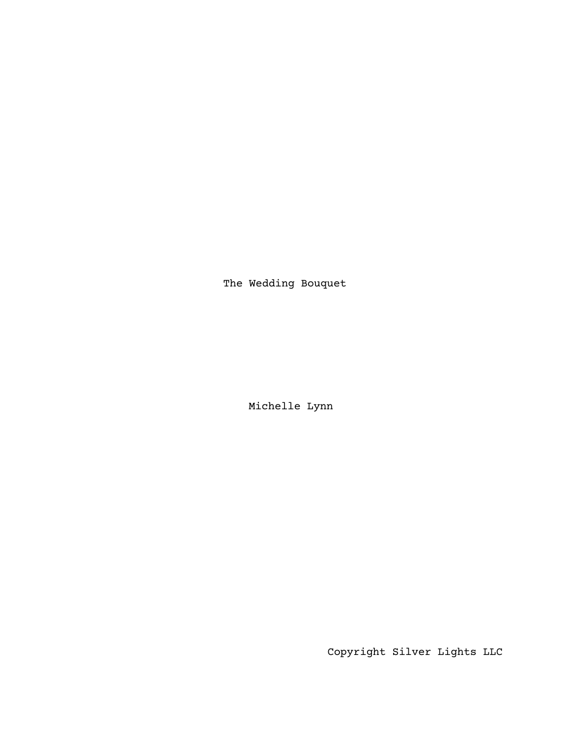# The Wedding Bouquet

Michelle Lynn

Copyright Silver Lights LLC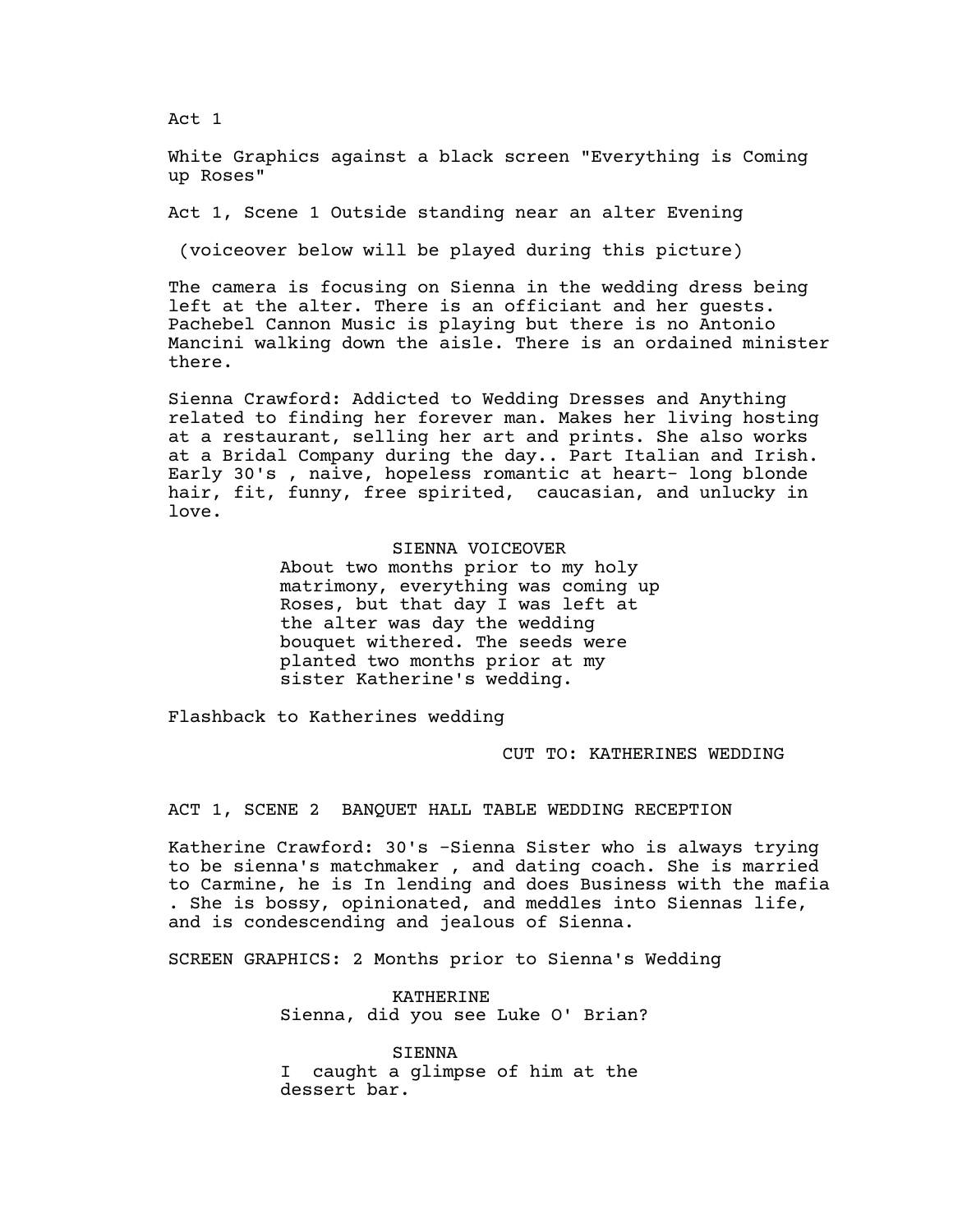Act 1

White Graphics against a black screen "Everything is Coming up Roses"

Act 1, Scene 1 Outside standing near an alter Evening

(voiceover below will be played during this picture)

The camera is focusing on Sienna in the wedding dress being left at the alter. There is an officiant and her guests. Pachebel Cannon Music is playing but there is no Antonio Mancini walking down the aisle. There is an ordained minister there.

Sienna Crawford: Addicted to Wedding Dresses and Anything related to finding her forever man. Makes her living hosting at a restaurant, selling her art and prints. She also works at a Bridal Company during the day.. Part Italian and Irish. Early 30's , naive, hopeless romantic at heart- long blonde hair, fit, funny, free spirited,  caucasian, and unlucky in love.

SIENNA VOICEOVER
About two months prior to my holy matrimony, everything was coming up Roses, but that day I was left at the alter was day the wedding bouquet withered. The seeds were planted two months prior at my sister Katherine's wedding.

Flashback to Katherines wedding

CUT TO: KATHERINES WEDDING

ACT 1, SCENE 2  BANQUET HALL TABLE WEDDING RECEPTION

Katherine Crawford: 30's -Sienna Sister who is always trying to be sienna's matchmaker , and dating coach. She is married to Carmine, he is In lending and does Business with the mafia . She is bossy, opinionated, and meddles into Siennas life, and is condescending and jealous of Sienna.

SCREEN GRAPHICS: 2 Months prior to Sienna's Wedding

KATHERINE
Sienna, did you see Luke O' Brian?

SIENNA
I  caught a glimpse of him at the dessert bar.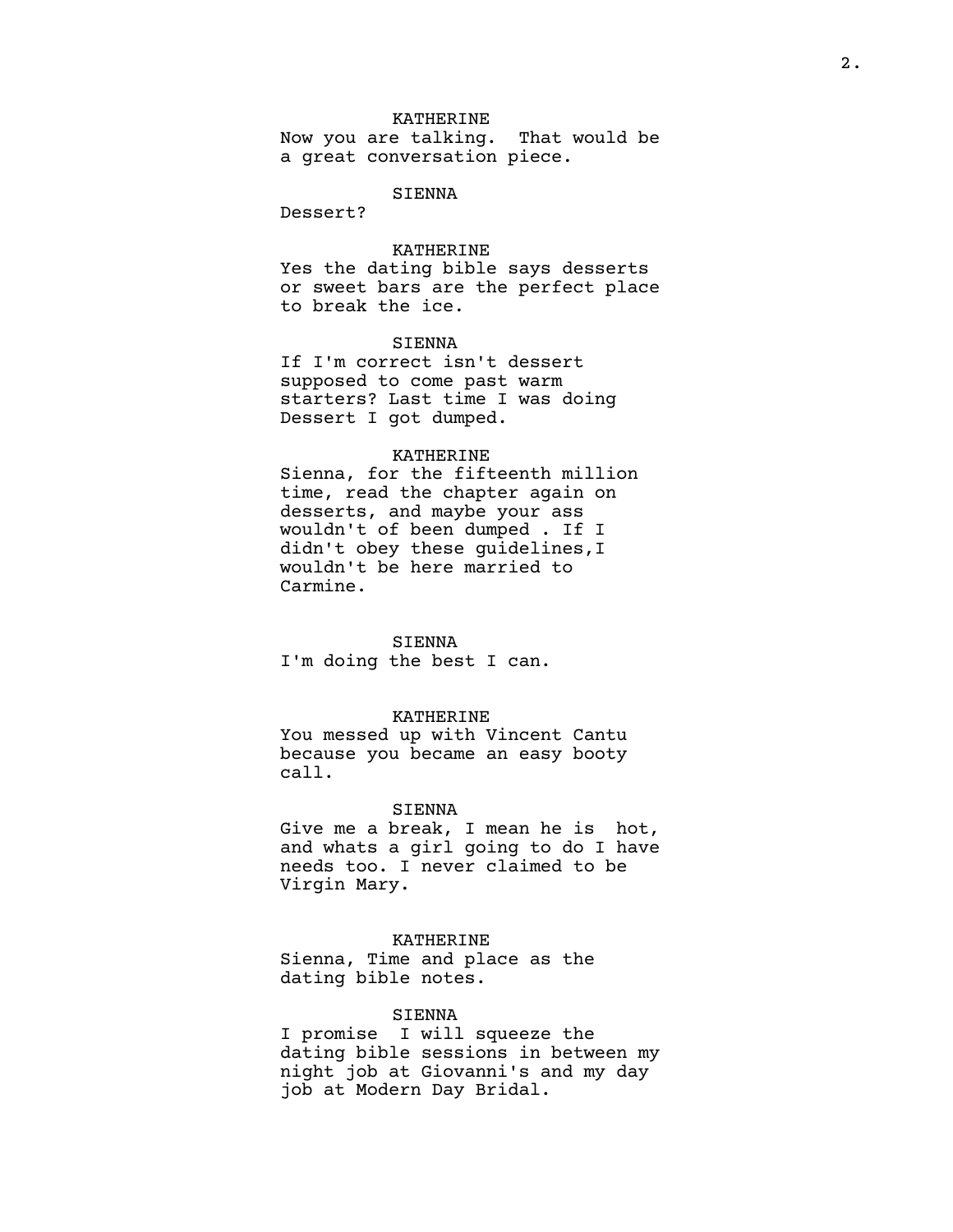KATHERINE
Now you are talking. That would be a great conversation piece.

SIENNA
Dessert?

KATHERINE
Yes the dating bible says desserts or sweet bars are the perfect place to break the ice.

SIENNA
If I'm correct isn't dessert supposed to come past warm starters? Last time I was doing Dessert I got dumped.

KATHERINE
Sienna, for the fifteenth million time, read the chapter again on desserts, and maybe your ass wouldn't of been dumped . If I didn't obey these guidelines,I wouldn't be here married to Carmine.

SIENNA
I'm doing the best I can.

KATHERINE
You messed up with Vincent Cantu because you became an easy booty call.

SIENNA
Give me a break, I mean he is  hot, and whats a girl going to do I have needs too. I never claimed to be Virgin Mary.

KATHERINE
Sienna, Time and place as the dating bible notes.

SIENNA
I promise  I will squeeze the dating bible sessions in between my night job at Giovanni's and my day job at Modern Day Bridal.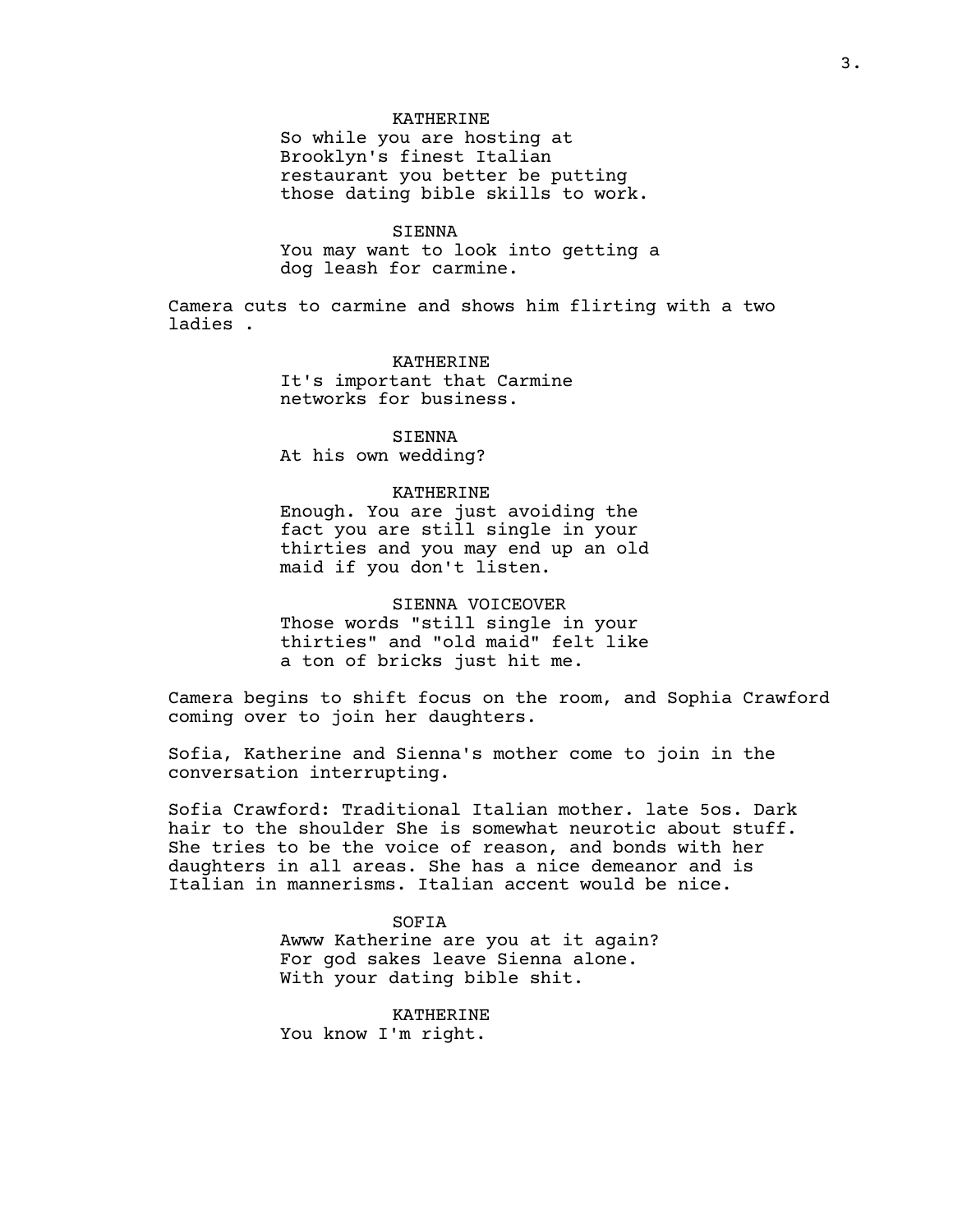KATHERINE
So while you are hosting at Brooklyn's finest Italian restaurant you better be putting those dating bible skills to work.

SIENNA
You may want to look into getting a dog leash for carmine.

Camera cuts to carmine and shows him flirting with a two ladies .

KATHERINE
It's important that Carmine networks for business.

SIENNA
At his own wedding?

KATHERINE
Enough. You are just avoiding the fact you are still single in your thirties and you may end up an old maid if you don't listen.

SIENNA VOICEOVER
Those words "still single in your thirties" and "old maid" felt like a ton of bricks just hit me.

Camera begins to shift focus on the room, and Sophia Crawford coming over to join her daughters.

Sofia, Katherine and Sienna's mother come to join in the conversation interrupting.

Sofia Crawford: Traditional Italian mother. late 5os. Dark hair to the shoulder She is somewhat neurotic about stuff. She tries to be the voice of reason, and bonds with her daughters in all areas. She has a nice demeanor and is Italian in mannerisms. Italian accent would be nice.

SOFIA
Awww Katherine are you at it again? For god sakes leave Sienna alone. With your dating bible shit.

KATHERINE
You know I'm right.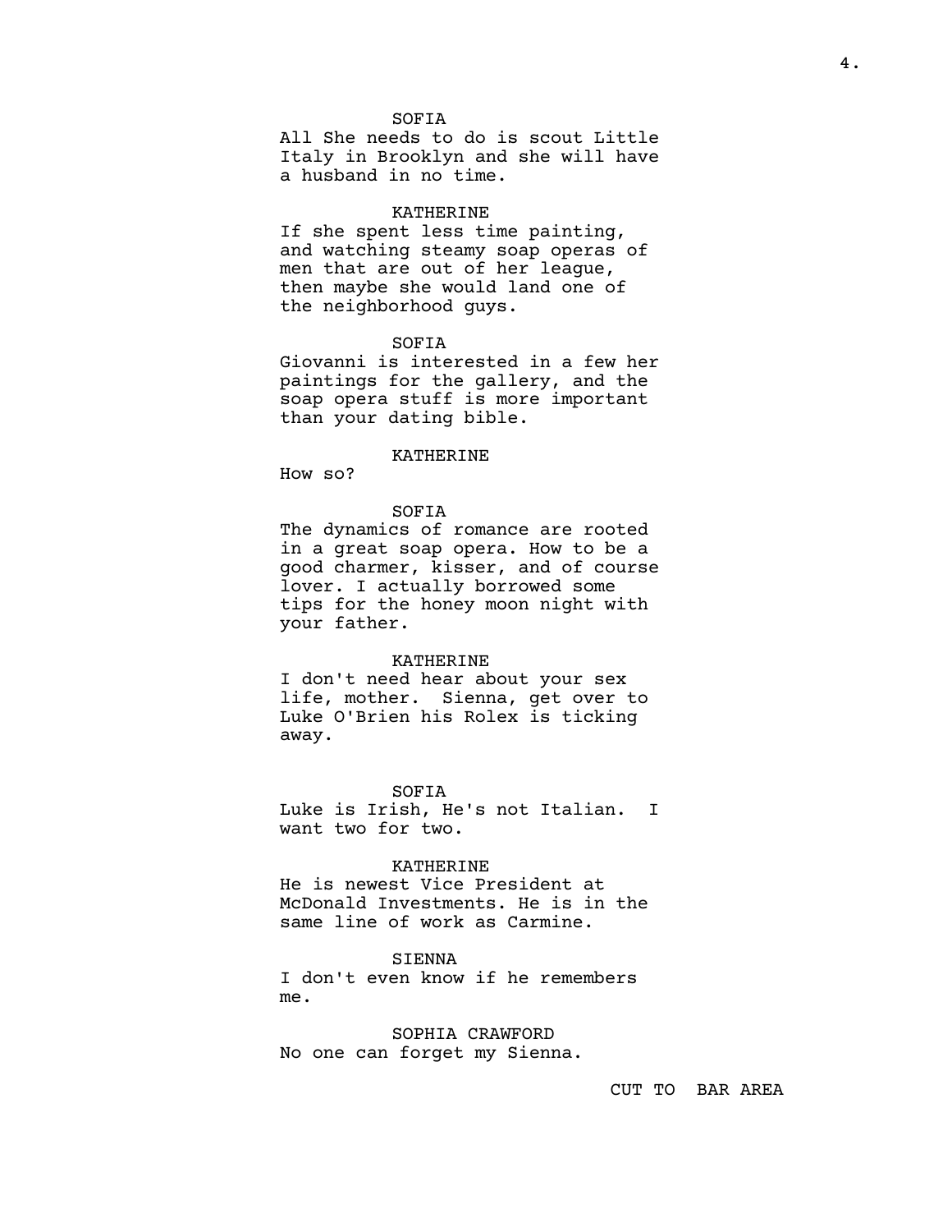SOFIA

All She needs to do is scout Little Italy in Brooklyn and she will have a husband in no time.

KATHERINE

If she spent less time painting, and watching steamy soap operas of men that are out of her league, then maybe she would land one of the neighborhood guys.

SOFIA

Giovanni is interested in a few her paintings for the gallery, and the soap opera stuff is more important than your dating bible.

KATHERINE

How so?

SOFIA

The dynamics of romance are rooted in a great soap opera. How to be a good charmer, kisser, and of course lover. I actually borrowed some tips for the honey moon night with your father.

KATHERINE

I don't need hear about your sex life, mother. Sienna, get over to Luke O'Brien his Rolex is ticking away.

SOFIA

Luke is Irish, He's not Italian. I want two for two.

KATHERINE

He is newest Vice President at McDonald Investments. He is in the same line of work as Carmine.

SIENNA

I don't even know if he remembers me.

SOPHIA CRAWFORD

No one can forget my Sienna.

CUT TO BAR AREA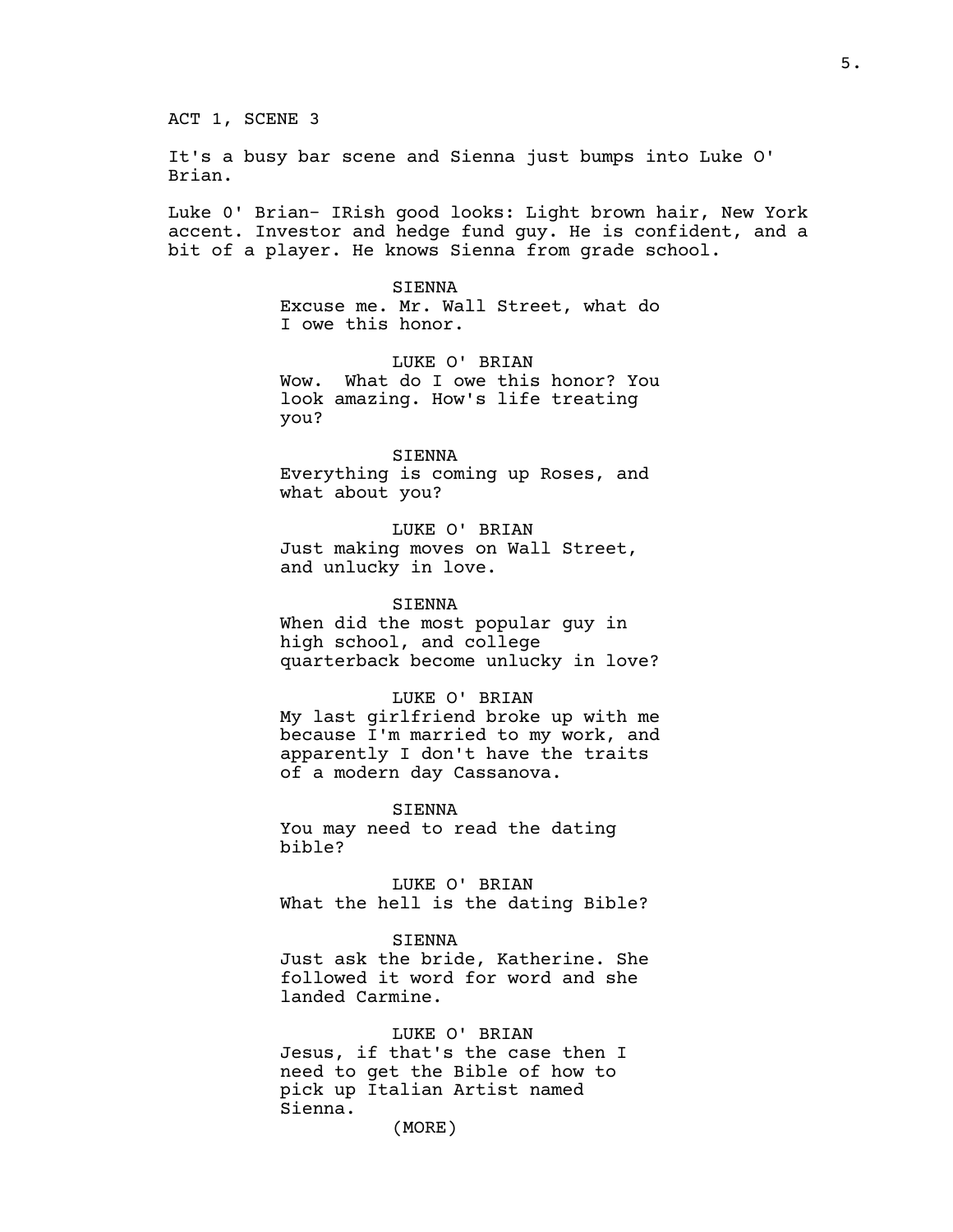ACT 1, SCENE 3

It's a busy bar scene and Sienna just bumps into Luke O' Brian.

Luke O' Brian- IRish good looks: Light brown hair, New York accent. Investor and hedge fund guy. He is confident, and a bit of a player. He knows Sienna from grade school.

SIENNA
Excuse me. Mr. Wall Street, what do I owe this honor.

LUKE O' BRIAN
Wow. What do I owe this honor? You look amazing. How's life treating you?

SIENNA
Everything is coming up Roses, and what about you?

LUKE O' BRIAN
Just making moves on Wall Street, and unlucky in love.

SIENNA
When did the most popular guy in high school, and college quarterback become unlucky in love?

LUKE O' BRIAN
My last girlfriend broke up with me because I'm married to my work, and apparently I don't have the traits of a modern day Cassanova.

SIENNA
You may need to read the dating bible?

LUKE O' BRIAN
What the hell is the dating Bible?

SIENNA
Just ask the bride, Katherine. She followed it word for word and she landed Carmine.

LUKE O' BRIAN
Jesus, if that's the case then I need to get the Bible of how to pick up Italian Artist named Sienna.
(MORE)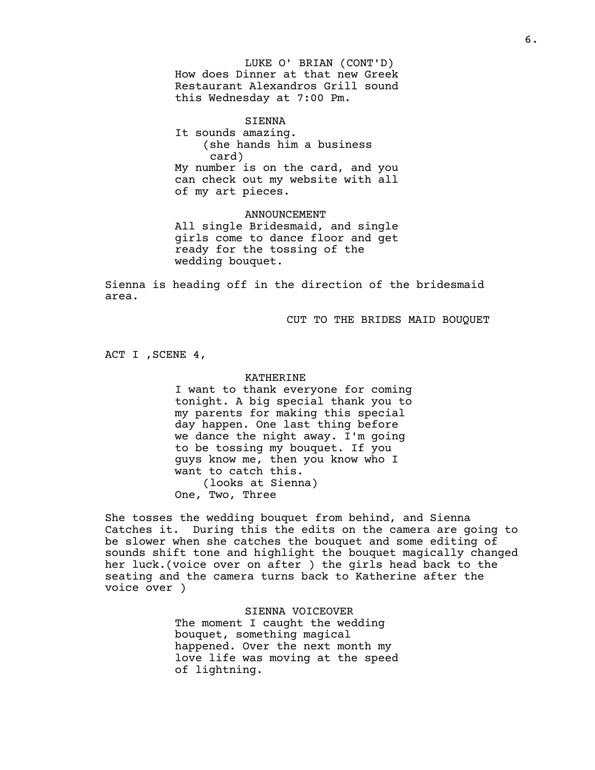LUKE O' BRIAN (CONT'D)
How does Dinner at that new Greek Restaurant Alexandros Grill sound this Wednesday at 7:00 Pm.

SIENNA
It sounds amazing.
(she hands him a business card)
My number is on the card, and you can check out my website with all of my art pieces.

ANNOUNCEMENT
All single Bridesmaid, and single girls come to dance floor and get ready for the tossing of the wedding bouquet.

Sienna is heading off in the direction of the bridesmaid area.

CUT TO THE BRIDES MAID BOUQUET

ACT I ,SCENE 4,

KATHERINE
I want to thank everyone for coming tonight. A big special thank you to my parents for making this special day happen. One last thing before we dance the night away. I'm going to be tossing my bouquet. If you guys know me, then you know who I want to catch this.
(looks at Sienna)
One, Two, Three

She tosses the wedding bouquet from behind, and Sienna Catches it. During this the edits on the camera are going to be slower when she catches the bouquet and some editing of sounds shift tone and highlight the bouquet magically changed her luck.(voice over on after ) the girls head back to the seating and the camera turns back to Katherine after the voice over )

SIENNA VOICEOVER
The moment I caught the wedding bouquet, something magical happened. Over the next month my love life was moving at the speed of lightning.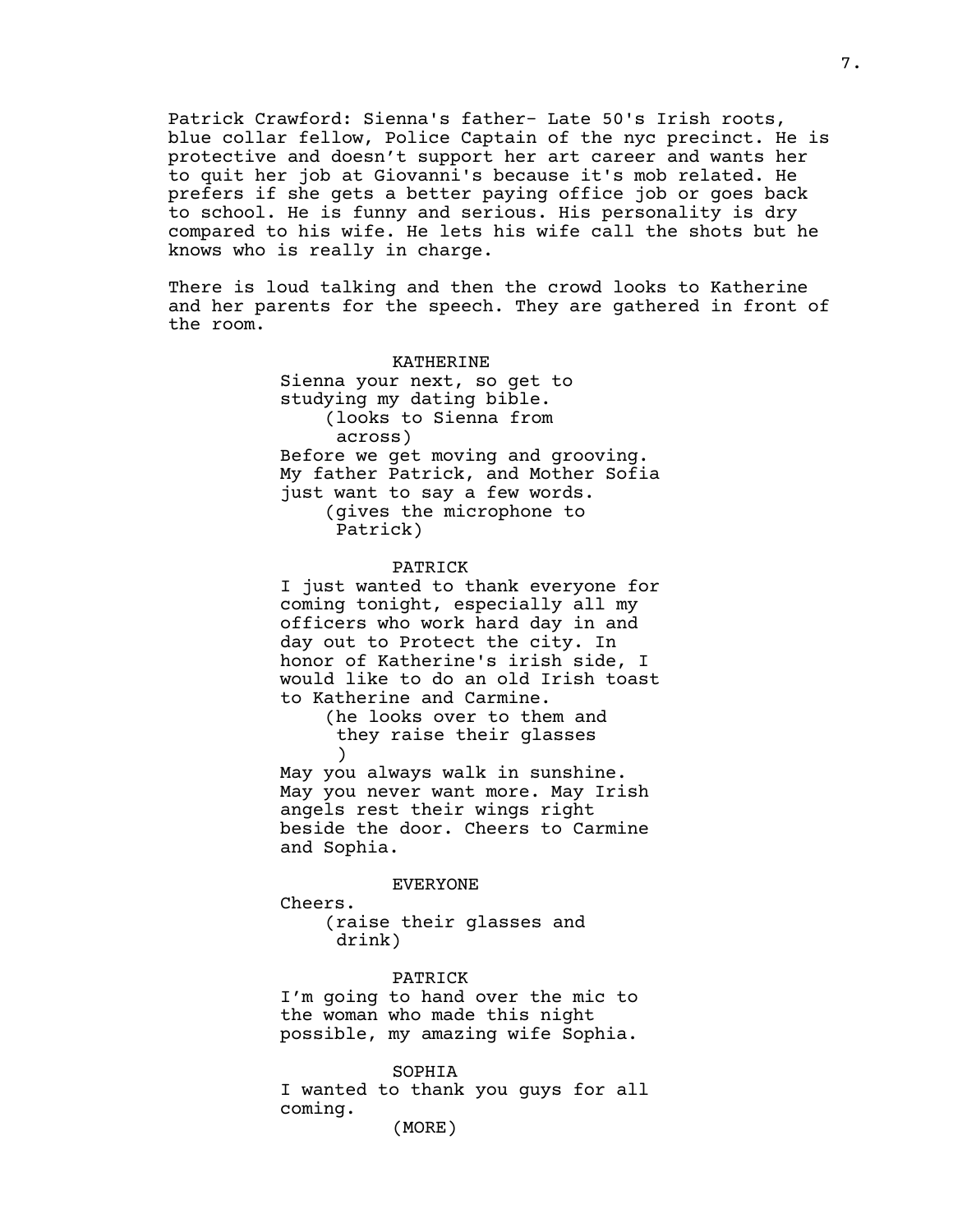Patrick Crawford: Sienna's father- Late 50's Irish roots, blue collar fellow, Police Captain of the nyc precinct. He is protective and doesn't support her art career and wants her to quit her job at Giovanni's because it's mob related. He prefers if she gets a better paying office job or goes back to school. He is funny and serious. His personality is dry compared to his wife. He lets his wife call the shots but he knows who is really in charge.

There is loud talking and then the crowd looks to Katherine and her parents for the speech. They are gathered in front of the room.

KATHERINE
Sienna your next, so get to studying my dating bible.
(looks to Sienna from across)
Before we get moving and grooving. My father Patrick, and Mother Sofia just want to say a few words.
(gives the microphone to Patrick)

PATRICK
I just wanted to thank everyone for coming tonight, especially all my officers who work hard day in and day out to Protect the city. In honor of Katherine's irish side, I would like to do an old Irish toast to Katherine and Carmine.
(he looks over to them and they raise their glasses)
May you always walk in sunshine. May you never want more. May Irish angels rest their wings right beside the door. Cheers to Carmine and Sophia.

EVERYONE
Cheers.
(raise their glasses and drink)

PATRICK
I'm going to hand over the mic to the woman who made this night possible, my amazing wife Sophia.

SOPHIA
I wanted to thank you guys for all coming.
(MORE)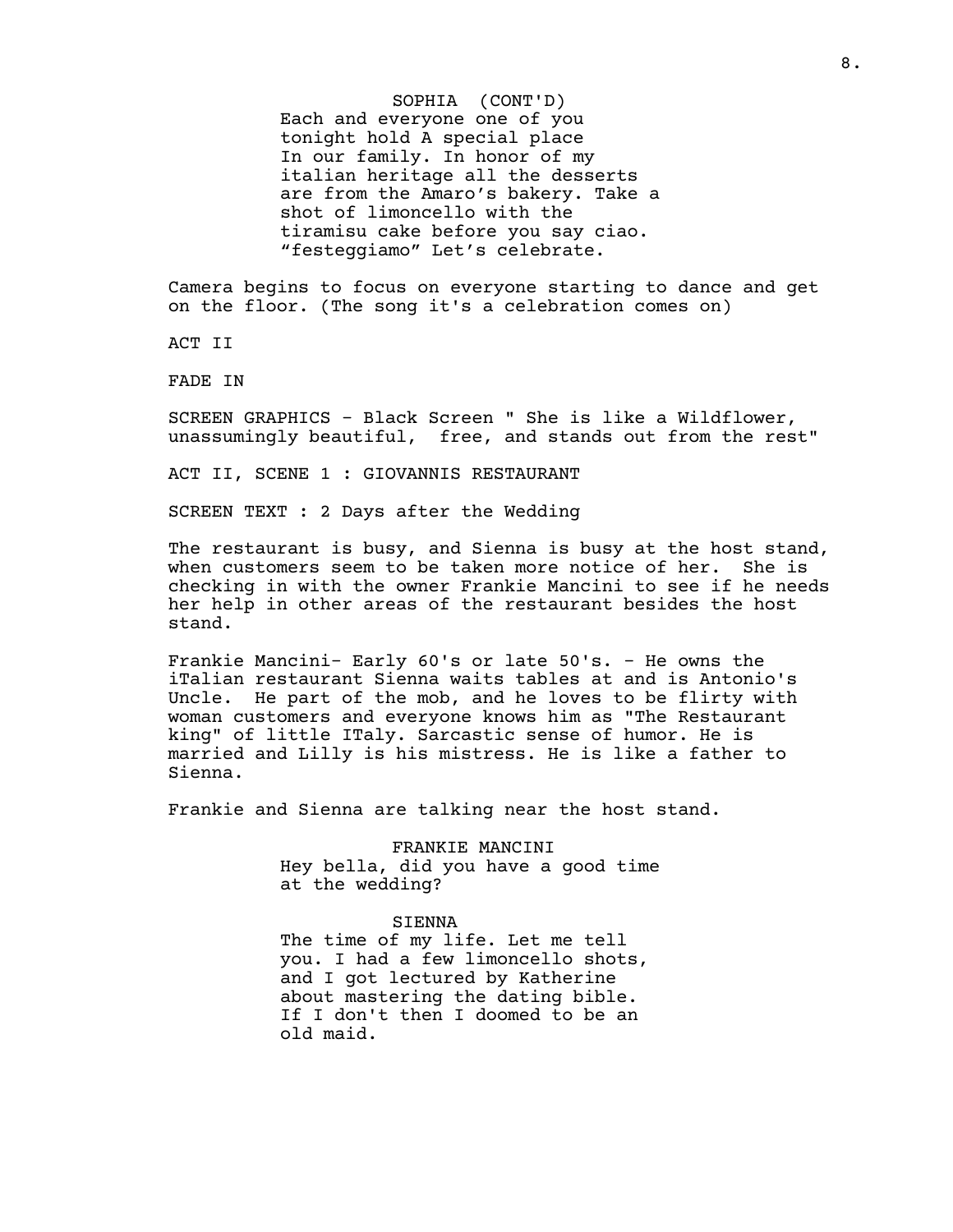SOPHIA (CONT'D)
Each and everyone one of you tonight hold A special place In our family. In honor of my italian heritage all the desserts are from the Amaro's bakery. Take a shot of limoncello with the tiramisu cake before you say ciao. "festeggiamo" Let's celebrate.

Camera begins to focus on everyone starting to dance and get on the floor. (The song it's a celebration comes on)

ACT II

FADE IN

SCREEN GRAPHICS - Black Screen " She is like a Wildflower, unassumingly beautiful, free, and stands out from the rest"

ACT II, SCENE 1 : GIOVANNIS RESTAURANT

SCREEN TEXT : 2 Days after the Wedding

The restaurant is busy, and Sienna is busy at the host stand, when customers seem to be taken more notice of her. She is checking in with the owner Frankie Mancini to see if he needs her help in other areas of the restaurant besides the host stand.

Frankie Mancini- Early 60's or late 50's. - He owns the iTalian restaurant Sienna waits tables at and is Antonio's Uncle. He part of the mob, and he loves to be flirty with woman customers and everyone knows him as "The Restaurant king" of little ITaly. Sarcastic sense of humor. He is married and Lilly is his mistress. He is like a father to Sienna.

Frankie and Sienna are talking near the host stand.

FRANKIE MANCINI
Hey bella, did you have a good time at the wedding?

SIENNA
The time of my life. Let me tell you. I had a few limoncello shots, and I got lectured by Katherine about mastering the dating bible. If I don't then I doomed to be an old maid.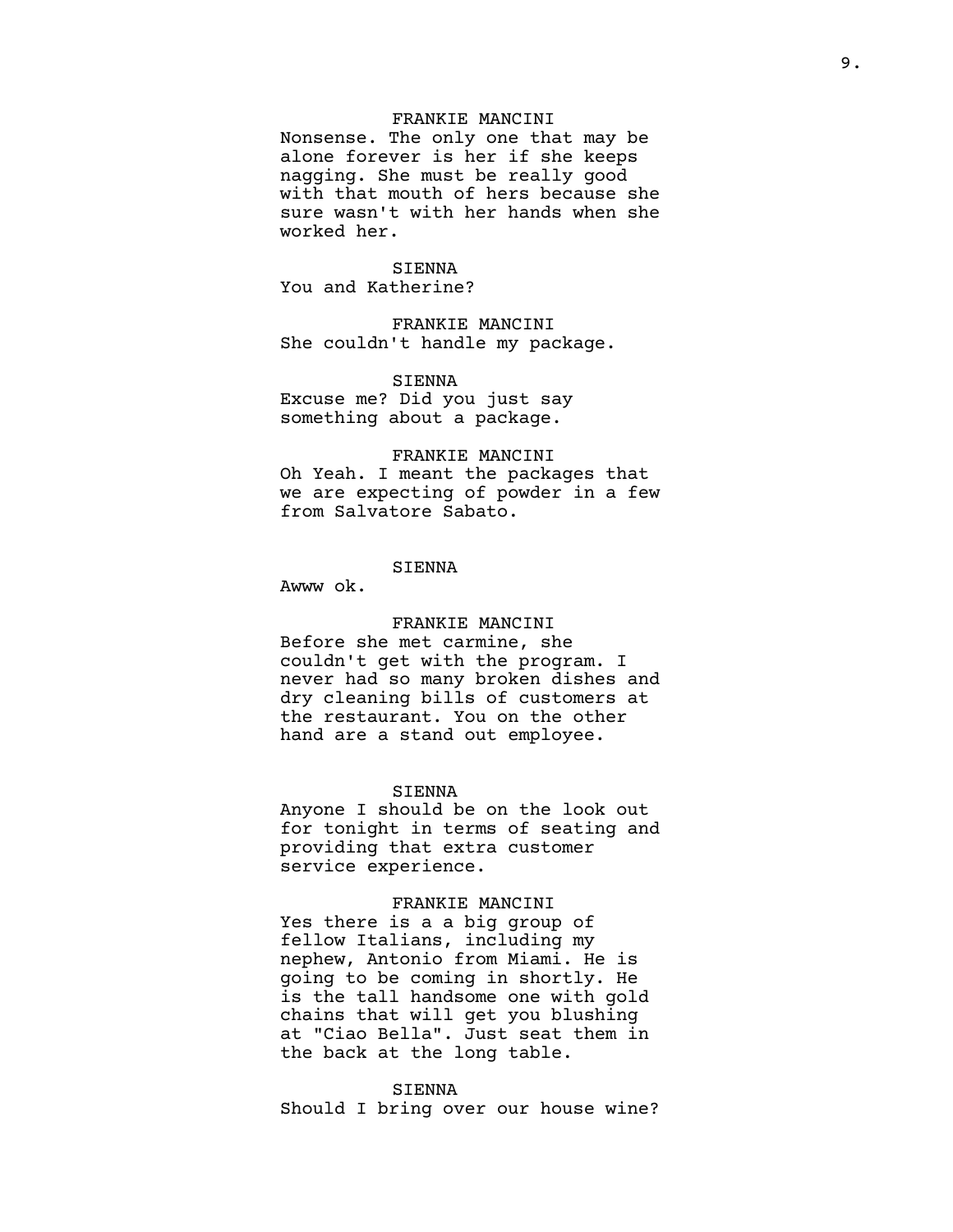FRANKIE MANCINI

Nonsense. The only one that may be alone forever is her if she keeps nagging. She must be really good with that mouth of hers because she sure wasn't with her hands when she worked her.

SIENNA

You and Katherine?

FRANKIE MANCINI

She couldn't handle my package.

SIENNA

Excuse me? Did you just say something about a package.

FRANKIE MANCINI

Oh Yeah. I meant the packages that we are expecting of powder in a few from Salvatore Sabato.

SIENNA

Awww ok.

FRANKIE MANCINI

Before she met carmine, she couldn't get with the program. I never had so many broken dishes and dry cleaning bills of customers at the restaurant. You on the other hand are a stand out employee.

SIENNA

Anyone I should be on the look out for tonight in terms of seating and providing that extra customer service experience.

FRANKIE MANCINI

Yes there is a a big group of fellow Italians, including my nephew, Antonio from Miami. He is going to be coming in shortly. He is the tall handsome one with gold chains that will get you blushing at "Ciao Bella". Just seat them in the back at the long table.

SIENNA

Should I bring over our house wine?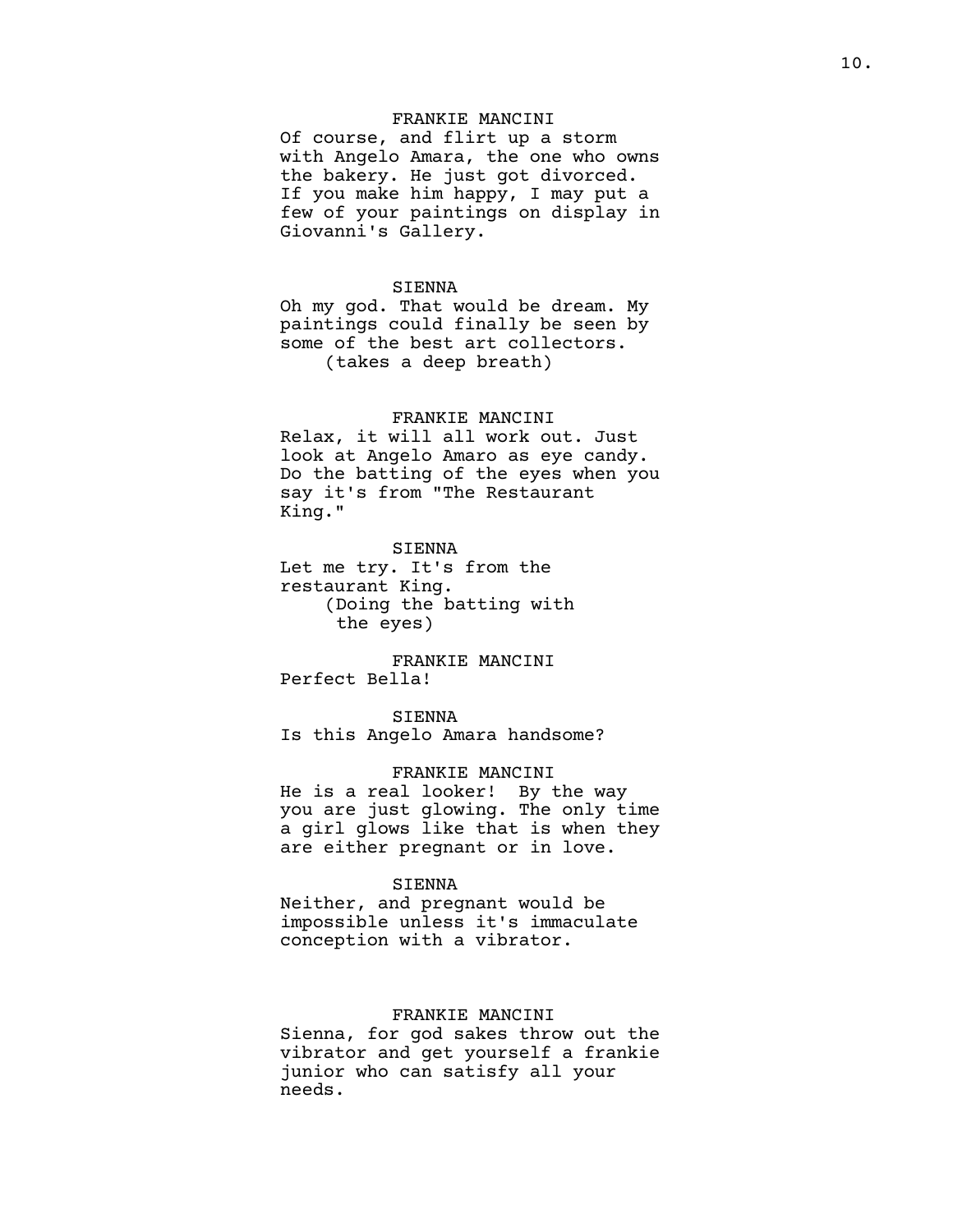FRANKIE MANCINI

Of course, and flirt up a storm with Angelo Amara, the one who owns the bakery. He just got divorced. If you make him happy, I may put a few of your paintings on display in Giovanni's Gallery.

SIENNA

Oh my god. That would be dream. My paintings could finally be seen by some of the best art collectors.

(takes a deep breath)

FRANKIE MANCINI

Relax, it will all work out. Just look at Angelo Amaro as eye candy. Do the batting of the eyes when you say it's from "The Restaurant King."

SIENNA

Let me try. It's from the restaurant King.

(Doing the batting with the eyes)

FRANKIE MANCINI

Perfect Bella!

SIENNA

Is this Angelo Amara handsome?

FRANKIE MANCINI

He is a real looker! By the way you are just glowing. The only time a girl glows like that is when they are either pregnant or in love.

SIENNA

Neither, and pregnant would be impossible unless it's immaculate conception with a vibrator.

FRANKIE MANCINI

Sienna, for god sakes throw out the vibrator and get yourself a frankie junior who can satisfy all your needs.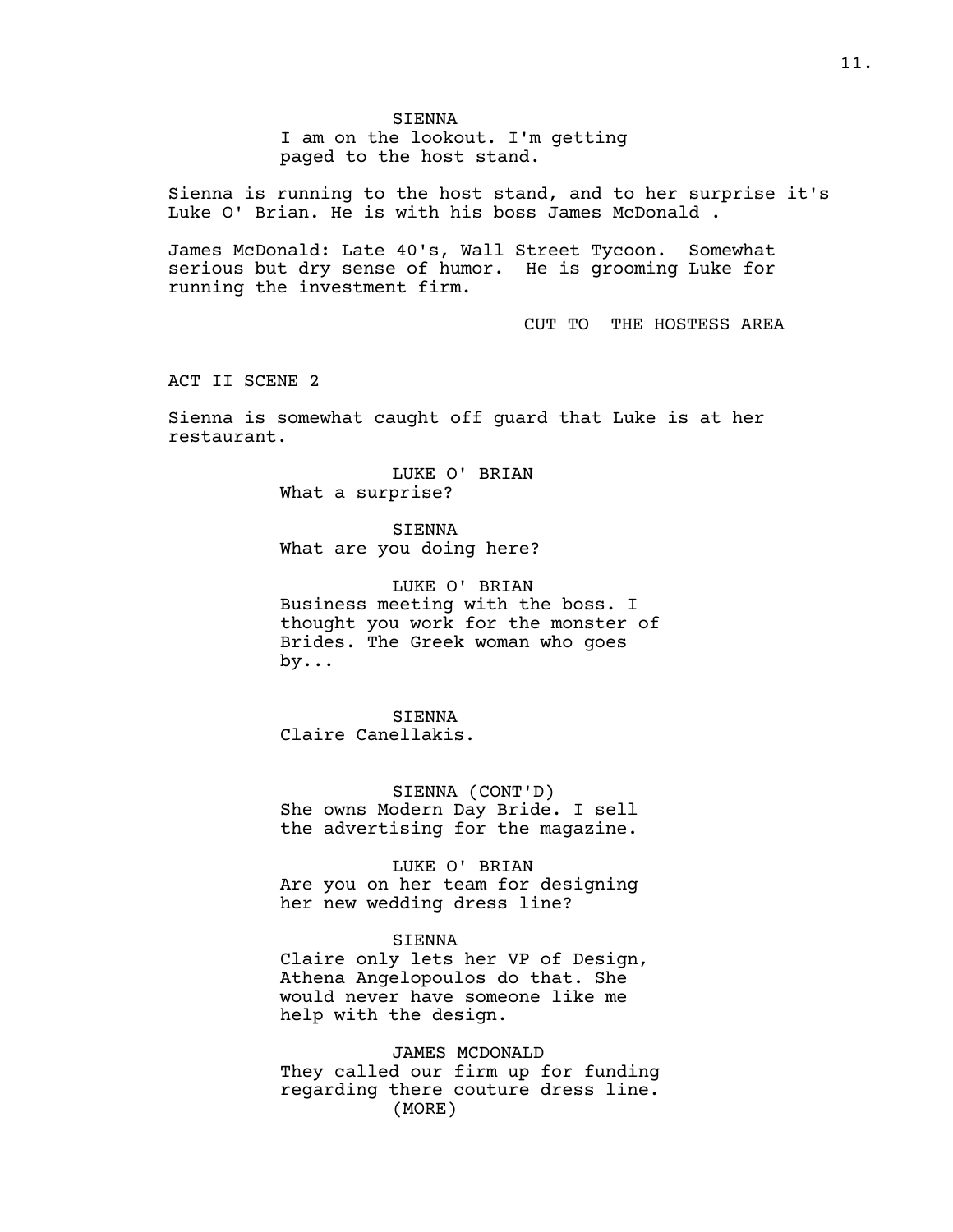SIENNA
I am on the lookout. I'm getting paged to the host stand.

Sienna is running to the host stand, and to her surprise it's Luke O' Brian. He is with his boss James McDonald .

James McDonald: Late 40's, Wall Street Tycoon. Somewhat serious but dry sense of humor. He is grooming Luke for running the investment firm.

CUT TO THE HOSTESS AREA

ACT II SCENE 2

Sienna is somewhat caught off guard that Luke is at her restaurant.

LUKE O' BRIAN
What a surprise?

SIENNA
What are you doing here?

LUKE O' BRIAN
Business meeting with the boss. I thought you work for the monster of Brides. The Greek woman who goes by...

SIENNA
Claire Canellakis.

SIENNA (CONT'D)
She owns Modern Day Bride. I sell the advertising for the magazine.

LUKE O' BRIAN
Are you on her team for designing her new wedding dress line?

SIENNA
Claire only lets her VP of Design, Athena Angelopoulos do that. She would never have someone like me help with the design.

JAMES MCDONALD
They called our firm up for funding regarding there couture dress line.
(MORE)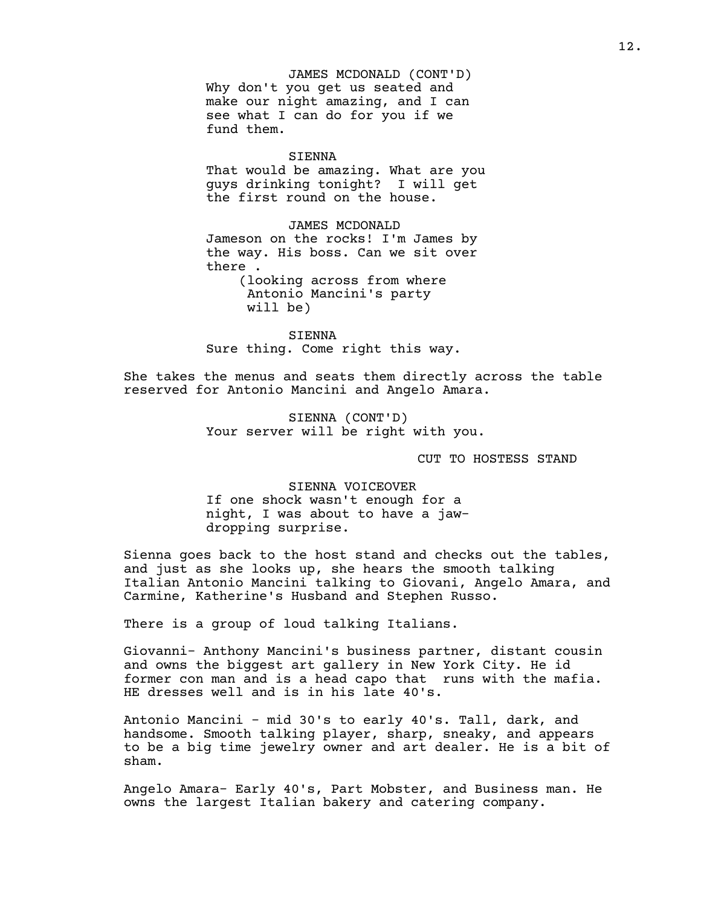JAMES MCDONALD (CONT'D)
Why don't you get us seated and make our night amazing, and I can see what I can do for you if we fund them.

SIENNA
That would be amazing. What are you guys drinking tonight? I will get the first round on the house.

JAMES MCDONALD
Jameson on the rocks! I'm James by the way. His boss. Can we sit over there .
(looking across from where Antonio Mancini's party will be)

SIENNA
Sure thing. Come right this way.

She takes the menus and seats them directly across the table reserved for Antonio Mancini and Angelo Amara.

SIENNA (CONT'D)
Your server will be right with you.

CUT TO HOSTESS STAND

SIENNA VOICEOVER
If one shock wasn't enough for a night, I was about to have a jaw-dropping surprise.

Sienna goes back to the host stand and checks out the tables, and just as she looks up, she hears the smooth talking Italian Antonio Mancini talking to Giovani, Angelo Amara, and Carmine, Katherine's Husband and Stephen Russo.

There is a group of loud talking Italians.

Giovanni- Anthony Mancini's business partner, distant cousin and owns the biggest art gallery in New York City. He id former con man and is a head capo that runs with the mafia. HE dresses well and is in his late 40's.

Antonio Mancini - mid 30's to early 40's. Tall, dark, and handsome. Smooth talking player, sharp, sneaky, and appears to be a big time jewelry owner and art dealer. He is a bit of sham.

Angelo Amara- Early 40's, Part Mobster, and Business man. He owns the largest Italian bakery and catering company.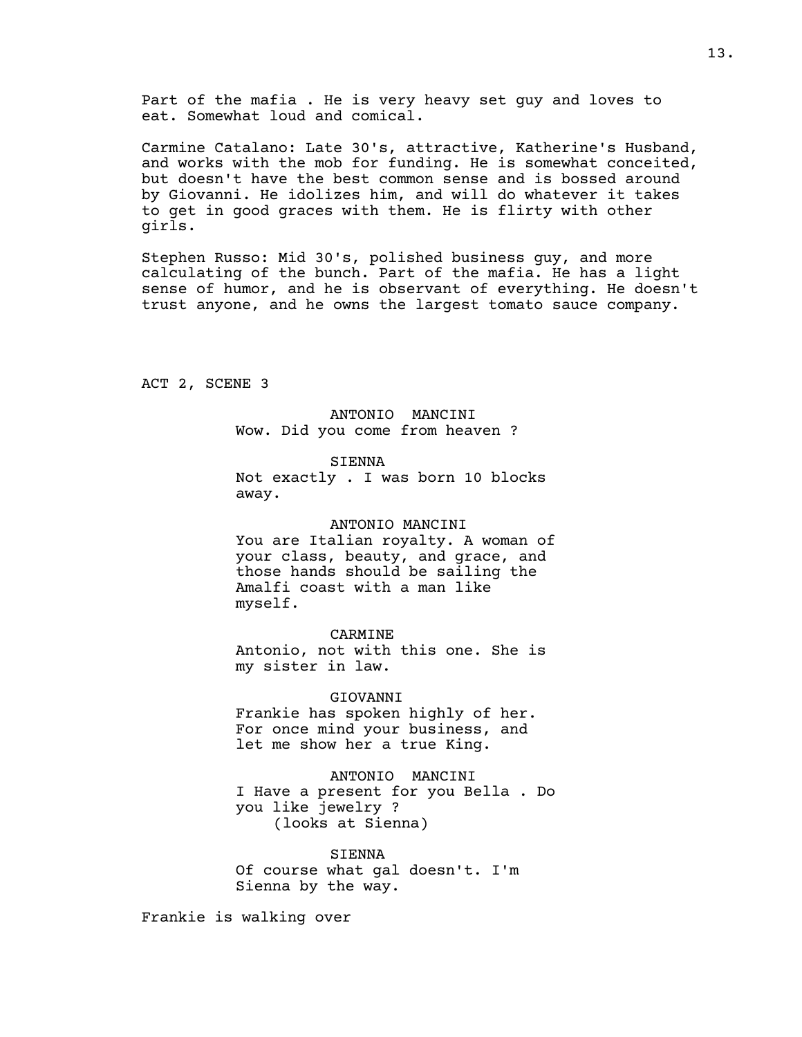Part of the mafia . He is very heavy set guy and loves to eat. Somewhat loud and comical.

Carmine Catalano: Late 30's, attractive, Katherine's Husband, and works with the mob for funding. He is somewhat conceited, but doesn't have the best common sense and is bossed around by Giovanni. He idolizes him, and will do whatever it takes to get in good graces with them. He is flirty with other girls.

Stephen Russo: Mid 30's, polished business guy, and more calculating of the bunch. Part of the mafia. He has a light sense of humor, and he is observant of everything. He doesn't trust anyone, and he owns the largest tomato sauce company.

ACT 2, SCENE 3

ANTONIO MANCINI
Wow. Did you come from heaven ?

SIENNA
Not exactly . I was born 10 blocks away.

ANTONIO MANCINI
You are Italian royalty. A woman of your class, beauty, and grace, and those hands should be sailing the Amalfi coast with a man like myself.

CARMINE
Antonio, not with this one. She is my sister in law.

GIOVANNI
Frankie has spoken highly of her. For once mind your business, and let me show her a true King.

ANTONIO MANCINI
I Have a present for you Bella . Do you like jewelry ?
(looks at Sienna)

SIENNA
Of course what gal doesn't. I'm Sienna by the way.

Frankie is walking over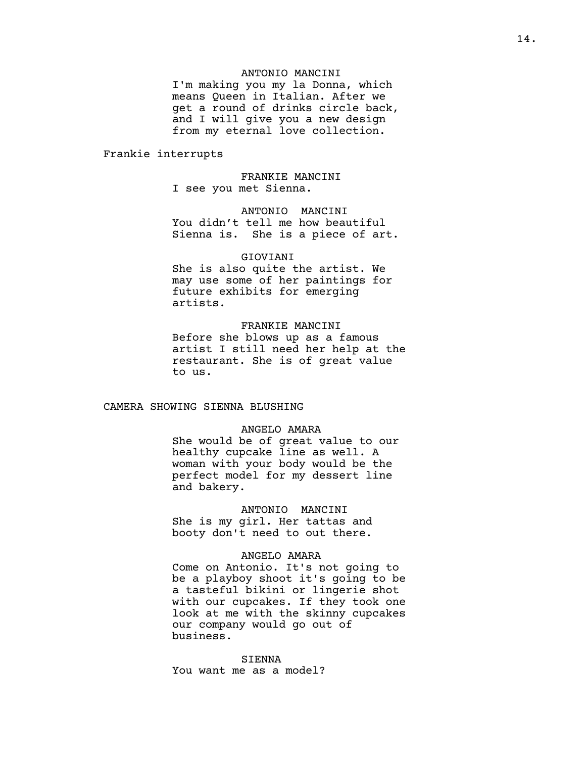ANTONIO MANCINI
I'm making you my la Donna, which means Queen in Italian. After we get a round of drinks circle back, and I will give you a new design from my eternal love collection.

Frankie interrupts

FRANKIE MANCINI
I see you met Sienna.

ANTONIO MANCINI
You didn't tell me how beautiful Sienna is. She is a piece of art.

GIOVIANI
She is also quite the artist. We may use some of her paintings for future exhibits for emerging artists.

FRANKIE MANCINI
Before she blows up as a famous artist I still need her help at the restaurant. She is of great value to us.

CAMERA SHOWING SIENNA BLUSHING

ANGELO AMARA
She would be of great value to our healthy cupcake line as well. A woman with your body would be the perfect model for my dessert line and bakery.

ANTONIO MANCINI
She is my girl. Her tattas and booty don't need to out there.

ANGELO AMARA
Come on Antonio. It's not going to be a playboy shoot it's going to be a tasteful bikini or lingerie shot with our cupcakes. If they took one look at me with the skinny cupcakes our company would go out of business.

SIENNA
You want me as a model?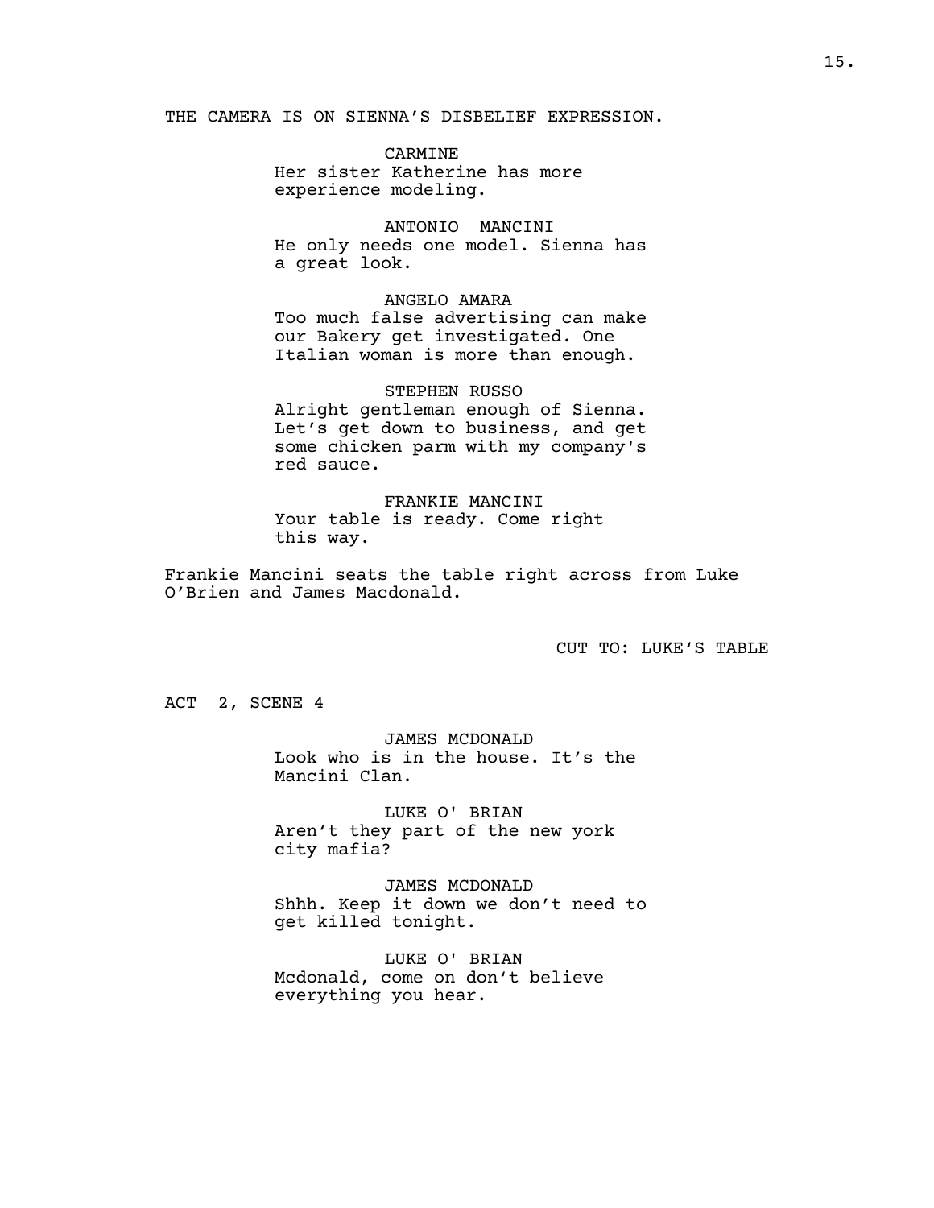THE CAMERA IS ON SIENNA'S DISBELIEF EXPRESSION.

CARMINE
Her sister Katherine has more experience modeling.

ANTONIO MANCINI
He only needs one model. Sienna has a great look.

ANGELO AMARA
Too much false advertising can make our Bakery get investigated. One Italian woman is more than enough.

STEPHEN RUSSO
Alright gentleman enough of Sienna. Let's get down to business, and get some chicken parm with my company's red sauce.

FRANKIE MANCINI
Your table is ready. Come right this way.

Frankie Mancini seats the table right across from Luke O'Brien and James Macdonald.

CUT TO: LUKE'S TABLE

ACT 2, SCENE 4

JAMES MCDONALD
Look who is in the house. It's the Mancini Clan.

LUKE O' BRIAN
Aren't they part of the new york city mafia?

JAMES MCDONALD
Shhh. Keep it down we don't need to get killed tonight.

LUKE O' BRIAN
Mcdonald, come on don't believe everything you hear.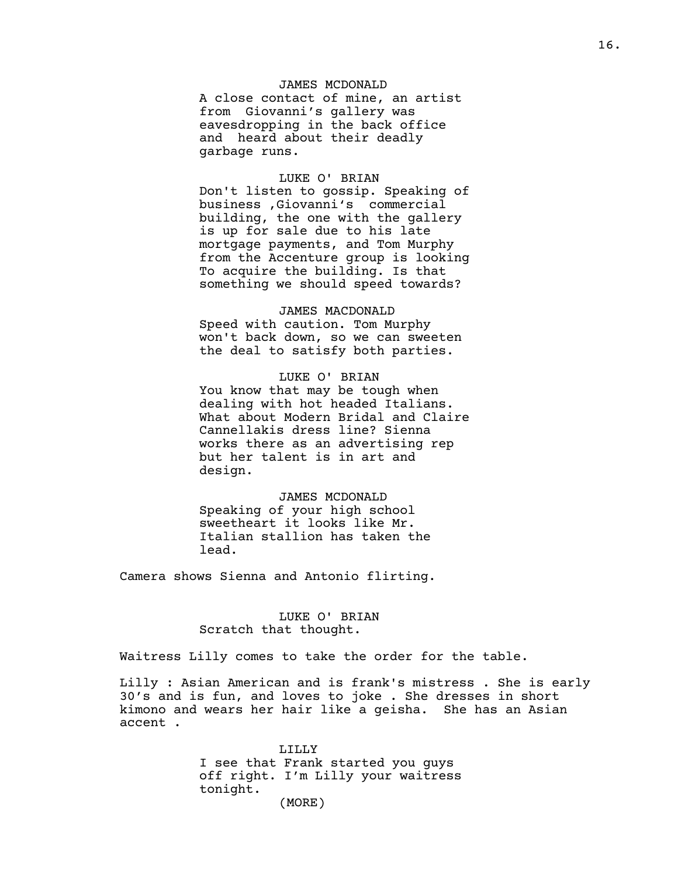JAMES MCDONALD

A close contact of mine, an artist from  Giovanni's gallery was eavesdropping in the back office and  heard about their deadly garbage runs.

LUKE O' BRIAN

Don't listen to gossip. Speaking of business ,Giovanni's  commercial building, the one with the gallery is up for sale due to his late mortgage payments, and Tom Murphy from the Accenture group is looking To acquire the building. Is that something we should speed towards?

JAMES MACDONALD

Speed with caution. Tom Murphy won't back down, so we can sweeten the deal to satisfy both parties.

LUKE O' BRIAN

You know that may be tough when dealing with hot headed Italians. What about Modern Bridal and Claire Cannellakis dress line? Sienna works there as an advertising rep but her talent is in art and design.

JAMES MCDONALD

Speaking of your high school sweetheart it looks like Mr. Italian stallion has taken the lead.

Camera shows Sienna and Antonio flirting.

LUKE O' BRIAN

Scratch that thought.

Waitress Lilly comes to take the order for the table.

Lilly : Asian American and is frank's mistress . She is early 30's and is fun, and loves to joke . She dresses in short kimono and wears her hair like a geisha.  She has an Asian accent .

LILLY

I see that Frank started you guys off right. I'm Lilly your waitress tonight.

(MORE)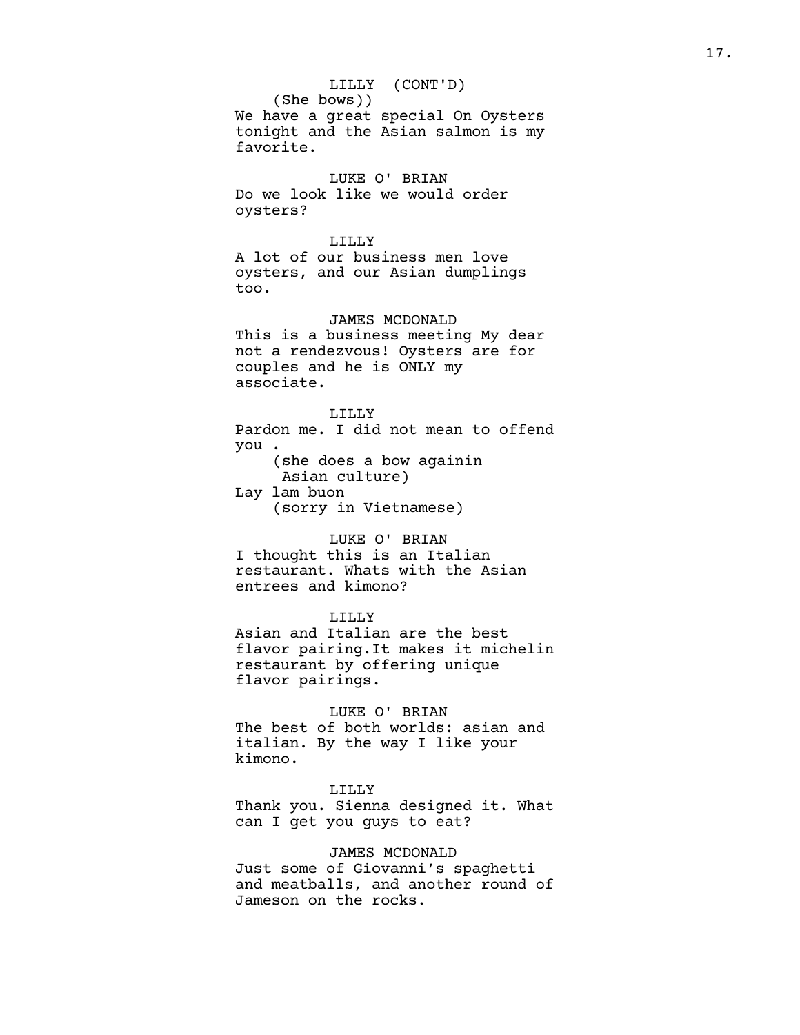LILLY (CONT'D)
(She bows))
We have a great special On Oysters tonight and the Asian salmon is my favorite.

LUKE O' BRIAN
Do we look like we would order oysters?

LILLY
A lot of our business men love oysters, and our Asian dumplings too.

JAMES MCDONALD
This is a business meeting My dear not a rendezvous! Oysters are for couples and he is ONLY my associate.

LILLY
Pardon me. I did not mean to offend you .
(she does a bow againin Asian culture)
Lay lam buon
(sorry in Vietnamese)

LUKE O' BRIAN
I thought this is an Italian restaurant. Whats with the Asian entrees and kimono?

LILLY
Asian and Italian are the best flavor pairing.It makes it michelin restaurant by offering unique flavor pairings.

LUKE O' BRIAN
The best of both worlds: asian and italian. By the way I like your kimono.

LILLY
Thank you. Sienna designed it. What can I get you guys to eat?

JAMES MCDONALD
Just some of Giovanni's spaghetti and meatballs, and another round of Jameson on the rocks.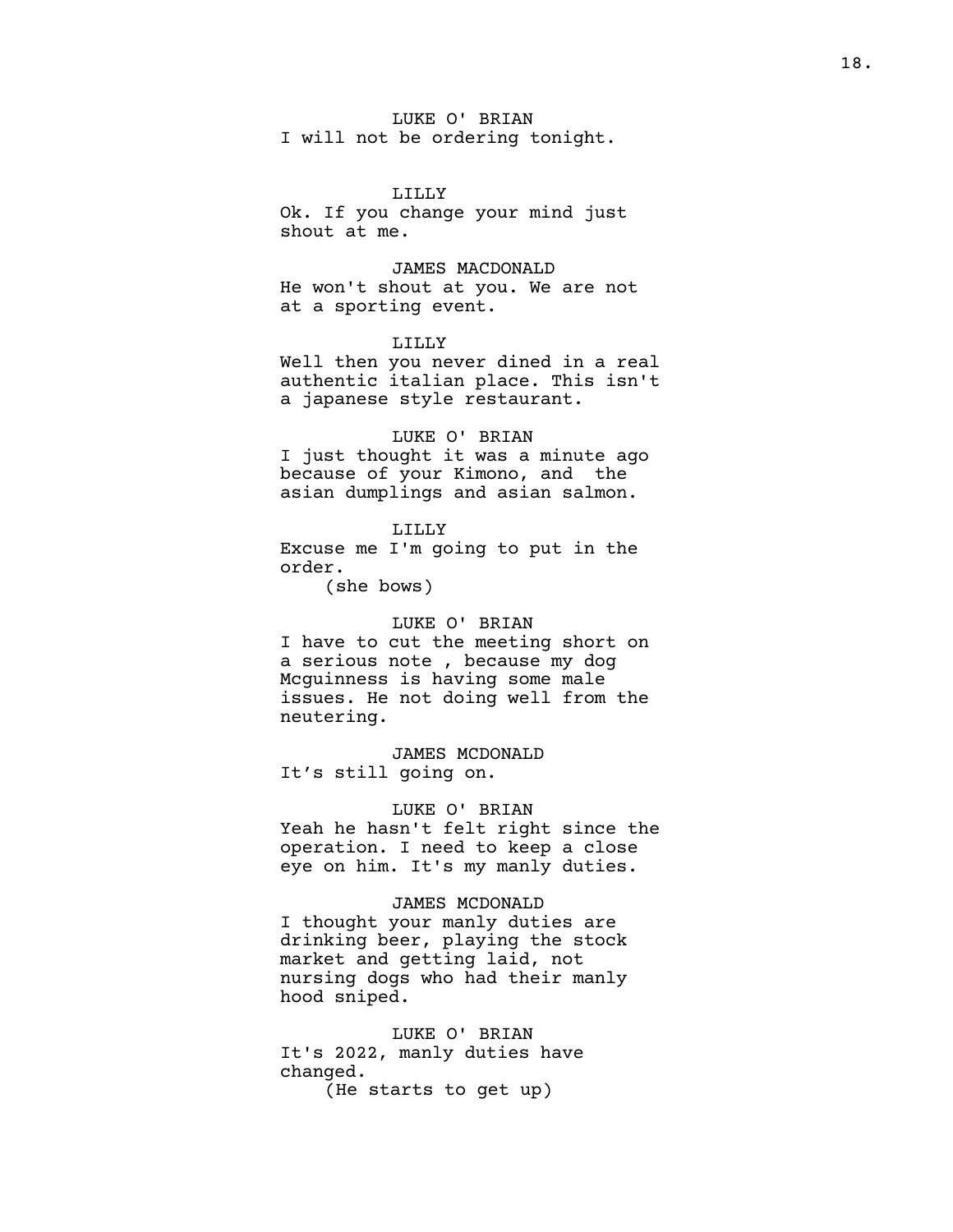LUKE O' BRIAN
I will not be ordering tonight.

LILLY
Ok. If you change your mind just shout at me.

JAMES MACDONALD
He won't shout at you. We are not at a sporting event.

LILLY
Well then you never dined in a real authentic italian place. This isn't a japanese style restaurant.

LUKE O' BRIAN
I just thought it was a minute ago because of your Kimono, and  the asian dumplings and asian salmon.

LILLY
Excuse me I'm going to put in the order.
(she bows)

LUKE O' BRIAN
I have to cut the meeting short on a serious note , because my dog Mcguinness is having some male issues. He not doing well from the neutering.

JAMES MCDONALD
It’s still going on.

LUKE O' BRIAN
Yeah he hasn't felt right since the operation. I need to keep a close eye on him. It's my manly duties.

JAMES MCDONALD
I thought your manly duties are drinking beer, playing the stock market and getting laid, not nursing dogs who had their manly hood sniped.

LUKE O' BRIAN
It's 2022, manly duties have changed.
(He starts to get up)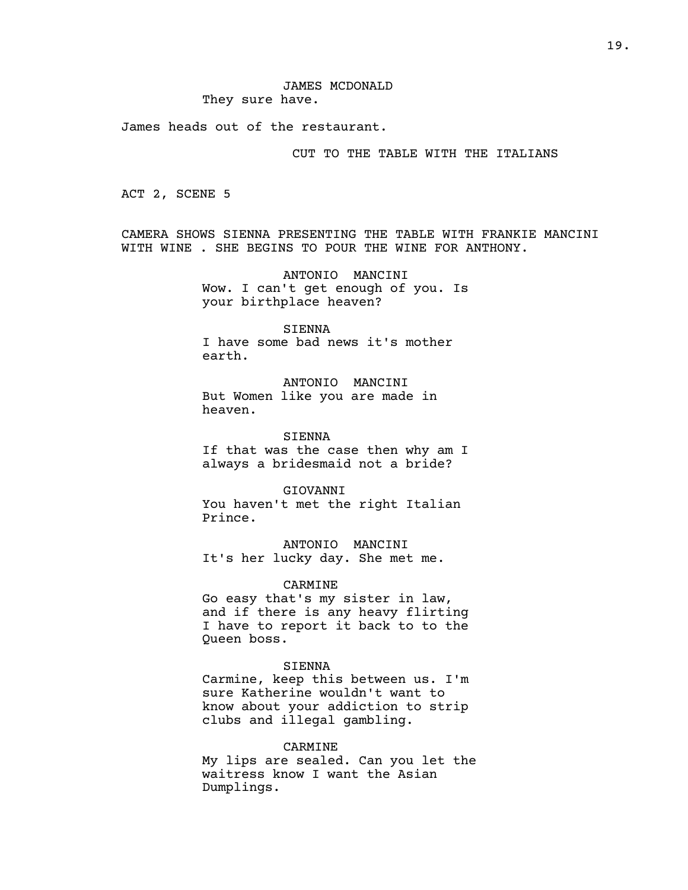JAMES MCDONALD
They sure have.

James heads out of the restaurant.

CUT TO THE TABLE WITH THE ITALIANS

ACT 2, SCENE 5

CAMERA SHOWS SIENNA PRESENTING THE TABLE WITH FRANKIE MANCINI WITH WINE . SHE BEGINS TO POUR THE WINE FOR ANTHONY.

ANTONIO MANCINI
Wow. I can't get enough of you. Is your birthplace heaven?

SIENNA
I have some bad news it's mother earth.

ANTONIO MANCINI
But Women like you are made in heaven.

SIENNA
If that was the case then why am I always a bridesmaid not a bride?

GIOVANNI
You haven't met the right Italian Prince.

ANTONIO MANCINI
It's her lucky day. She met me.

CARMINE
Go easy that's my sister in law, and if there is any heavy flirting I have to report it back to to the Queen boss.

SIENNA
Carmine, keep this between us. I'm sure Katherine wouldn't want to know about your addiction to strip clubs and illegal gambling.

CARMINE
My lips are sealed. Can you let the waitress know I want the Asian Dumplings.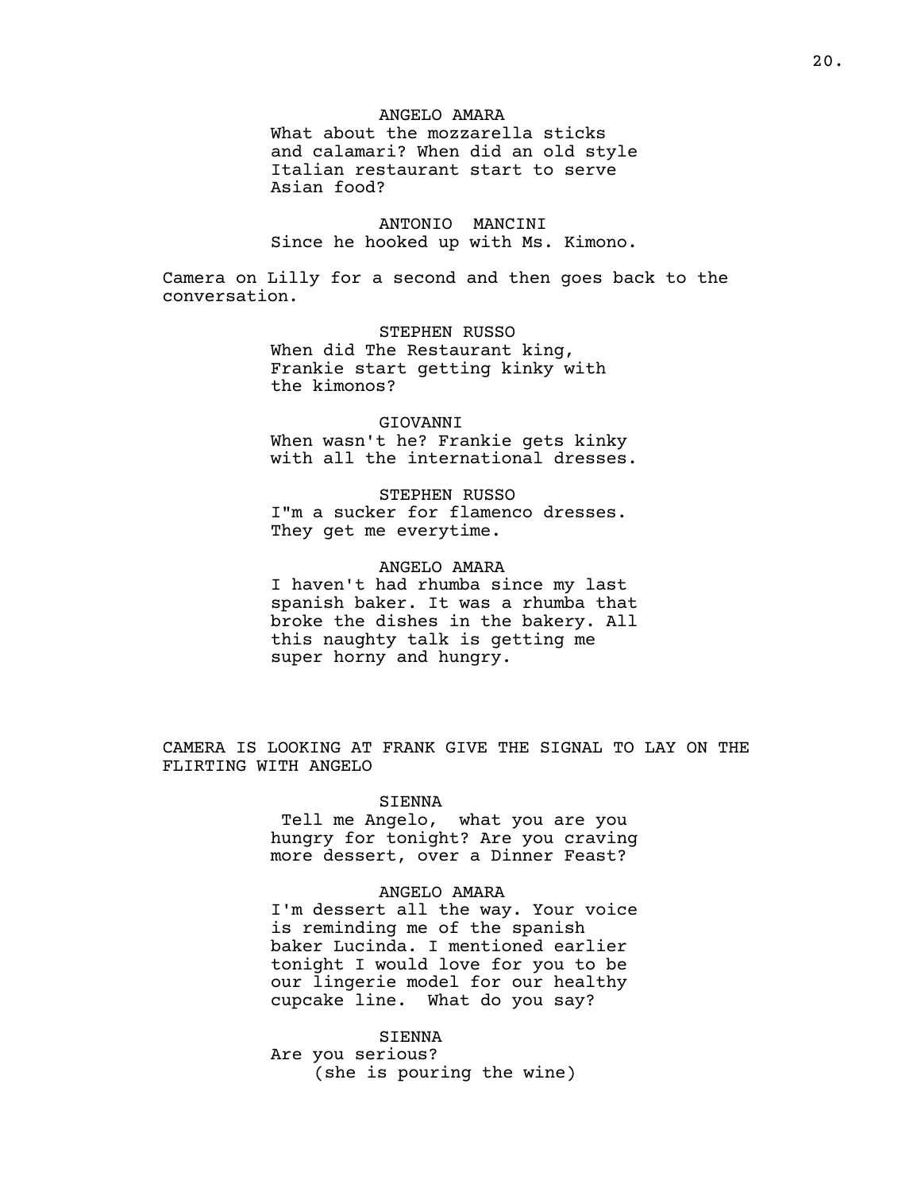ANGELO AMARA

What about the mozzarella sticks and calamari? When did an old style Italian restaurant start to serve Asian food?

ANTONIO  MANCINI

Since he hooked up with Ms. Kimono.

Camera on Lilly for a second and then goes back to the conversation.

STEPHEN RUSSO

When did The Restaurant king, Frankie start getting kinky with the kimonos?

GIOVANNI

When wasn't he? Frankie gets kinky with all the international dresses.

STEPHEN RUSSO

I"m a sucker for flamenco dresses. They get me everytime.

ANGELO AMARA

I haven't had rhumba since my last spanish baker. It was a rhumba that broke the dishes in the bakery. All this naughty talk is getting me super horny and hungry.

CAMERA IS LOOKING AT FRANK GIVE THE SIGNAL TO LAY ON THE FLIRTING WITH ANGELO

SIENNA

Tell me Angelo,  what you are you hungry for tonight? Are you craving more dessert, over a Dinner Feast?

ANGELO AMARA

I'm dessert all the way. Your voice is reminding me of the spanish baker Lucinda. I mentioned earlier tonight I would love for you to be our lingerie model for our healthy cupcake line.  What do you say?

SIENNA

Are you serious?

(she is pouring the wine)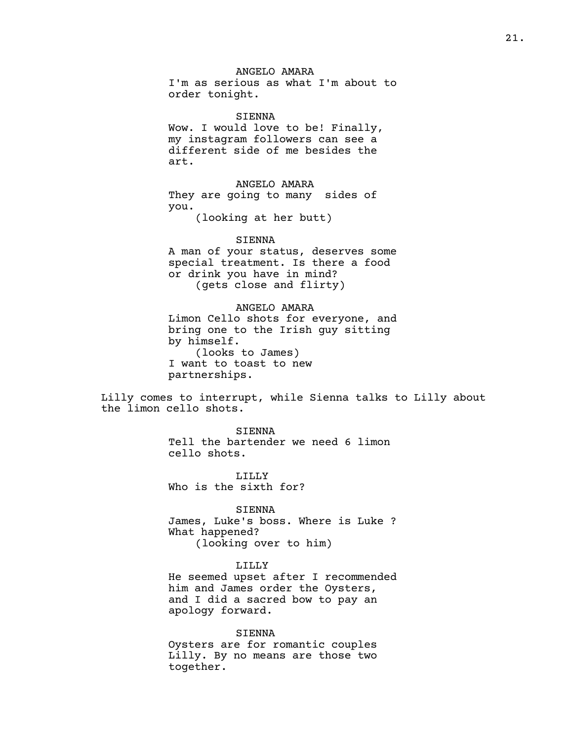ANGELO AMARA

I'm as serious as what I'm about to order tonight.

SIENNA

Wow. I would love to be! Finally, my instagram followers can see a different side of me besides the art.

ANGELO AMARA

They are going to many  sides of you.

(looking at her butt)

SIENNA

A man of your status, deserves some special treatment. Is there a food or drink you have in mind?

(gets close and flirty)

ANGELO AMARA

Limon Cello shots for everyone, and bring one to the Irish guy sitting by himself.

(looks to James)

I want to toast to new partnerships.

Lilly comes to interrupt, while Sienna talks to Lilly about the limon cello shots.

SIENNA

Tell the bartender we need 6 limon cello shots.

LILLY

Who is the sixth for?

SIENNA

James, Luke's boss. Where is Luke ? What happened?

(looking over to him)

LILLY

He seemed upset after I recommended him and James order the Oysters, and I did a sacred bow to pay an apology forward.

SIENNA

Oysters are for romantic couples Lilly. By no means are those two together.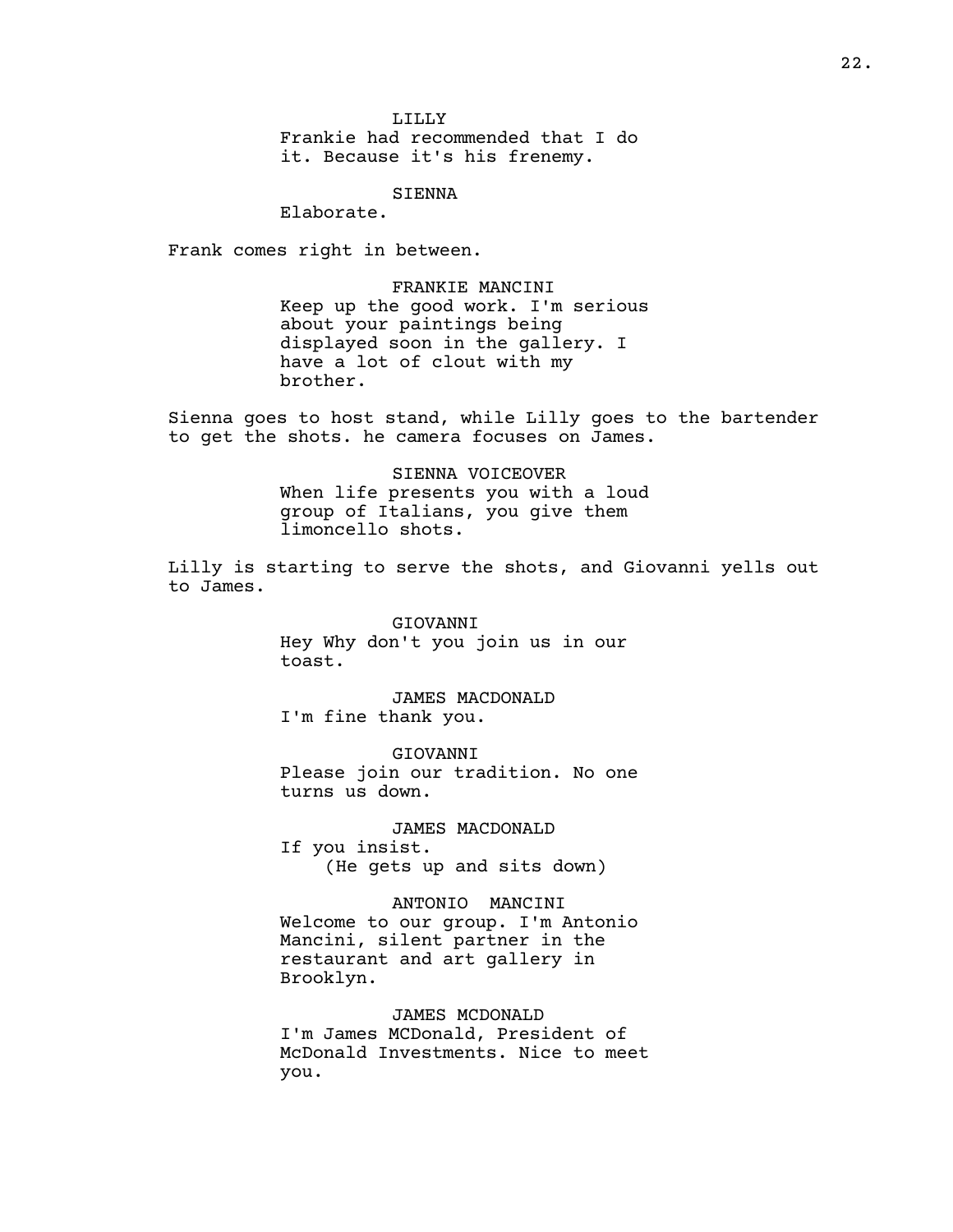LILLY

Frankie had recommended that I do it. Because it's his frenemy.

SIENNA

Elaborate.

Frank comes right in between.

FRANKIE MANCINI

Keep up the good work. I'm serious about your paintings being displayed soon in the gallery. I have a lot of clout with my brother.

Sienna goes to host stand, while Lilly goes to the bartender to get the shots. he camera focuses on James.

SIENNA VOICEOVER

When life presents you with a loud group of Italians, you give them limoncello shots.

Lilly is starting to serve the shots, and Giovanni yells out to James.

GIOVANNI

Hey Why don't you join us in our toast.

JAMES MACDONALD

I'm fine thank you.

GIOVANNI

Please join our tradition. No one turns us down.

JAMES MACDONALD

If you insist.

(He gets up and sits down)

ANTONIO MANCINI

Welcome to our group. I'm Antonio Mancini, silent partner in the restaurant and art gallery in Brooklyn.

JAMES MCDONALD

I'm James MCDonald, President of McDonald Investments. Nice to meet you.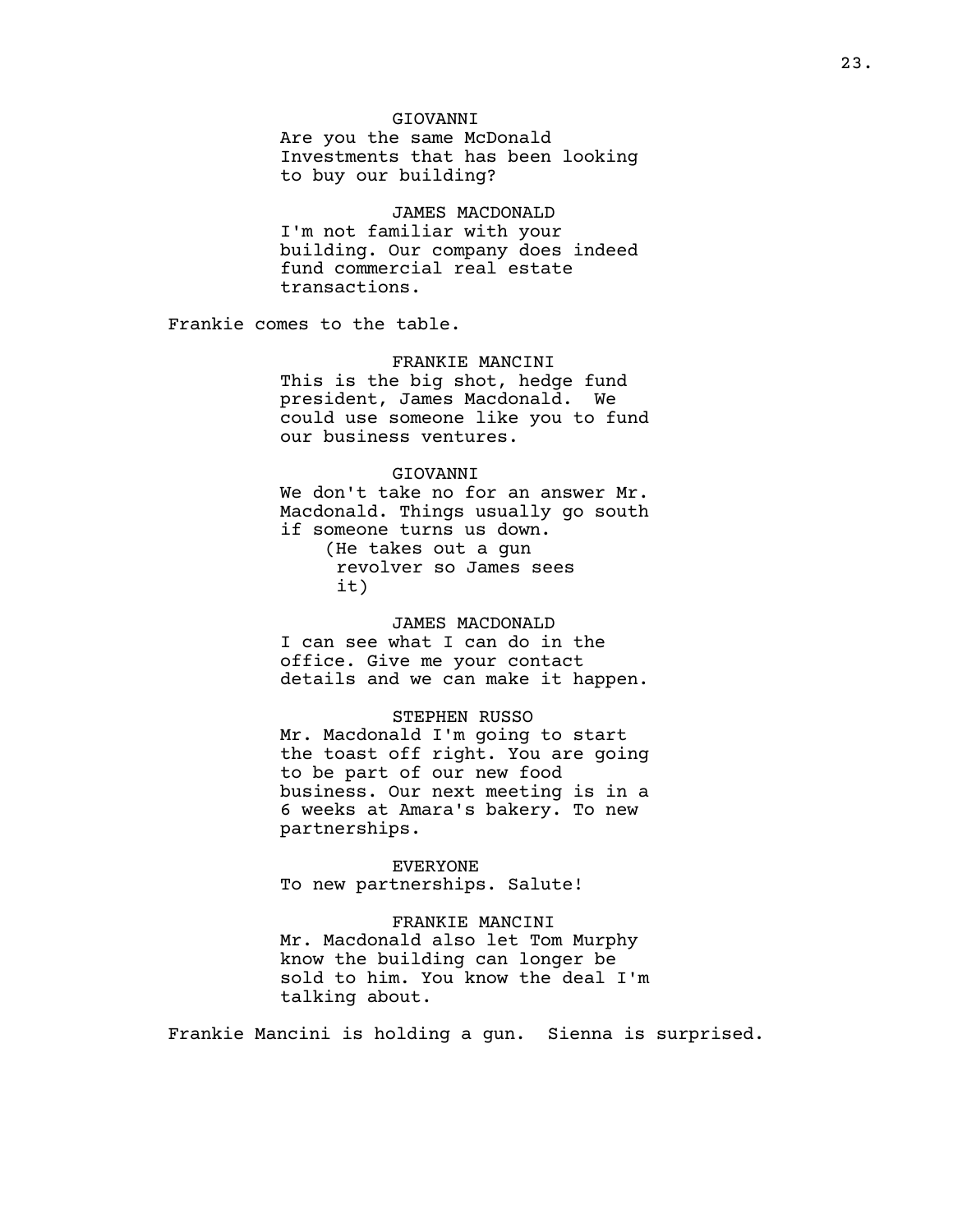GIOVANNI
Are you the same McDonald Investments that has been looking to buy our building?

JAMES MACDONALD
I'm not familiar with your building. Our company does indeed fund commercial real estate transactions.

Frankie comes to the table.

FRANKIE MANCINI
This is the big shot, hedge fund president, James Macdonald. We could use someone like you to fund our business ventures.

GIOVANNI
We don't take no for an answer Mr. Macdonald. Things usually go south if someone turns us down.
(He takes out a gun revolver so James sees it)

JAMES MACDONALD
I can see what I can do in the office. Give me your contact details and we can make it happen.

STEPHEN RUSSO
Mr. Macdonald I'm going to start the toast off right. You are going to be part of our new food business. Our next meeting is in a 6 weeks at Amara's bakery. To new partnerships.

EVERYONE
To new partnerships. Salute!

FRANKIE MANCINI
Mr. Macdonald also let Tom Murphy know the building can longer be sold to him. You know the deal I'm talking about.

Frankie Mancini is holding a gun. Sienna is surprised.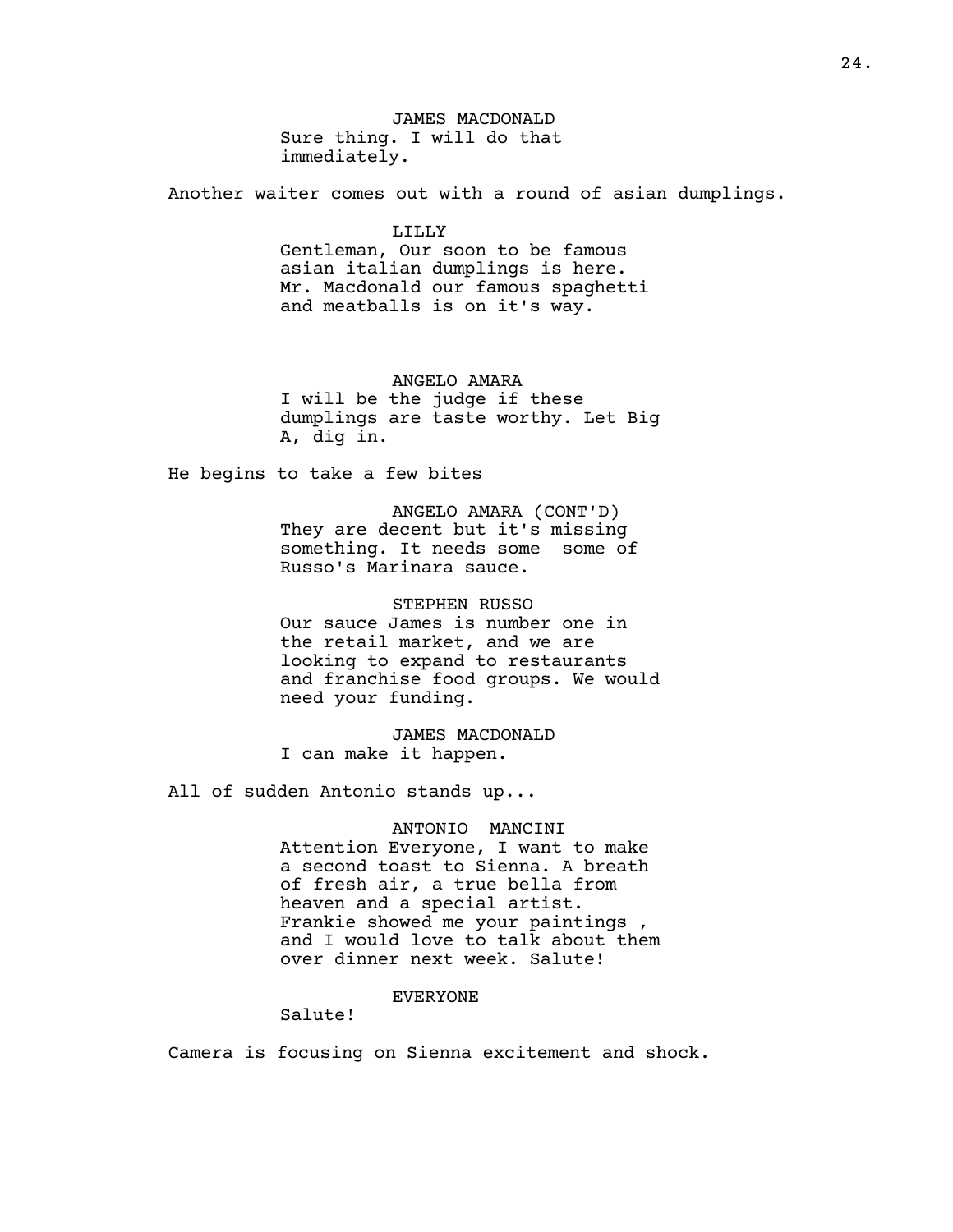JAMES MACDONALD
Sure thing. I will do that immediately.

Another waiter comes out with a round of asian dumplings.

LILLY
Gentleman, Our soon to be famous asian italian dumplings is here. Mr. Macdonald our famous spaghetti and meatballs is on it's way.

ANGELO AMARA
I will be the judge if these dumplings are taste worthy. Let Big A, dig in.

He begins to take a few bites

ANGELO AMARA (CONT'D)
They are decent but it's missing something. It needs some  some of Russo's Marinara sauce.

STEPHEN RUSSO
Our sauce James is number one in the retail market, and we are looking to expand to restaurants and franchise food groups. We would need your funding.

JAMES MACDONALD
I can make it happen.

All of sudden Antonio stands up...

ANTONIO  MANCINI
Attention Everyone, I want to make a second toast to Sienna. A breath of fresh air, a true bella from heaven and a special artist. Frankie showed me your paintings , and I would love to talk about them over dinner next week. Salute!

EVERYONE
Salute!

Camera is focusing on Sienna excitement and shock.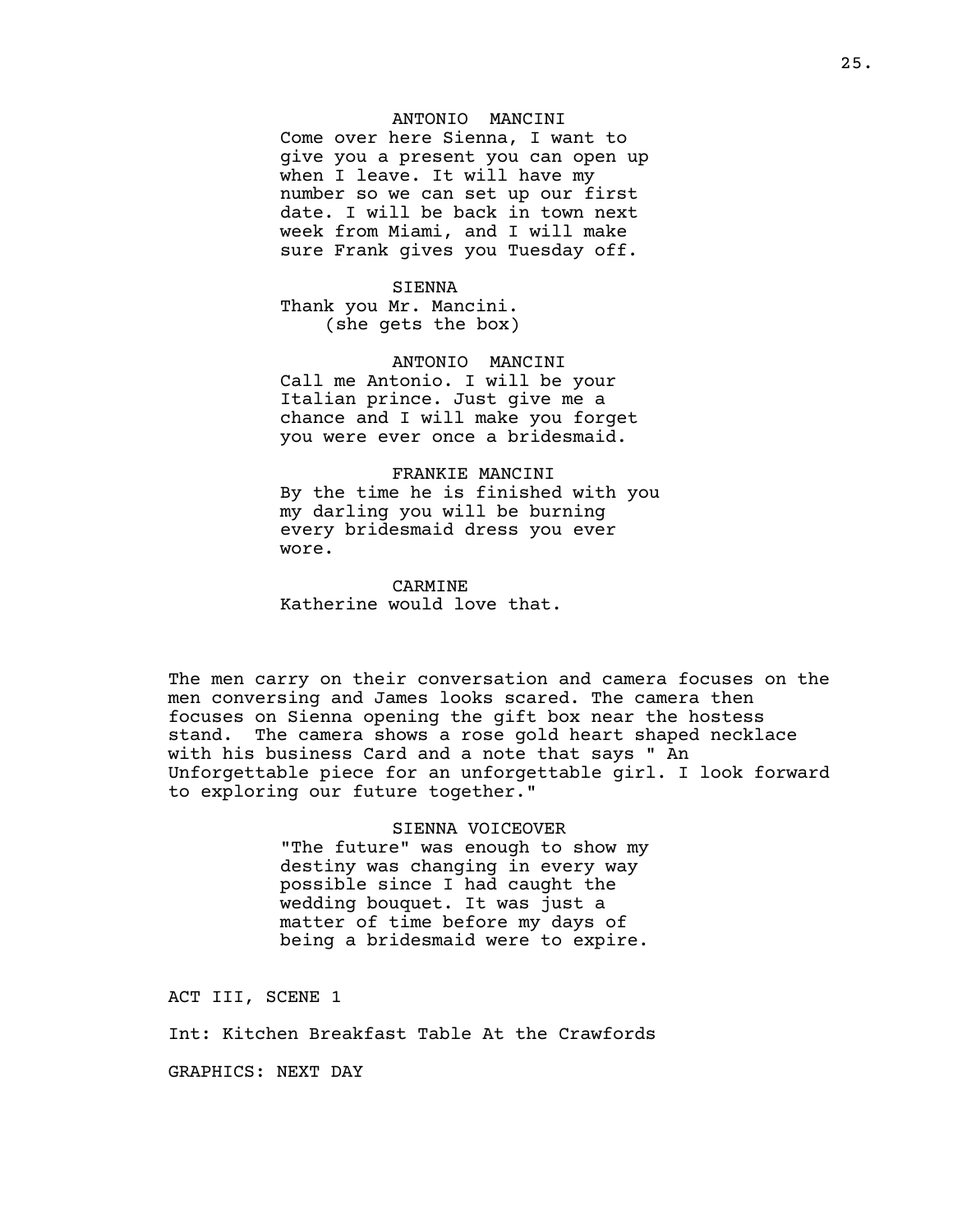ANTONIO MANCINI
Come over here Sienna, I want to give you a present you can open up when I leave. It will have my number so we can set up our first date. I will be back in town next week from Miami, and I will make sure Frank gives you Tuesday off.

SIENNA
Thank you Mr. Mancini.
(she gets the box)

ANTONIO MANCINI
Call me Antonio. I will be your Italian prince. Just give me a chance and I will make you forget you were ever once a bridesmaid.

FRANKIE MANCINI
By the time he is finished with you my darling you will be burning every bridesmaid dress you ever wore.

CARMINE
Katherine would love that.

The men carry on their conversation and camera focuses on the men conversing and James looks scared. The camera then focuses on Sienna opening the gift box near the hostess stand. The camera shows a rose gold heart shaped necklace with his business Card and a note that says " An Unforgettable piece for an unforgettable girl. I look forward to exploring our future together."

SIENNA VOICEOVER
"The future" was enough to show my destiny was changing in every way possible since I had caught the wedding bouquet. It was just a matter of time before my days of being a bridesmaid were to expire.

ACT III, SCENE 1

Int: Kitchen Breakfast Table At the Crawfords

GRAPHICS: NEXT DAY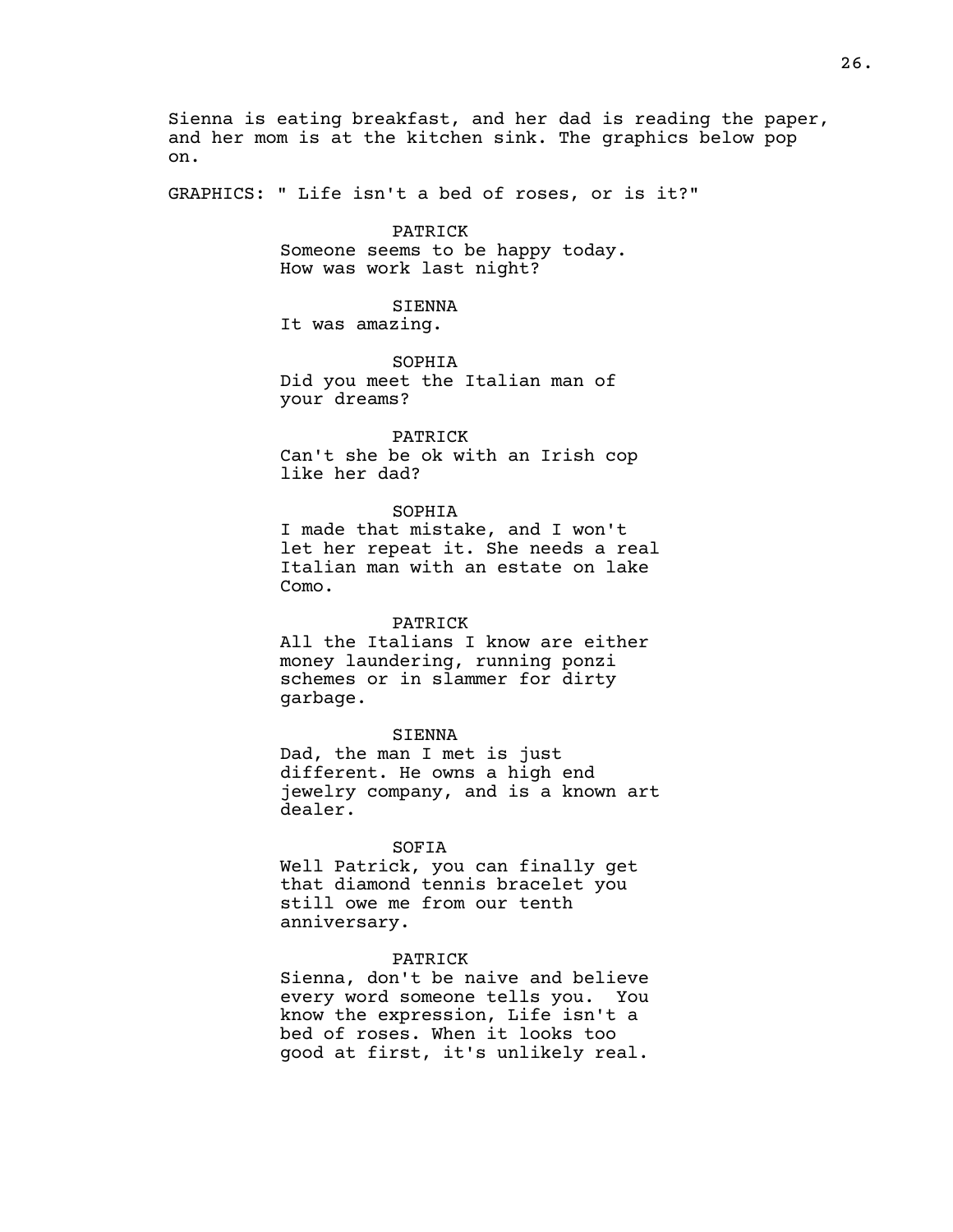Sienna is eating breakfast, and her dad is reading the paper, and her mom is at the kitchen sink. The graphics below pop on.

GRAPHICS: " Life isn't a bed of roses, or is it?"

PATRICK
Someone seems to be happy today. How was work last night?

SIENNA
It was amazing.

SOPHIA
Did you meet the Italian man of your dreams?

PATRICK
Can't she be ok with an Irish cop like her dad?

SOPHIA
I made that mistake, and I won't let her repeat it. She needs a real Italian man with an estate on lake Como.

PATRICK
All the Italians I know are either money laundering, running ponzi schemes or in slammer for dirty garbage.

SIENNA
Dad, the man I met is just different. He owns a high end jewelry company, and is a known art dealer.

SOFIA
Well Patrick, you can finally get that diamond tennis bracelet you still owe me from our tenth anniversary.

PATRICK
Sienna, don't be naive and believe every word someone tells you. You know the expression, Life isn't a bed of roses. When it looks too good at first, it's unlikely real.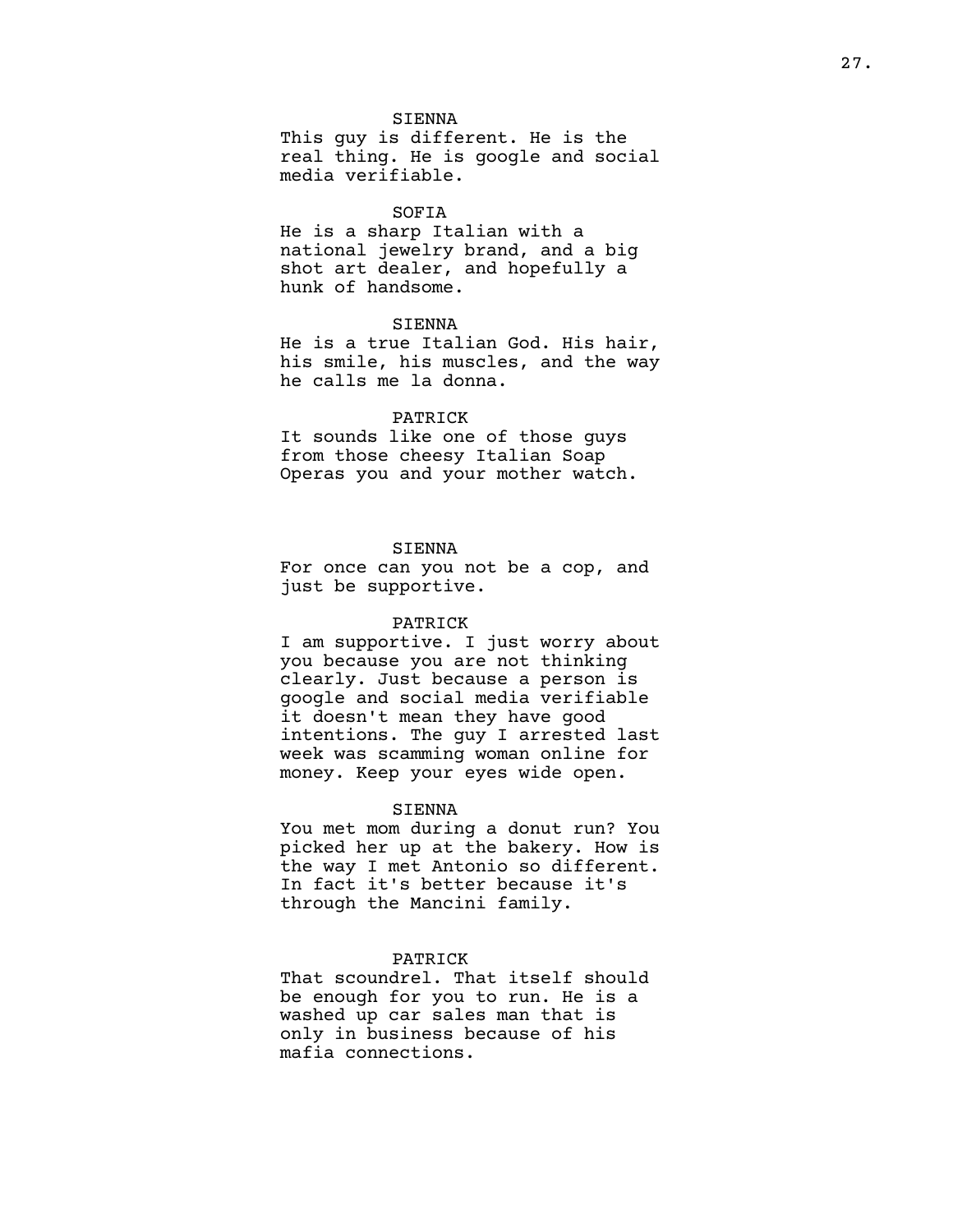SIENNA

This guy is different. He is the real thing. He is google and social media verifiable.

SOFIA

He is a sharp Italian with a national jewelry brand, and a big shot art dealer, and hopefully a hunk of handsome.

SIENNA

He is a true Italian God. His hair, his smile, his muscles, and the way he calls me la donna.

PATRICK

It sounds like one of those guys from those cheesy Italian Soap Operas you and your mother watch.

SIENNA

For once can you not be a cop, and just be supportive.

PATRICK

I am supportive. I just worry about you because you are not thinking clearly. Just because a person is google and social media verifiable it doesn't mean they have good intentions. The guy I arrested last week was scamming woman online for money. Keep your eyes wide open.

SIENNA

You met mom during a donut run? You picked her up at the bakery. How is the way I met Antonio so different. In fact it's better because it's through the Mancini family.

PATRICK

That scoundrel. That itself should be enough for you to run. He is a washed up car sales man that is only in business because of his mafia connections.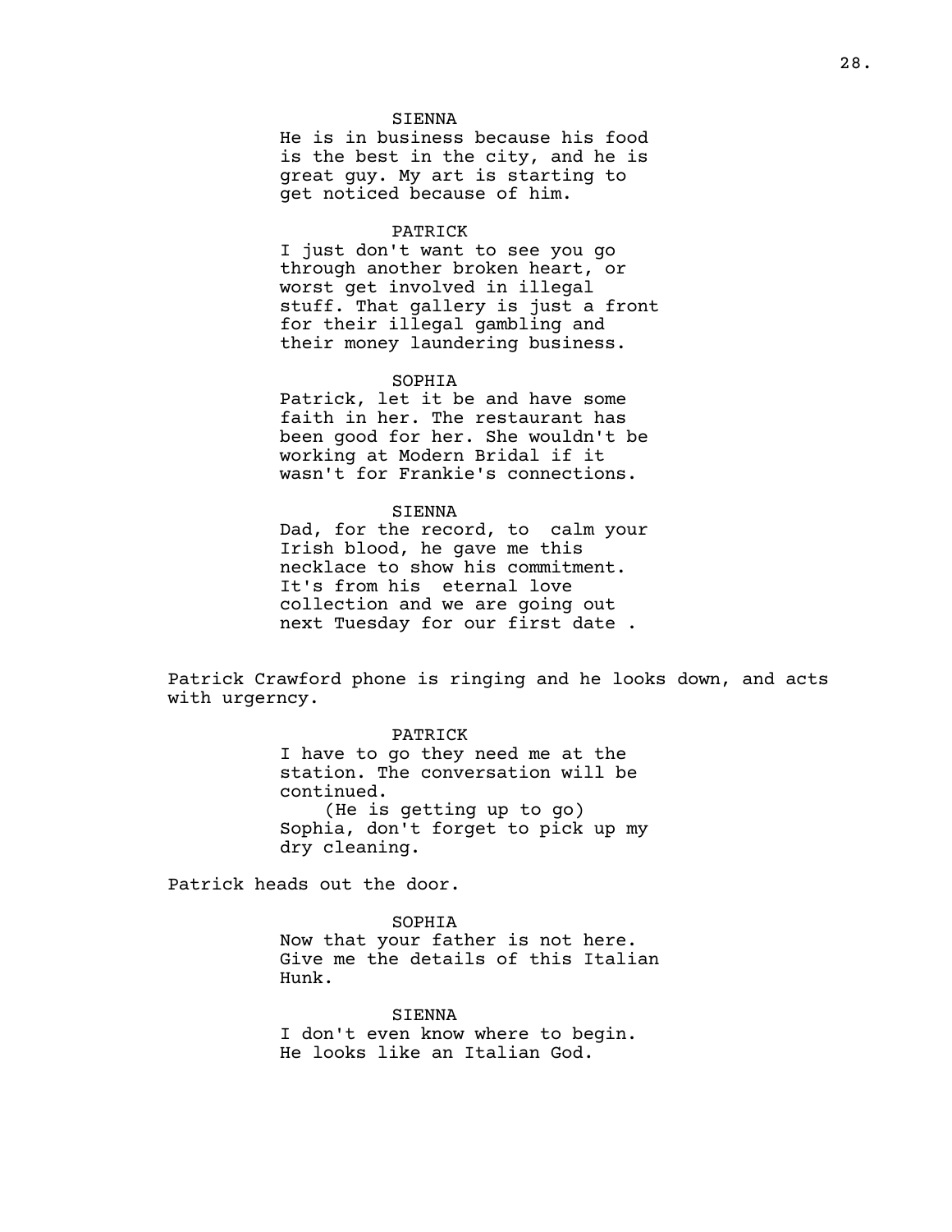SIENNA

He is in business because his food is the best in the city, and he is great guy. My art is starting to get noticed because of him.

PATRICK

I just don't want to see you go through another broken heart, or worst get involved in illegal stuff. That gallery is just a front for their illegal gambling and their money laundering business.

SOPHIA

Patrick, let it be and have some faith in her. The restaurant has been good for her. She wouldn't be working at Modern Bridal if it wasn't for Frankie's connections.

SIENNA

Dad, for the record, to  calm your Irish blood, he gave me this necklace to show his commitment. It's from his  eternal love collection and we are going out next Tuesday for our first date .

Patrick Crawford phone is ringing and he looks down, and acts with urgerncy.

PATRICK

I have to go they need me at the station. The conversation will be continued.
(He is getting up to go)
Sophia, don't forget to pick up my dry cleaning.

Patrick heads out the door.

SOPHIA

Now that your father is not here. Give me the details of this Italian Hunk.

SIENNA

I don't even know where to begin. He looks like an Italian God.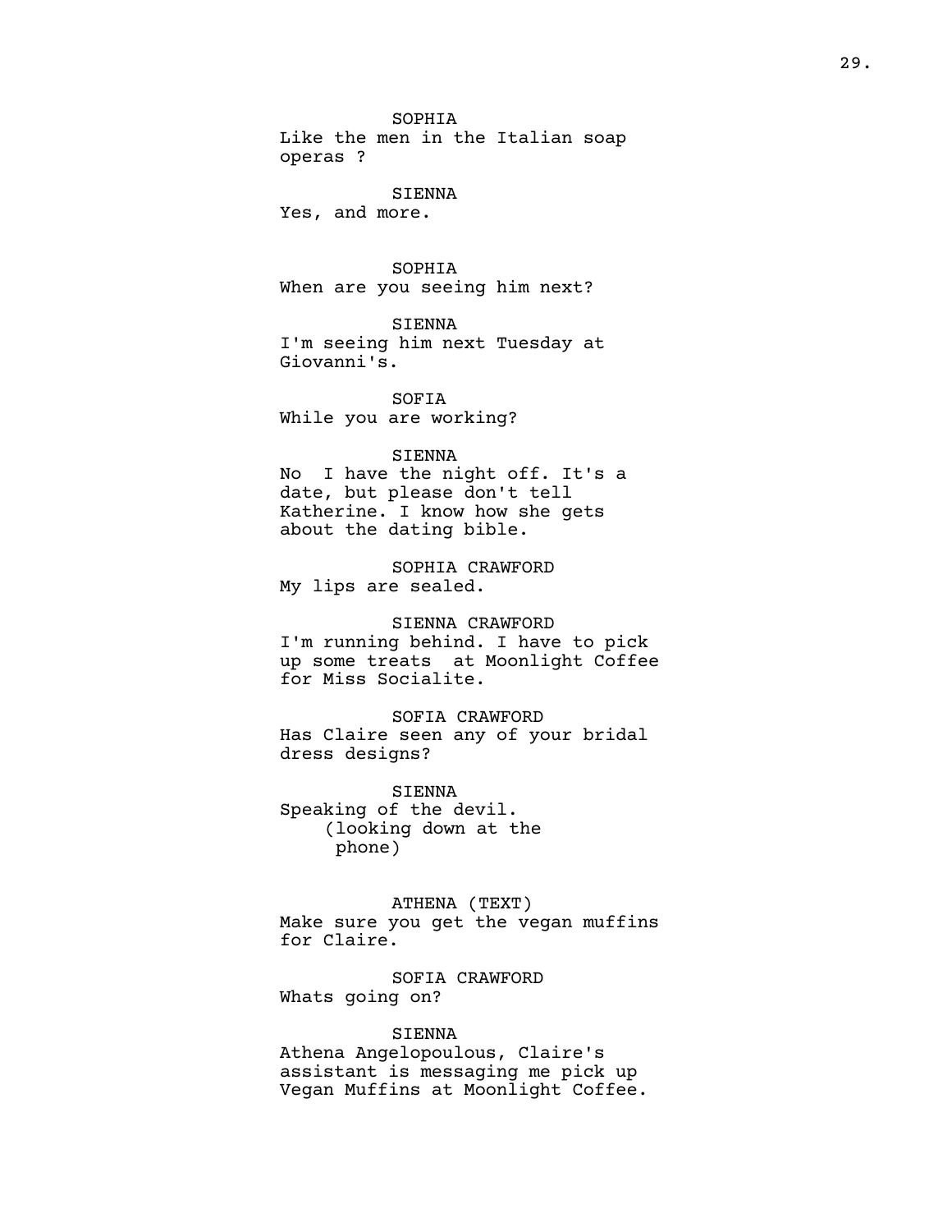SOPHIA
Like the men in the Italian soap operas ?

SIENNA
Yes, and more.

SOPHIA
When are you seeing him next?

SIENNA
I'm seeing him next Tuesday at Giovanni's.

SOFIA
While you are working?

SIENNA
No  I have the night off. It's a date, but please don't tell Katherine. I know how she gets about the dating bible.

SOPHIA CRAWFORD
My lips are sealed.

SIENNA CRAWFORD
I'm running behind. I have to pick up some treats  at Moonlight Coffee for Miss Socialite.

SOFIA CRAWFORD
Has Claire seen any of your bridal dress designs?

SIENNA
Speaking of the devil.
(looking down at the phone)

ATHENA (TEXT)
Make sure you get the vegan muffins for Claire.

SOFIA CRAWFORD
Whats going on?

SIENNA
Athena Angelopoulous, Claire's assistant is messaging me pick up Vegan Muffins at Moonlight Coffee.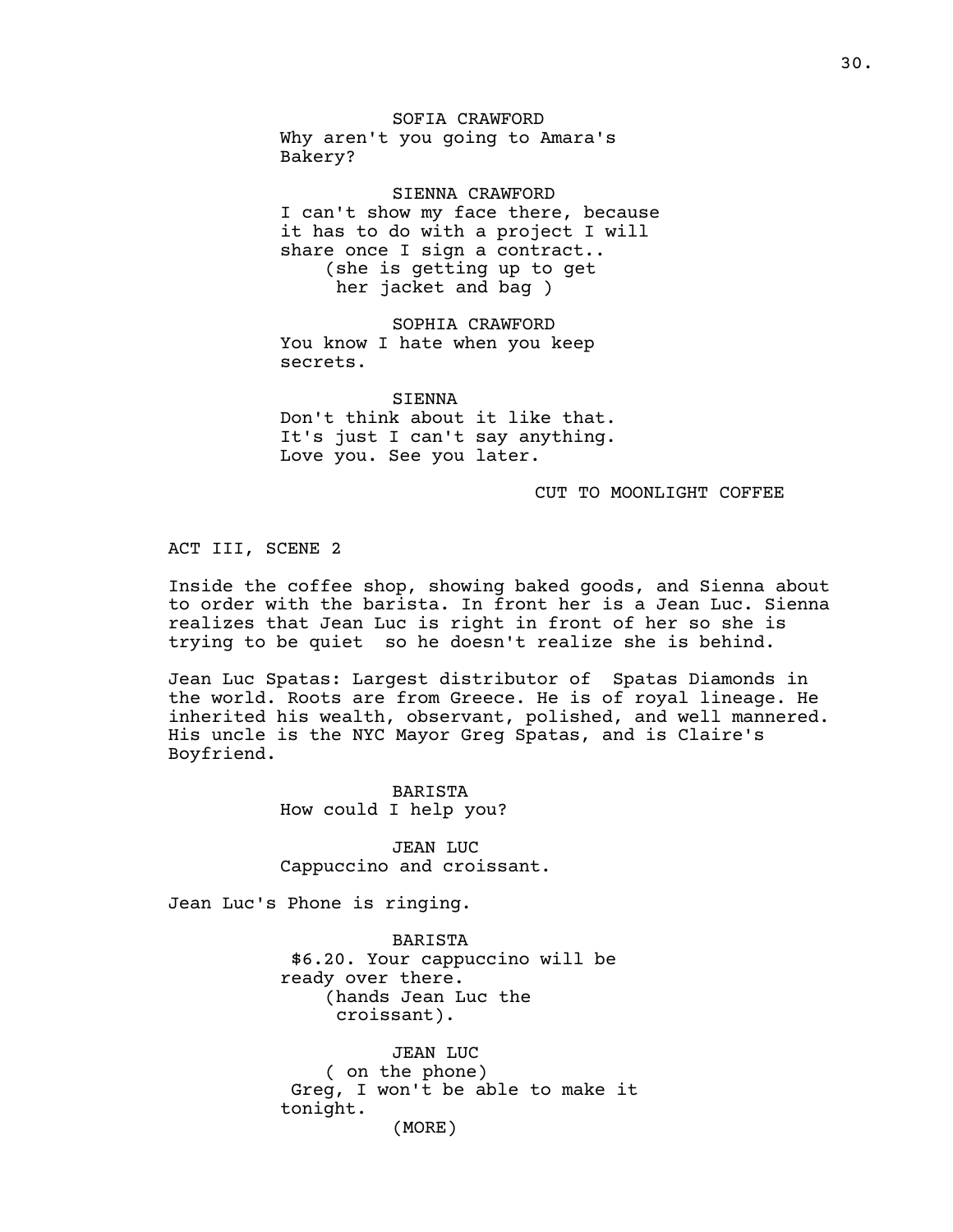SOFIA CRAWFORD
Why aren't you going to Amara's Bakery?

SIENNA CRAWFORD
I can't show my face there, because it has to do with a project I will share once I sign a contract..
(she is getting up to get her jacket and bag )

SOPHIA CRAWFORD
You know I hate when you keep secrets.

SIENNA
Don't think about it like that. It's just I can't say anything. Love you. See you later.

CUT TO MOONLIGHT COFFEE

ACT III, SCENE 2

Inside the coffee shop, showing baked goods, and Sienna about to order with the barista. In front her is a Jean Luc. Sienna realizes that Jean Luc is right in front of her so she is trying to be quiet  so he doesn't realize she is behind.

Jean Luc Spatas: Largest distributor of  Spatas Diamonds in the world. Roots are from Greece. He is of royal lineage. He inherited his wealth, observant, polished, and well mannered. His uncle is the NYC Mayor Greg Spatas, and is Claire's Boyfriend.

BARISTA
How could I help you?

JEAN LUC
Cappuccino and croissant.

Jean Luc's Phone is ringing.

BARISTA
$6.20. Your cappuccino will be ready over there.
(hands Jean Luc the croissant).

JEAN LUC
( on the phone)
Greg, I won't be able to make it tonight.
(MORE)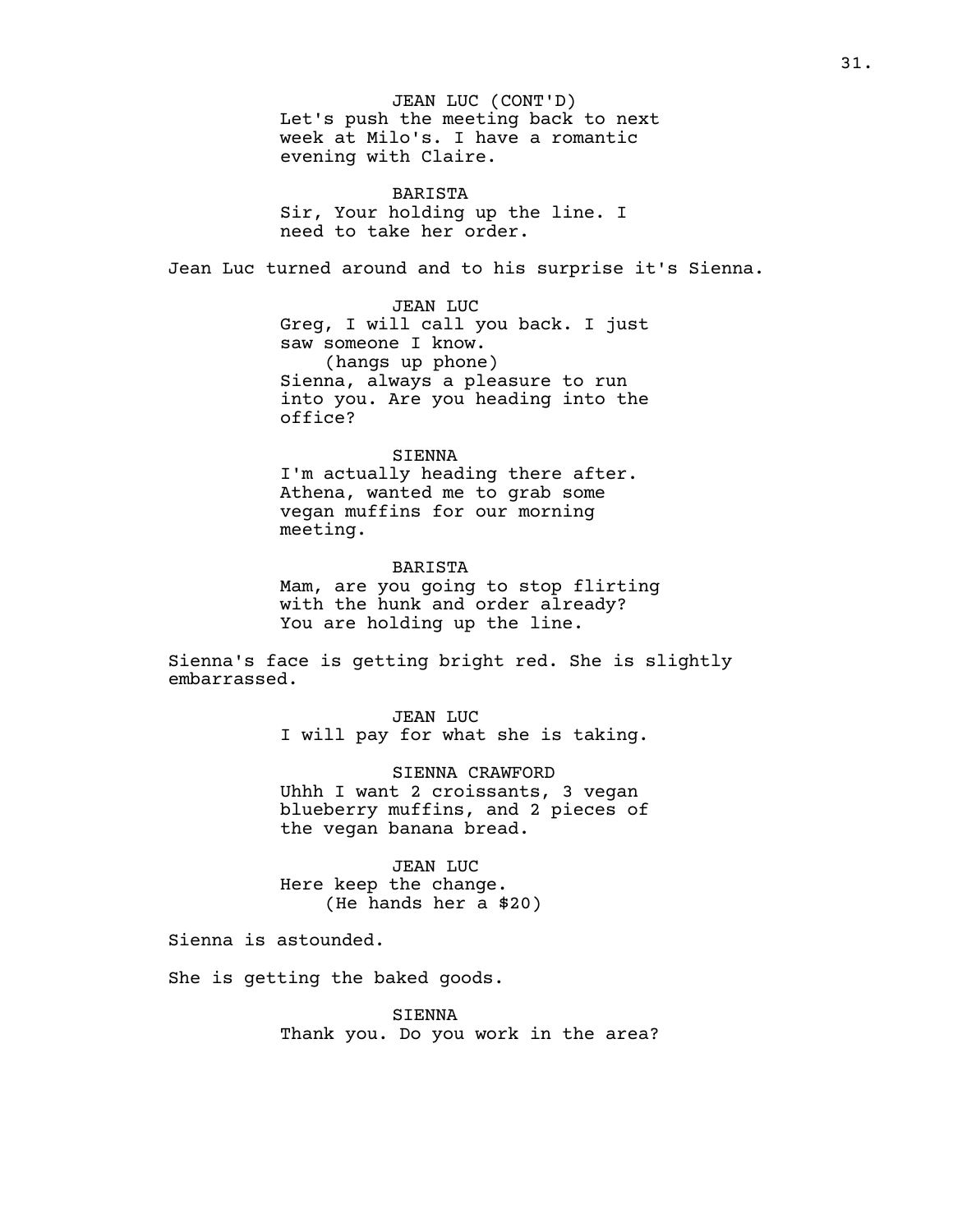JEAN LUC (CONT'D)
Let's push the meeting back to next week at Milo's. I have a romantic evening with Claire.

BARISTA
Sir, Your holding up the line. I need to take her order.

Jean Luc turned around and to his surprise it's Sienna.

JEAN LUC
Greg, I will call you back. I just saw someone I know.
(hangs up phone)
Sienna, always a pleasure to run into you. Are you heading into the office?

SIENNA
I'm actually heading there after. Athena, wanted me to grab some vegan muffins for our morning meeting.

BARISTA
Mam, are you going to stop flirting with the hunk and order already? You are holding up the line.

Sienna's face is getting bright red. She is slightly embarrassed.

JEAN LUC
I will pay for what she is taking.

SIENNA CRAWFORD
Uhhh I want 2 croissants, 3 vegan blueberry muffins, and 2 pieces of the vegan banana bread.

JEAN LUC
Here keep the change.
(He hands her a $20)

Sienna is astounded.

She is getting the baked goods.

SIENNA
Thank you. Do you work in the area?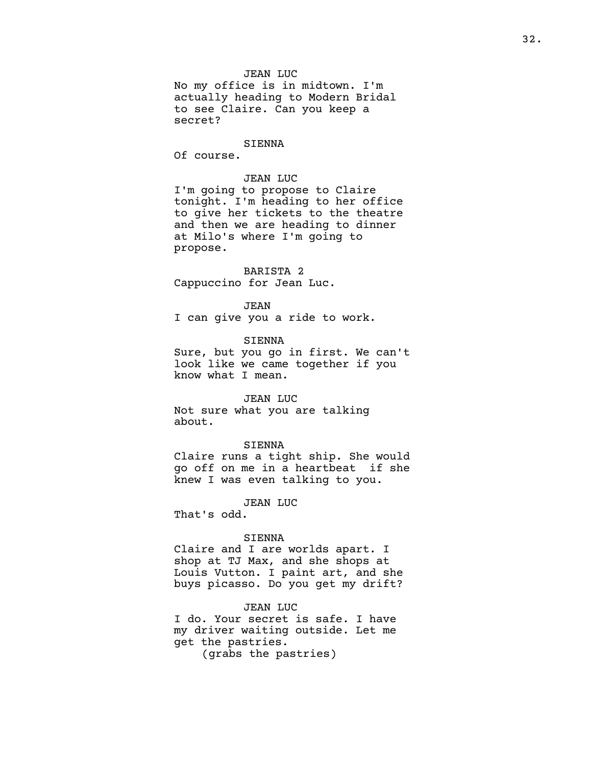JEAN LUC
No my office is in midtown. I'm actually heading to Modern Bridal to see Claire. Can you keep a secret?

SIENNA
Of course.

JEAN LUC
I'm going to propose to Claire tonight. I'm heading to her office to give her tickets to the theatre and then we are heading to dinner at Milo's where I'm going to propose.

BARISTA 2
Cappuccino for Jean Luc.

JEAN
I can give you a ride to work.

SIENNA
Sure, but you go in first. We can't look like we came together if you know what I mean.

JEAN LUC
Not sure what you are talking about.

SIENNA
Claire runs a tight ship. She would go off on me in a heartbeat  if she knew I was even talking to you.

JEAN LUC
That's odd.

SIENNA
Claire and I are worlds apart. I shop at TJ Max, and she shops at Louis Vutton. I paint art, and she buys picasso. Do you get my drift?

JEAN LUC
I do. Your secret is safe. I have my driver waiting outside. Let me get the pastries.
(grabs the pastries)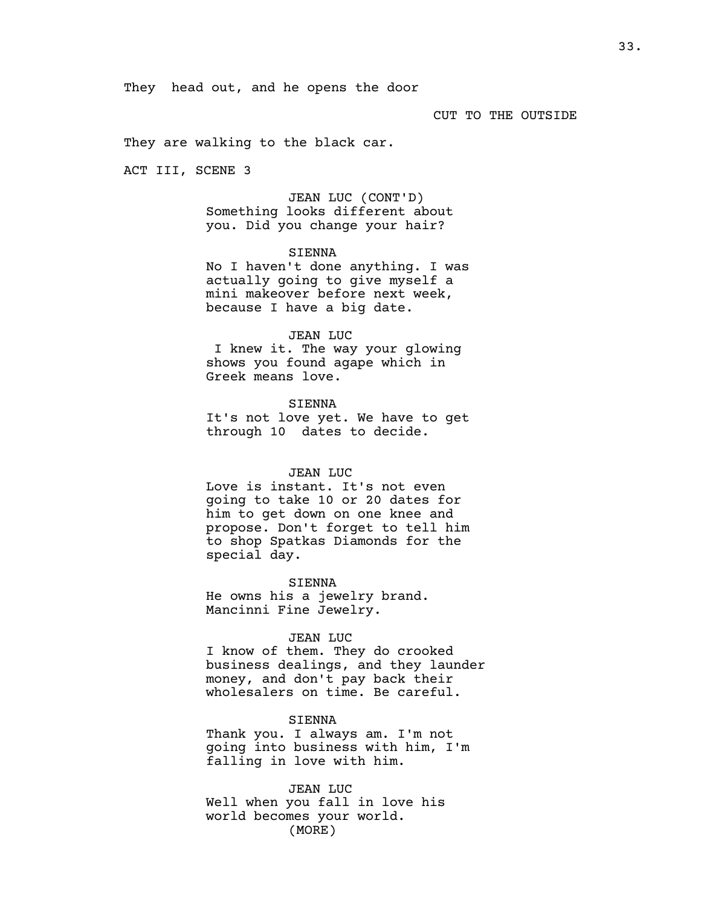They  head out, and he opens the door

CUT TO THE OUTSIDE

They are walking to the black car.

ACT III, SCENE 3

JEAN LUC (CONT'D)
Something looks different about you. Did you change your hair?

SIENNA
No I haven't done anything. I was actually going to give myself a mini makeover before next week, because I have a big date.

JEAN LUC
 I knew it. The way your glowing shows you found agape which in Greek means love.

SIENNA
It's not love yet. We have to get through 10  dates to decide.

JEAN LUC
Love is instant. It's not even going to take 10 or 20 dates for him to get down on one knee and propose. Don't forget to tell him to shop Spatkas Diamonds for the special day.

SIENNA
He owns his a jewelry brand. Mancinni Fine Jewelry.

JEAN LUC
I know of them. They do crooked business dealings, and they launder money, and don't pay back their wholesalers on time. Be careful.

SIENNA
Thank you. I always am. I'm not going into business with him, I'm falling in love with him.

JEAN LUC
Well when you fall in love his world becomes your world.
(MORE)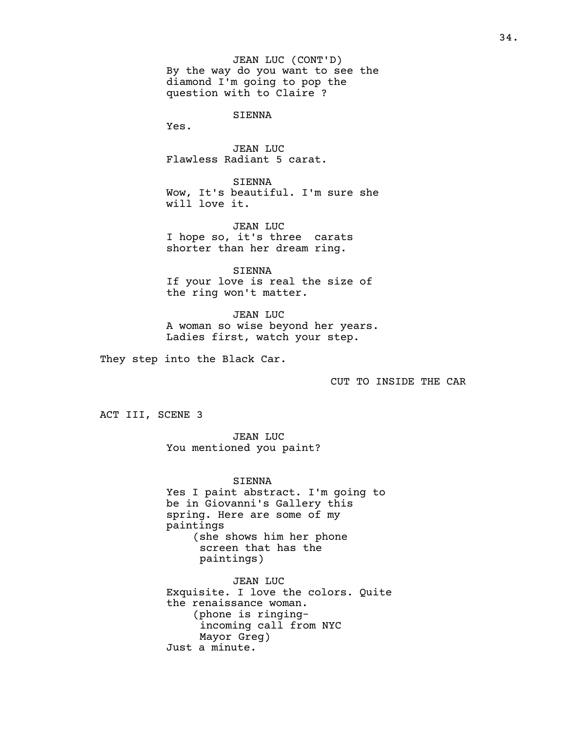JEAN LUC (CONT'D)
By the way do you want to see the diamond I'm going to pop the question with to Claire ?

SIENNA
Yes.

JEAN LUC
Flawless Radiant 5 carat.

SIENNA
Wow, It's beautiful. I'm sure she will love it.

JEAN LUC
I hope so, it's three  carats shorter than her dream ring.

SIENNA
If your love is real the size of the ring won't matter.

JEAN LUC
A woman so wise beyond her years. Ladies first, watch your step.

They step into the Black Car.

CUT TO INSIDE THE CAR

ACT III, SCENE 3

JEAN LUC
You mentioned you paint?

SIENNA
Yes I paint abstract. I'm going to be in Giovanni's Gallery this spring. Here are some of my paintings
(she shows him her phone screen that has the paintings)

JEAN LUC
Exquisite. I love the colors. Quite the renaissance woman.
(phone is ringing- incoming call from NYC Mayor Greg)
Just a minute.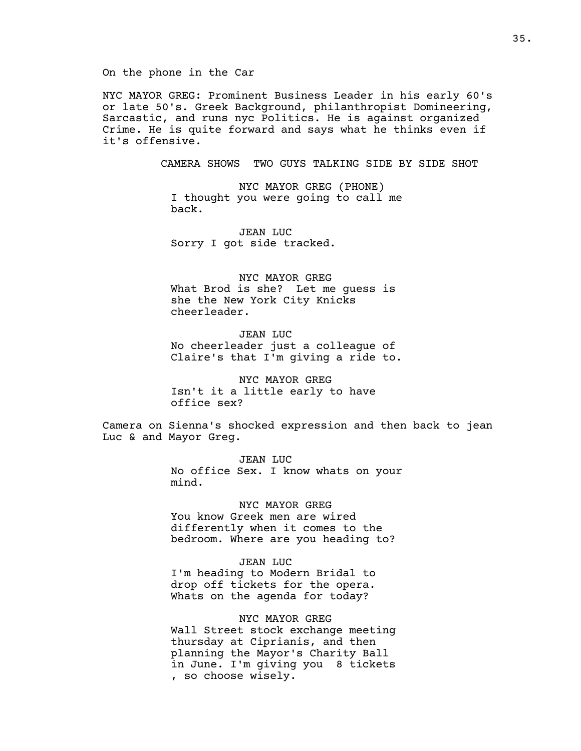On the phone in the Car

NYC MAYOR GREG: Prominent Business Leader in his early 60's or late 50's. Greek Background, philanthropist Domineering, Sarcastic, and runs nyc Politics. He is against organized Crime. He is quite forward and says what he thinks even if it's offensive.

CAMERA SHOWS TWO GUYS TALKING SIDE BY SIDE SHOT

NYC MAYOR GREG (PHONE)
I thought you were going to call me back.

JEAN LUC
Sorry I got side tracked.

NYC MAYOR GREG
What Brod is she? Let me guess is she the New York City Knicks cheerleader.

JEAN LUC
No cheerleader just a colleague of Claire's that I'm giving a ride to.

NYC MAYOR GREG
Isn't it a little early to have office sex?

Camera on Sienna's shocked expression and then back to jean Luc & and Mayor Greg.

JEAN LUC
No office Sex. I know whats on your mind.

NYC MAYOR GREG
You know Greek men are wired differently when it comes to the bedroom. Where are you heading to?

JEAN LUC
I'm heading to Modern Bridal to drop off tickets for the opera. Whats on the agenda for today?

NYC MAYOR GREG
Wall Street stock exchange meeting thursday at Ciprianis, and then planning the Mayor's Charity Ball in June. I'm giving you 8 tickets , so choose wisely.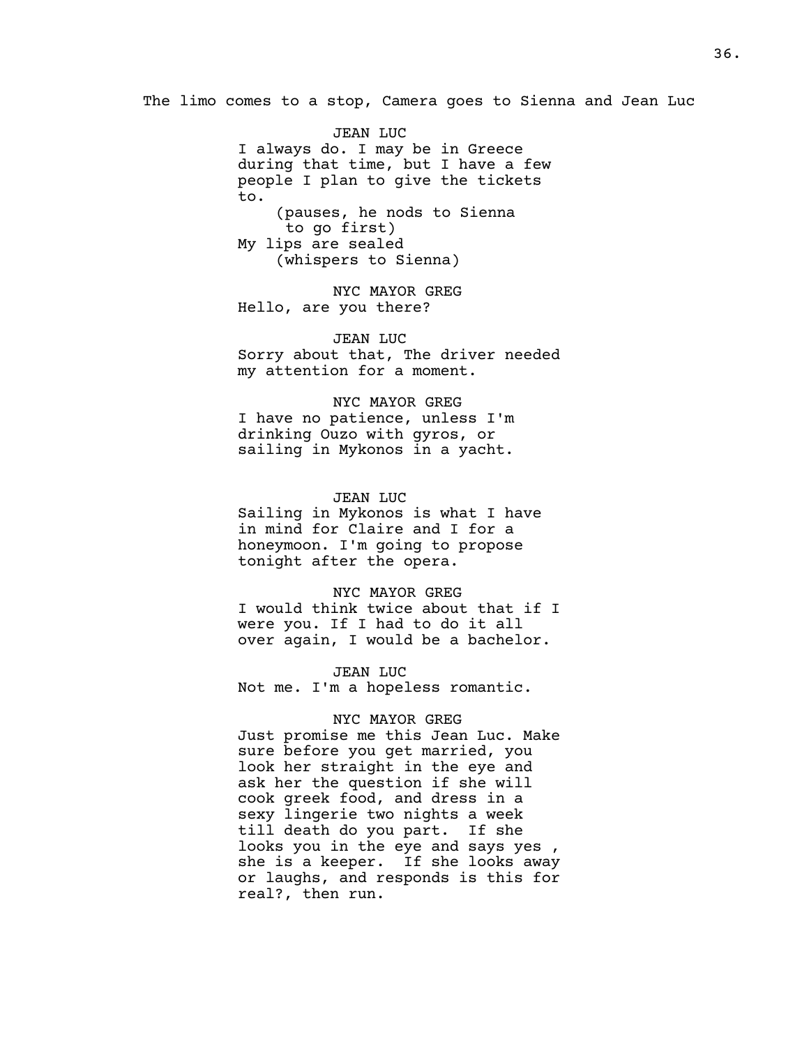The limo comes to a stop, Camera goes to Sienna and Jean Luc

JEAN LUC
I always do. I may be in Greece during that time, but I have a few people I plan to give the tickets to.
(pauses, he nods to Sienna to go first)
My lips are sealed
(whispers to Sienna)

NYC MAYOR GREG
Hello, are you there?

JEAN LUC
Sorry about that, The driver needed my attention for a moment.

NYC MAYOR GREG
I have no patience, unless I'm drinking Ouzo with gyros, or sailing in Mykonos in a yacht.

JEAN LUC
Sailing in Mykonos is what I have in mind for Claire and I for a honeymoon. I'm going to propose tonight after the opera.

NYC MAYOR GREG
I would think twice about that if I were you. If I had to do it all over again, I would be a bachelor.

JEAN LUC
Not me. I'm a hopeless romantic.

NYC MAYOR GREG
Just promise me this Jean Luc. Make sure before you get married, you look her straight in the eye and ask her the question if she will cook greek food, and dress in a sexy lingerie two nights a week till death do you part. If she looks you in the eye and says yes , she is a keeper. If she looks away or laughs, and responds is this for real?, then run.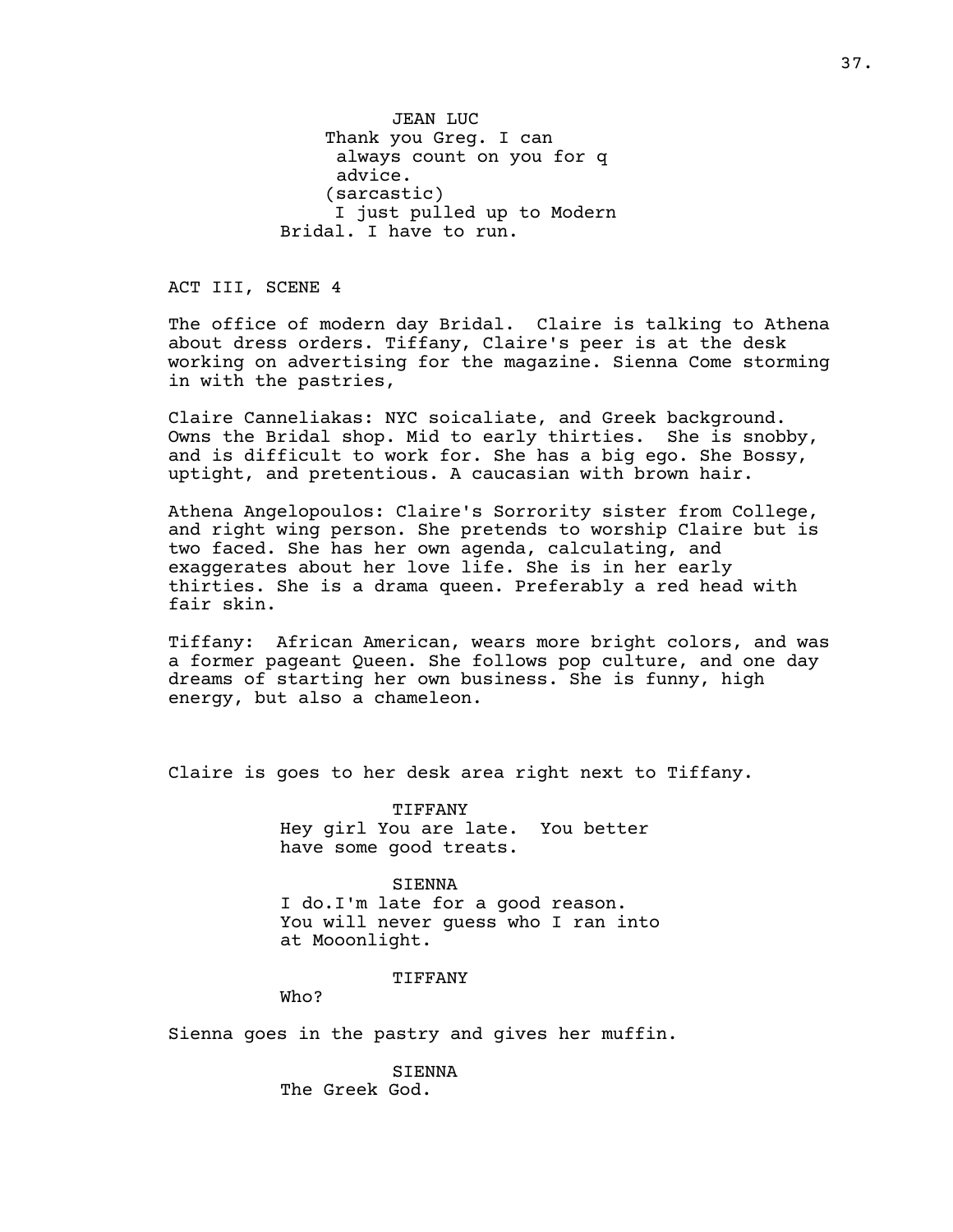JEAN LUC
Thank you Greg. I can always count on you for q advice.
(sarcastic)
I just pulled up to Modern Bridal. I have to run.

ACT III, SCENE 4

The office of modern day Bridal. Claire is talking to Athena about dress orders. Tiffany, Claire's peer is at the desk working on advertising for the magazine. Sienna Come storming in with the pastries,

Claire Canneliakas: NYC soicaliate, and Greek background. Owns the Bridal shop. Mid to early thirties. She is snobby, and is difficult to work for. She has a big ego. She Bossy, uptight, and pretentious. A caucasian with brown hair.

Athena Angelopoulos: Claire's Sorrority sister from College, and right wing person. She pretends to worship Claire but is two faced. She has her own agenda, calculating, and exaggerates about her love life. She is in her early thirties. She is a drama queen. Preferably a red head with fair skin.

Tiffany: African American, wears more bright colors, and was a former pageant Queen. She follows pop culture, and one day dreams of starting her own business. She is funny, high energy, but also a chameleon.

Claire is goes to her desk area right next to Tiffany.

TIFFANY
Hey girl You are late. You better have some good treats.

SIENNA
I do.I'm late for a good reason. You will never guess who I ran into at Mooonlight.

TIFFANY
Who?

Sienna goes in the pastry and gives her muffin.

SIENNA
The Greek God.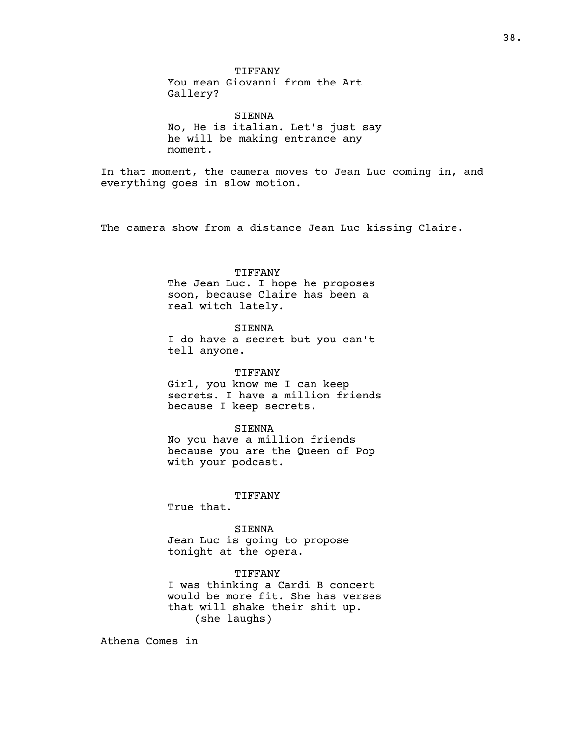TIFFANY
You mean Giovanni from the Art Gallery?

SIENNA
No, He is italian. Let's just say he will be making entrance any moment.

In that moment, the camera moves to Jean Luc coming in, and everything goes in slow motion.

The camera show from a distance Jean Luc kissing Claire.

TIFFANY
The Jean Luc. I hope he proposes soon, because Claire has been a real witch lately.

SIENNA
I do have a secret but you can't tell anyone.

TIFFANY
Girl, you know me I can keep secrets. I have a million friends because I keep secrets.

SIENNA
No you have a million friends because you are the Queen of Pop with your podcast.

TIFFANY
True that.

SIENNA
Jean Luc is going to propose tonight at the opera.

TIFFANY
I was thinking a Cardi B concert would be more fit. She has verses that will shake their shit up.
(she laughs)

Athena Comes in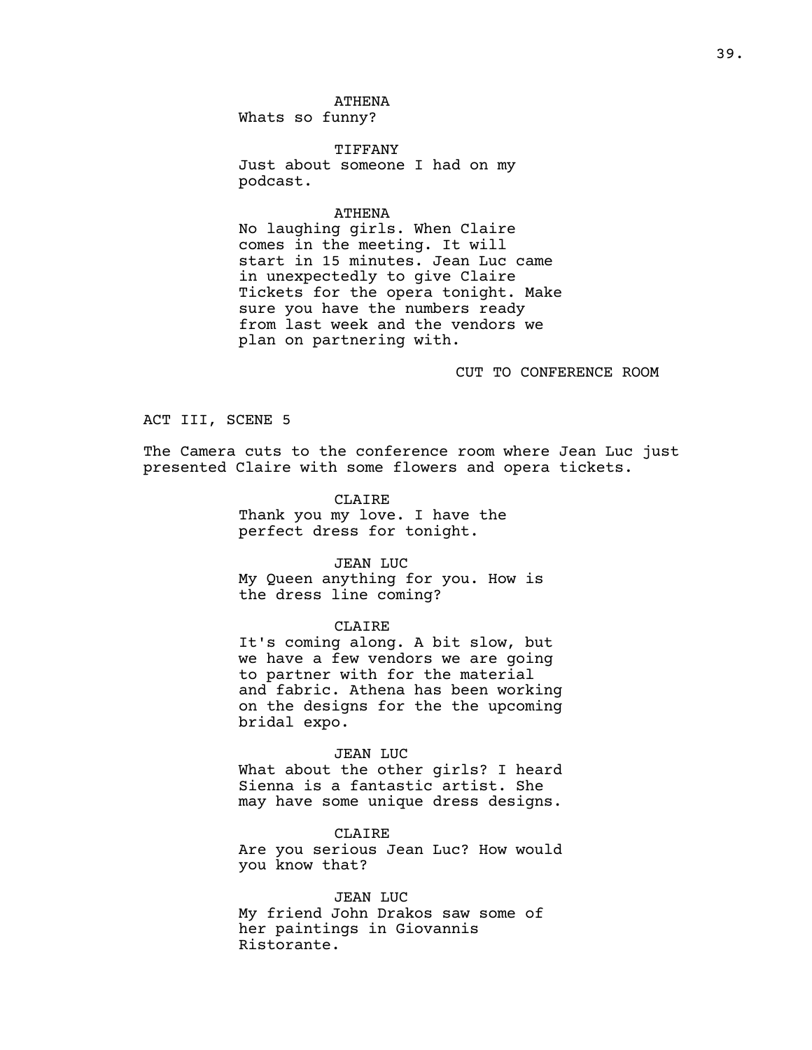ATHENA
Whats so funny?

TIFFANY
Just about someone I had on my podcast.

ATHENA
No laughing girls. When Claire comes in the meeting. It will start in 15 minutes. Jean Luc came in unexpectedly to give Claire Tickets for the opera tonight. Make sure you have the numbers ready from last week and the vendors we plan on partnering with.

CUT TO CONFERENCE ROOM

ACT III, SCENE 5

The Camera cuts to the conference room where Jean Luc just presented Claire with some flowers and opera tickets.

CLAIRE
Thank you my love. I have the perfect dress for tonight.

JEAN LUC
My Queen anything for you. How is the dress line coming?

CLAIRE
It's coming along. A bit slow, but we have a few vendors we are going to partner with for the material and fabric. Athena has been working on the designs for the the upcoming bridal expo.

JEAN LUC
What about the other girls? I heard Sienna is a fantastic artist. She may have some unique dress designs.

CLAIRE
Are you serious Jean Luc? How would you know that?

JEAN LUC
My friend John Drakos saw some of her paintings in Giovannis Ristorante.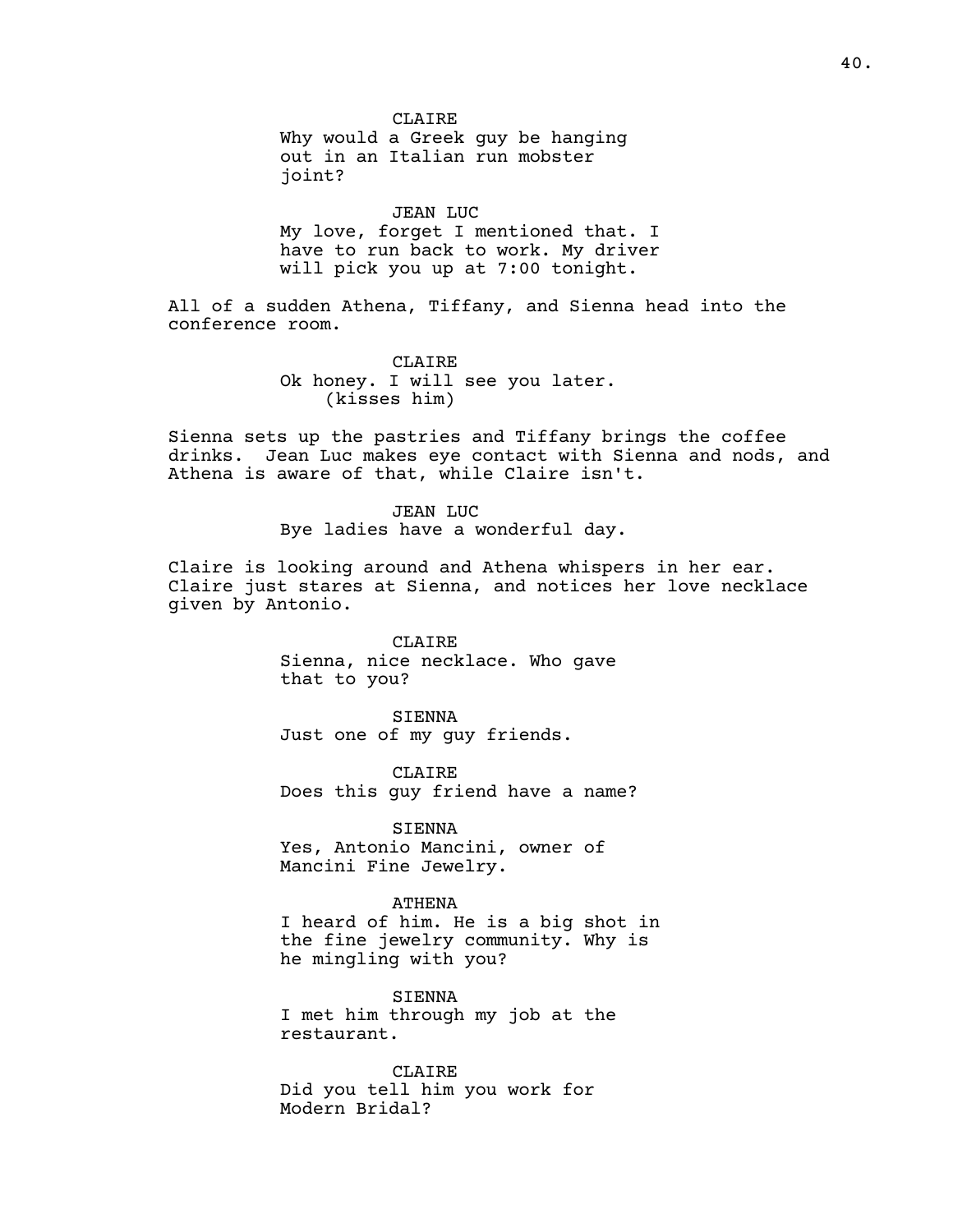CLAIRE
Why would a Greek guy be hanging out in an Italian run mobster joint?

JEAN LUC
My love, forget I mentioned that. I have to run back to work. My driver will pick you up at 7:00 tonight.

All of a sudden Athena, Tiffany, and Sienna head into the conference room.

CLAIRE
Ok honey. I will see you later.
(kisses him)

Sienna sets up the pastries and Tiffany brings the coffee drinks. Jean Luc makes eye contact with Sienna and nods, and Athena is aware of that, while Claire isn't.

JEAN LUC
Bye ladies have a wonderful day.

Claire is looking around and Athena whispers in her ear. Claire just stares at Sienna, and notices her love necklace given by Antonio.

CLAIRE
Sienna, nice necklace. Who gave that to you?

SIENNA
Just one of my guy friends.

CLAIRE
Does this guy friend have a name?

SIENNA
Yes, Antonio Mancini, owner of Mancini Fine Jewelry.

ATHENA
I heard of him. He is a big shot in the fine jewelry community. Why is he mingling with you?

SIENNA
I met him through my job at the restaurant.

CLAIRE
Did you tell him you work for Modern Bridal?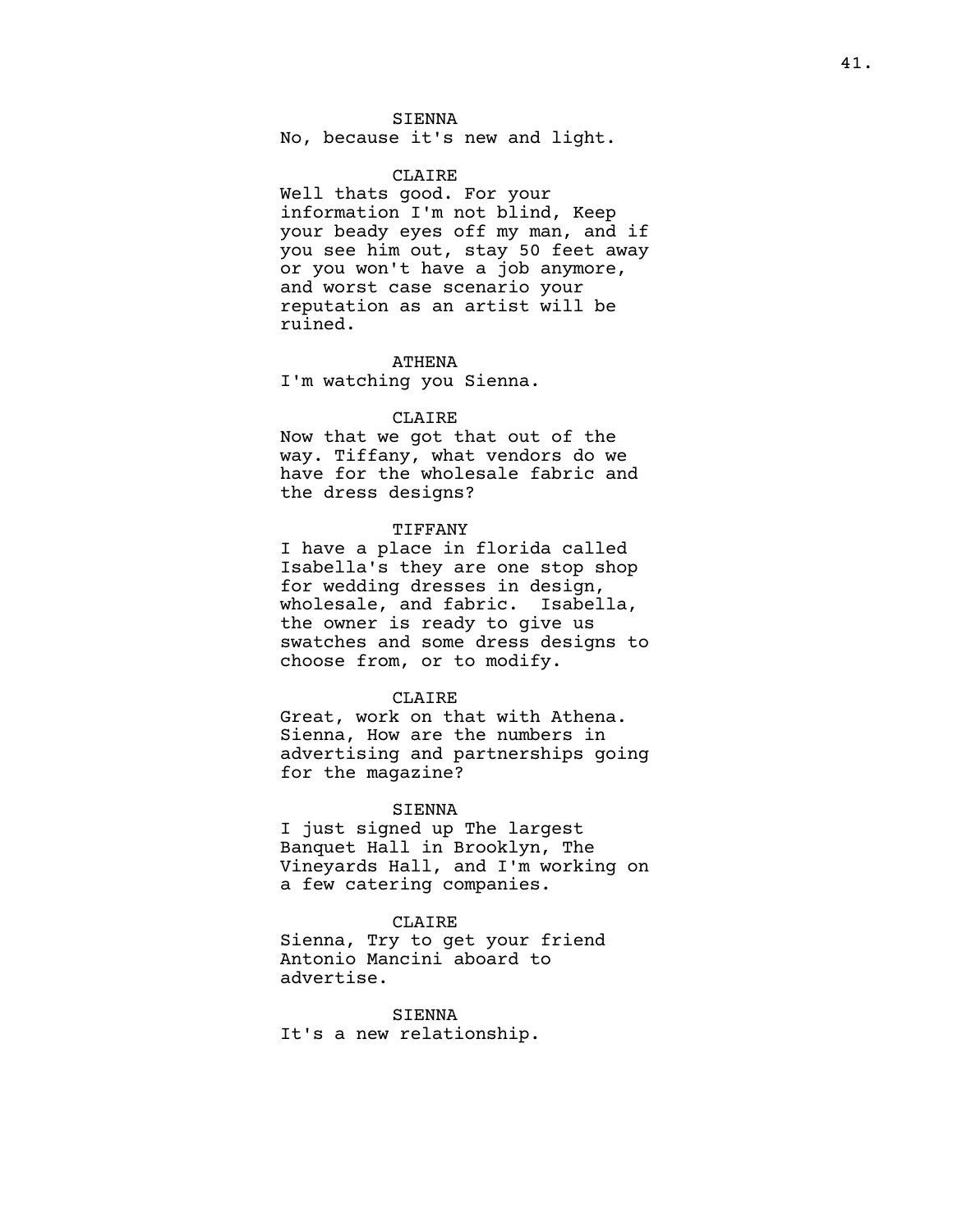SIENNA

No, because it's new and light.

CLAIRE

Well thats good. For your information I'm not blind, Keep your beady eyes off my man, and if you see him out, stay 50 feet away or you won't have a job anymore, and worst case scenario your reputation as an artist will be ruined.

ATHENA

I'm watching you Sienna.

CLAIRE

Now that we got that out of the way. Tiffany, what vendors do we have for the wholesale fabric and the dress designs?

TIFFANY

I have a place in florida called Isabella's they are one stop shop for wedding dresses in design, wholesale, and fabric. Isabella, the owner is ready to give us swatches and some dress designs to choose from, or to modify.

CLAIRE

Great, work on that with Athena. Sienna, How are the numbers in advertising and partnerships going for the magazine?

SIENNA

I just signed up The largest Banquet Hall in Brooklyn, The Vineyards Hall, and I'm working on a few catering companies.

CLAIRE

Sienna, Try to get your friend Antonio Mancini aboard to advertise.

SIENNA

It's a new relationship.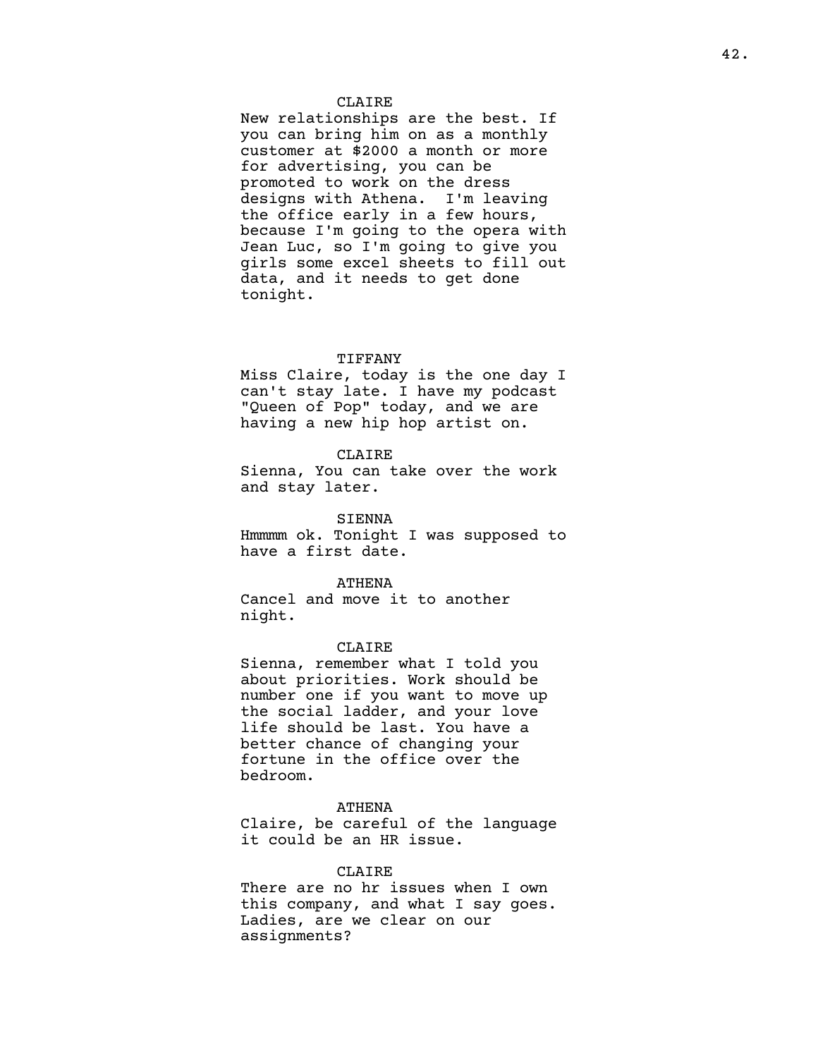CLAIRE

New relationships are the best. If you can bring him on as a monthly customer at $2000 a month or more for advertising, you can be promoted to work on the dress designs with Athena. I'm leaving the office early in a few hours, because I'm going to the opera with Jean Luc, so I'm going to give you girls some excel sheets to fill out data, and it needs to get done tonight.

TIFFANY

Miss Claire, today is the one day I can't stay late. I have my podcast "Queen of Pop" today, and we are having a new hip hop artist on.

CLAIRE

Sienna, You can take over the work and stay later.

SIENNA

Hmmmm ok. Tonight I was supposed to have a first date.

ATHENA

Cancel and move it to another night.

CLAIRE

Sienna, remember what I told you about priorities. Work should be number one if you want to move up the social ladder, and your love life should be last. You have a better chance of changing your fortune in the office over the bedroom.

ATHENA

Claire, be careful of the language it could be an HR issue.

CLAIRE

There are no hr issues when I own this company, and what I say goes. Ladies, are we clear on our assignments?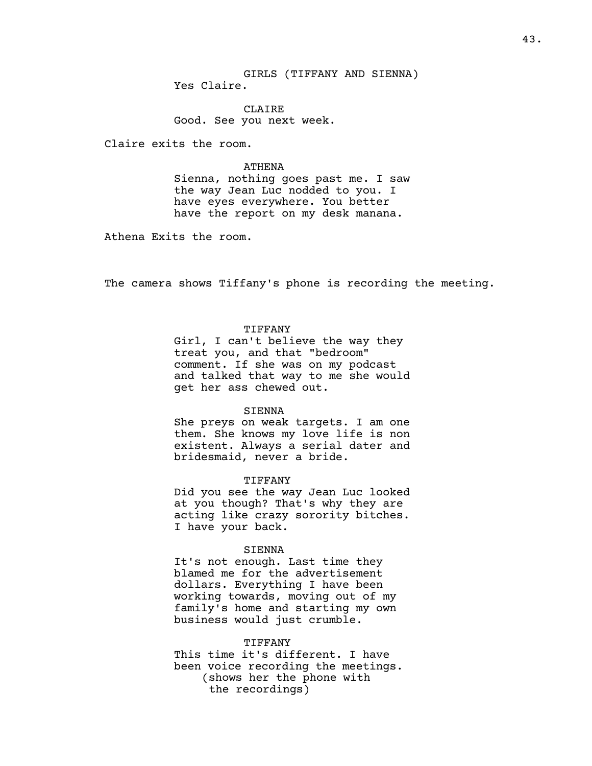GIRLS (TIFFANY AND SIENNA)
Yes Claire.

CLAIRE
Good. See you next week.

Claire exits the room.

ATHENA
Sienna, nothing goes past me. I saw the way Jean Luc nodded to you. I have eyes everywhere. You better have the report on my desk manana.

Athena Exits the room.

The camera shows Tiffany's phone is recording the meeting.

TIFFANY
Girl, I can't believe the way they treat you, and that "bedroom" comment. If she was on my podcast and talked that way to me she would get her ass chewed out.

SIENNA
She preys on weak targets. I am one them. She knows my love life is non existent. Always a serial dater and bridesmaid, never a bride.

TIFFANY
Did you see the way Jean Luc looked at you though? That's why they are acting like crazy sorority bitches. I have your back.

SIENNA
It's not enough. Last time they blamed me for the advertisement dollars. Everything I have been working towards, moving out of my family's home and starting my own business would just crumble.

TIFFANY
This time it's different. I have been voice recording the meetings.
(shows her the phone with the recordings)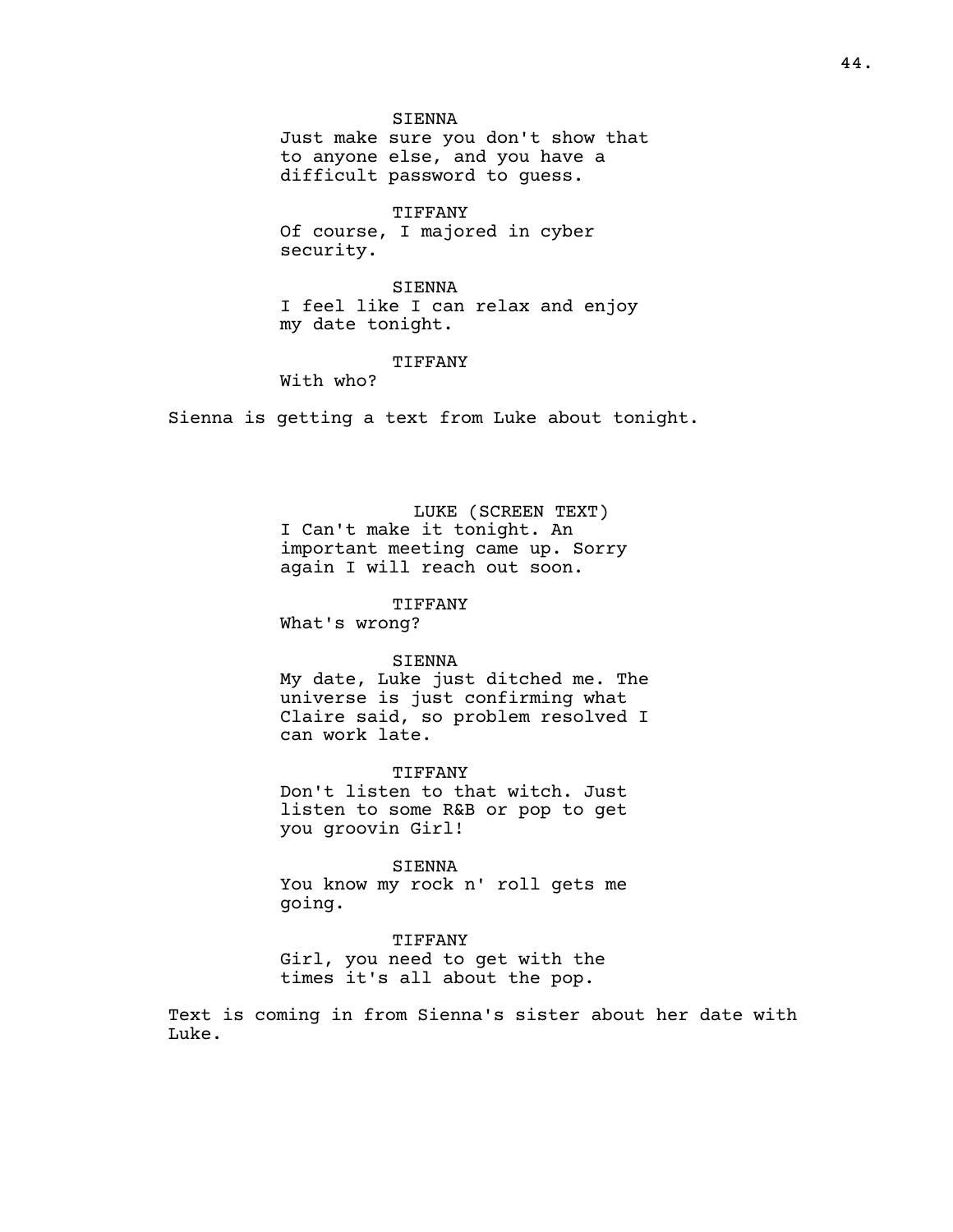SIENNA

Just make sure you don't show that to anyone else, and you have a difficult password to guess.

TIFFANY

Of course, I majored in cyber security.

SIENNA

I feel like I can relax and enjoy my date tonight.

TIFFANY

With who?

Sienna is getting a text from Luke about tonight.

LUKE (SCREEN TEXT)

I Can't make it tonight. An important meeting came up. Sorry again I will reach out soon.

TIFFANY

What's wrong?

SIENNA

My date, Luke just ditched me. The universe is just confirming what Claire said, so problem resolved I can work late.

TIFFANY

Don't listen to that witch. Just listen to some R&B or pop to get you groovin Girl!

SIENNA

You know my rock n' roll gets me going.

TIFFANY

Girl, you need to get with the times it's all about the pop.

Text is coming in from Sienna's sister about her date with Luke.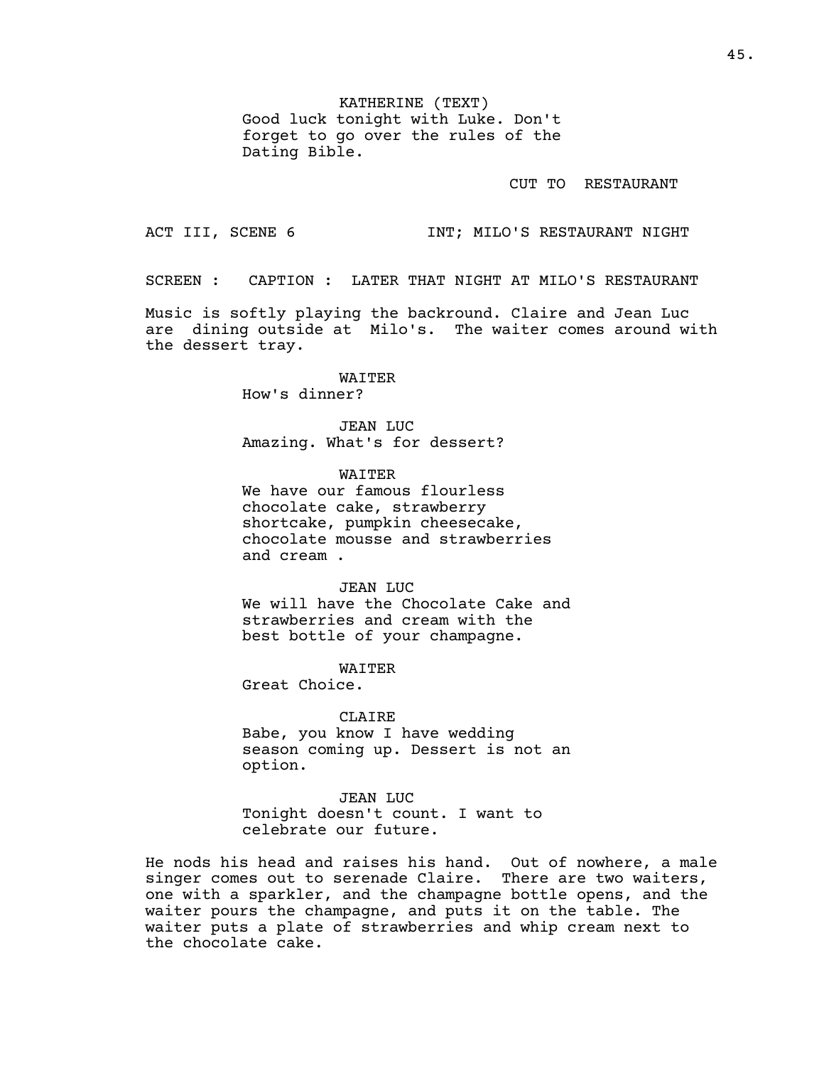KATHERINE (TEXT)
Good luck tonight with Luke. Don't forget to go over the rules of the Dating Bible.

CUT TO RESTAURANT

ACT III, SCENE 6 INT; MILO'S RESTAURANT NIGHT

SCREEN : CAPTION : LATER THAT NIGHT AT MILO'S RESTAURANT

Music is softly playing the backround. Claire and Jean Luc are dining outside at Milo's. The waiter comes around with the dessert tray.

WAITER
How's dinner?

JEAN LUC
Amazing. What's for dessert?

WAITER
We have our famous flourless chocolate cake, strawberry shortcake, pumpkin cheesecake, chocolate mousse and strawberries and cream .

JEAN LUC
We will have the Chocolate Cake and strawberries and cream with the best bottle of your champagne.

WAITER
Great Choice.

CLAIRE
Babe, you know I have wedding season coming up. Dessert is not an option.

JEAN LUC
Tonight doesn't count. I want to celebrate our future.

He nods his head and raises his hand. Out of nowhere, a male singer comes out to serenade Claire. There are two waiters, one with a sparkler, and the champagne bottle opens, and the waiter pours the champagne, and puts it on the table. The waiter puts a plate of strawberries and whip cream next to the chocolate cake.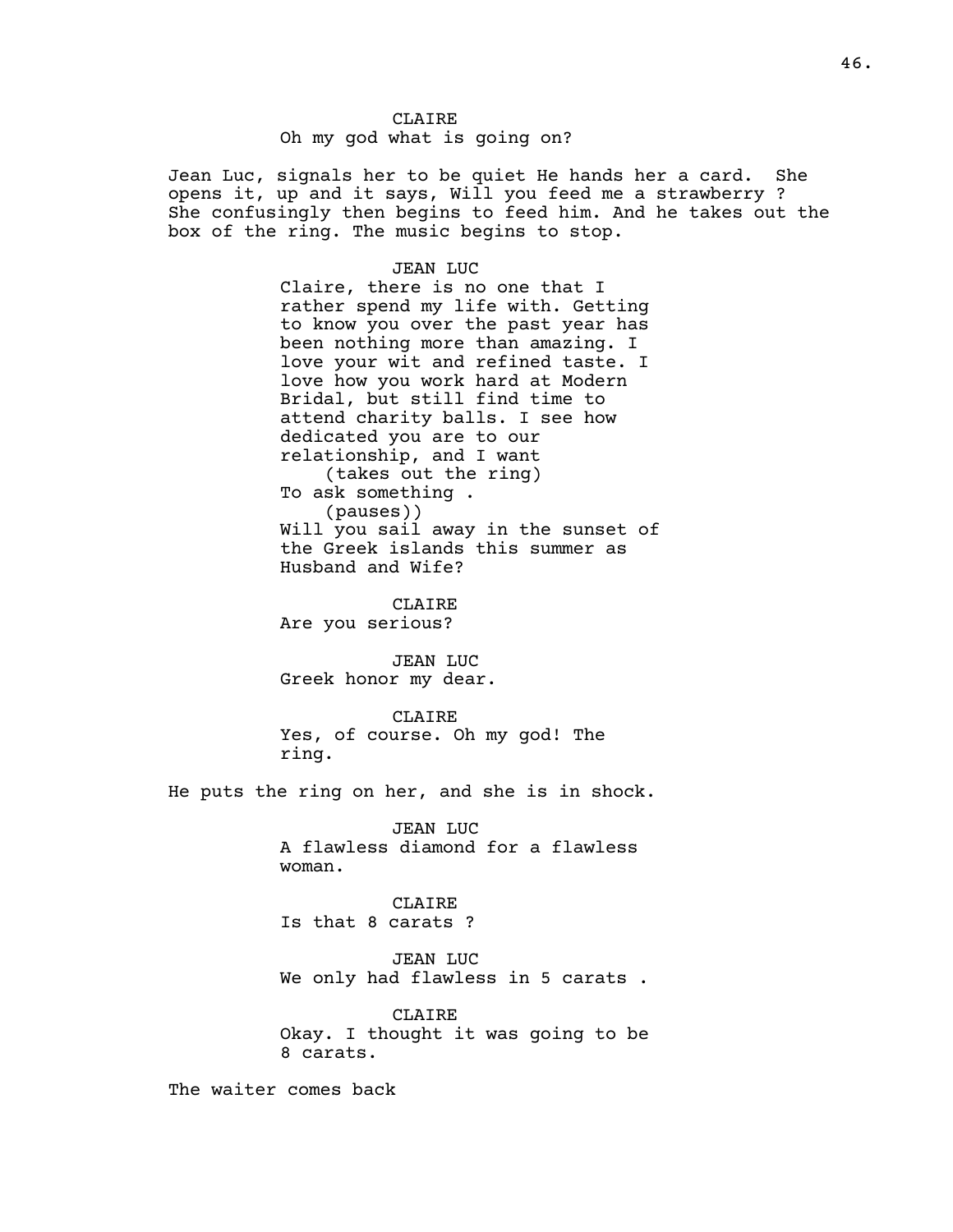CLAIRE
Oh my god what is going on?

Jean Luc, signals her to be quiet He hands her a card. She opens it, up and it says, Will you feed me a strawberry ? She confusingly then begins to feed him. And he takes out the box of the ring. The music begins to stop.

JEAN LUC
Claire, there is no one that I rather spend my life with. Getting to know you over the past year has been nothing more than amazing. I love your wit and refined taste. I love how you work hard at Modern Bridal, but still find time to attend charity balls. I see how dedicated you are to our relationship, and I want
(takes out the ring)
To ask something .
(pauses))
Will you sail away in the sunset of the Greek islands this summer as Husband and Wife?

CLAIRE
Are you serious?

JEAN LUC
Greek honor my dear.

CLAIRE
Yes, of course. Oh my god! The ring.

He puts the ring on her, and she is in shock.

JEAN LUC
A flawless diamond for a flawless woman.

CLAIRE
Is that 8 carats ?

JEAN LUC
We only had flawless in 5 carats .

CLAIRE
Okay. I thought it was going to be 8 carats.

The waiter comes back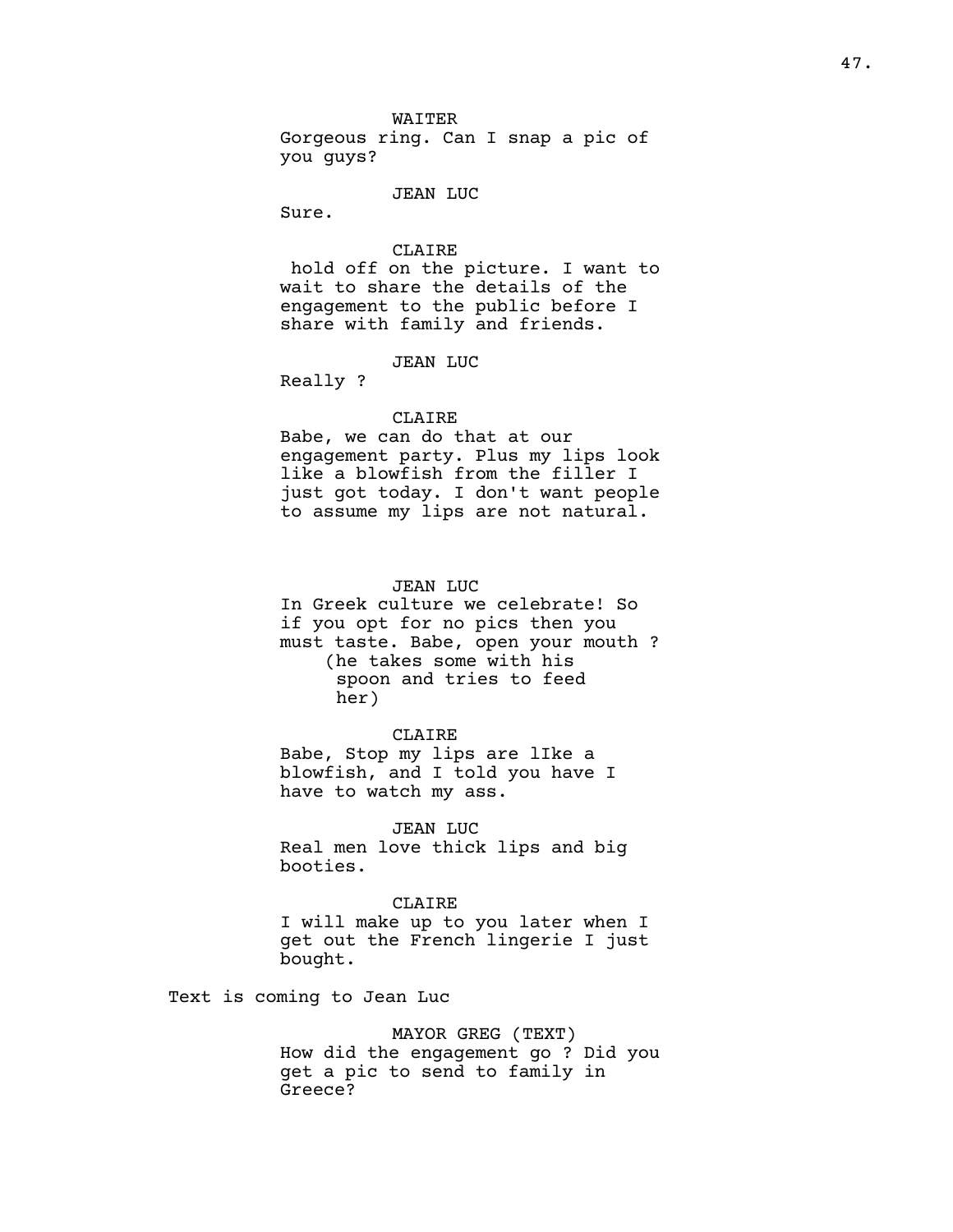WAITER
Gorgeous ring. Can I snap a pic of you guys?

JEAN LUC
Sure.

CLAIRE
hold off on the picture. I want to wait to share the details of the engagement to the public before I share with family and friends.

JEAN LUC
Really ?

CLAIRE
Babe, we can do that at our engagement party. Plus my lips look like a blowfish from the filler I just got today. I don't want people to assume my lips are not natural.

JEAN LUC
In Greek culture we celebrate! So if you opt for no pics then you must taste. Babe, open your mouth ?
(he takes some with his spoon and tries to feed her)

CLAIRE
Babe, Stop my lips are lIke a blowfish, and I told you have I have to watch my ass.

JEAN LUC
Real men love thick lips and big booties.

CLAIRE
I will make up to you later when I get out the French lingerie I just bought.

Text is coming to Jean Luc

MAYOR GREG (TEXT)
How did the engagement go ? Did you get a pic to send to family in Greece?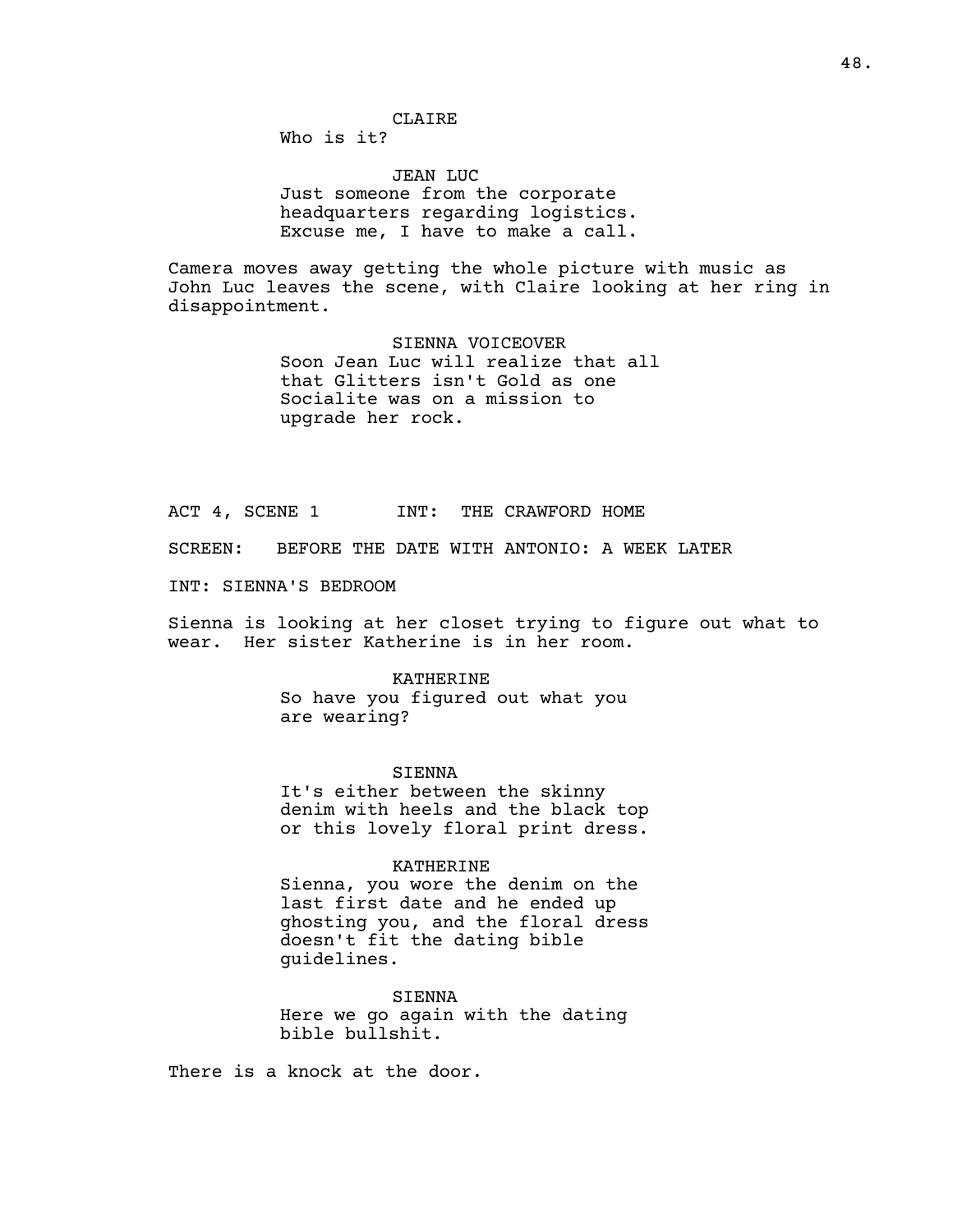CLAIRE
Who is it?

JEAN LUC
Just someone from the corporate headquarters regarding logistics. Excuse me, I have to make a call.

Camera moves away getting the whole picture with music as John Luc leaves the scene, with Claire looking at her ring in disappointment.

SIENNA VOICEOVER
Soon Jean Luc will realize that all that Glitters isn't Gold as one Socialite was on a mission to upgrade her rock.

ACT 4, SCENE 1 INT: THE CRAWFORD HOME

SCREEN: BEFORE THE DATE WITH ANTONIO: A WEEK LATER

INT: SIENNA'S BEDROOM

Sienna is looking at her closet trying to figure out what to wear. Her sister Katherine is in her room.

KATHERINE
So have you figured out what you are wearing?

SIENNA
It's either between the skinny denim with heels and the black top or this lovely floral print dress.

KATHERINE
Sienna, you wore the denim on the last first date and he ended up ghosting you, and the floral dress doesn't fit the dating bible guidelines.

SIENNA
Here we go again with the dating bible bullshit.

There is a knock at the door.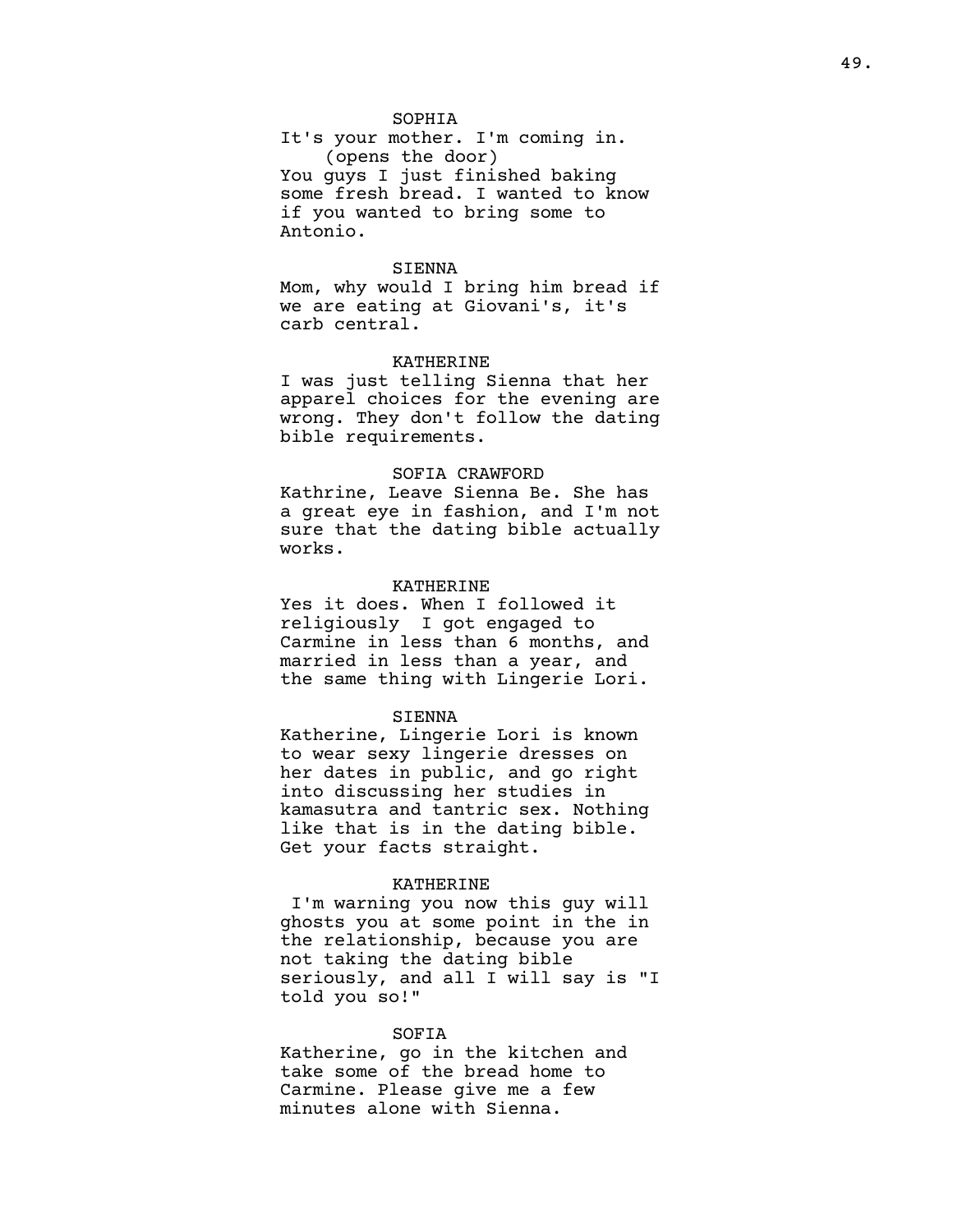SOPHIA

It's your mother. I'm coming in.

(opens the door)

You guys I just finished baking some fresh bread. I wanted to know if you wanted to bring some to Antonio.

SIENNA

Mom, why would I bring him bread if we are eating at Giovani's, it's carb central.

KATHERINE

I was just telling Sienna that her apparel choices for the evening are wrong. They don't follow the dating bible requirements.

SOFIA CRAWFORD

Kathrine, Leave Sienna Be. She has a great eye in fashion, and I'm not sure that the dating bible actually works.

KATHERINE

Yes it does. When I followed it religiously I got engaged to Carmine in less than 6 months, and married in less than a year, and the same thing with Lingerie Lori.

SIENNA

Katherine, Lingerie Lori is known to wear sexy lingerie dresses on her dates in public, and go right into discussing her studies in kamasutra and tantric sex. Nothing like that is in the dating bible. Get your facts straight.

KATHERINE

I'm warning you now this guy will ghosts you at some point in the in the relationship, because you are not taking the dating bible seriously, and all I will say is "I told you so!"

SOFIA

Katherine, go in the kitchen and take some of the bread home to Carmine. Please give me a few minutes alone with Sienna.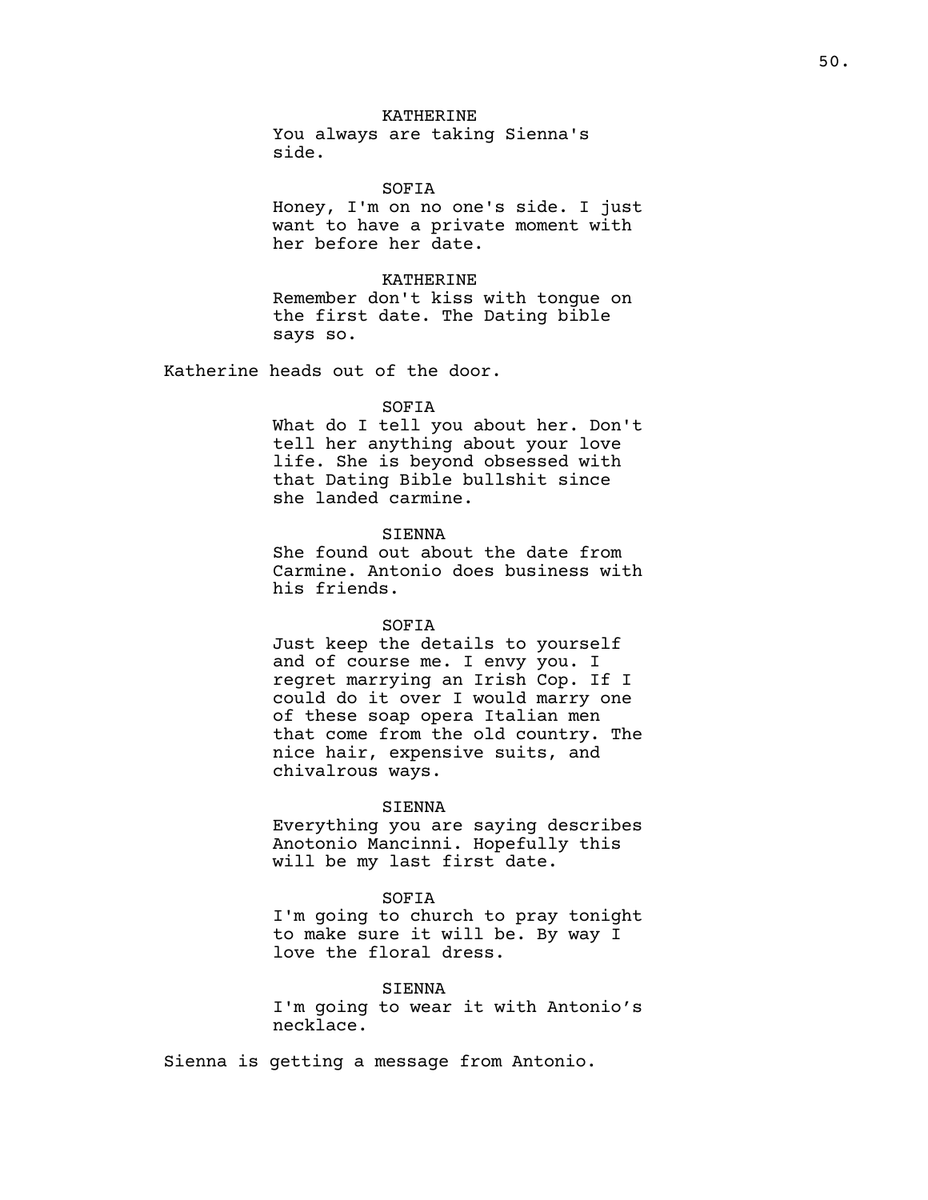KATHERINE
You always are taking Sienna's side.

SOFIA
Honey, I'm on no one's side. I just want to have a private moment with her before her date.

KATHERINE
Remember don't kiss with tongue on the first date. The Dating bible says so.

Katherine heads out of the door.

SOFIA
What do I tell you about her. Don't tell her anything about your love life. She is beyond obsessed with that Dating Bible bullshit since she landed carmine.

SIENNA
She found out about the date from Carmine. Antonio does business with his friends.

SOFIA
Just keep the details to yourself and of course me. I envy you. I regret marrying an Irish Cop. If I could do it over I would marry one of these soap opera Italian men that come from the old country. The nice hair, expensive suits, and chivalrous ways.

SIENNA
Everything you are saying describes Anotonio Mancinni. Hopefully this will be my last first date.

SOFIA
I'm going to church to pray tonight to make sure it will be. By way I love the floral dress.

SIENNA
I'm going to wear it with Antonio's necklace.

Sienna is getting a message from Antonio.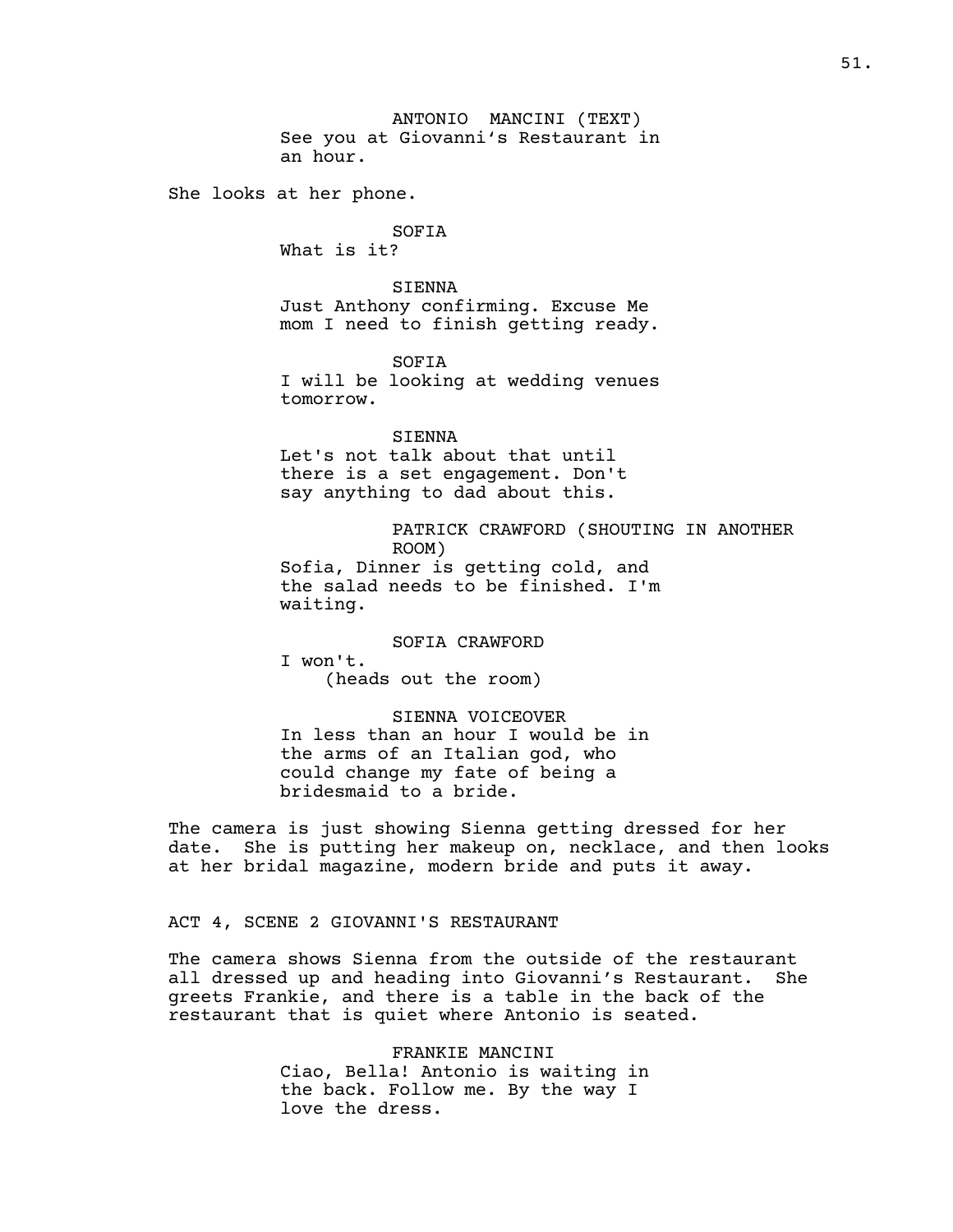ANTONIO MANCINI (TEXT)
See you at Giovanni's Restaurant in an hour.

She looks at her phone.

SOFIA
What is it?

SIENNA
Just Anthony confirming. Excuse Me mom I need to finish getting ready.

SOFIA
I will be looking at wedding venues tomorrow.

SIENNA
Let's not talk about that until there is a set engagement. Don't say anything to dad about this.

PATRICK CRAWFORD (SHOUTING IN ANOTHER ROOM)
Sofia, Dinner is getting cold, and the salad needs to be finished. I'm waiting.

SOFIA CRAWFORD
I won't.
(heads out the room)

SIENNA VOICEOVER
In less than an hour I would be in the arms of an Italian god, who could change my fate of being a bridesmaid to a bride.

The camera is just showing Sienna getting dressed for her date. She is putting her makeup on, necklace, and then looks at her bridal magazine, modern bride and puts it away.

ACT 4, SCENE 2 GIOVANNI'S RESTAURANT

The camera shows Sienna from the outside of the restaurant all dressed up and heading into Giovanni's Restaurant. She greets Frankie, and there is a table in the back of the restaurant that is quiet where Antonio is seated.

FRANKIE MANCINI
Ciao, Bella! Antonio is waiting in the back. Follow me. By the way I love the dress.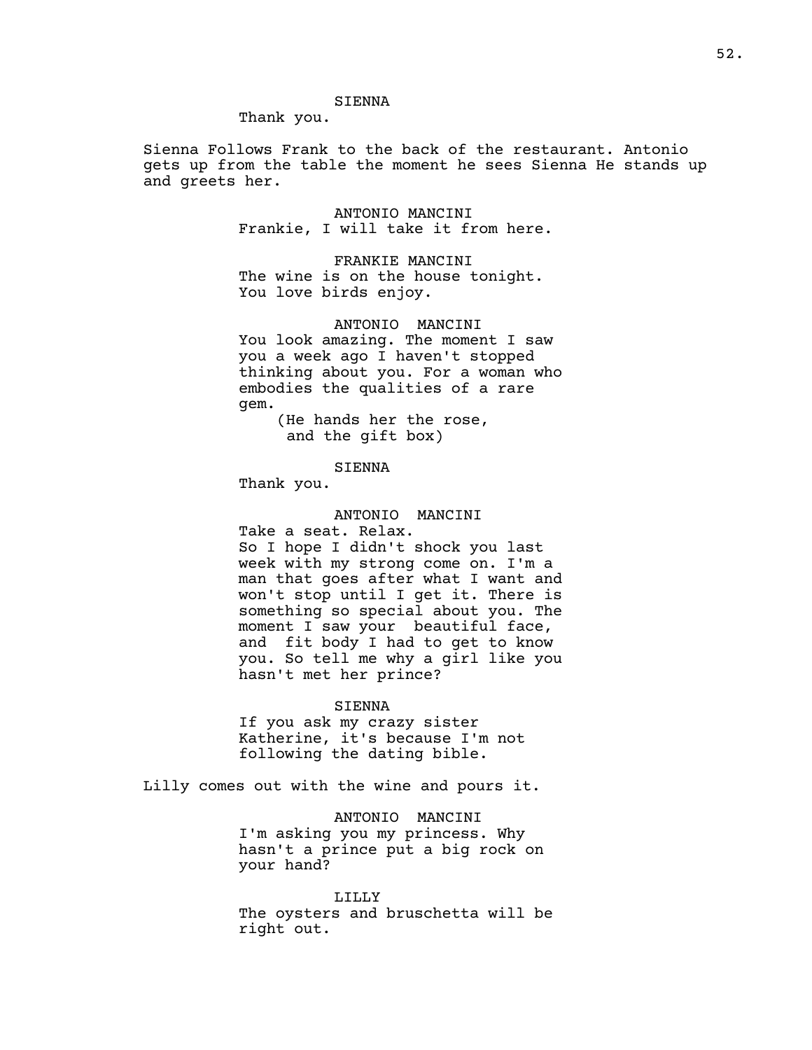SIENNA

Thank you.

Sienna Follows Frank to the back of the restaurant. Antonio gets up from the table the moment he sees Sienna He stands up and greets her.

ANTONIO MANCINI

Frankie, I will take it from here.

FRANKIE MANCINI

The wine is on the house tonight. You love birds enjoy.

ANTONIO MANCINI

You look amazing. The moment I saw you a week ago I haven't stopped thinking about you. For a woman who embodies the qualities of a rare gem.

(He hands her the rose, and the gift box)

SIENNA

Thank you.

ANTONIO MANCINI

Take a seat. Relax.
So I hope I didn't shock you last week with my strong come on. I'm a man that goes after what I want and won't stop until I get it. There is something so special about you. The moment I saw your beautiful face, and fit body I had to get to know you. So tell me why a girl like you hasn't met her prince?

SIENNA

If you ask my crazy sister Katherine, it's because I'm not following the dating bible.

Lilly comes out with the wine and pours it.

ANTONIO MANCINI

I'm asking you my princess. Why hasn't a prince put a big rock on your hand?

LILLY

The oysters and bruschetta will be right out.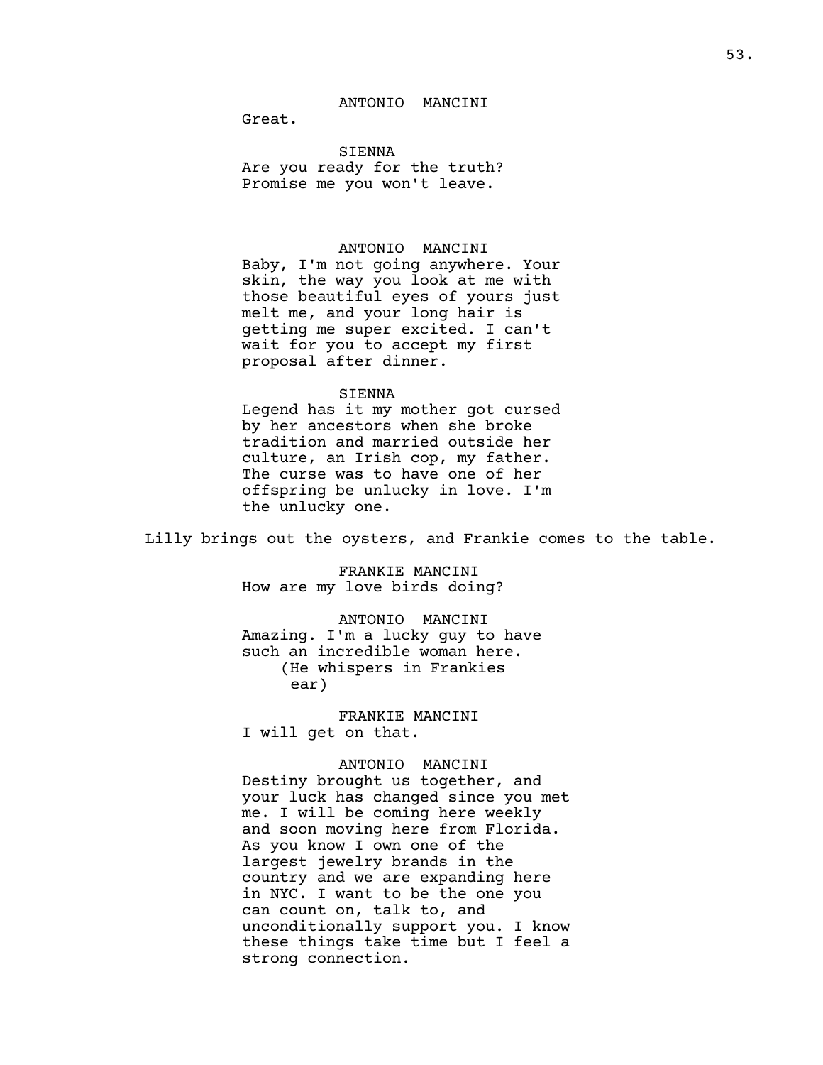ANTONIO MANCINI

Great.

SIENNA

Are you ready for the truth? Promise me you won't leave.

ANTONIO MANCINI

Baby, I'm not going anywhere. Your skin, the way you look at me with those beautiful eyes of yours just melt me, and your long hair is getting me super excited. I can't wait for you to accept my first proposal after dinner.

SIENNA

Legend has it my mother got cursed by her ancestors when she broke tradition and married outside her culture, an Irish cop, my father. The curse was to have one of her offspring be unlucky in love. I'm the unlucky one.

Lilly brings out the oysters, and Frankie comes to the table.

FRANKIE MANCINI

How are my love birds doing?

ANTONIO MANCINI

Amazing. I'm a lucky guy to have such an incredible woman here.

(He whispers in Frankies ear)

FRANKIE MANCINI

I will get on that.

ANTONIO MANCINI

Destiny brought us together, and your luck has changed since you met me. I will be coming here weekly and soon moving here from Florida. As you know I own one of the largest jewelry brands in the country and we are expanding here in NYC. I want to be the one you can count on, talk to, and unconditionally support you. I know these things take time but I feel a strong connection.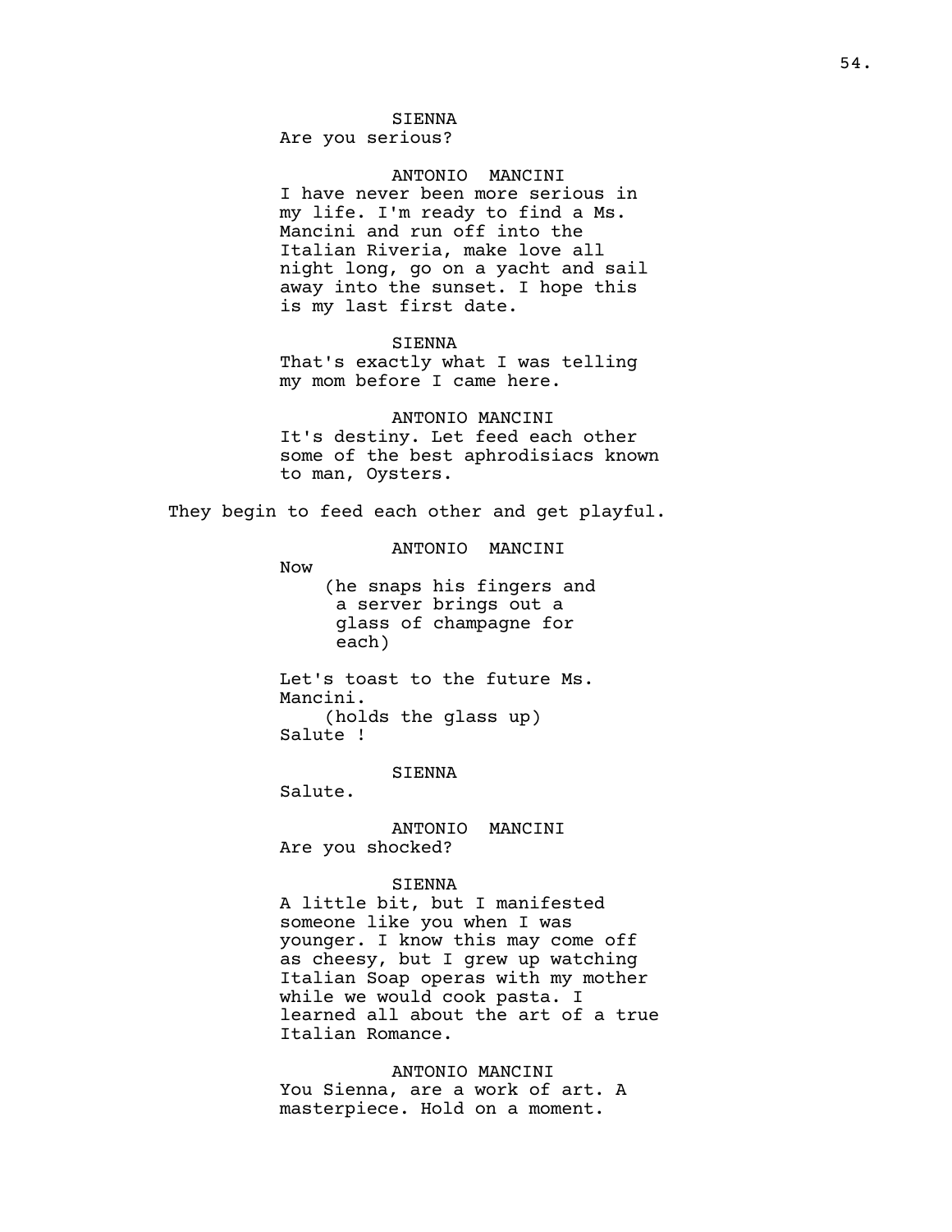SIENNA
Are you serious?

ANTONIO MANCINI
I have never been more serious in my life. I'm ready to find a Ms. Mancini and run off into the Italian Riveria, make love all night long, go on a yacht and sail away into the sunset. I hope this is my last first date.

SIENNA
That's exactly what I was telling my mom before I came here.

ANTONIO MANCINI
It's destiny. Let feed each other some of the best aphrodisiacs known to man, Oysters.

They begin to feed each other and get playful.

ANTONIO MANCINI
Now
(he snaps his fingers and a server brings out a glass of champagne for each)

Let's toast to the future Ms. Mancini.
(holds the glass up)
Salute !

SIENNA
Salute.

ANTONIO MANCINI
Are you shocked?

SIENNA
A little bit, but I manifested someone like you when I was younger. I know this may come off as cheesy, but I grew up watching Italian Soap operas with my mother while we would cook pasta. I learned all about the art of a true Italian Romance.

ANTONIO MANCINI
You Sienna, are a work of art. A masterpiece. Hold on a moment.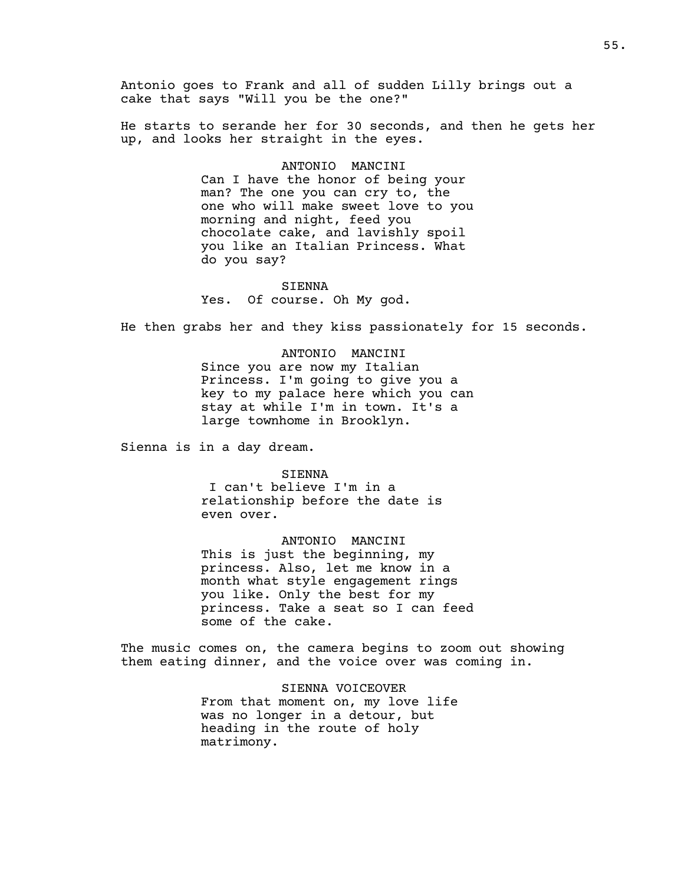Antonio goes to Frank and all of sudden Lilly brings out a cake that says "Will you be the one?"

He starts to serande her for 30 seconds, and then he gets her up, and looks her straight in the eyes.

ANTONIO MANCINI
Can I have the honor of being your man? The one you can cry to, the one who will make sweet love to you morning and night, feed you chocolate cake, and lavishly spoil you like an Italian Princess. What do you say?

SIENNA
Yes. Of course. Oh My god.

He then grabs her and they kiss passionately for 15 seconds.

ANTONIO MANCINI
Since you are now my Italian Princess. I'm going to give you a key to my palace here which you can stay at while I'm in town. It's a large townhome in Brooklyn.

Sienna is in a day dream.

SIENNA
I can't believe I'm in a relationship before the date is even over.

ANTONIO MANCINI
This is just the beginning, my princess. Also, let me know in a month what style engagement rings you like. Only the best for my princess. Take a seat so I can feed some of the cake.

The music comes on, the camera begins to zoom out showing them eating dinner, and the voice over was coming in.

SIENNA VOICEOVER
From that moment on, my love life was no longer in a detour, but heading in the route of holy matrimony.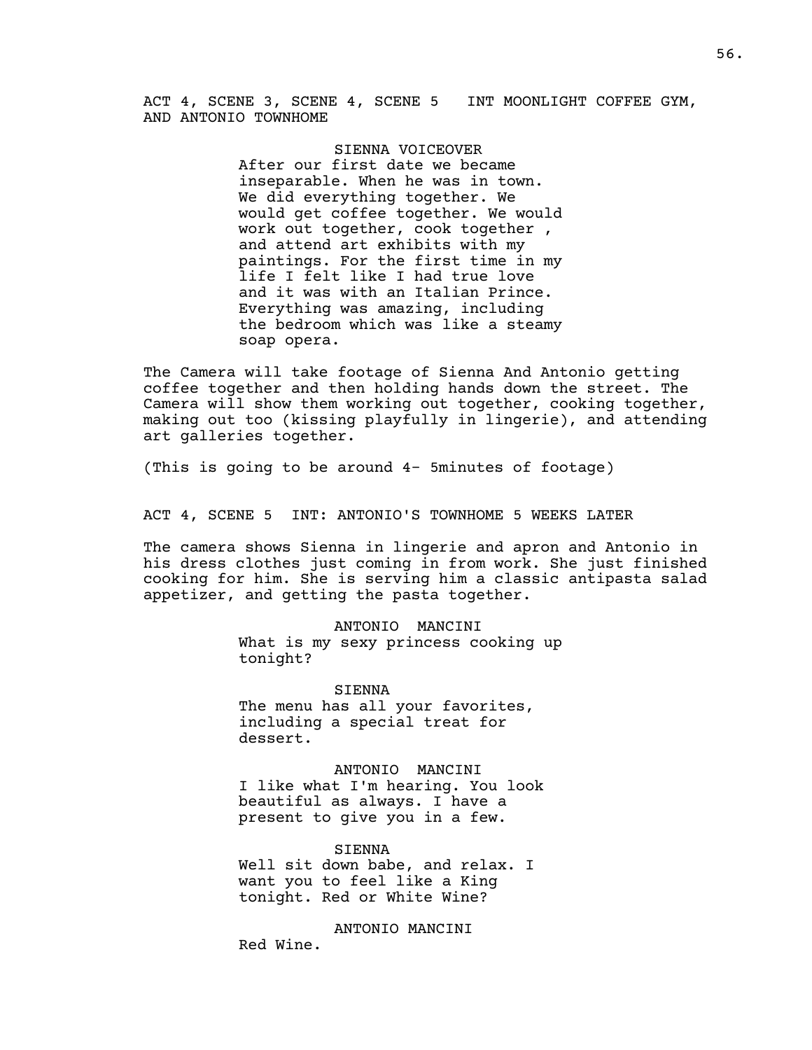ACT 4, SCENE 3, SCENE 4, SCENE 5   INT MOONLIGHT COFFEE GYM, AND ANTONIO TOWNHOME

SIENNA VOICEOVER
After our first date we became inseparable. When he was in town. We did everything together. We would get coffee together. We would work out together, cook together , and attend art exhibits with my paintings. For the first time in my life I felt like I had true love and it was with an Italian Prince. Everything was amazing, including the bedroom which was like a steamy soap opera.

The Camera will take footage of Sienna And Antonio getting coffee together and then holding hands down the street. The Camera will show them working out together, cooking together, making out too (kissing playfully in lingerie), and attending art galleries together.

(This is going to be around 4- 5minutes of footage)

ACT 4, SCENE 5  INT: ANTONIO'S TOWNHOME 5 WEEKS LATER

The camera shows Sienna in lingerie and apron and Antonio in his dress clothes just coming in from work. She just finished cooking for him. She is serving him a classic antipasta salad appetizer, and getting the pasta together.

ANTONIO  MANCINI
What is my sexy princess cooking up tonight?

SIENNA
The menu has all your favorites, including a special treat for dessert.

ANTONIO  MANCINI
I like what I'm hearing. You look beautiful as always. I have a present to give you in a few.

SIENNA
Well sit down babe, and relax. I want you to feel like a King tonight. Red or White Wine?

ANTONIO MANCINI
Red Wine.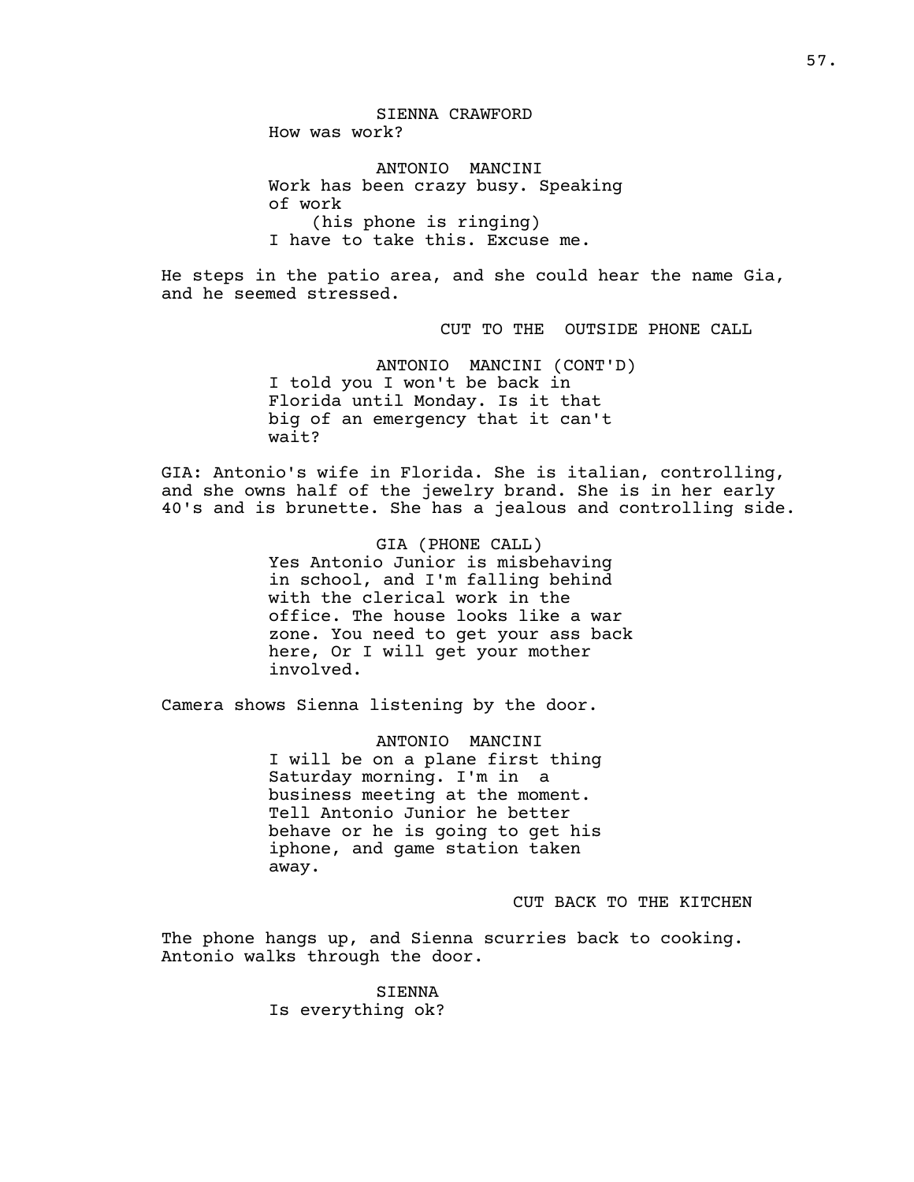SIENNA CRAWFORD
How was work?

ANTONIO MANCINI
Work has been crazy busy. Speaking of work
(his phone is ringing)
I have to take this. Excuse me.

He steps in the patio area, and she could hear the name Gia, and he seemed stressed.

CUT TO THE OUTSIDE PHONE CALL

ANTONIO MANCINI (CONT'D)
I told you I won't be back in Florida until Monday. Is it that big of an emergency that it can't wait?

GIA: Antonio's wife in Florida. She is italian, controlling, and she owns half of the jewelry brand. She is in her early 40's and is brunette. She has a jealous and controlling side.

GIA (PHONE CALL)
Yes Antonio Junior is misbehaving in school, and I'm falling behind with the clerical work in the office. The house looks like a war zone. You need to get your ass back here, Or I will get your mother involved.

Camera shows Sienna listening by the door.

ANTONIO MANCINI
I will be on a plane first thing Saturday morning. I'm in a business meeting at the moment. Tell Antonio Junior he better behave or he is going to get his iphone, and game station taken away.

CUT BACK TO THE KITCHEN

The phone hangs up, and Sienna scurries back to cooking. Antonio walks through the door.

SIENNA
Is everything ok?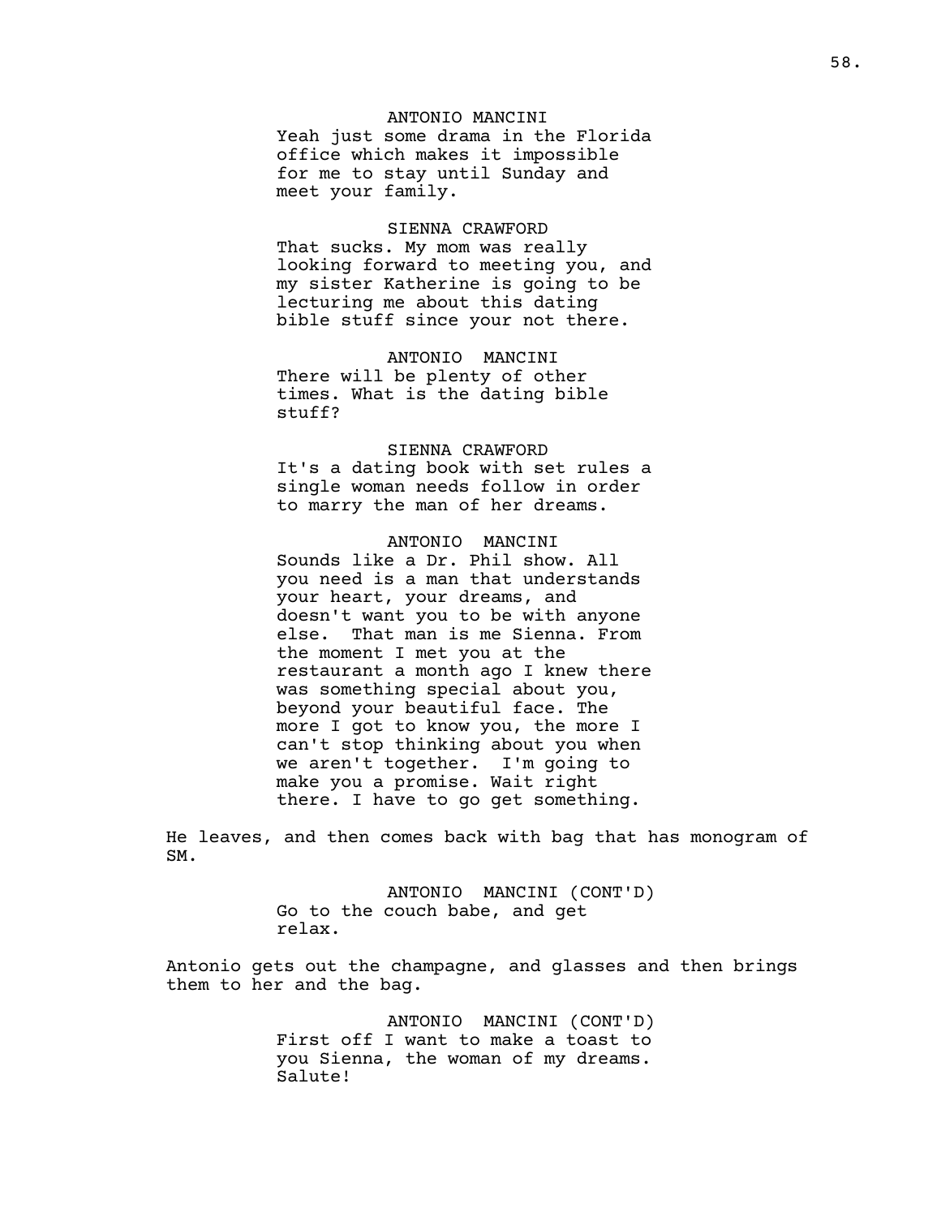ANTONIO MANCINI
Yeah just some drama in the Florida office which makes it impossible for me to stay until Sunday and meet your family.

SIENNA CRAWFORD
That sucks. My mom was really looking forward to meeting you, and my sister Katherine is going to be lecturing me about this dating bible stuff since your not there.

ANTONIO MANCINI
There will be plenty of other times. What is the dating bible stuff?

SIENNA CRAWFORD
It's a dating book with set rules a single woman needs follow in order to marry the man of her dreams.

ANTONIO MANCINI
Sounds like a Dr. Phil show. All you need is a man that understands your heart, your dreams, and doesn't want you to be with anyone else. That man is me Sienna. From the moment I met you at the restaurant a month ago I knew there was something special about you, beyond your beautiful face. The more I got to know you, the more I can't stop thinking about you when we aren't together. I'm going to make you a promise. Wait right there. I have to go get something.

He leaves, and then comes back with bag that has monogram of SM.

ANTONIO MANCINI (CONT'D)
Go to the couch babe, and get relax.

Antonio gets out the champagne, and glasses and then brings them to her and the bag.

ANTONIO MANCINI (CONT'D)
First off I want to make a toast to you Sienna, the woman of my dreams. Salute!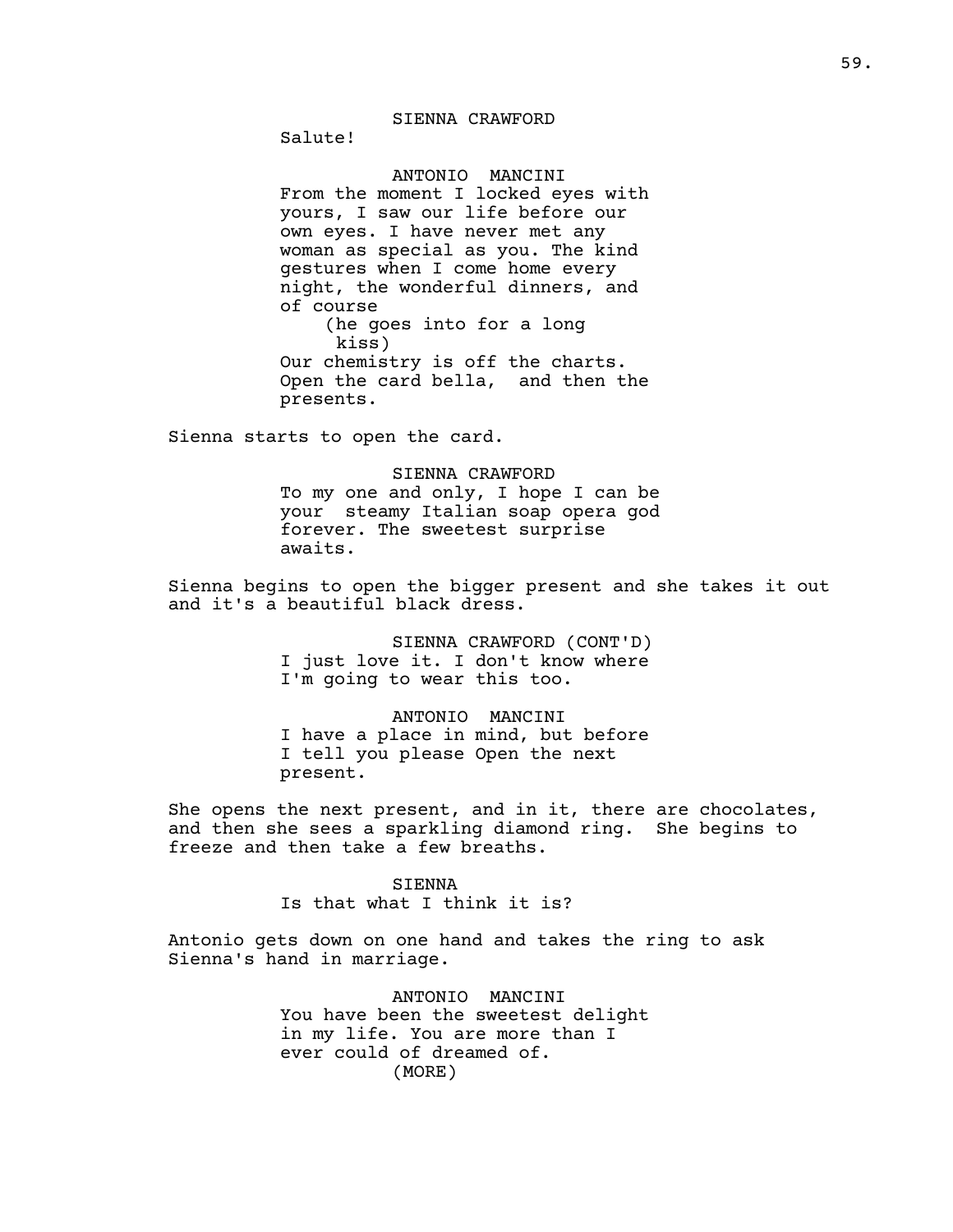SIENNA CRAWFORD

Salute!

ANTONIO MANCINI

From the moment I locked eyes with yours, I saw our life before our own eyes. I have never met any woman as special as you. The kind gestures when I come home every night, the wonderful dinners, and of course

(he goes into for a long kiss)

Our chemistry is off the charts. Open the card bella, and then the presents.

Sienna starts to open the card.

SIENNA CRAWFORD

To my one and only, I hope I can be your steamy Italian soap opera god forever. The sweetest surprise awaits.

Sienna begins to open the bigger present and she takes it out and it's a beautiful black dress.

SIENNA CRAWFORD (CONT'D)

I just love it. I don't know where I'm going to wear this too.

ANTONIO MANCINI

I have a place in mind, but before I tell you please Open the next present.

She opens the next present, and in it, there are chocolates, and then she sees a sparkling diamond ring. She begins to freeze and then take a few breaths.

SIENNA

Is that what I think it is?

Antonio gets down on one hand and takes the ring to ask Sienna's hand in marriage.

ANTONIO MANCINI

You have been the sweetest delight in my life. You are more than I ever could of dreamed of.

(MORE)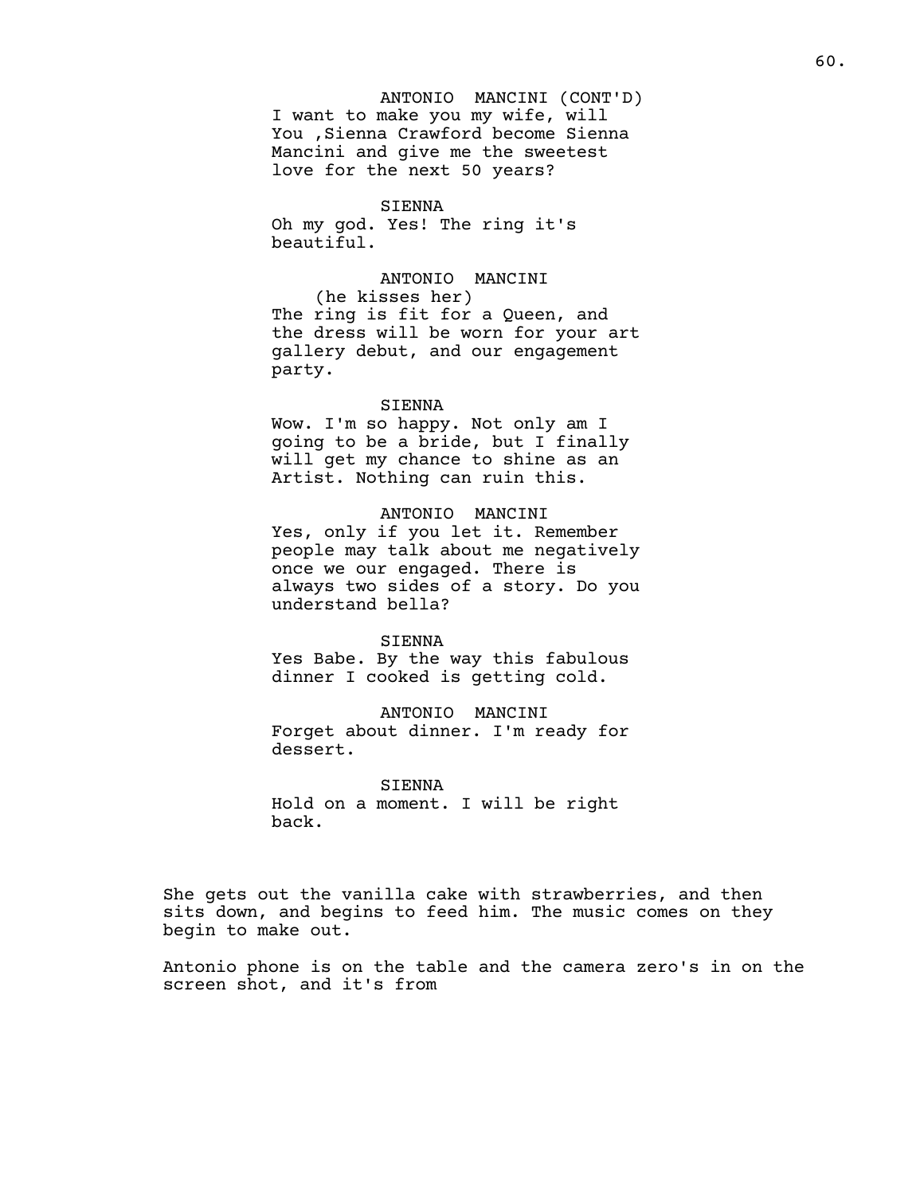ANTONIO MANCINI (CONT'D)
I want to make you my wife, will You ,Sienna Crawford become Sienna Mancini and give me the sweetest love for the next 50 years?

SIENNA
Oh my god. Yes! The ring it's beautiful.

ANTONIO MANCINI
(he kisses her)
The ring is fit for a Queen, and the dress will be worn for your art gallery debut, and our engagement party.

SIENNA
Wow. I'm so happy. Not only am I going to be a bride, but I finally will get my chance to shine as an Artist. Nothing can ruin this.

ANTONIO MANCINI
Yes, only if you let it. Remember people may talk about me negatively once we our engaged. There is always two sides of a story. Do you understand bella?

SIENNA
Yes Babe. By the way this fabulous dinner I cooked is getting cold.

ANTONIO MANCINI
Forget about dinner. I'm ready for dessert.

SIENNA
Hold on a moment. I will be right back.

She gets out the vanilla cake with strawberries, and then sits down, and begins to feed him. The music comes on they begin to make out.

Antonio phone is on the table and the camera zero's in on the screen shot, and it's from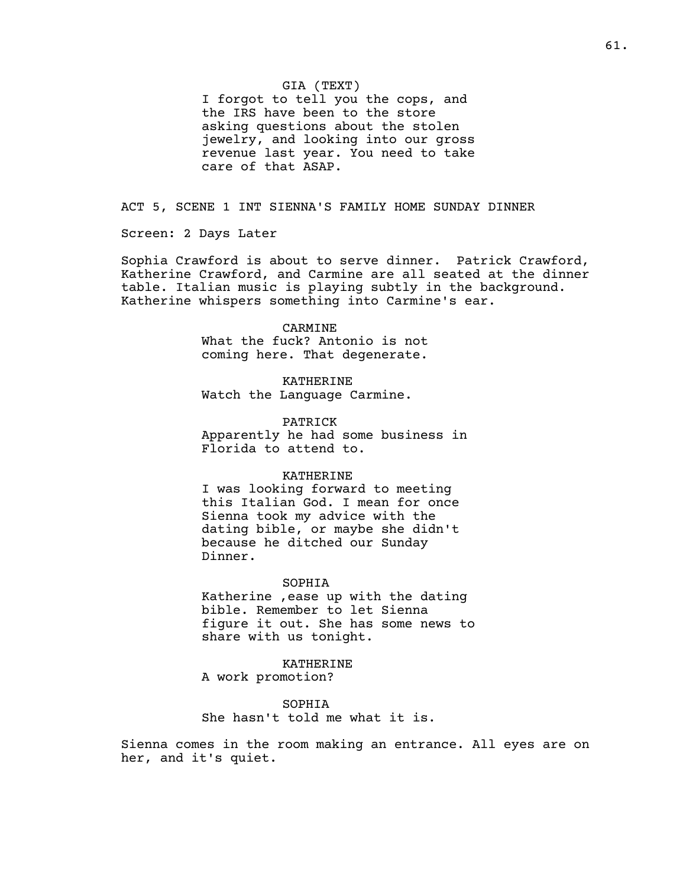GIA (TEXT)
I forgot to tell you the cops, and the IRS have been to the store asking questions about the stolen jewelry, and looking into our gross revenue last year. You need to take care of that ASAP.

ACT 5, SCENE 1 INT SIENNA'S FAMILY HOME SUNDAY DINNER

Screen: 2 Days Later

Sophia Crawford is about to serve dinner. Patrick Crawford, Katherine Crawford, and Carmine are all seated at the dinner table. Italian music is playing subtly in the background. Katherine whispers something into Carmine's ear.

CARMINE
What the fuck? Antonio is not coming here. That degenerate.

KATHERINE
Watch the Language Carmine.

PATRICK
Apparently he had some business in Florida to attend to.

KATHERINE
I was looking forward to meeting this Italian God. I mean for once Sienna took my advice with the dating bible, or maybe she didn't because he ditched our Sunday Dinner.

SOPHIA
Katherine ,ease up with the dating bible. Remember to let Sienna figure it out. She has some news to share with us tonight.

KATHERINE
A work promotion?

SOPHIA
She hasn't told me what it is.

Sienna comes in the room making an entrance. All eyes are on her, and it's quiet.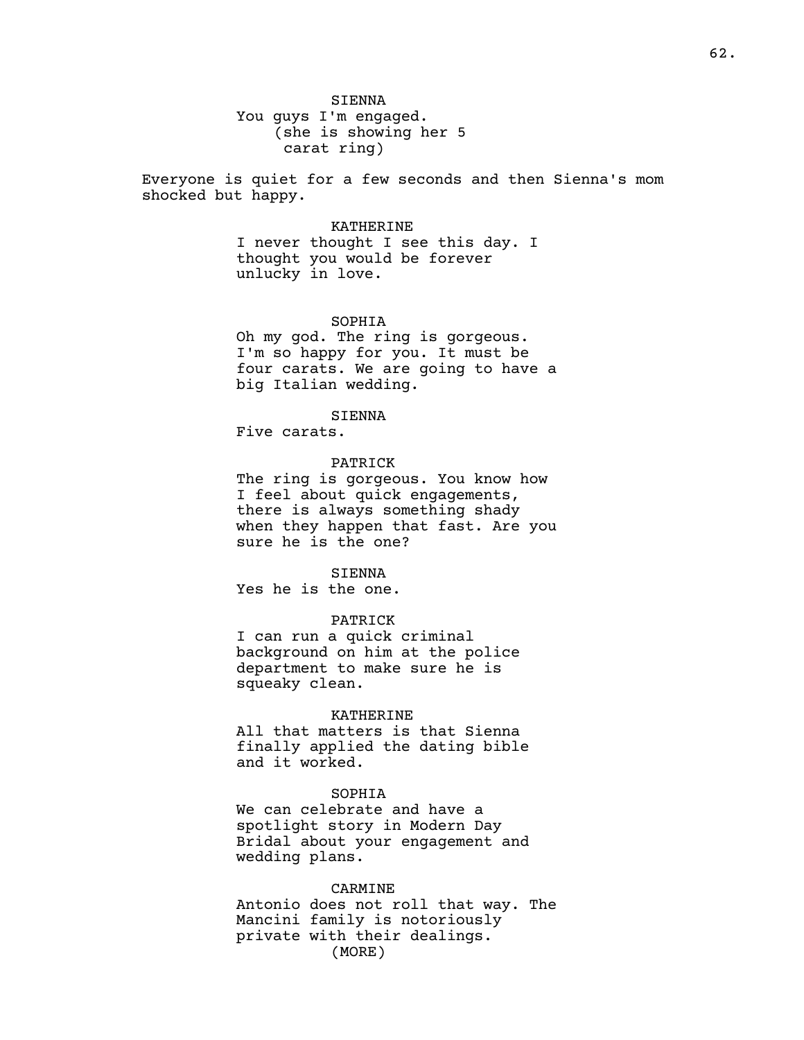SIENNA
You guys I'm engaged.
(she is showing her 5 carat ring)

Everyone is quiet for a few seconds and then Sienna's mom shocked but happy.

KATHERINE
I never thought I see this day. I thought you would be forever unlucky in love.

SOPHIA
Oh my god. The ring is gorgeous. I'm so happy for you. It must be four carats. We are going to have a big Italian wedding.

SIENNA
Five carats.

PATRICK
The ring is gorgeous. You know how I feel about quick engagements, there is always something shady when they happen that fast. Are you sure he is the one?

SIENNA
Yes he is the one.

PATRICK
I can run a quick criminal background on him at the police department to make sure he is squeaky clean.

KATHERINE
All that matters is that Sienna finally applied the dating bible and it worked.

SOPHIA
We can celebrate and have a spotlight story in Modern Day Bridal about your engagement and wedding plans.

CARMINE
Antonio does not roll that way. The Mancini family is notoriously private with their dealings.
(MORE)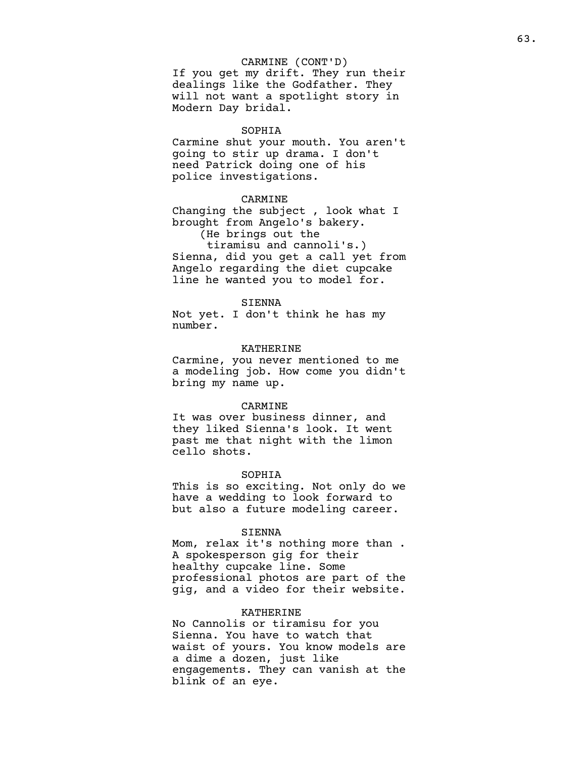CARMINE (CONT'D)
If you get my drift. They run their dealings like the Godfather. They will not want a spotlight story in Modern Day bridal.

SOPHIA
Carmine shut your mouth. You aren't going to stir up drama. I don't need Patrick doing one of his police investigations.

CARMINE
Changing the subject , look what I brought from Angelo's bakery.
(He brings out the tiramisu and cannoli's.)
Sienna, did you get a call yet from Angelo regarding the diet cupcake line he wanted you to model for.

SIENNA
Not yet. I don't think he has my number.

KATHERINE
Carmine, you never mentioned to me a modeling job. How come you didn't bring my name up.

CARMINE
It was over business dinner, and they liked Sienna's look. It went past me that night with the limon cello shots.

SOPHIA
This is so exciting. Not only do we have a wedding to look forward to but also a future modeling career.

SIENNA
Mom, relax it's nothing more than . A spokesperson gig for their healthy cupcake line. Some professional photos are part of the gig, and a video for their website.

KATHERINE
No Cannolis or tiramisu for you Sienna. You have to watch that waist of yours. You know models are a dime a dozen, just like engagements. They can vanish at the blink of an eye.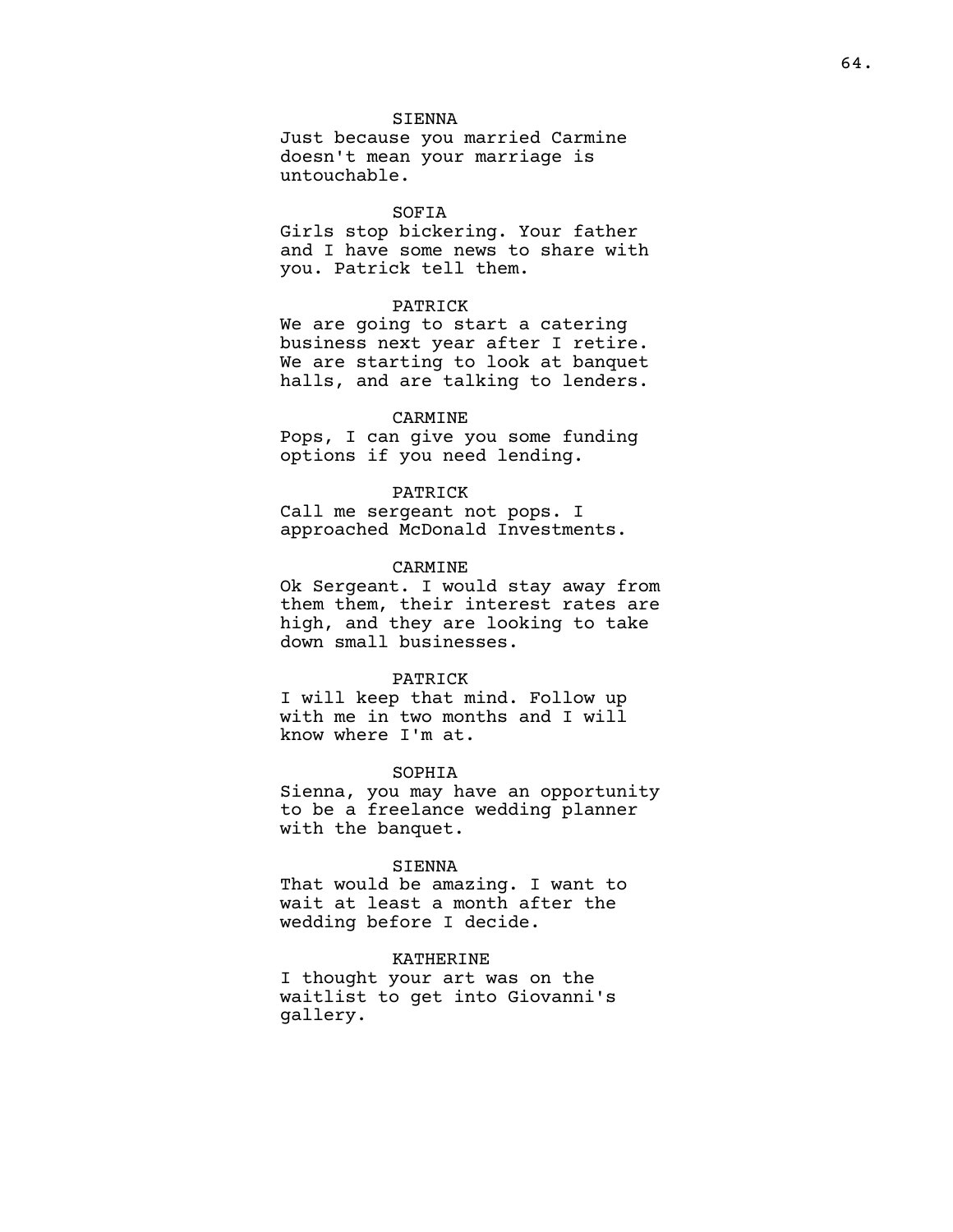SIENNA

Just because you married Carmine doesn't mean your marriage is untouchable.

SOFIA

Girls stop bickering. Your father and I have some news to share with you. Patrick tell them.

PATRICK

We are going to start a catering business next year after I retire. We are starting to look at banquet halls, and are talking to lenders.

CARMINE

Pops, I can give you some funding options if you need lending.

PATRICK

Call me sergeant not pops. I approached McDonald Investments.

CARMINE

Ok Sergeant. I would stay away from them them, their interest rates are high, and they are looking to take down small businesses.

PATRICK

I will keep that mind. Follow up with me in two months and I will know where I'm at.

SOPHIA

Sienna, you may have an opportunity to be a freelance wedding planner with the banquet.

SIENNA

That would be amazing. I want to wait at least a month after the wedding before I decide.

KATHERINE

I thought your art was on the waitlist to get into Giovanni's gallery.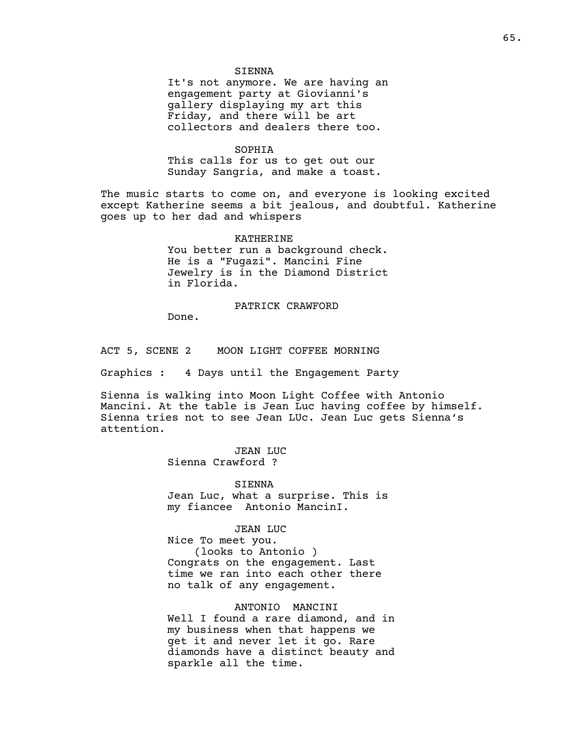SIENNA

It's not anymore. We are having an engagement party at Giovianni's gallery displaying my art this Friday, and there will be art collectors and dealers there too.

SOPHIA

This calls for us to get out our Sunday Sangria, and make a toast.

The music starts to come on, and everyone is looking excited except Katherine seems a bit jealous, and doubtful. Katherine goes up to her dad and whispers

KATHERINE

You better run a background check. He is a "Fugazi". Mancini Fine Jewelry is in the Diamond District in Florida.

PATRICK CRAWFORD

Done.

ACT 5, SCENE 2    MOON LIGHT COFFEE MORNING

Graphics :   4 Days until the Engagement Party

Sienna is walking into Moon Light Coffee with Antonio Mancini. At the table is Jean Luc having coffee by himself. Sienna tries not to see Jean LUc. Jean Luc gets Sienna's attention.

JEAN LUC

Sienna Crawford ?

SIENNA

Jean Luc, what a surprise. This is my fiancee  Antonio MancinI.

JEAN LUC

Nice To meet you.

(looks to Antonio )

Congrats on the engagement. Last time we ran into each other there no talk of any engagement.

ANTONIO  MANCINI

Well I found a rare diamond, and in my business when that happens we get it and never let it go. Rare diamonds have a distinct beauty and sparkle all the time.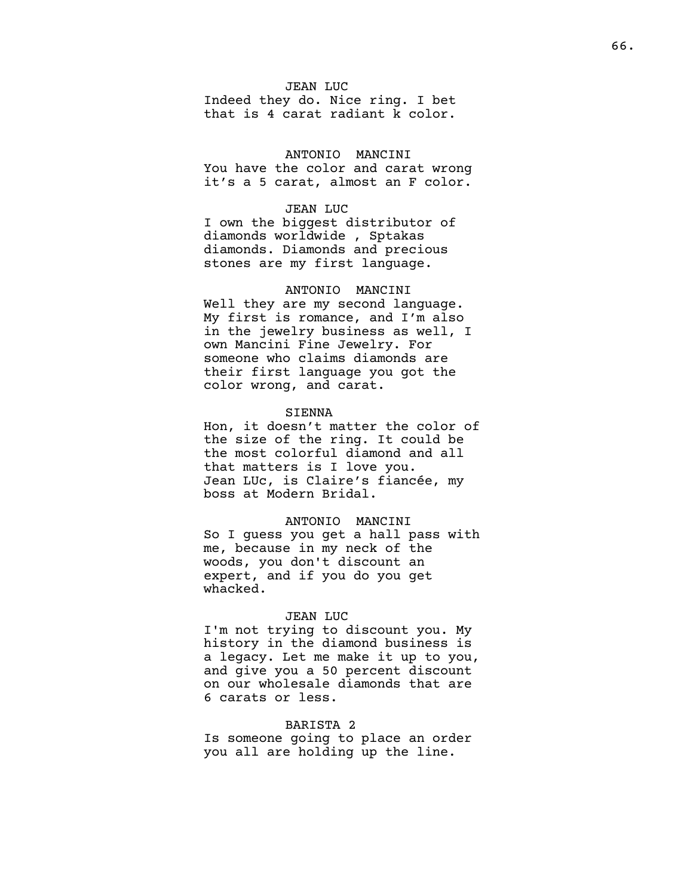JEAN LUC

Indeed they do. Nice ring. I bet that is 4 carat radiant k color.

ANTONIO MANCINI

You have the color and carat wrong it’s a 5 carat, almost an F color.

JEAN LUC

I own the biggest distributor of diamonds worldwide , Sptakas diamonds. Diamonds and precious stones are my first language.

ANTONIO MANCINI

Well they are my second language. My first is romance, and I’m also in the jewelry business as well, I own Mancini Fine Jewelry. For someone who claims diamonds are their first language you got the color wrong, and carat.

SIENNA

Hon, it doesn’t matter the color of the size of the ring. It could be the most colorful diamond and all that matters is I love you. Jean LUc, is Claire’s fiancée, my boss at Modern Bridal.

ANTONIO MANCINI

So I guess you get a hall pass with me, because in my neck of the woods, you don't discount an expert, and if you do you get whacked.

JEAN LUC

I'm not trying to discount you. My history in the diamond business is a legacy. Let me make it up to you, and give you a 50 percent discount on our wholesale diamonds that are 6 carats or less.

BARISTA 2

Is someone going to place an order you all are holding up the line.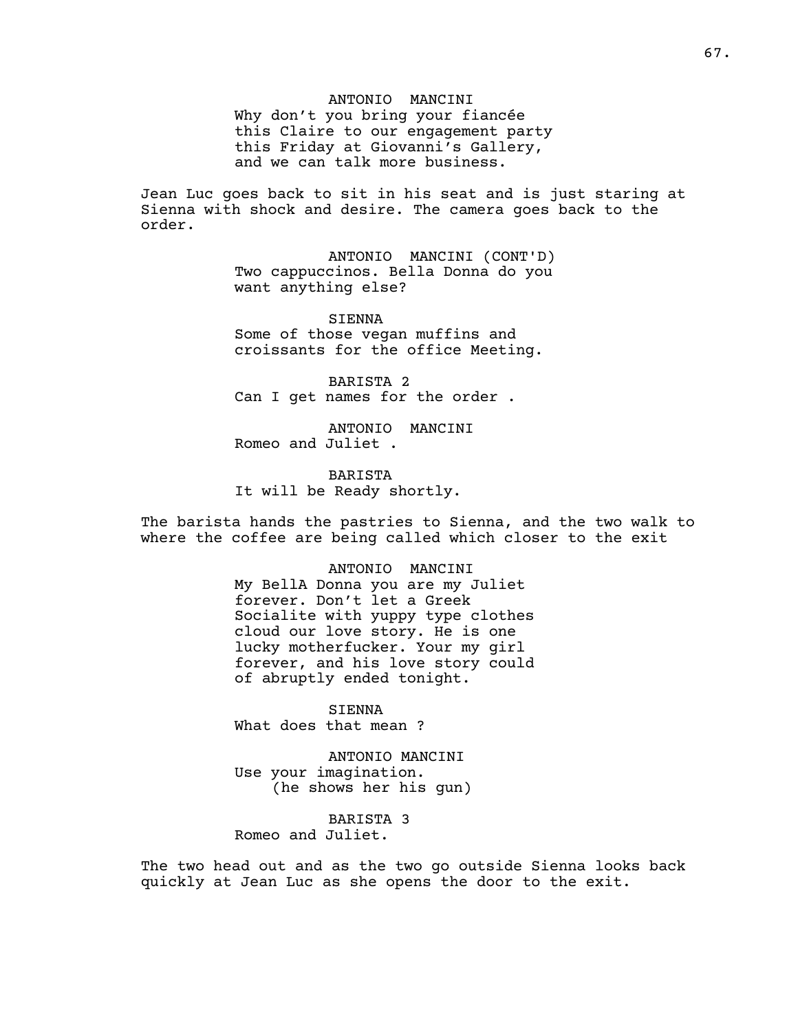ANTONIO MANCINI
Why don't you bring your fiancée this Claire to our engagement party this Friday at Giovanni's Gallery, and we can talk more business.

Jean Luc goes back to sit in his seat and is just staring at Sienna with shock and desire. The camera goes back to the order.

ANTONIO MANCINI (CONT'D)
Two cappuccinos. Bella Donna do you want anything else?

SIENNA
Some of those vegan muffins and croissants for the office Meeting.

BARISTA 2
Can I get names for the order .

ANTONIO MANCINI
Romeo and Juliet .

BARISTA
It will be Ready shortly.

The barista hands the pastries to Sienna, and the two walk to where the coffee are being called which closer to the exit

ANTONIO MANCINI
My BellA Donna you are my Juliet forever. Don't let a Greek Socialite with yuppy type clothes cloud our love story. He is one lucky motherfucker. Your my girl forever, and his love story could of abruptly ended tonight.

SIENNA
What does that mean ?

ANTONIO MANCINI
Use your imagination.
(he shows her his gun)

BARISTA 3
Romeo and Juliet.

The two head out and as the two go outside Sienna looks back quickly at Jean Luc as she opens the door to the exit.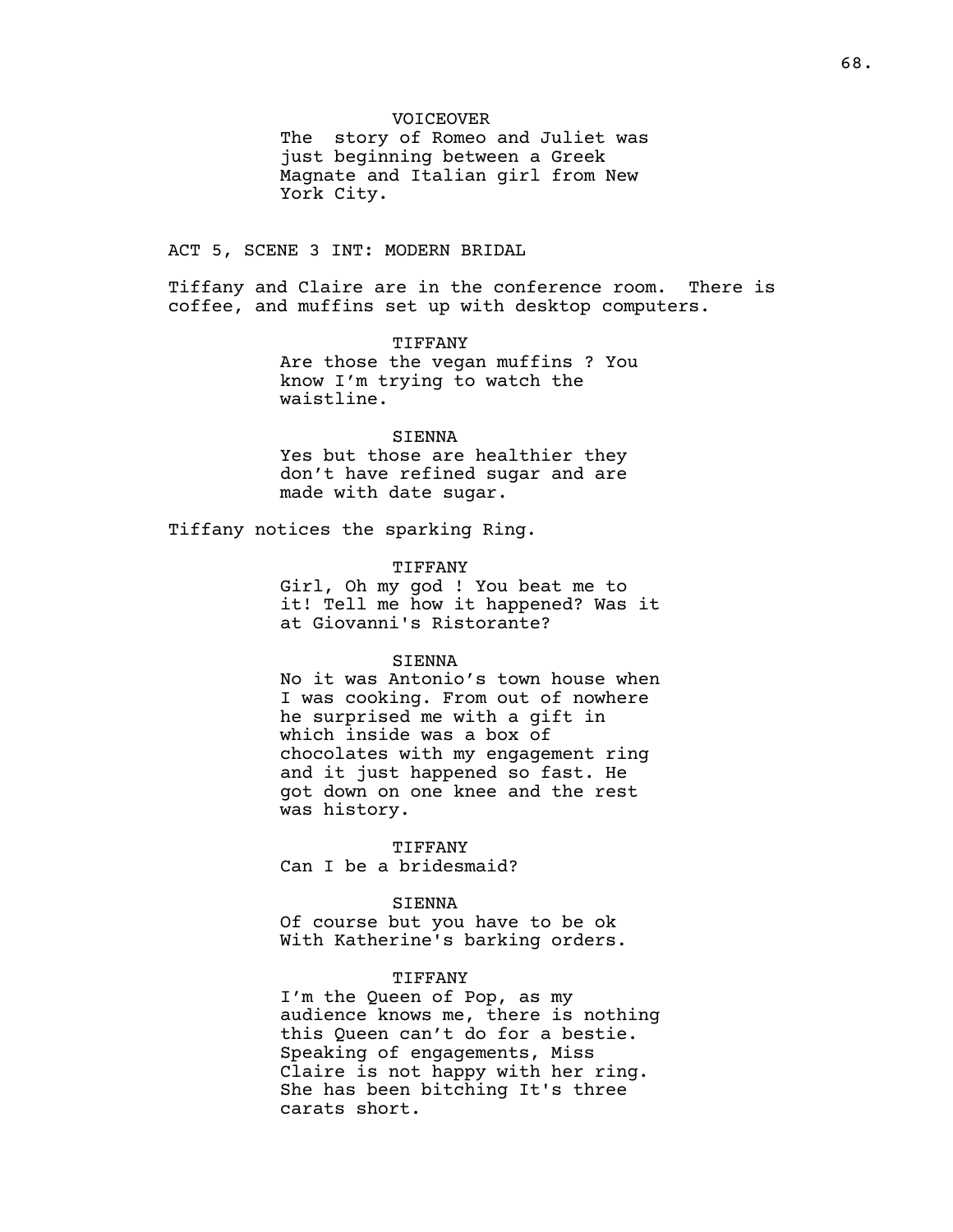VOICEOVER
The  story of Romeo and Juliet was just beginning between a Greek Magnate and Italian girl from New York City.

ACT 5, SCENE 3 INT: MODERN BRIDAL

Tiffany and Claire are in the conference room.  There is coffee, and muffins set up with desktop computers.

TIFFANY
Are those the vegan muffins ? You know I'm trying to watch the waistline.

SIENNA
Yes but those are healthier they don't have refined sugar and are made with date sugar.

Tiffany notices the sparking Ring.

TIFFANY
Girl, Oh my god ! You beat me to it! Tell me how it happened? Was it at Giovanni's Ristorante?

SIENNA
No it was Antonio's town house when I was cooking. From out of nowhere he surprised me with a gift in which inside was a box of chocolates with my engagement ring and it just happened so fast. He got down on one knee and the rest was history.

TIFFANY
Can I be a bridesmaid?

SIENNA
Of course but you have to be ok With Katherine's barking orders.

TIFFANY
I'm the Queen of Pop, as my audience knows me, there is nothing this Queen can't do for a bestie. Speaking of engagements, Miss Claire is not happy with her ring. She has been bitching It's three carats short.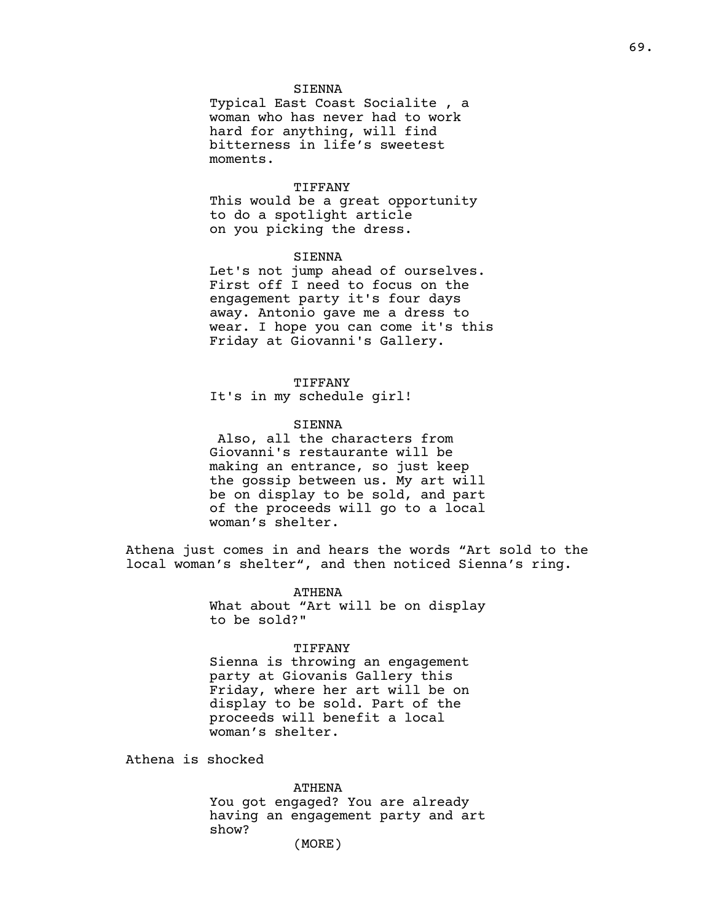SIENNA

Typical East Coast Socialite , a woman who has never had to work hard for anything, will find bitterness in life's sweetest moments.

TIFFANY

This would be a great opportunity to do a spotlight article on you picking the dress.

SIENNA

Let's not jump ahead of ourselves. First off I need to focus on the engagement party it's four days away. Antonio gave me a dress to wear. I hope you can come it's this Friday at Giovanni's Gallery.

TIFFANY

It's in my schedule girl!

SIENNA

Also, all the characters from Giovanni's restaurante will be making an entrance, so just keep the gossip between us. My art will be on display to be sold, and part of the proceeds will go to a local woman's shelter.

Athena just comes in and hears the words “Art sold to the local woman's shelter“, and then noticed Sienna's ring.

ATHENA

What about “Art will be on display to be sold?"

TIFFANY

Sienna is throwing an engagement party at Giovanis Gallery this Friday, where her art will be on display to be sold. Part of the proceeds will benefit a local woman's shelter.

Athena is shocked

ATHENA

You got engaged? You are already having an engagement party and art show?

(MORE)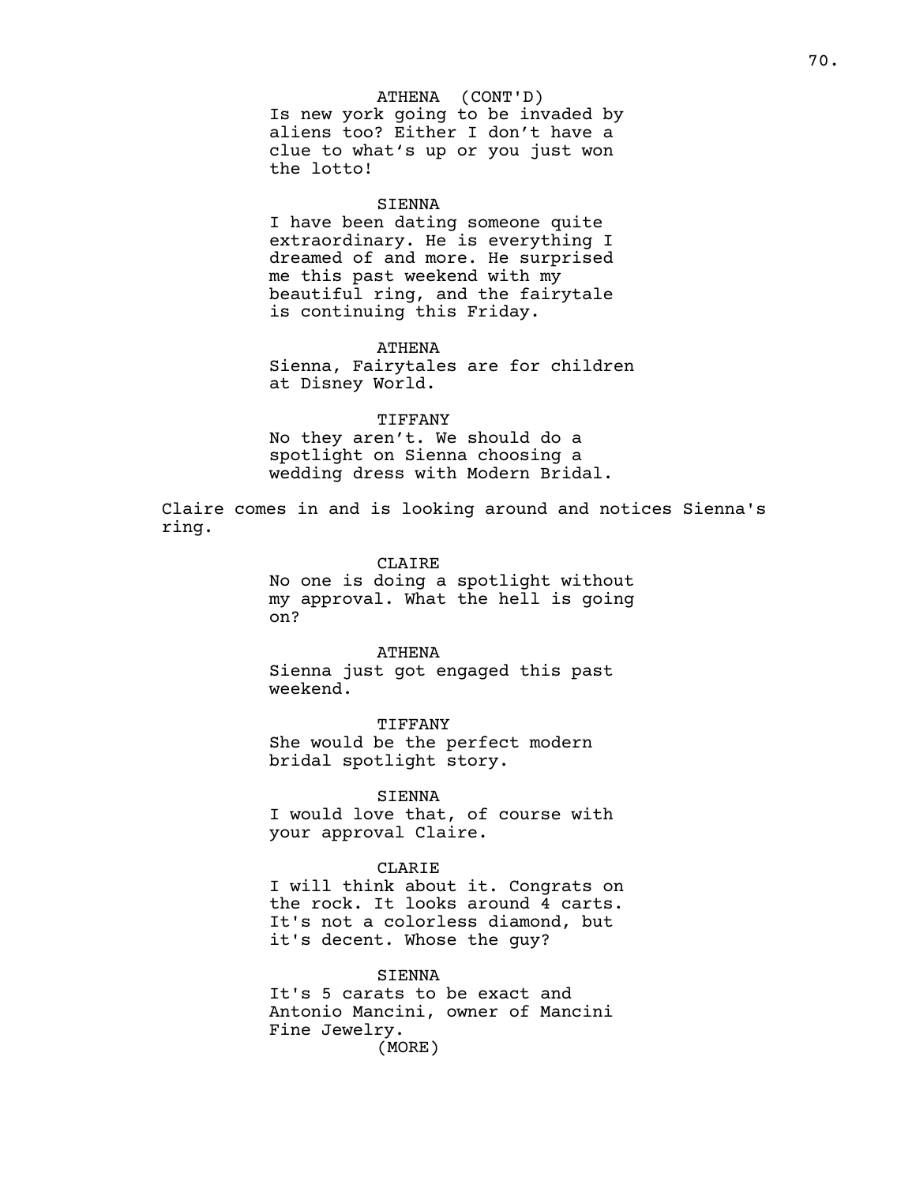ATHENA (CONT'D)
Is new york going to be invaded by aliens too? Either I don't have a clue to what's up or you just won the lotto!

SIENNA
I have been dating someone quite extraordinary. He is everything I dreamed of and more. He surprised me this past weekend with my beautiful ring, and the fairytale is continuing this Friday.

ATHENA
Sienna, Fairytales are for children at Disney World.

TIFFANY
No they aren't. We should do a spotlight on Sienna choosing a wedding dress with Modern Bridal.

Claire comes in and is looking around and notices Sienna's ring.

CLAIRE
No one is doing a spotlight without my approval. What the hell is going on?

ATHENA
Sienna just got engaged this past weekend.

TIFFANY
She would be the perfect modern bridal spotlight story.

SIENNA
I would love that, of course with your approval Claire.

CLARIE
I will think about it. Congrats on the rock. It looks around 4 carts. It's not a colorless diamond, but it's decent. Whose the guy?

SIENNA
It's 5 carats to be exact and Antonio Mancini, owner of Mancini Fine Jewelry.
(MORE)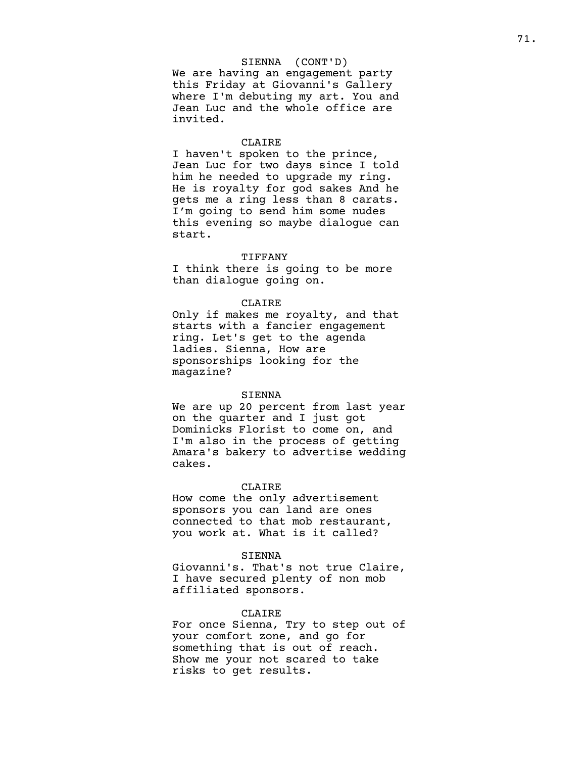SIENNA (CONT'D)
We are having an engagement party this Friday at Giovanni's Gallery where I'm debuting my art. You and Jean Luc and the whole office are invited.

CLAIRE
I haven't spoken to the prince, Jean Luc for two days since I told him he needed to upgrade my ring. He is royalty for god sakes And he gets me a ring less than 8 carats. I’m going to send him some nudes this evening so maybe dialogue can start.

TIFFANY
I think there is going to be more than dialogue going on.

CLAIRE
Only if makes me royalty, and that starts with a fancier engagement ring. Let's get to the agenda ladies. Sienna, How are sponsorships looking for the magazine?

SIENNA
We are up 20 percent from last year on the quarter and I just got Dominicks Florist to come on, and I'm also in the process of getting Amara's bakery to advertise wedding cakes.

CLAIRE
How come the only advertisement sponsors you can land are ones connected to that mob restaurant, you work at. What is it called?

SIENNA
Giovanni's. That's not true Claire, I have secured plenty of non mob affiliated sponsors.

CLAIRE
For once Sienna, Try to step out of your comfort zone, and go for something that is out of reach. Show me your not scared to take risks to get results.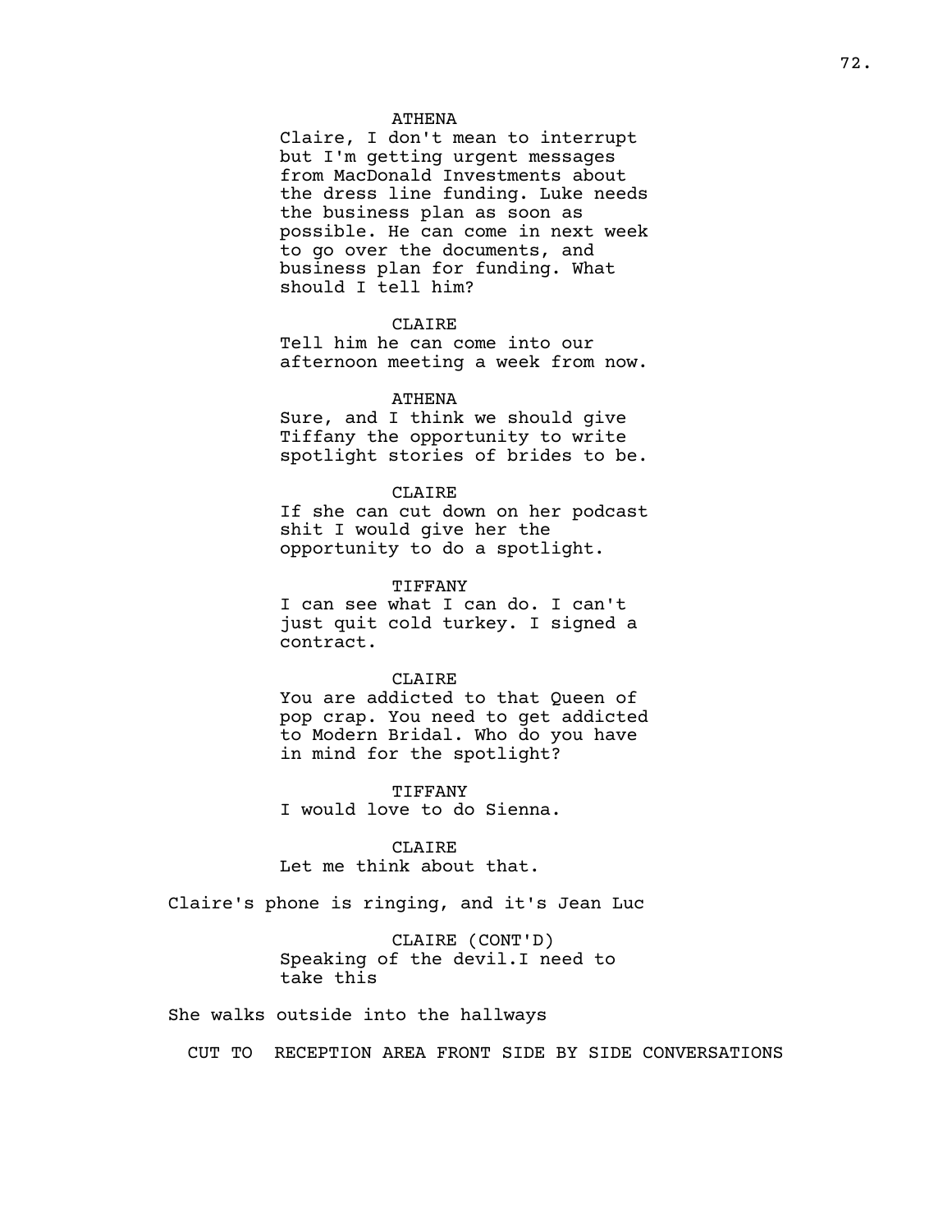ATHENA
Claire, I don't mean to interrupt but I'm getting urgent messages from MacDonald Investments about the dress line funding. Luke needs the business plan as soon as possible. He can come in next week to go over the documents, and business plan for funding. What should I tell him?

CLAIRE
Tell him he can come into our afternoon meeting a week from now.

ATHENA
Sure, and I think we should give Tiffany the opportunity to write spotlight stories of brides to be.

CLAIRE
If she can cut down on her podcast shit I would give her the opportunity to do a spotlight.

TIFFANY
I can see what I can do. I can't just quit cold turkey. I signed a contract.

CLAIRE
You are addicted to that Queen of pop crap. You need to get addicted to Modern Bridal. Who do you have in mind for the spotlight?

TIFFANY
I would love to do Sienna.

CLAIRE
Let me think about that.

Claire's phone is ringing, and it's Jean Luc

CLAIRE (CONT'D)
Speaking of the devil.I need to take this

She walks outside into the hallways

CUT TO RECEPTION AREA FRONT SIDE BY SIDE CONVERSATIONS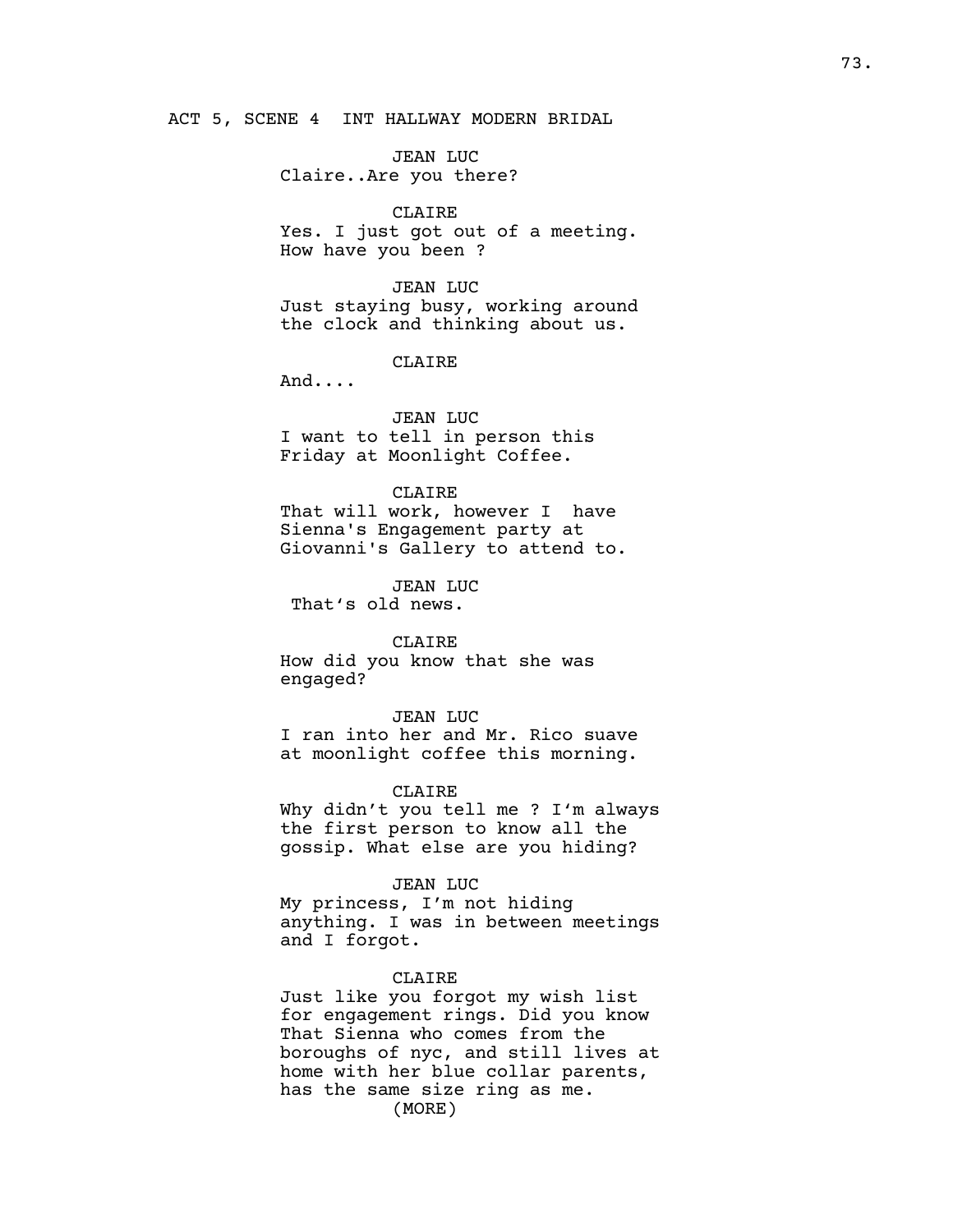ACT 5, SCENE 4  INT HALLWAY MODERN BRIDAL

JEAN LUC
Claire..Are you there?

CLAIRE
Yes. I just got out of a meeting. How have you been ?

JEAN LUC
Just staying busy, working around the clock and thinking about us.

CLAIRE
And....

JEAN LUC
I want to tell in person this Friday at Moonlight Coffee.

CLAIRE
That will work, however I  have Sienna's Engagement party at Giovanni's Gallery to attend to.

JEAN LUC
That's old news.

CLAIRE
How did you know that she was engaged?

JEAN LUC
I ran into her and Mr. Rico suave at moonlight coffee this morning.

CLAIRE
Why didn't you tell me ? I'm always the first person to know all the gossip. What else are you hiding?

JEAN LUC
My princess, I'm not hiding anything. I was in between meetings and I forgot.

CLAIRE
Just like you forgot my wish list for engagement rings. Did you know That Sienna who comes from the boroughs of nyc, and still lives at home with her blue collar parents, has the same size ring as me.
(MORE)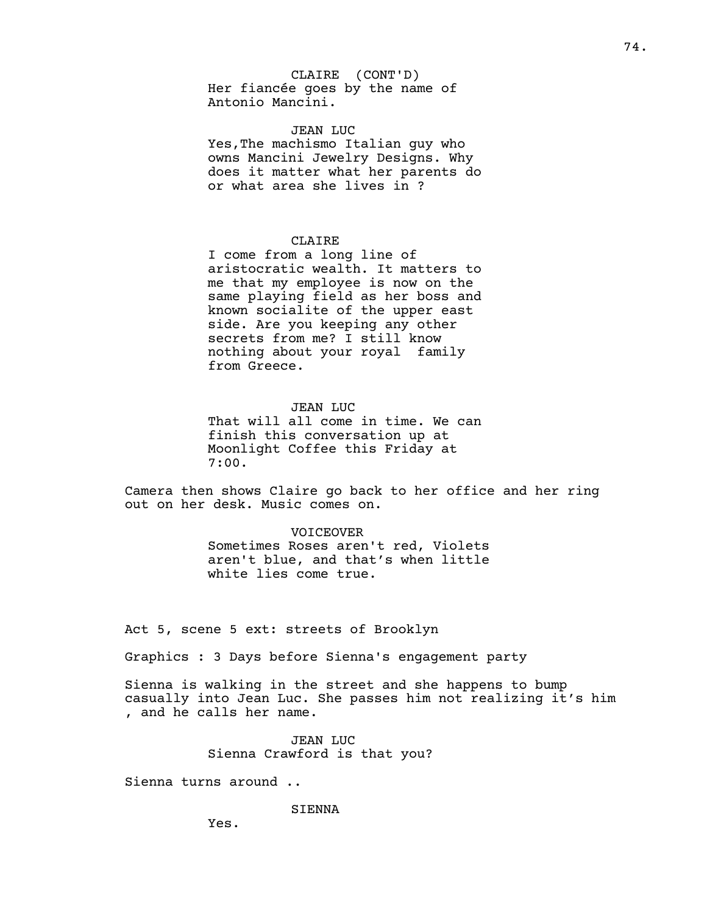CLAIRE (CONT'D)
Her fiancée goes by the name of Antonio Mancini.

JEAN LUC
Yes,The machismo Italian guy who owns Mancini Jewelry Designs. Why does it matter what her parents do or what area she lives in ?

CLAIRE
I come from a long line of aristocratic wealth. It matters to me that my employee is now on the same playing field as her boss and known socialite of the upper east side. Are you keeping any other secrets from me? I still know nothing about your royal family from Greece.

JEAN LUC
That will all come in time. We can finish this conversation up at Moonlight Coffee this Friday at 7:00.

Camera then shows Claire go back to her office and her ring out on her desk. Music comes on.

VOICEOVER
Sometimes Roses aren't red, Violets aren't blue, and that's when little white lies come true.

Act 5, scene 5 ext: streets of Brooklyn

Graphics : 3 Days before Sienna's engagement party

Sienna is walking in the street and she happens to bump casually into Jean Luc. She passes him not realizing it's him , and he calls her name.

JEAN LUC
Sienna Crawford is that you?

Sienna turns around ..

SIENNA
Yes.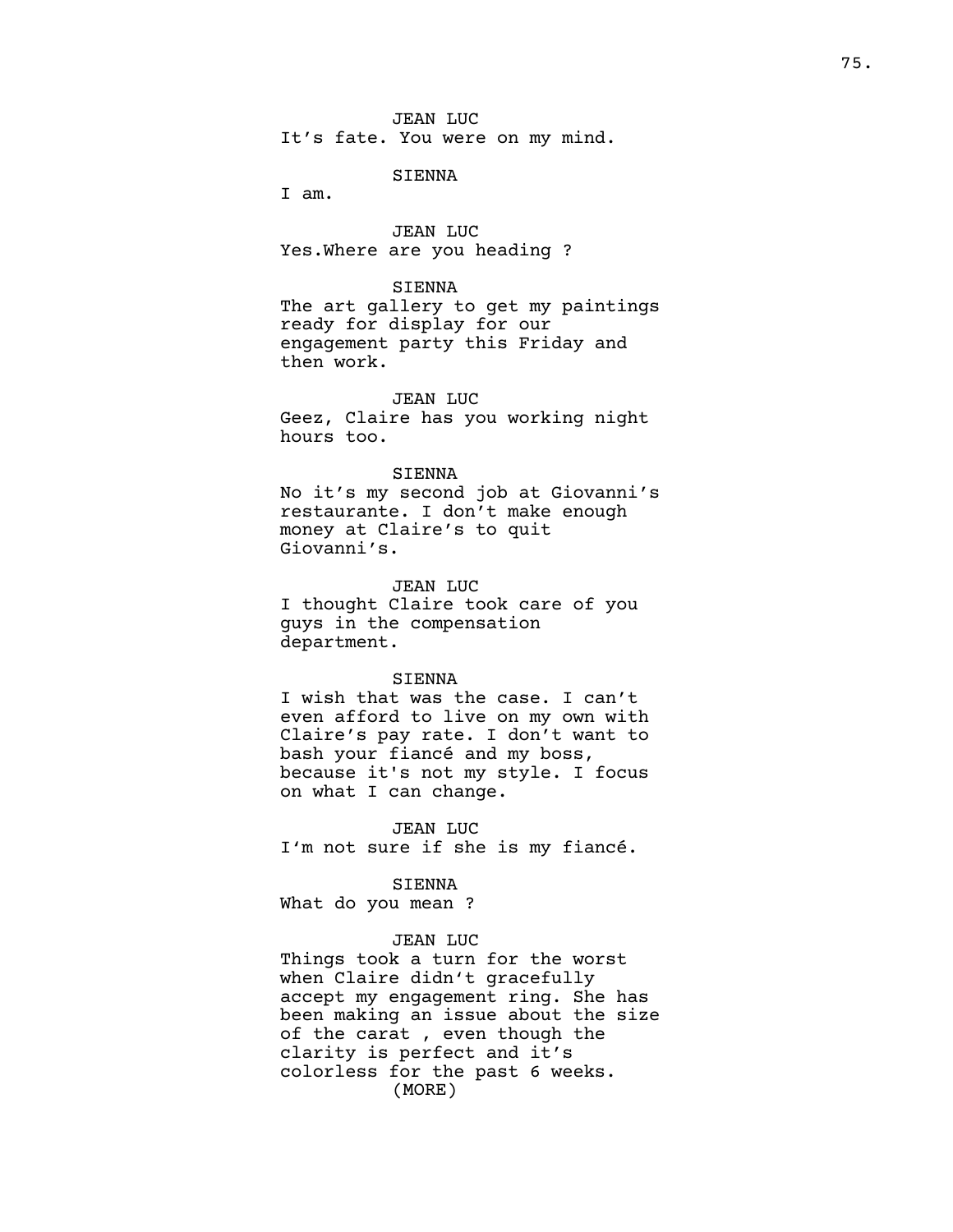JEAN LUC
It’s fate. You were on my mind.

SIENNA
I am.

JEAN LUC
Yes.Where are you heading ?

SIENNA
The art gallery to get my paintings ready for display for our engagement party this Friday and then work.

JEAN LUC
Geez, Claire has you working night hours too.

SIENNA
No it’s my second job at Giovanni’s restaurante. I don’t make enough money at Claire’s to quit Giovanni’s.

JEAN LUC
I thought Claire took care of you guys in the compensation department.

SIENNA
I wish that was the case. I can’t even afford to live on my own with Claire’s pay rate. I don’t want to bash your fiancé and my boss, because it's not my style. I focus on what I can change.

JEAN LUC
I‘m not sure if she is my fiancé.

SIENNA
What do you mean ?

JEAN LUC
Things took a turn for the worst when Claire didn‘t gracefully accept my engagement ring. She has been making an issue about the size of the carat , even though the clarity is perfect and it’s colorless for the past 6 weeks.
(MORE)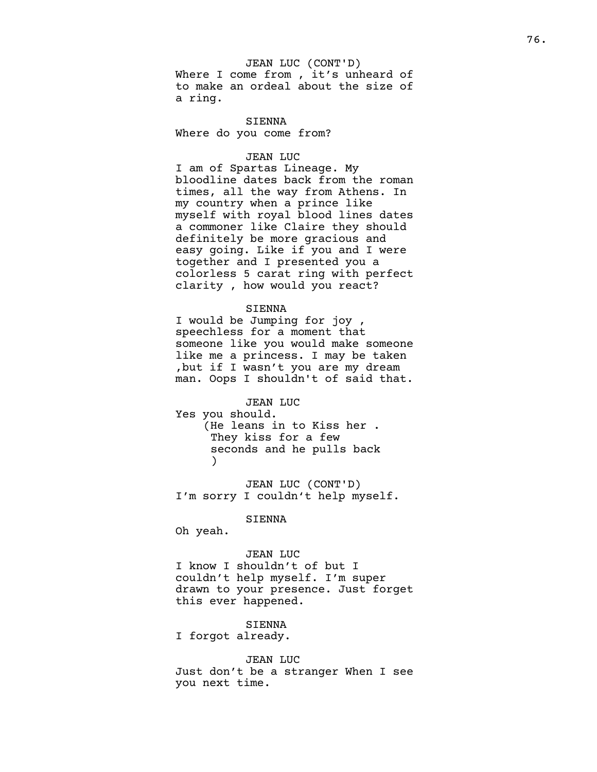JEAN LUC (CONT'D)
Where I come from , it's unheard of to make an ordeal about the size of a ring.

SIENNA
Where do you come from?

JEAN LUC
I am of Spartas Lineage. My bloodline dates back from the roman times, all the way from Athens. In my country when a prince like myself with royal blood lines dates a commoner like Claire they should definitely be more gracious and easy going. Like if you and I were together and I presented you a colorless 5 carat ring with perfect clarity , how would you react?

SIENNA
I would be Jumping for joy , speechless for a moment that someone like you would make someone like me a princess. I may be taken ,but if I wasn't you are my dream man. Oops I shouldn't of said that.

JEAN LUC
Yes you should.
(He leans in to Kiss her . They kiss for a few seconds and he pulls back )

JEAN LUC (CONT'D)
I'm sorry I couldn't help myself.

SIENNA
Oh yeah.

JEAN LUC
I know I shouldn't of but I couldn't help myself. I'm super drawn to your presence. Just forget this ever happened.

SIENNA
I forgot already.

JEAN LUC
Just don't be a stranger When I see you next time.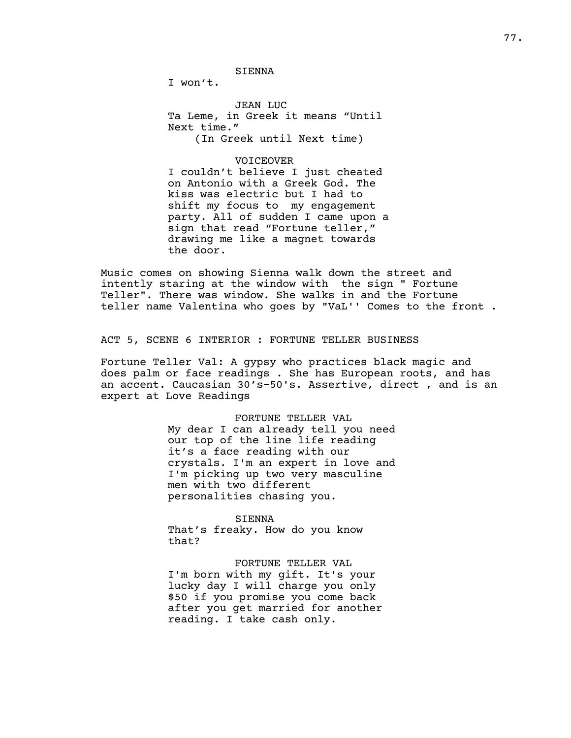SIENNA

I won't.

JEAN LUC

Ta Leme, in Greek it means "Until Next time."

(In Greek until Next time)

VOICEOVER

I couldn't believe I just cheated on Antonio with a Greek God. The kiss was electric but I had to shift my focus to  my engagement party. All of sudden I came upon a sign that read "Fortune teller," drawing me like a magnet towards the door.

Music comes on showing Sienna walk down the street and intently staring at the window with  the sign " Fortune Teller". There was window. She walks in and the Fortune teller name Valentina who goes by "VaL'' Comes to the front .

ACT 5, SCENE 6 INTERIOR : FORTUNE TELLER BUSINESS

Fortune Teller Val: A gypsy who practices black magic and does palm or face readings . She has European roots, and has an accent. Caucasian 30's-50's. Assertive, direct , and is an expert at Love Readings

FORTUNE TELLER VAL

My dear I can already tell you need our top of the line life reading it's a face reading with our crystals. I'm an expert in love and I'm picking up two very masculine men with two different personalities chasing you.

SIENNA

That's freaky. How do you know that?

FORTUNE TELLER VAL

I'm born with my gift. It's your lucky day I will charge you only $50 if you promise you come back after you get married for another reading. I take cash only.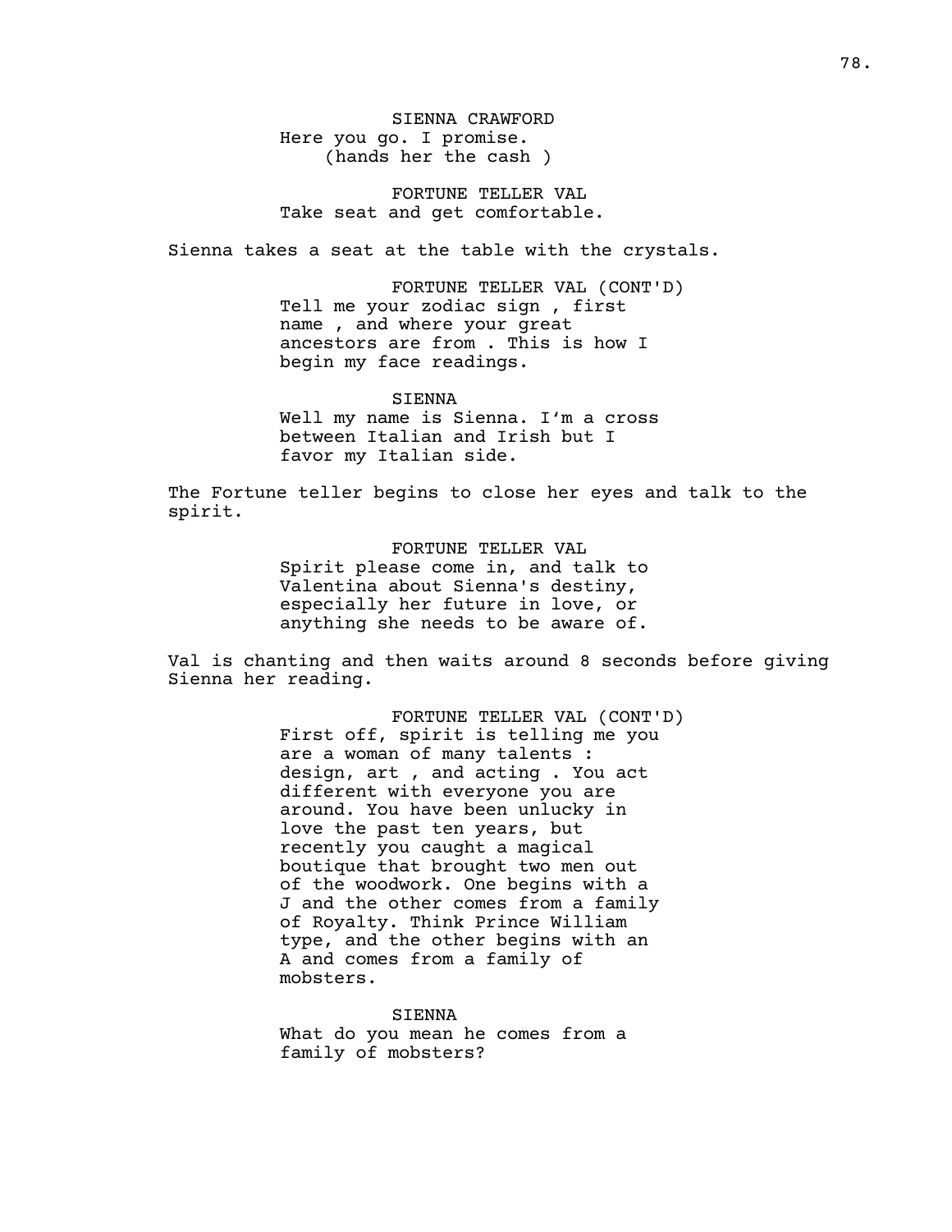SIENNA CRAWFORD

Here you go. I promise.

(hands her the cash )

FORTUNE TELLER VAL

Take seat and get comfortable.

Sienna takes a seat at the table with the crystals.

FORTUNE TELLER VAL (CONT'D)

Tell me your zodiac sign , first name , and where your great ancestors are from . This is how I begin my face readings.

SIENNA

Well my name is Sienna. I'm a cross between Italian and Irish but I favor my Italian side.

The Fortune teller begins to close her eyes and talk to the spirit.

FORTUNE TELLER VAL

Spirit please come in, and talk to Valentina about Sienna's destiny, especially her future in love, or anything she needs to be aware of.

Val is chanting and then waits around 8 seconds before giving Sienna her reading.

FORTUNE TELLER VAL (CONT'D)

First off, spirit is telling me you are a woman of many talents : design, art , and acting . You act different with everyone you are around. You have been unlucky in love the past ten years, but recently you caught a magical boutique that brought two men out of the woodwork. One begins with a J and the other comes from a family of Royalty. Think Prince William type, and the other begins with an A and comes from a family of mobsters.

SIENNA

What do you mean he comes from a family of mobsters?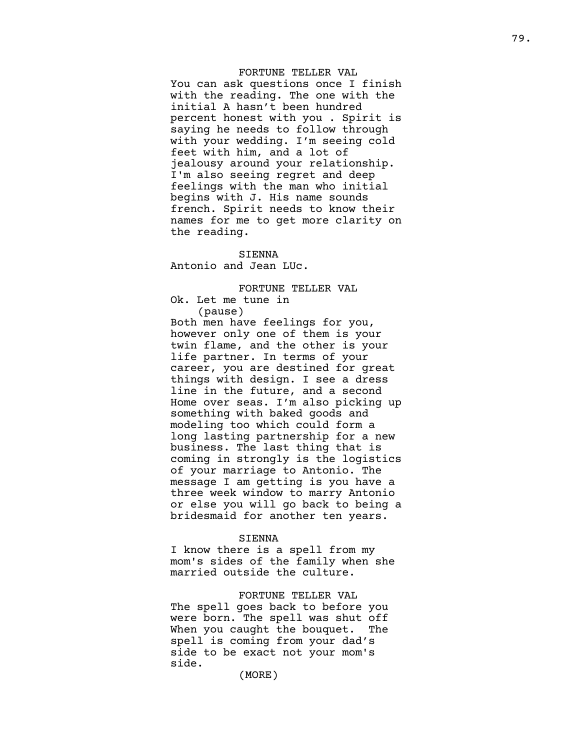FORTUNE TELLER VAL

You can ask questions once I finish with the reading. The one with the initial A hasn't been hundred percent honest with you . Spirit is saying he needs to follow through with your wedding. I'm seeing cold feet with him, and a lot of jealousy around your relationship. I'm also seeing regret and deep feelings with the man who initial begins with J. His name sounds french. Spirit needs to know their names for me to get more clarity on the reading.

SIENNA

Antonio and Jean LUc.

FORTUNE TELLER VAL

Ok. Let me tune in

(pause)

Both men have feelings for you, however only one of them is your twin flame, and the other is your life partner. In terms of your career, you are destined for great things with design. I see a dress line in the future, and a second Home over seas. I'm also picking up something with baked goods and modeling too which could form a long lasting partnership for a new business. The last thing that is coming in strongly is the logistics of your marriage to Antonio. The message I am getting is you have a three week window to marry Antonio or else you will go back to being a bridesmaid for another ten years.

SIENNA

I know there is a spell from my mom's sides of the family when she married outside the culture.

FORTUNE TELLER VAL

The spell goes back to before you were born. The spell was shut off When you caught the bouquet. The spell is coming from your dad's side to be exact not your mom's side.

(MORE)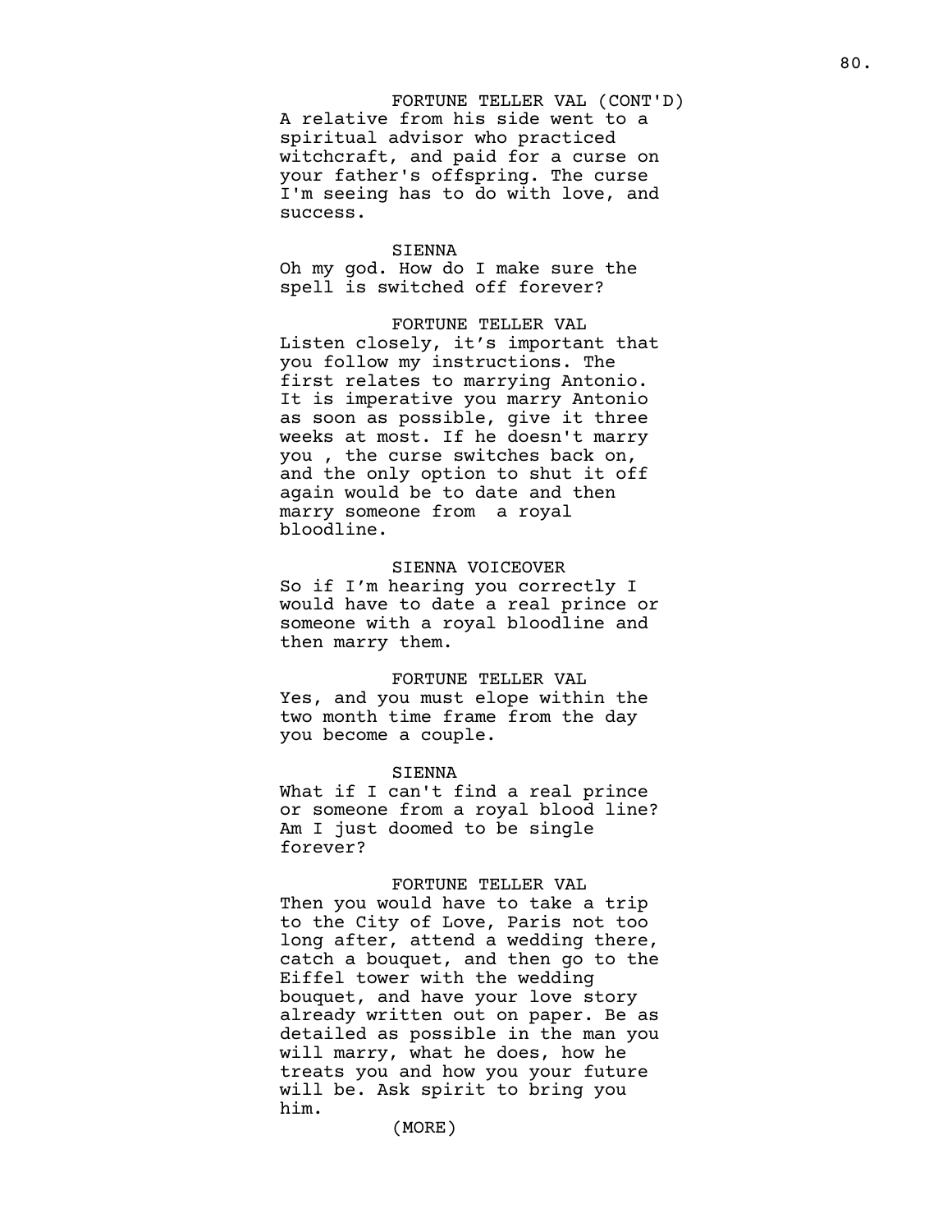FORTUNE TELLER VAL (CONT'D)

A relative from his side went to a spiritual advisor who practiced witchcraft, and paid for a curse on your father's offspring. The curse I'm seeing has to do with love, and success.

SIENNA

Oh my god. How do I make sure the spell is switched off forever?

FORTUNE TELLER VAL

Listen closely, it’s important that you follow my instructions. The first relates to marrying Antonio. It is imperative you marry Antonio as soon as possible, give it three weeks at most. If he doesn't marry you , the curse switches back on, and the only option to shut it off again would be to date and then marry someone from  a royal bloodline.

SIENNA VOICEOVER

So if I’m hearing you correctly I would have to date a real prince or someone with a royal bloodline and then marry them.

FORTUNE TELLER VAL

Yes, and you must elope within the two month time frame from the day you become a couple.

SIENNA

What if I can't find a real prince or someone from a royal blood line? Am I just doomed to be single forever?

FORTUNE TELLER VAL

Then you would have to take a trip to the City of Love, Paris not too long after, attend a wedding there, catch a bouquet, and then go to the Eiffel tower with the wedding bouquet, and have your love story already written out on paper. Be as detailed as possible in the man you will marry, what he does, how he treats you and how you your future will be. Ask spirit to bring you him.

(MORE)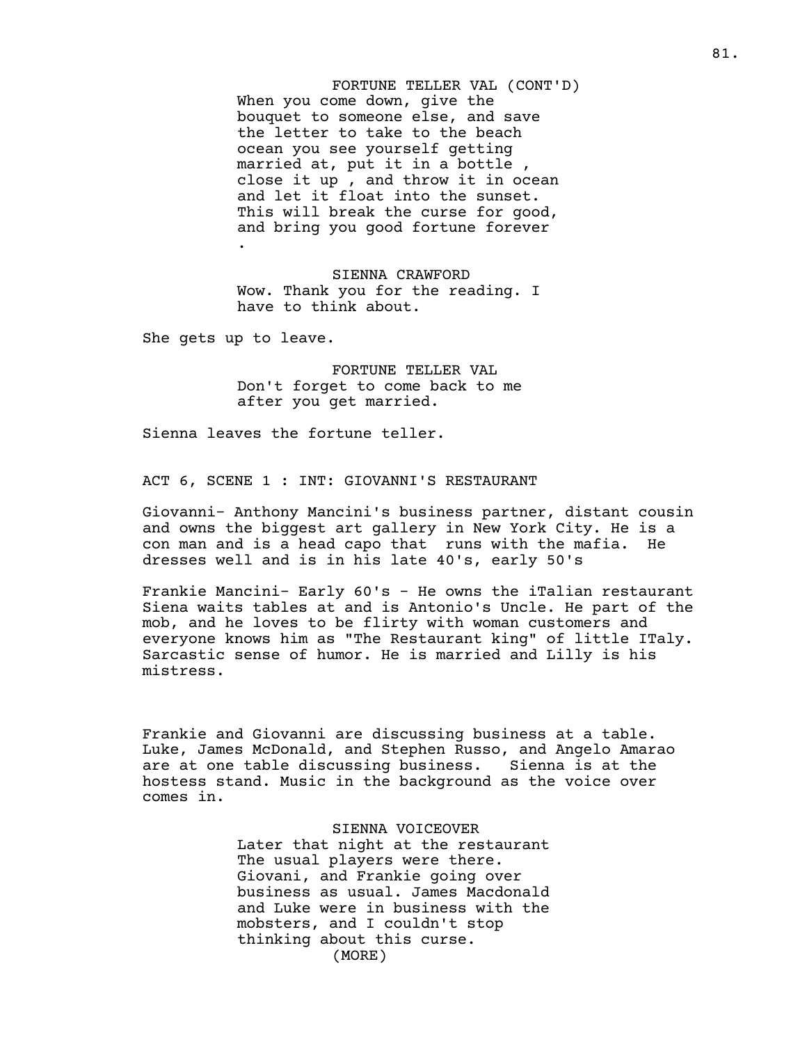FORTUNE TELLER VAL (CONT'D)
When you come down, give the bouquet to someone else, and save the letter to take to the beach ocean you see yourself getting married at, put it in a bottle , close it up , and throw it in ocean and let it float into the sunset. This will break the curse for good, and bring you good fortune forever .

SIENNA CRAWFORD
Wow. Thank you for the reading. I have to think about.

She gets up to leave.

FORTUNE TELLER VAL
Don't forget to come back to me after you get married.

Sienna leaves the fortune teller.

ACT 6, SCENE 1 : INT: GIOVANNI'S RESTAURANT

Giovanni- Anthony Mancini's business partner, distant cousin and owns the biggest art gallery in New York City. He is a con man and is a head capo that runs with the mafia. He dresses well and is in his late 40's, early 50's

Frankie Mancini- Early 60's - He owns the iTalian restaurant Siena waits tables at and is Antonio's Uncle. He part of the mob, and he loves to be flirty with woman customers and everyone knows him as "The Restaurant king" of little ITaly. Sarcastic sense of humor. He is married and Lilly is his mistress.

Frankie and Giovanni are discussing business at a table. Luke, James McDonald, and Stephen Russo, and Angelo Amarao are at one table discussing business. Sienna is at the hostess stand. Music in the background as the voice over comes in.

SIENNA VOICEOVER
Later that night at the restaurant The usual players were there. Giovani, and Frankie going over business as usual. James Macdonald and Luke were in business with the mobsters, and I couldn't stop thinking about this curse.
(MORE)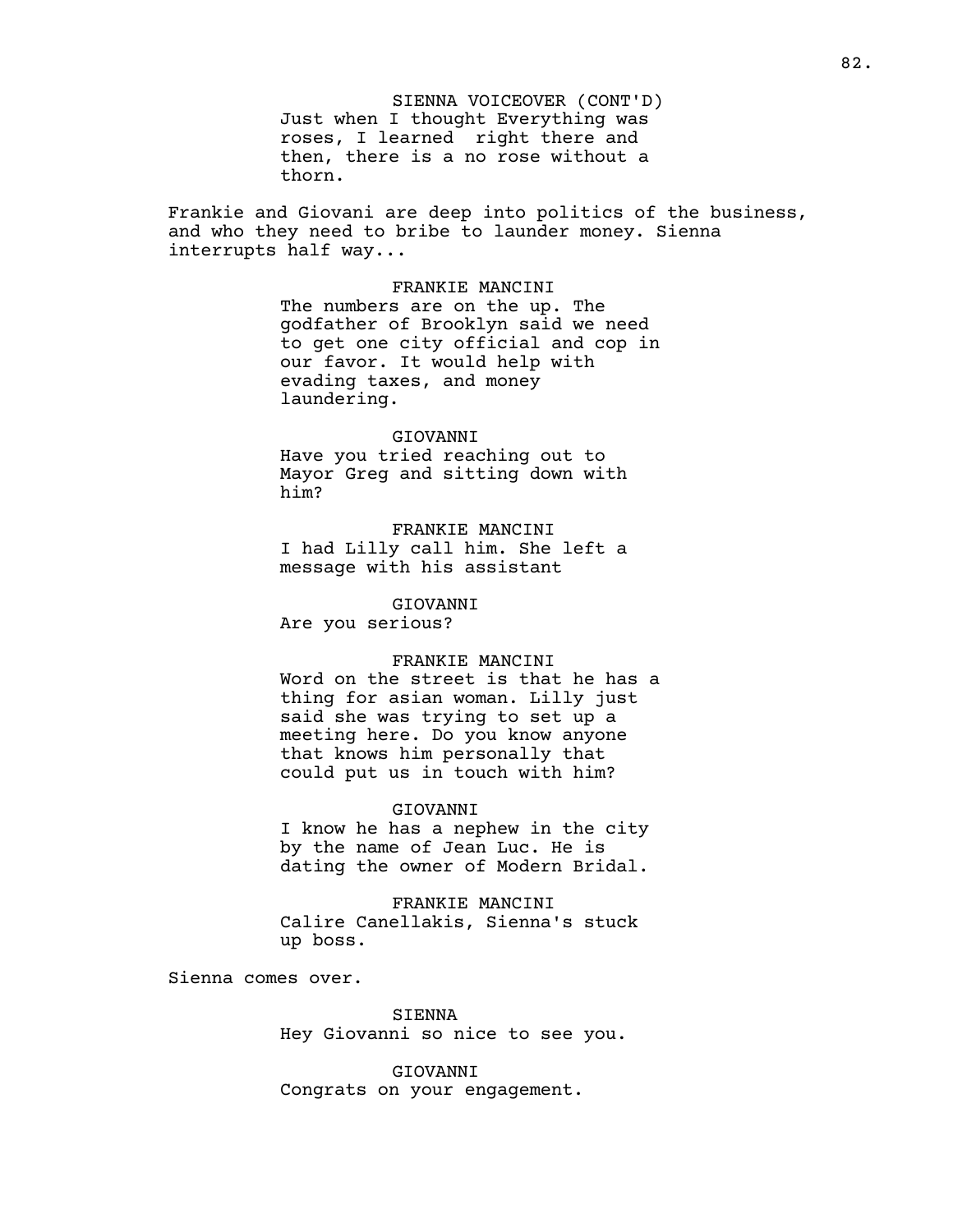SIENNA VOICEOVER (CONT'D)
Just when I thought Everything was roses, I learned  right there and then, there is a no rose without a thorn.

Frankie and Giovani are deep into politics of the business, and who they need to bribe to launder money. Sienna interrupts half way...

FRANKIE MANCINI
The numbers are on the up. The godfather of Brooklyn said we need to get one city official and cop in our favor. It would help with evading taxes, and money laundering.

GIOVANNI
Have you tried reaching out to Mayor Greg and sitting down with him?

FRANKIE MANCINI
I had Lilly call him. She left a message with his assistant

GIOVANNI
Are you serious?

FRANKIE MANCINI
Word on the street is that he has a thing for asian woman. Lilly just said she was trying to set up a meeting here. Do you know anyone that knows him personally that could put us in touch with him?

GIOVANNI
I know he has a nephew in the city by the name of Jean Luc. He is dating the owner of Modern Bridal.

FRANKIE MANCINI
Calire Canellakis, Sienna's stuck up boss.

Sienna comes over.

SIENNA
Hey Giovanni so nice to see you.

GIOVANNI
Congrats on your engagement.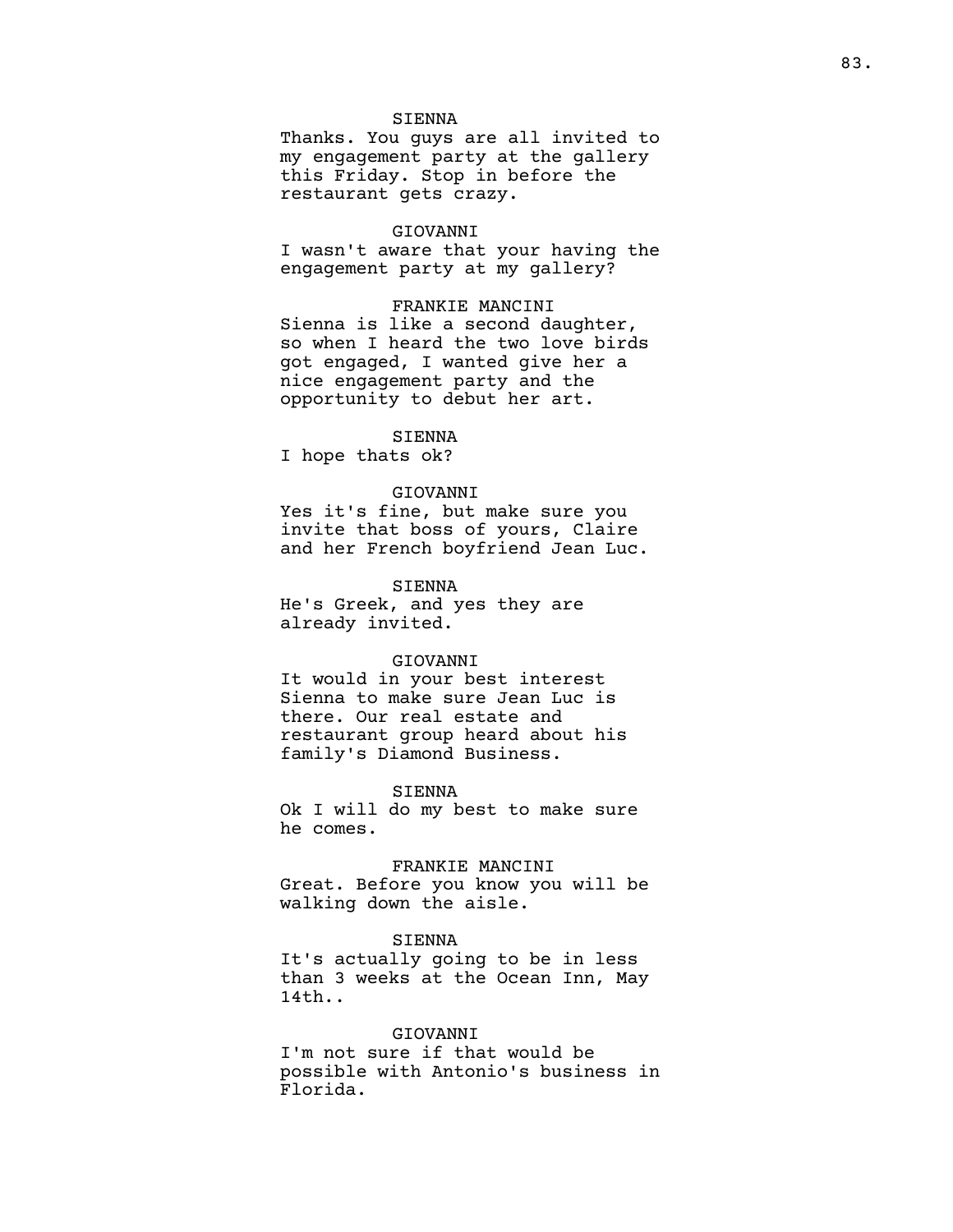SIENNA

Thanks. You guys are all invited to my engagement party at the gallery this Friday. Stop in before the restaurant gets crazy.

GIOVANNI

I wasn't aware that your having the engagement party at my gallery?

FRANKIE MANCINI

Sienna is like a second daughter, so when I heard the two love birds got engaged, I wanted give her a nice engagement party and the opportunity to debut her art.

SIENNA

I hope thats ok?

GIOVANNI

Yes it's fine, but make sure you invite that boss of yours, Claire and her French boyfriend Jean Luc.

SIENNA

He's Greek, and yes they are already invited.

GIOVANNI

It would in your best interest Sienna to make sure Jean Luc is there. Our real estate and restaurant group heard about his family's Diamond Business.

SIENNA

Ok I will do my best to make sure he comes.

FRANKIE MANCINI

Great. Before you know you will be walking down the aisle.

SIENNA

It's actually going to be in less than 3 weeks at the Ocean Inn, May 14th..

GIOVANNI

I'm not sure if that would be possible with Antonio's business in Florida.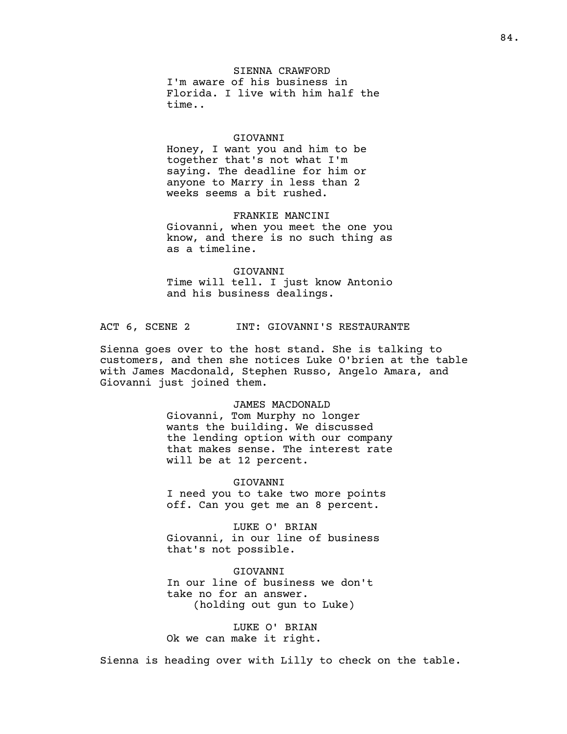SIENNA CRAWFORD
I'm aware of his business in Florida. I live with him half the time..

GIOVANNI
Honey, I want you and him to be together that's not what I'm saying. The deadline for him or anyone to Marry in less than 2 weeks seems a bit rushed.

FRANKIE MANCINI
Giovanni, when you meet the one you know, and there is no such thing as as a timeline.

GIOVANNI
Time will tell. I just know Antonio and his business dealings.

ACT 6, SCENE 2 INT: GIOVANNI'S RESTAURANTE

Sienna goes over to the host stand. She is talking to customers, and then she notices Luke O'brien at the table with James Macdonald, Stephen Russo, Angelo Amara, and Giovanni just joined them.

JAMES MACDONALD
Giovanni, Tom Murphy no longer wants the building. We discussed the lending option with our company that makes sense. The interest rate will be at 12 percent.

GIOVANNI
I need you to take two more points off. Can you get me an 8 percent.

LUKE O' BRIAN
Giovanni, in our line of business that's not possible.

GIOVANNI
In our line of business we don't take no for an answer.
(holding out gun to Luke)

LUKE O' BRIAN
Ok we can make it right.

Sienna is heading over with Lilly to check on the table.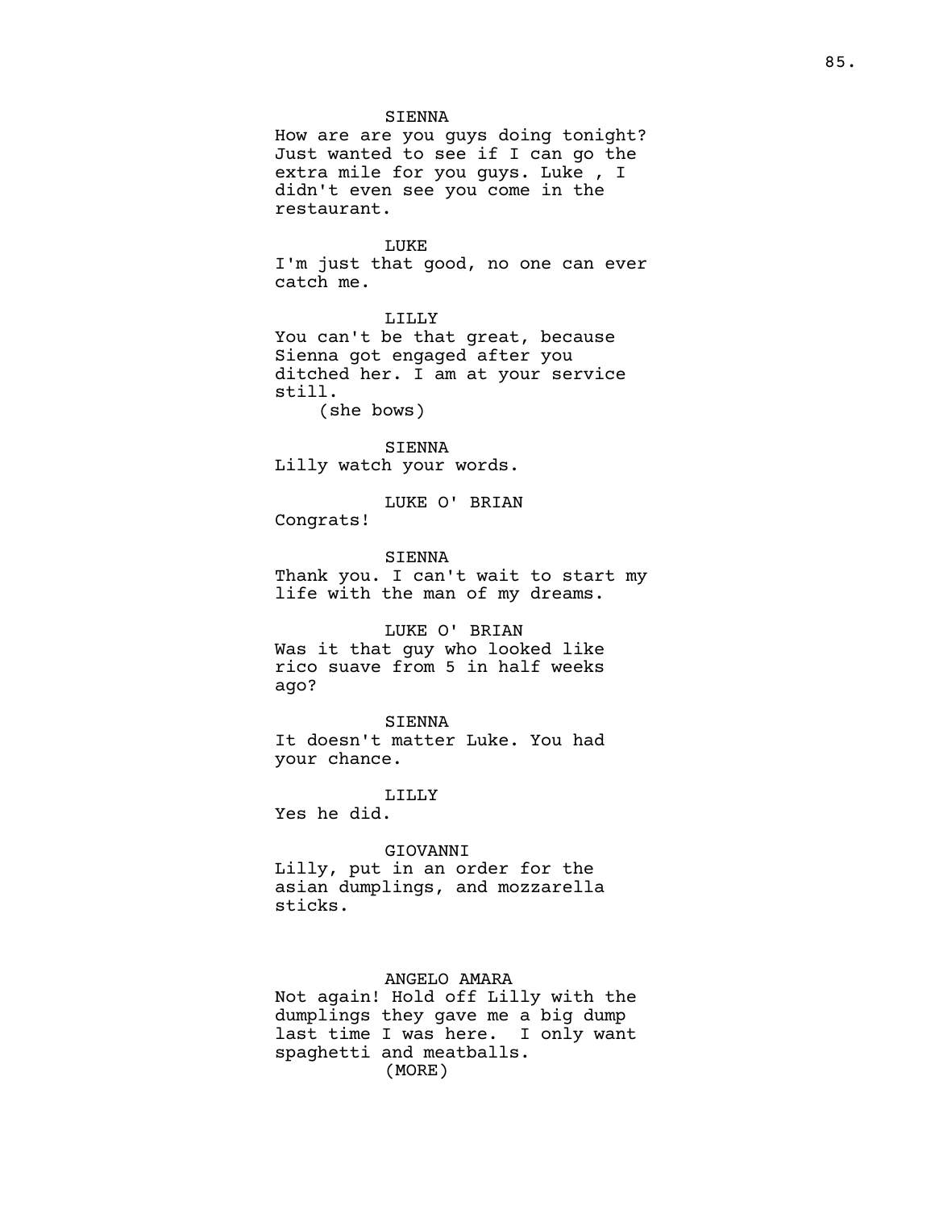SIENNA
How are are you guys doing tonight? Just wanted to see if I can go the extra mile for you guys. Luke , I didn't even see you come in the restaurant.

LUKE
I'm just that good, no one can ever catch me.

LILLY
You can't be that great, because Sienna got engaged after you ditched her. I am at your service still.
(she bows)

SIENNA
Lilly watch your words.

LUKE O' BRIAN
Congrats!

SIENNA
Thank you. I can't wait to start my life with the man of my dreams.

LUKE O' BRIAN
Was it that guy who looked like rico suave from 5 in half weeks ago?

SIENNA
It doesn't matter Luke. You had your chance.

LILLY
Yes he did.

GIOVANNI
Lilly, put in an order for the asian dumplings, and mozzarella sticks.

ANGELO AMARA
Not again! Hold off Lilly with the dumplings they gave me a big dump last time I was here. I only want spaghetti and meatballs.
(MORE)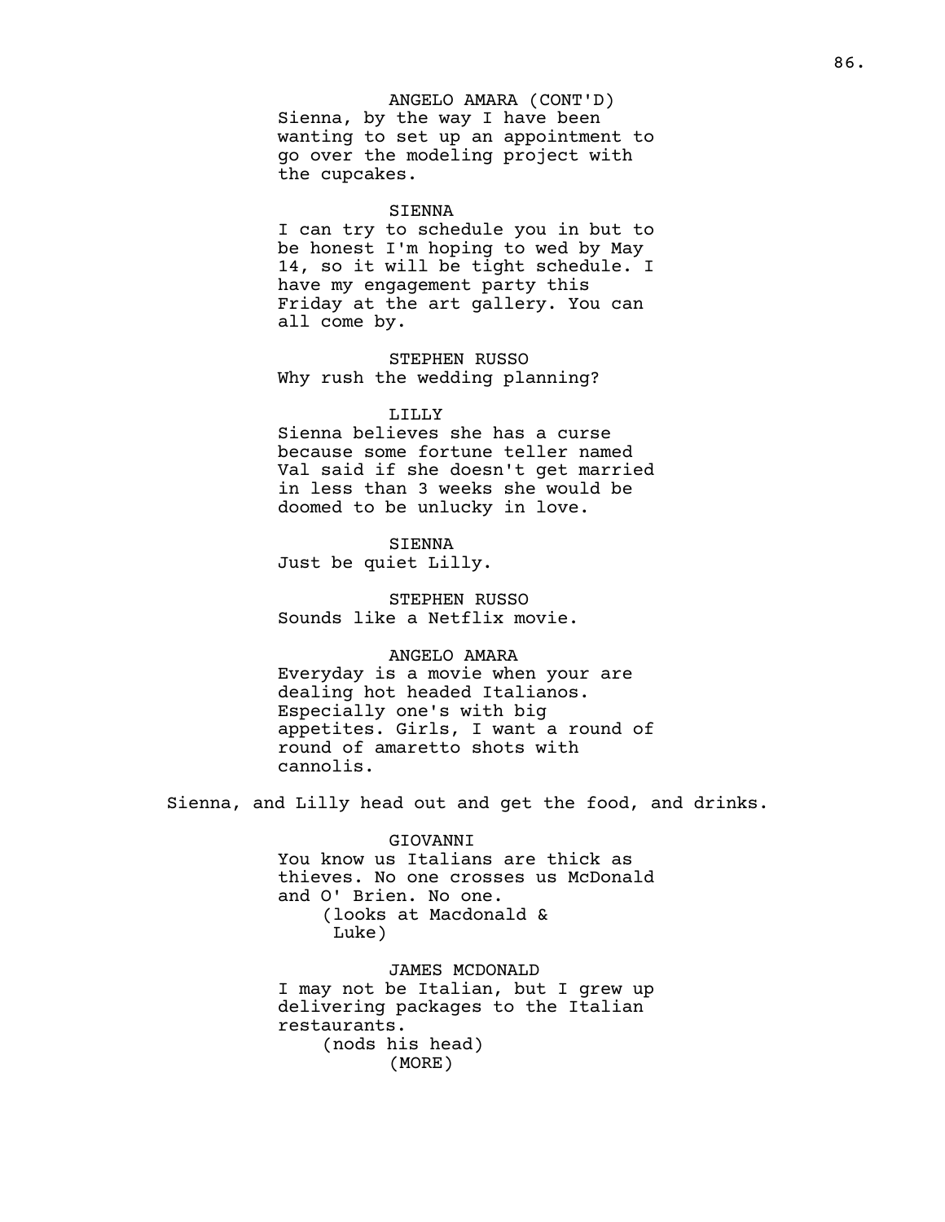ANGELO AMARA (CONT'D)
Sienna, by the way I have been wanting to set up an appointment to go over the modeling project with the cupcakes.

SIENNA
I can try to schedule you in but to be honest I'm hoping to wed by May 14, so it will be tight schedule. I have my engagement party this Friday at the art gallery. You can all come by.

STEPHEN RUSSO
Why rush the wedding planning?

LILLY
Sienna believes she has a curse because some fortune teller named Val said if she doesn't get married in less than 3 weeks she would be doomed to be unlucky in love.

SIENNA
Just be quiet Lilly.

STEPHEN RUSSO
Sounds like a Netflix movie.

ANGELO AMARA
Everyday is a movie when your are dealing hot headed Italianos. Especially one's with big appetites. Girls, I want a round of round of amaretto shots with cannolis.

Sienna, and Lilly head out and get the food, and drinks.

GIOVANNI
You know us Italians are thick as thieves. No one crosses us McDonald and O' Brien. No one.
(looks at Macdonald & Luke)

JAMES MCDONALD
I may not be Italian, but I grew up delivering packages to the Italian restaurants.
(nods his head)
(MORE)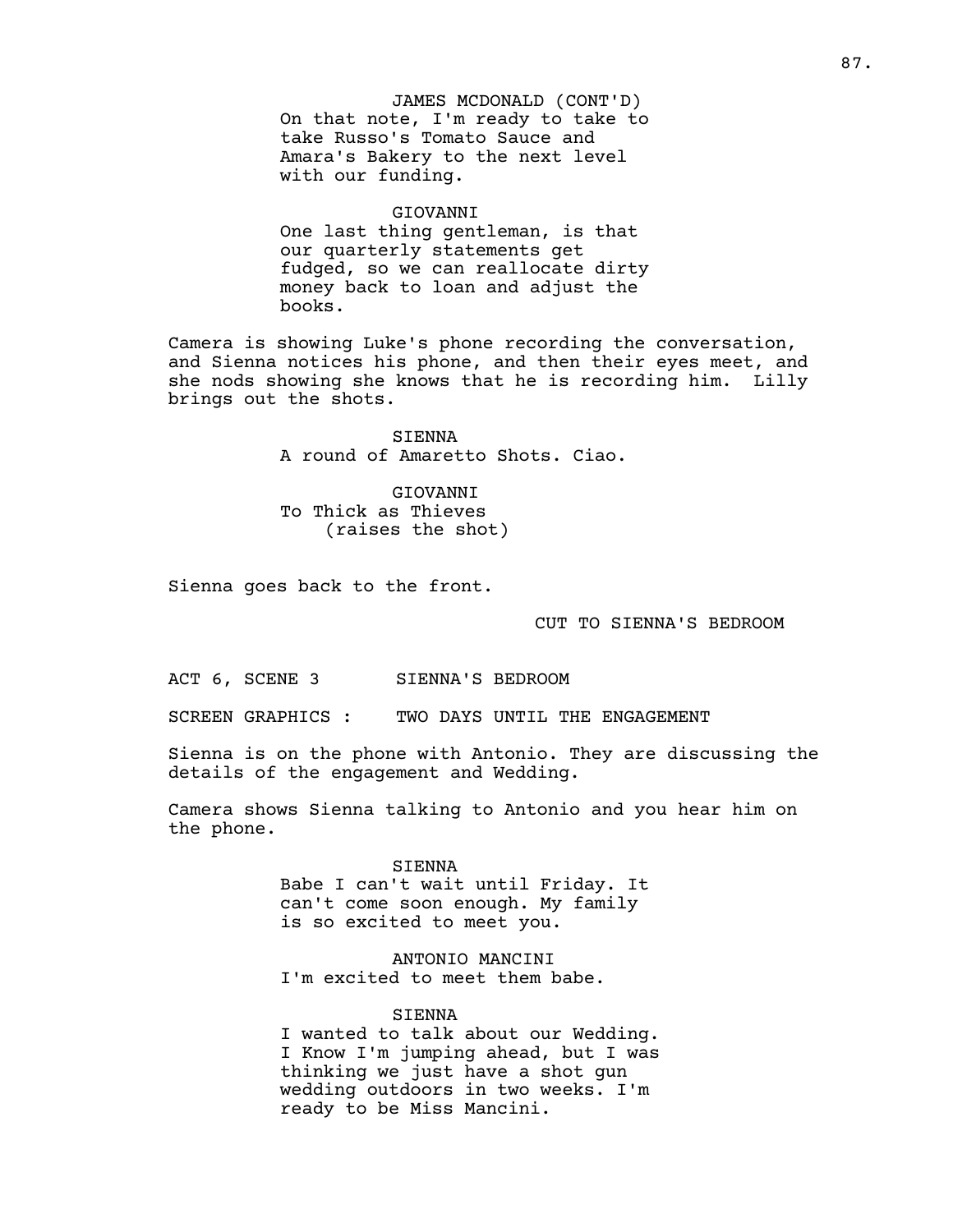JAMES MCDONALD (CONT'D)
On that note, I'm ready to take to take Russo's Tomato Sauce and Amara's Bakery to the next level with our funding.

GIOVANNI
One last thing gentleman, is that our quarterly statements get fudged, so we can reallocate dirty money back to loan and adjust the books.

Camera is showing Luke's phone recording the conversation, and Sienna notices his phone, and then their eyes meet, and she nods showing she knows that he is recording him. Lilly brings out the shots.

SIENNA
A round of Amaretto Shots. Ciao.

GIOVANNI
To Thick as Thieves
(raises the shot)

Sienna goes back to the front.

CUT TO SIENNA'S BEDROOM

ACT 6, SCENE 3 SIENNA'S BEDROOM

SCREEN GRAPHICS : TWO DAYS UNTIL THE ENGAGEMENT

Sienna is on the phone with Antonio. They are discussing the details of the engagement and Wedding.

Camera shows Sienna talking to Antonio and you hear him on the phone.

SIENNA
Babe I can't wait until Friday. It can't come soon enough. My family is so excited to meet you.

ANTONIO MANCINI
I'm excited to meet them babe.

SIENNA
I wanted to talk about our Wedding. I Know I'm jumping ahead, but I was thinking we just have a shot gun wedding outdoors in two weeks. I'm ready to be Miss Mancini.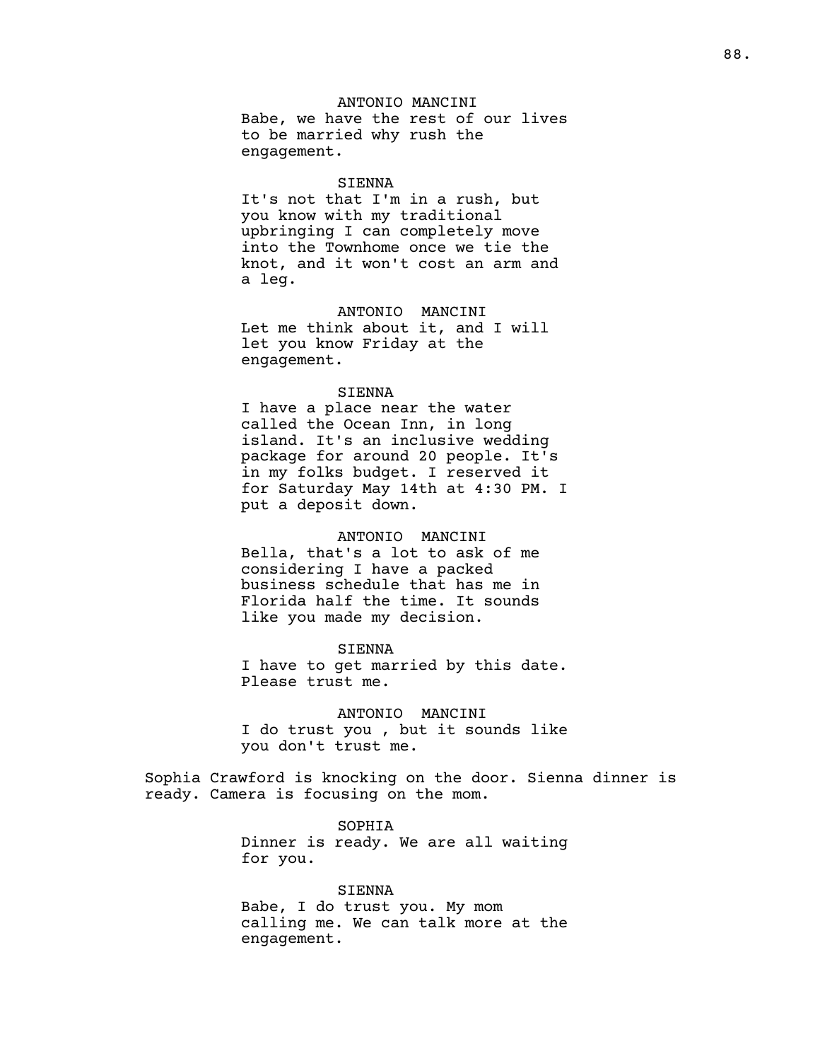ANTONIO MANCINI

Babe, we have the rest of our lives to be married why rush the engagement.

SIENNA

It's not that I'm in a rush, but you know with my traditional upbringing I can completely move into the Townhome once we tie the knot, and it won't cost an arm and a leg.

ANTONIO MANCINI

Let me think about it, and I will let you know Friday at the engagement.

SIENNA

I have a place near the water called the Ocean Inn, in long island. It's an inclusive wedding package for around 20 people. It's in my folks budget. I reserved it for Saturday May 14th at 4:30 PM. I put a deposit down.

ANTONIO MANCINI

Bella, that's a lot to ask of me considering I have a packed business schedule that has me in Florida half the time. It sounds like you made my decision.

SIENNA

I have to get married by this date. Please trust me.

ANTONIO MANCINI

I do trust you , but it sounds like you don't trust me.

Sophia Crawford is knocking on the door. Sienna dinner is ready. Camera is focusing on the mom.

SOPHIA

Dinner is ready. We are all waiting for you.

SIENNA

Babe, I do trust you. My mom calling me. We can talk more at the engagement.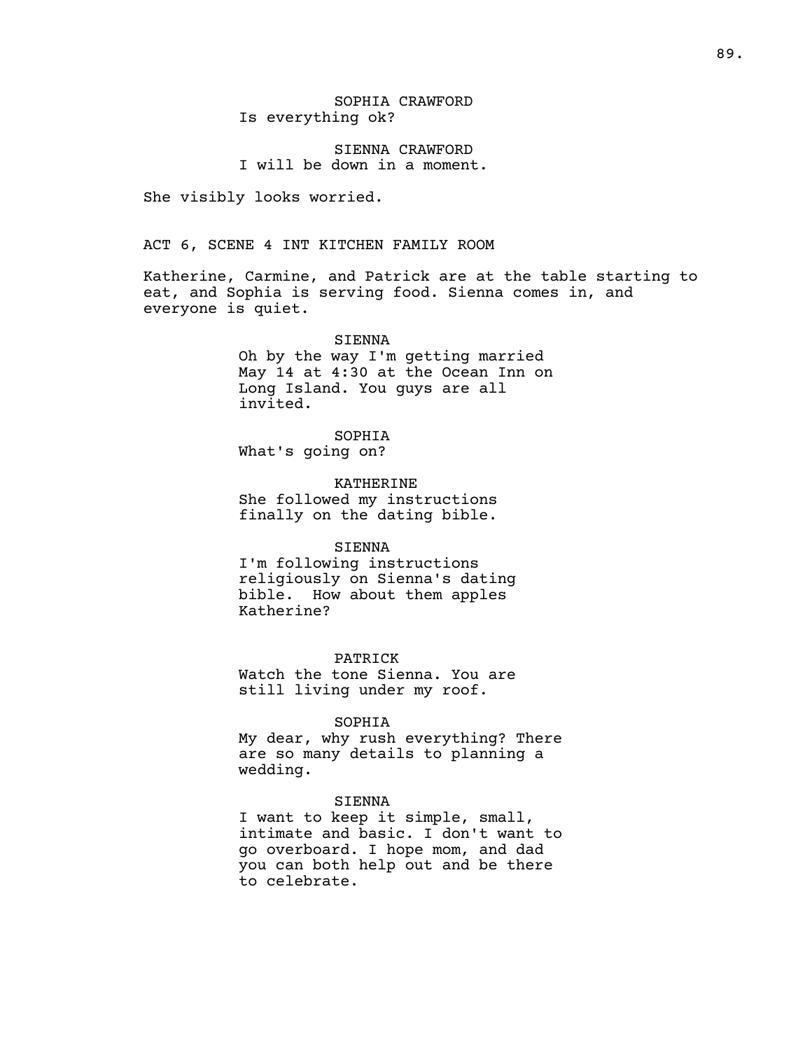SOPHIA CRAWFORD
Is everything ok?

SIENNA CRAWFORD
I will be down in a moment.

She visibly looks worried.

ACT 6, SCENE 4 INT KITCHEN FAMILY ROOM

Katherine, Carmine, and Patrick are at the table starting to eat, and Sophia is serving food. Sienna comes in, and everyone is quiet.

SIENNA
Oh by the way I'm getting married May 14 at 4:30 at the Ocean Inn on Long Island. You guys are all invited.

SOPHIA
What's going on?

KATHERINE
She followed my instructions finally on the dating bible.

SIENNA
I'm following instructions religiously on Sienna's dating bible. How about them apples Katherine?

PATRICK
Watch the tone Sienna. You are still living under my roof.

SOPHIA
My dear, why rush everything? There are so many details to planning a wedding.

SIENNA
I want to keep it simple, small, intimate and basic. I don't want to go overboard. I hope mom, and dad you can both help out and be there to celebrate.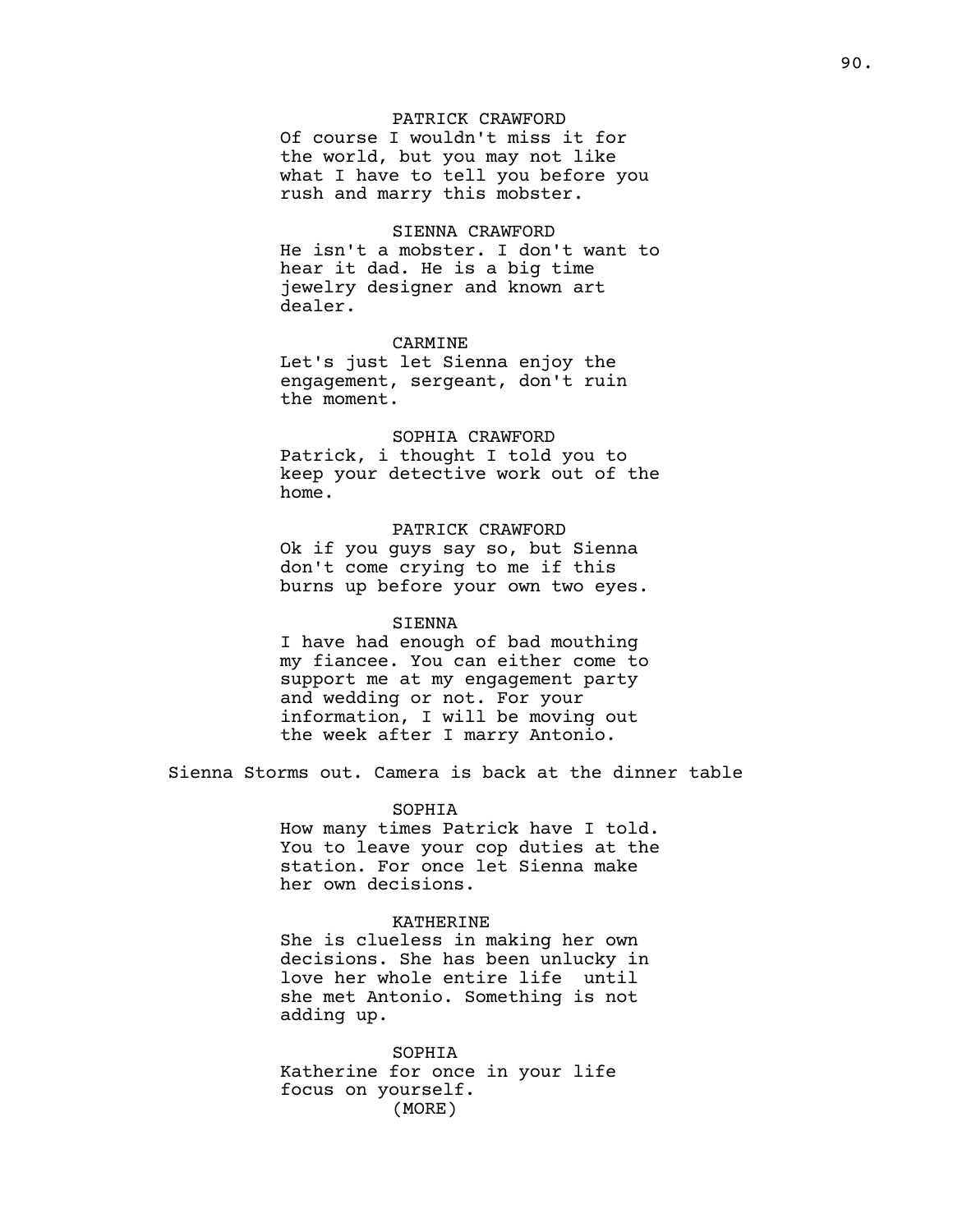PATRICK CRAWFORD

Of course I wouldn't miss it for the world, but you may not like what I have to tell you before you rush and marry this mobster.

SIENNA CRAWFORD

He isn't a mobster. I don't want to hear it dad. He is a big time jewelry designer and known art dealer.

CARMINE

Let's just let Sienna enjoy the engagement, sergeant, don't ruin the moment.

SOPHIA CRAWFORD

Patrick, i thought I told you to keep your detective work out of the home.

PATRICK CRAWFORD

Ok if you guys say so, but Sienna don't come crying to me if this burns up before your own two eyes.

SIENNA

I have had enough of bad mouthing my fiancee. You can either come to support me at my engagement party and wedding or not. For your information, I will be moving out the week after I marry Antonio.

Sienna Storms out. Camera is back at the dinner table

SOPHIA

How many times Patrick have I told. You to leave your cop duties at the station. For once let Sienna make her own decisions.

KATHERINE

She is clueless in making her own decisions. She has been unlucky in love her whole entire life until she met Antonio. Something is not adding up.

SOPHIA

Katherine for once in your life focus on yourself.

(MORE)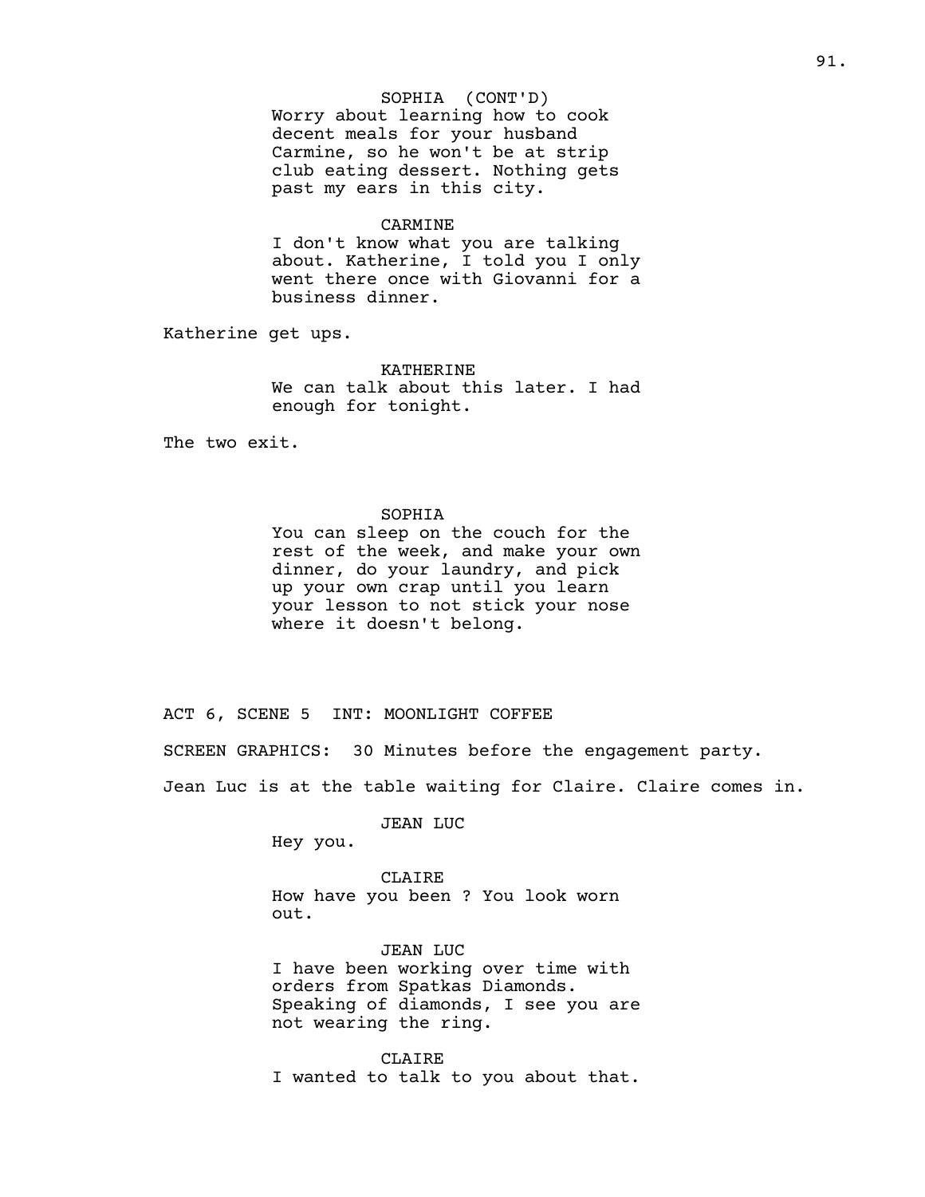SOPHIA (CONT'D)
Worry about learning how to cook decent meals for your husband Carmine, so he won't be at strip club eating dessert. Nothing gets past my ears in this city.

CARMINE
I don't know what you are talking about. Katherine, I told you I only went there once with Giovanni for a business dinner.

Katherine get ups.

KATHERINE
We can talk about this later. I had enough for tonight.

The two exit.

SOPHIA
You can sleep on the couch for the rest of the week, and make your own dinner, do your laundry, and pick up your own crap until you learn your lesson to not stick your nose where it doesn't belong.

ACT 6, SCENE 5 INT: MOONLIGHT COFFEE

SCREEN GRAPHICS: 30 Minutes before the engagement party.

Jean Luc is at the table waiting for Claire. Claire comes in.

JEAN LUC
Hey you.

CLAIRE
How have you been ? You look worn out.

JEAN LUC
I have been working over time with orders from Spatkas Diamonds. Speaking of diamonds, I see you are not wearing the ring.

CLAIRE
I wanted to talk to you about that.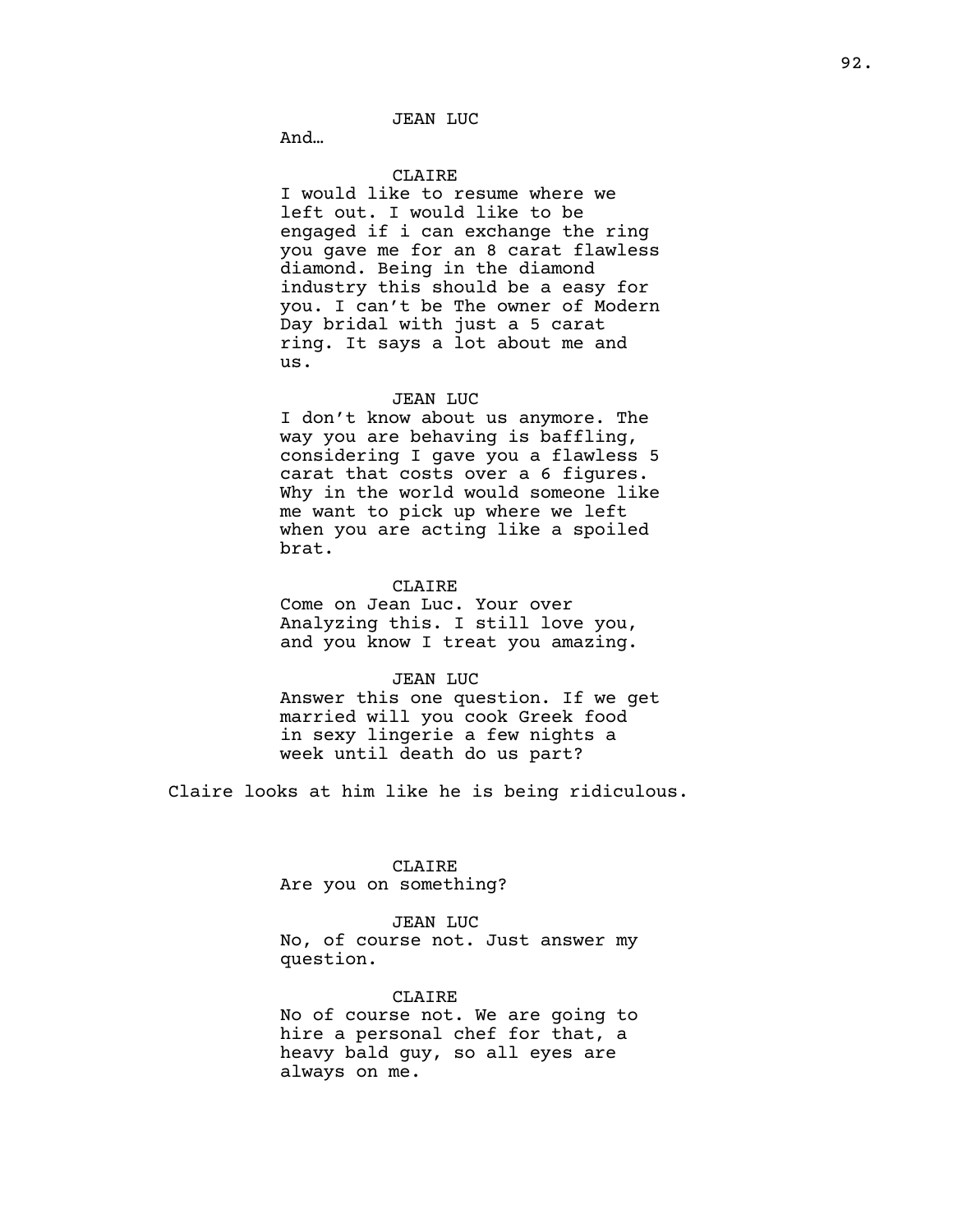JEAN LUC

And…

CLAIRE

I would like to resume where we left out. I would like to be engaged if i can exchange the ring you gave me for an 8 carat flawless diamond. Being in the diamond industry this should be a easy for you. I can't be The owner of Modern Day bridal with just a 5 carat ring. It says a lot about me and us.

JEAN LUC

I don't know about us anymore. The way you are behaving is baffling, considering I gave you a flawless 5 carat that costs over a 6 figures. Why in the world would someone like me want to pick up where we left when you are acting like a spoiled brat.

CLAIRE

Come on Jean Luc. Your over Analyzing this. I still love you, and you know I treat you amazing.

JEAN LUC

Answer this one question. If we get married will you cook Greek food in sexy lingerie a few nights a week until death do us part?

Claire looks at him like he is being ridiculous.

CLAIRE

Are you on something?

JEAN LUC

No, of course not. Just answer my question.

CLAIRE

No of course not. We are going to hire a personal chef for that, a heavy bald guy, so all eyes are always on me.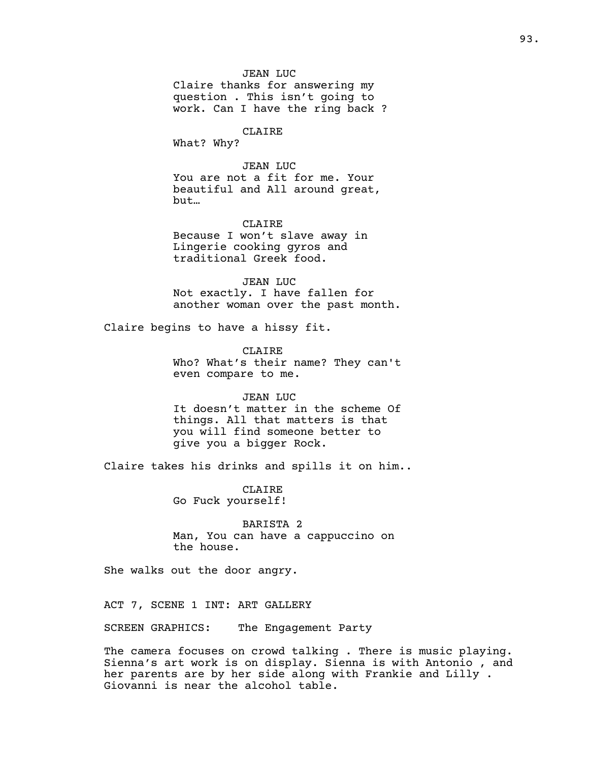JEAN LUC
Claire thanks for answering my question . This isn't going to work. Can I have the ring back ?

CLAIRE
What? Why?

JEAN LUC
You are not a fit for me. Your beautiful and All around great, but…

CLAIRE
Because I won't slave away in Lingerie cooking gyros and traditional Greek food.

JEAN LUC
Not exactly. I have fallen for another woman over the past month.

Claire begins to have a hissy fit.

CLAIRE
Who? What's their name? They can't even compare to me.

JEAN LUC
It doesn't matter in the scheme Of things. All that matters is that you will find someone better to give you a bigger Rock.

Claire takes his drinks and spills it on him..

CLAIRE
Go Fuck yourself!

BARISTA 2
Man, You can have a cappuccino on the house.

She walks out the door angry.

ACT 7, SCENE 1 INT: ART GALLERY

SCREEN GRAPHICS: The Engagement Party

The camera focuses on crowd talking . There is music playing. Sienna's art work is on display. Sienna is with Antonio , and her parents are by her side along with Frankie and Lilly . Giovanni is near the alcohol table.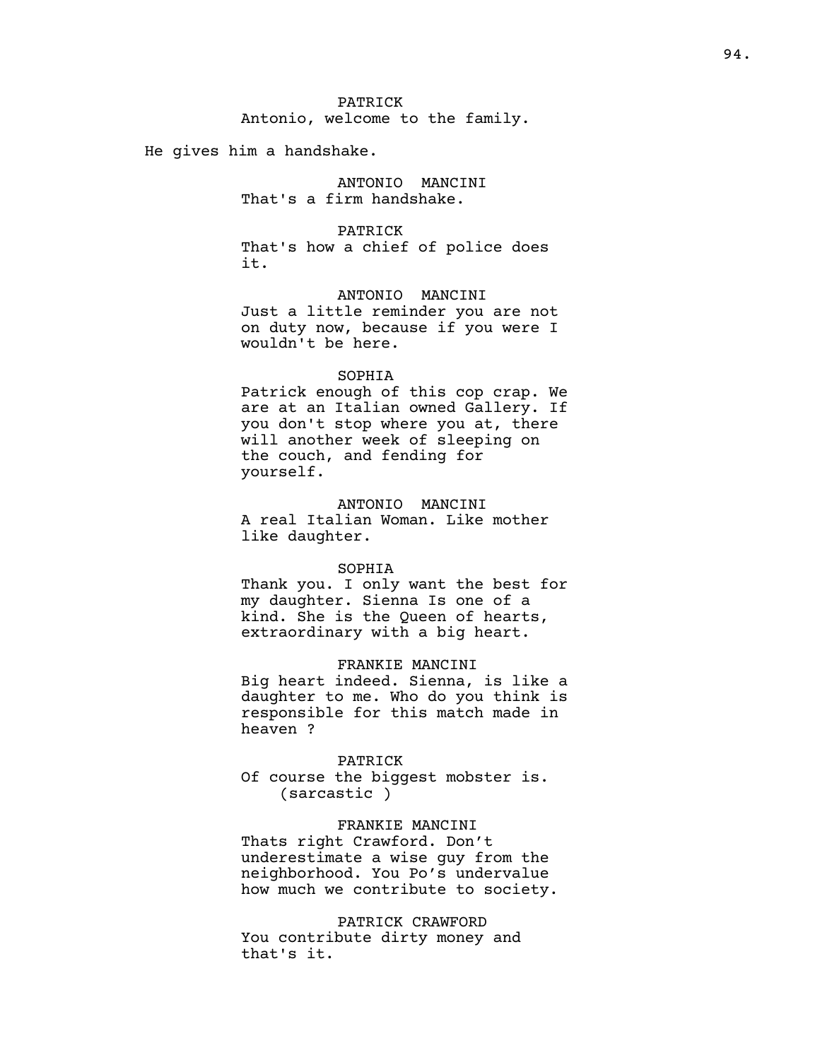PATRICK
Antonio, welcome to the family.

He gives him a handshake.

ANTONIO MANCINI
That's a firm handshake.

PATRICK
That's how a chief of police does it.

ANTONIO MANCINI
Just a little reminder you are not on duty now, because if you were I wouldn't be here.

SOPHIA
Patrick enough of this cop crap. We are at an Italian owned Gallery. If you don't stop where you at, there will another week of sleeping on the couch, and fending for yourself.

ANTONIO MANCINI
A real Italian Woman. Like mother like daughter.

SOPHIA
Thank you. I only want the best for my daughter. Sienna Is one of a kind. She is the Queen of hearts, extraordinary with a big heart.

FRANKIE MANCINI
Big heart indeed. Sienna, is like a daughter to me. Who do you think is responsible for this match made in heaven ?

PATRICK
Of course the biggest mobster is.
(sarcastic )

FRANKIE MANCINI
Thats right Crawford. Don't underestimate a wise guy from the neighborhood. You Po's undervalue how much we contribute to society.

PATRICK CRAWFORD
You contribute dirty money and that's it.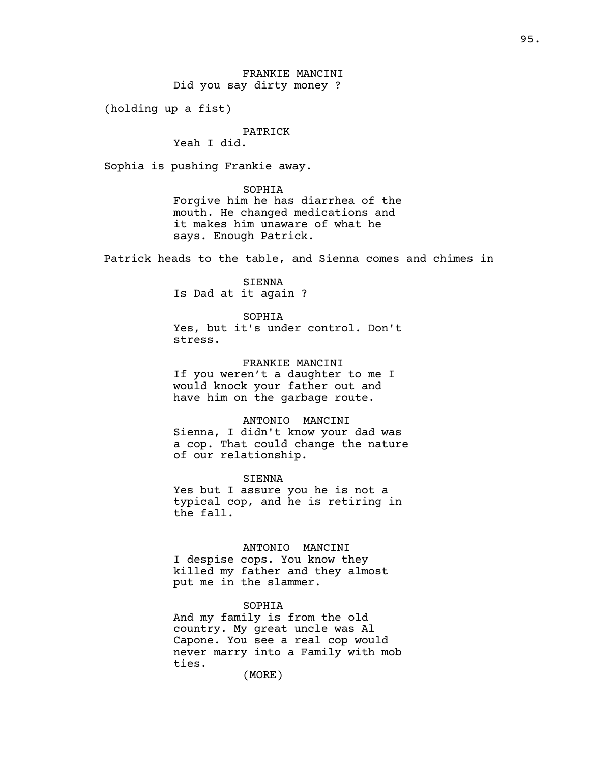FRANKIE MANCINI
Did you say dirty money ?

(holding up a fist)

PATRICK
Yeah I did.

Sophia is pushing Frankie away.

SOPHIA
Forgive him he has diarrhea of the mouth. He changed medications and it makes him unaware of what he says. Enough Patrick.

Patrick heads to the table, and Sienna comes and chimes in

SIENNA
Is Dad at it again ?

SOPHIA
Yes, but it's under control. Don't stress.

FRANKIE MANCINI
If you weren't a daughter to me I would knock your father out and have him on the garbage route.

ANTONIO MANCINI
Sienna, I didn't know your dad was a cop. That could change the nature of our relationship.

SIENNA
Yes but I assure you he is not a typical cop, and he is retiring in the fall.

ANTONIO MANCINI
I despise cops. You know they killed my father and they almost put me in the slammer.

SOPHIA
And my family is from the old country. My great uncle was Al Capone. You see a real cop would never marry into a Family with mob ties.
(MORE)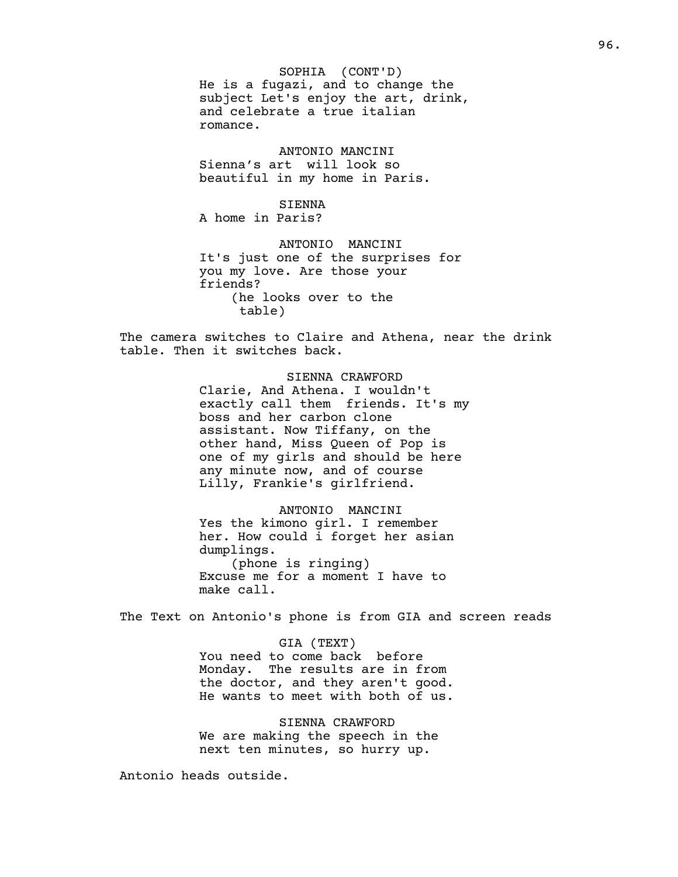SOPHIA (CONT'D)
He is a fugazi, and to change the subject Let's enjoy the art, drink, and celebrate a true italian romance.

ANTONIO MANCINI
Sienna's art will look so beautiful in my home in Paris.

SIENNA
A home in Paris?

ANTONIO MANCINI
It's just one of the surprises for you my love. Are those your friends?
(he looks over to the table)

The camera switches to Claire and Athena, near the drink table. Then it switches back.

SIENNA CRAWFORD
Clarie, And Athena. I wouldn't exactly call them friends. It's my boss and her carbon clone assistant. Now Tiffany, on the other hand, Miss Queen of Pop is one of my girls and should be here any minute now, and of course Lilly, Frankie's girlfriend.

ANTONIO MANCINI
Yes the kimono girl. I remember her. How could i forget her asian dumplings.
(phone is ringing)
Excuse me for a moment I have to make call.

The Text on Antonio's phone is from GIA and screen reads

GIA (TEXT)
You need to come back before Monday. The results are in from the doctor, and they aren't good. He wants to meet with both of us.

SIENNA CRAWFORD
We are making the speech in the next ten minutes, so hurry up.

Antonio heads outside.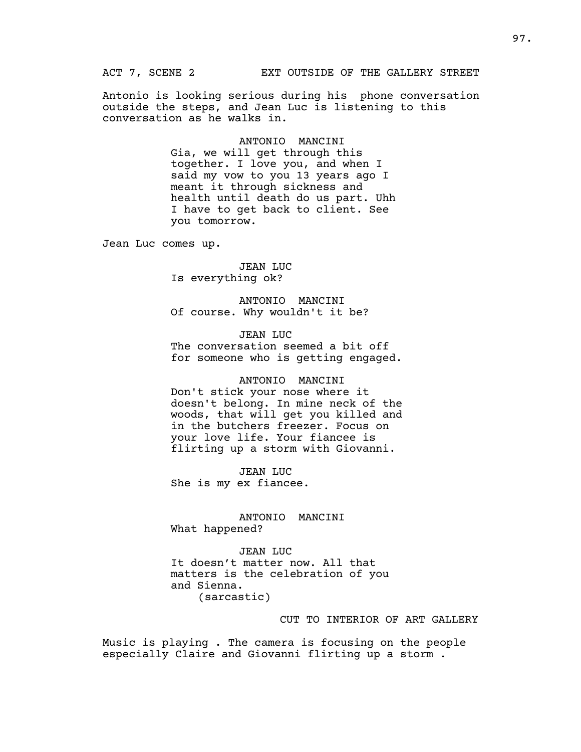ACT 7, SCENE 2 EXT OUTSIDE OF THE GALLERY STREET

Antonio is looking serious during his phone conversation outside the steps, and Jean Luc is listening to this conversation as he walks in.

ANTONIO MANCINI
Gia, we will get through this together. I love you, and when I said my vow to you 13 years ago I meant it through sickness and health until death do us part. Uhh I have to get back to client. See you tomorrow.

Jean Luc comes up.

JEAN LUC
Is everything ok?

ANTONIO MANCINI
Of course. Why wouldn't it be?

JEAN LUC
The conversation seemed a bit off for someone who is getting engaged.

ANTONIO MANCINI
Don't stick your nose where it doesn't belong. In mine neck of the woods, that will get you killed and in the butchers freezer. Focus on your love life. Your fiancee is flirting up a storm with Giovanni.

JEAN LUC
She is my ex fiancee.

ANTONIO MANCINI
What happened?

JEAN LUC
It doesn’t matter now. All that matters is the celebration of you and Sienna.
(sarcastic)

CUT TO INTERIOR OF ART GALLERY

Music is playing . The camera is focusing on the people especially Claire and Giovanni flirting up a storm .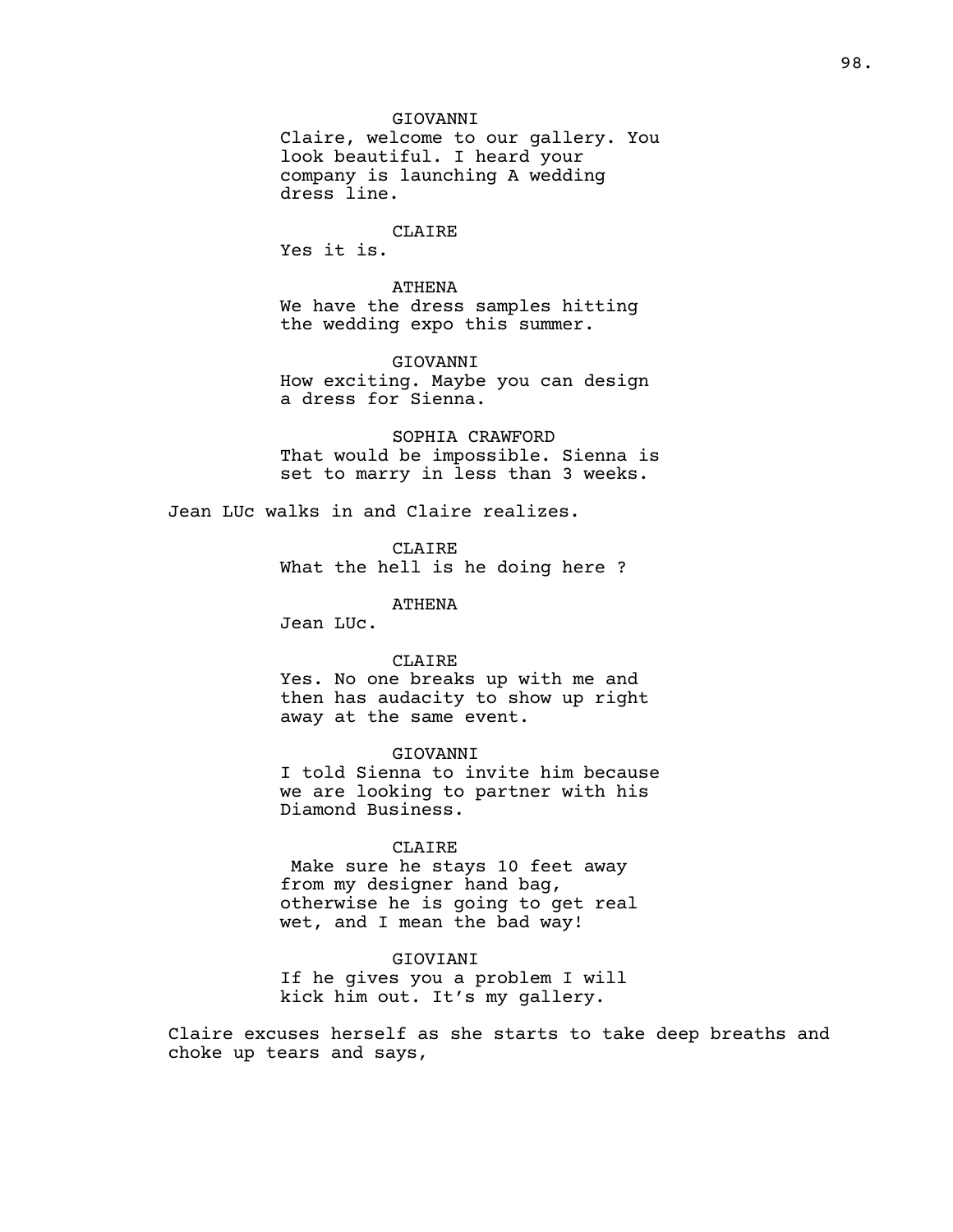GIOVANNI

Claire, welcome to our gallery. You look beautiful. I heard your company is launching A wedding dress line.

CLAIRE

Yes it is.

ATHENA

We have the dress samples hitting the wedding expo this summer.

GIOVANNI

How exciting. Maybe you can design a dress for Sienna.

SOPHIA CRAWFORD

That would be impossible. Sienna is set to marry in less than 3 weeks.

Jean LUc walks in and Claire realizes.

CLAIRE

What the hell is he doing here ?

ATHENA

Jean LUc.

CLAIRE

Yes. No one breaks up with me and then has audacity to show up right away at the same event.

GIOVANNI

I told Sienna to invite him because we are looking to partner with his Diamond Business.

CLAIRE

Make sure he stays 10 feet away from my designer hand bag, otherwise he is going to get real wet, and I mean the bad way!

GIOVIANI

If he gives you a problem I will kick him out. It's my gallery.

Claire excuses herself as she starts to take deep breaths and choke up tears and says,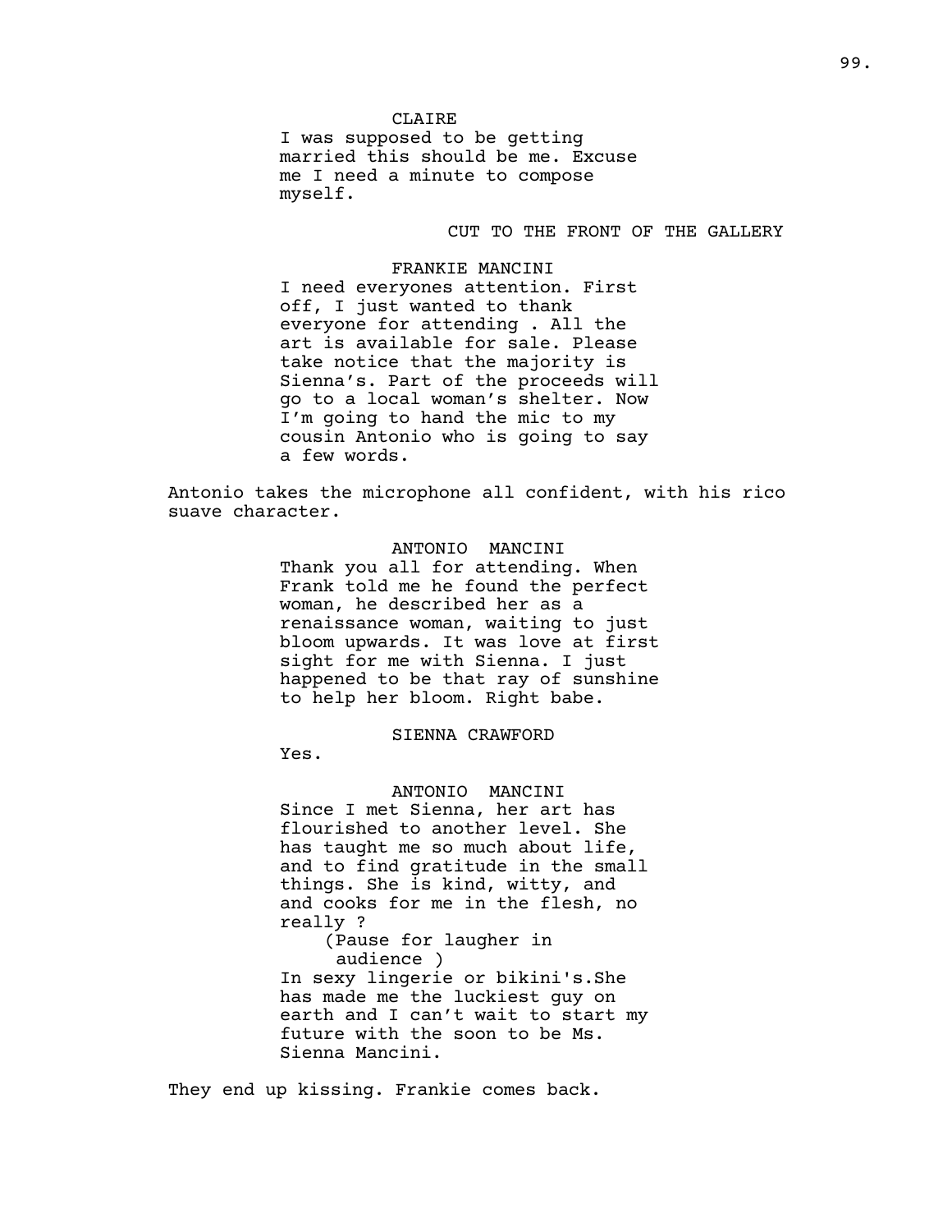CLAIRE

I was supposed to be getting married this should be me. Excuse me I need a minute to compose myself.

CUT TO THE FRONT OF THE GALLERY

FRANKIE MANCINI

I need everyones attention. First off, I just wanted to thank everyone for attending . All the art is available for sale. Please take notice that the majority is Sienna's. Part of the proceeds will go to a local woman's shelter. Now I'm going to hand the mic to my cousin Antonio who is going to say a few words.

Antonio takes the microphone all confident, with his rico suave character.

ANTONIO MANCINI

Thank you all for attending. When Frank told me he found the perfect woman, he described her as a renaissance woman, waiting to just bloom upwards. It was love at first sight for me with Sienna. I just happened to be that ray of sunshine to help her bloom. Right babe.

SIENNA CRAWFORD

Yes.

ANTONIO MANCINI

Since I met Sienna, her art has flourished to another level. She has taught me so much about life, and to find gratitude in the small things. She is kind, witty, and and cooks for me in the flesh, no really ?

(Pause for laugher in audience )

In sexy lingerie or bikini's.She has made me the luckiest guy on earth and I can't wait to start my future with the soon to be Ms. Sienna Mancini.

They end up kissing. Frankie comes back.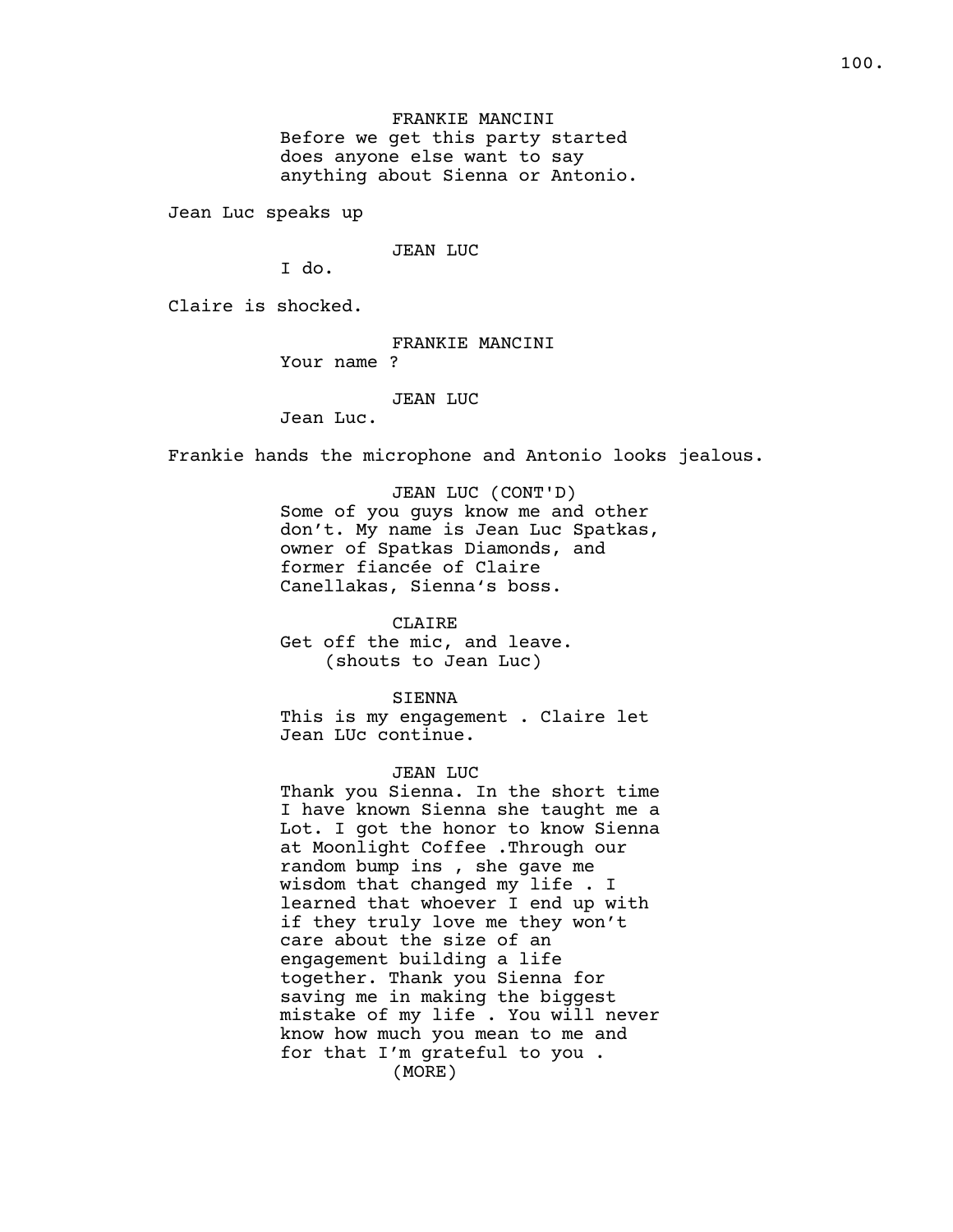FRANKIE MANCINI
Before we get this party started does anyone else want to say anything about Sienna or Antonio.

Jean Luc speaks up

JEAN LUC
I do.

Claire is shocked.

FRANKIE MANCINI
Your name ?

JEAN LUC
Jean Luc.

Frankie hands the microphone and Antonio looks jealous.

JEAN LUC (CONT'D)
Some of you guys know me and other don’t. My name is Jean Luc Spatkas, owner of Spatkas Diamonds, and former fiancée of Claire Canellakas, Sienna‘s boss.

CLAIRE
Get off the mic, and leave.
(shouts to Jean Luc)

SIENNA
This is my engagement . Claire let Jean LUc continue.

JEAN LUC
Thank you Sienna. In the short time I have known Sienna she taught me a Lot. I got the honor to know Sienna at Moonlight Coffee .Through our random bump ins , she gave me wisdom that changed my life . I learned that whoever I end up with if they truly love me they won’t care about the size of an engagement building a life together. Thank you Sienna for saving me in making the biggest mistake of my life . You will never know how much you mean to me and for that I’m grateful to you .
(MORE)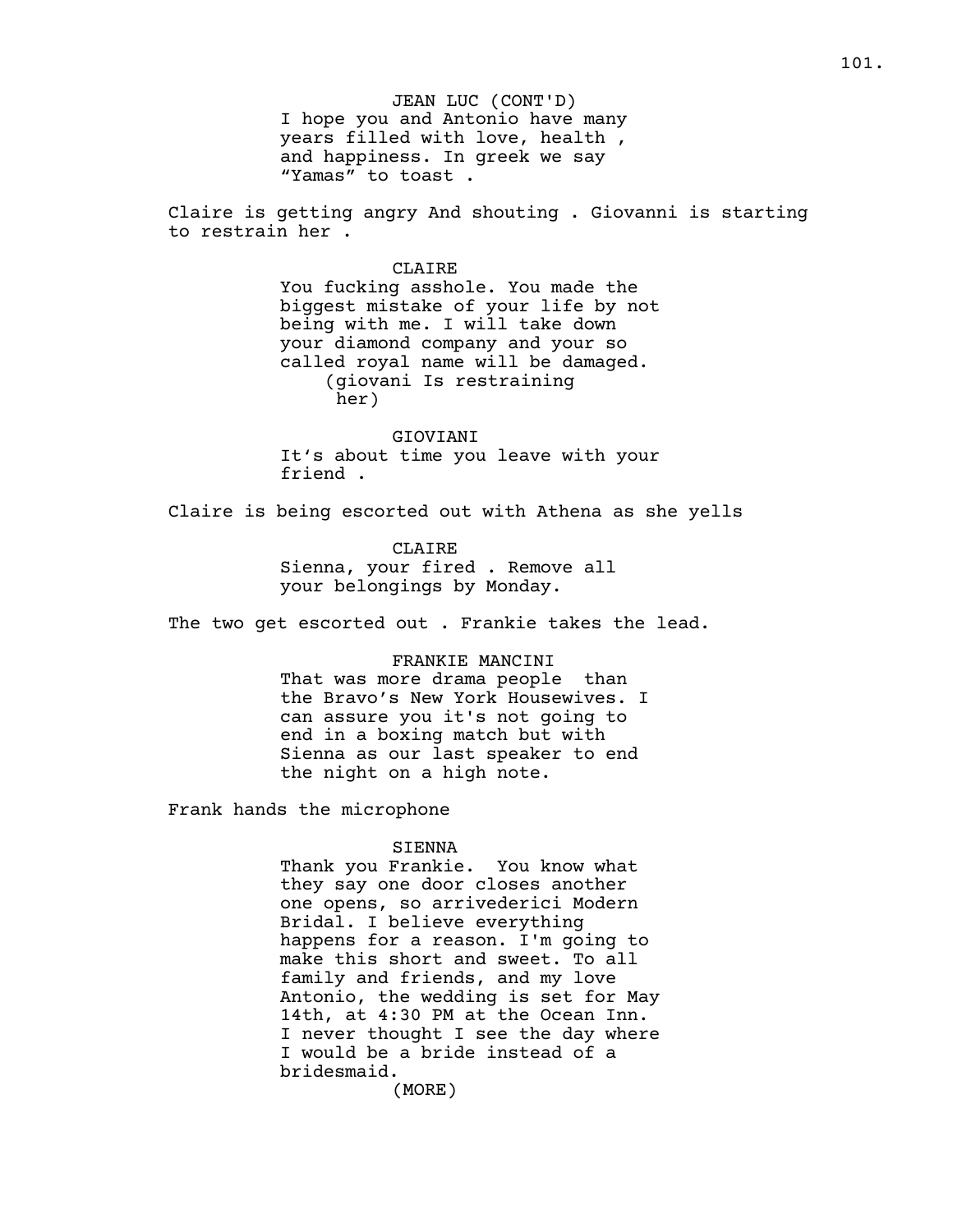JEAN LUC (CONT'D)
I hope you and Antonio have many years filled with love, health , and happiness. In greek we say “Yamas” to toast .

Claire is getting angry And shouting . Giovanni is starting to restrain her .

CLAIRE
You fucking asshole. You made the biggest mistake of your life by not being with me. I will take down your diamond company and your so called royal name will be damaged.
(giovani Is restraining her)

GIOVIANI
It‘s about time you leave with your friend .

Claire is being escorted out with Athena as she yells

CLAIRE
Sienna, your fired . Remove all your belongings by Monday.

The two get escorted out . Frankie takes the lead.

FRANKIE MANCINI
That was more drama people  than the Bravo’s New York Housewives. I can assure you it's not going to end in a boxing match but with Sienna as our last speaker to end the night on a high note.

Frank hands the microphone

SIENNA
Thank you Frankie.  You know what they say one door closes another one opens, so arrivederici Modern Bridal. I believe everything happens for a reason. I'm going to make this short and sweet. To all family and friends, and my love Antonio, the wedding is set for May 14th, at 4:30 PM at the Ocean Inn. I never thought I see the day where I would be a bride instead of a bridesmaid.
(MORE)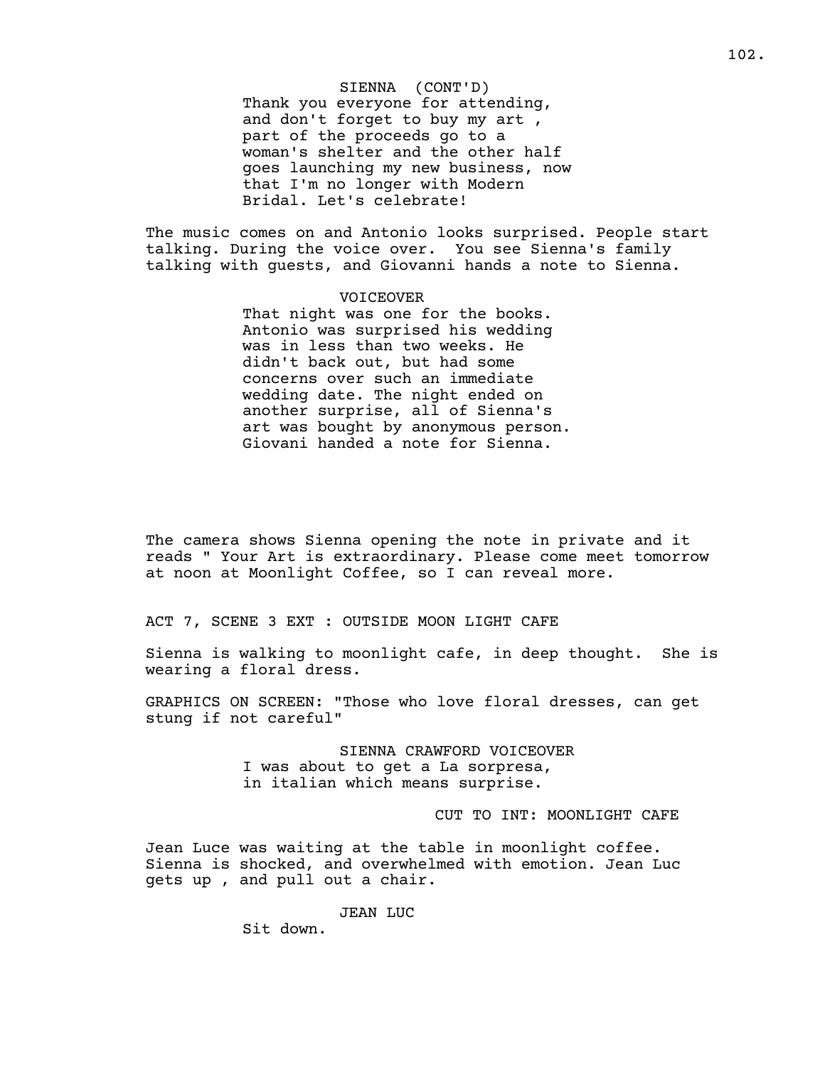SIENNA (CONT'D)
Thank you everyone for attending, and don't forget to buy my art , part of the proceeds go to a woman's shelter and the other half goes launching my new business, now that I'm no longer with Modern Bridal. Let's celebrate!

The music comes on and Antonio looks surprised. People start talking. During the voice over. You see Sienna's family talking with guests, and Giovanni hands a note to Sienna.

VOICEOVER
That night was one for the books. Antonio was surprised his wedding was in less than two weeks. He didn't back out, but had some concerns over such an immediate wedding date. The night ended on another surprise, all of Sienna's art was bought by anonymous person. Giovani handed a note for Sienna.

The camera shows Sienna opening the note in private and it reads " Your Art is extraordinary. Please come meet tomorrow at noon at Moonlight Coffee, so I can reveal more.

ACT 7, SCENE 3 EXT : OUTSIDE MOON LIGHT CAFE

Sienna is walking to moonlight cafe, in deep thought. She is wearing a floral dress.

GRAPHICS ON SCREEN: "Those who love floral dresses, can get stung if not careful"

SIENNA CRAWFORD VOICEOVER
I was about to get a La sorpresa, in italian which means surprise.

CUT TO INT: MOONLIGHT CAFE

Jean Luce was waiting at the table in moonlight coffee. Sienna is shocked, and overwhelmed with emotion. Jean Luc gets up , and pull out a chair.

JEAN LUC
Sit down.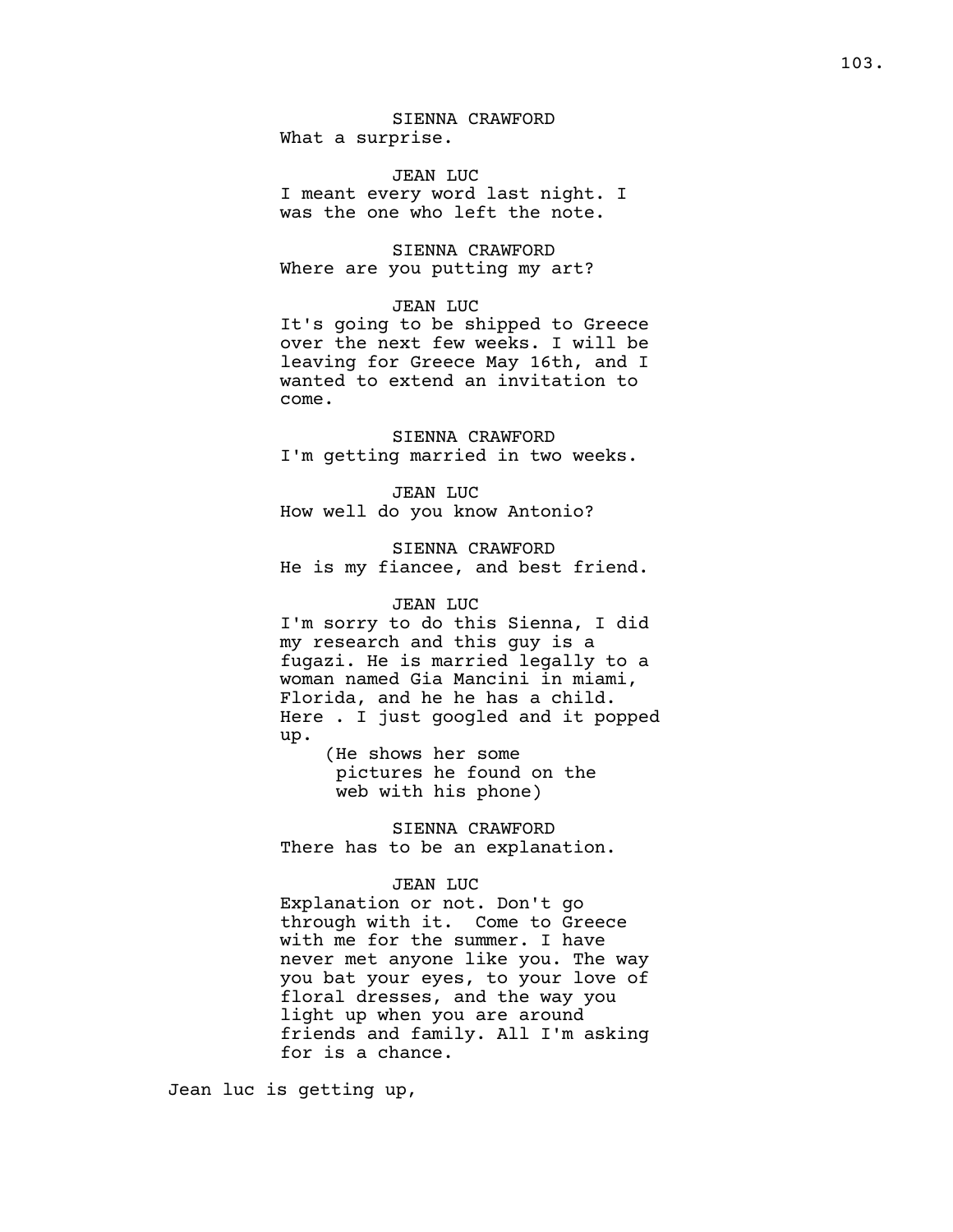SIENNA CRAWFORD
What a surprise.

JEAN LUC
I meant every word last night. I was the one who left the note.

SIENNA CRAWFORD
Where are you putting my art?

JEAN LUC
It's going to be shipped to Greece over the next few weeks. I will be leaving for Greece May 16th, and I wanted to extend an invitation to come.

SIENNA CRAWFORD
I'm getting married in two weeks.

JEAN LUC
How well do you know Antonio?

SIENNA CRAWFORD
He is my fiancee, and best friend.

JEAN LUC
I'm sorry to do this Sienna, I did my research and this guy is a fugazi. He is married legally to a woman named Gia Mancini in miami, Florida, and he he has a child. Here . I just googled and it popped up.
(He shows her some pictures he found on the web with his phone)

SIENNA CRAWFORD
There has to be an explanation.

JEAN LUC
Explanation or not. Don't go through with it. Come to Greece with me for the summer. I have never met anyone like you. The way you bat your eyes, to your love of floral dresses, and the way you light up when you are around friends and family. All I'm asking for is a chance.

Jean luc is getting up,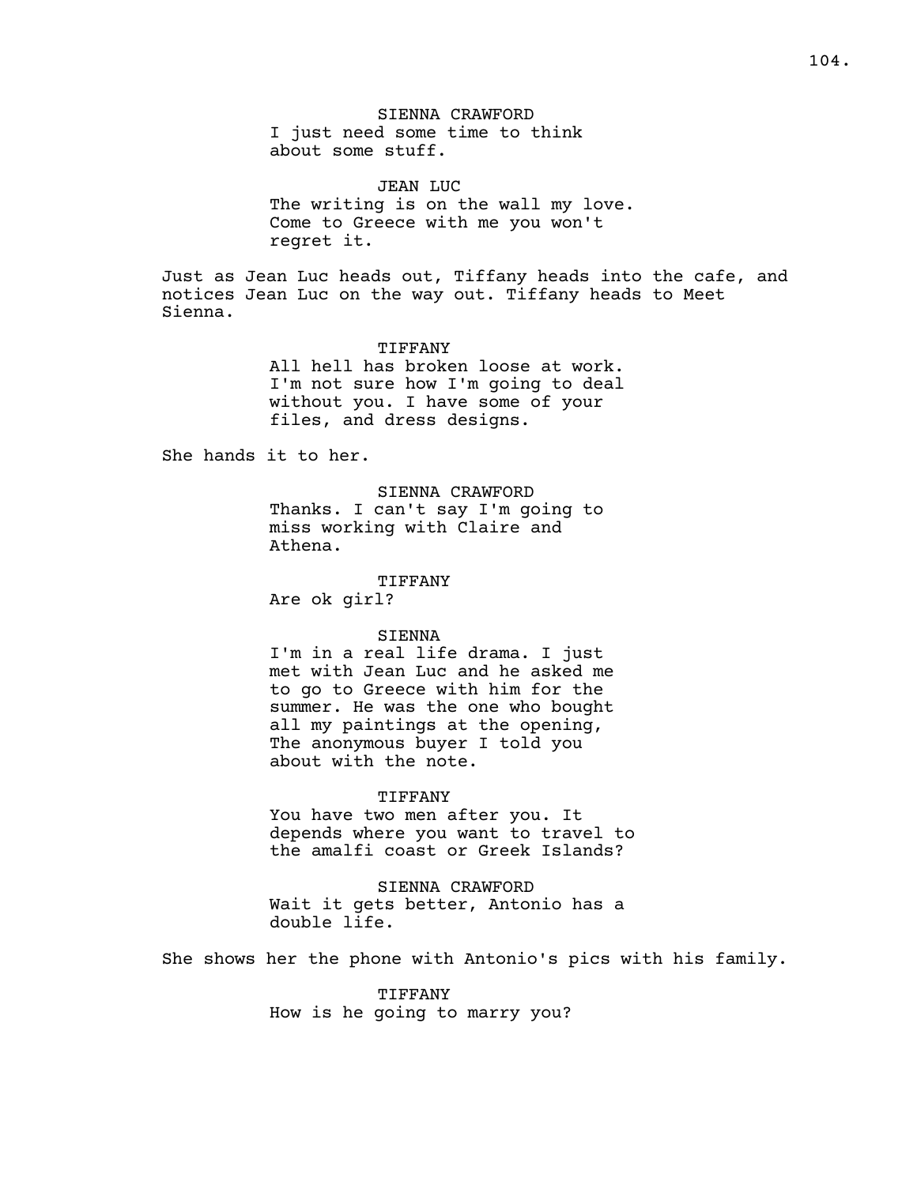SIENNA CRAWFORD
I just need some time to think about some stuff.

JEAN LUC
The writing is on the wall my love. Come to Greece with me you won't regret it.

Just as Jean Luc heads out, Tiffany heads into the cafe, and notices Jean Luc on the way out. Tiffany heads to Meet Sienna.

TIFFANY
All hell has broken loose at work. I'm not sure how I'm going to deal without you. I have some of your files, and dress designs.

She hands it to her.

SIENNA CRAWFORD
Thanks. I can't say I'm going to miss working with Claire and Athena.

TIFFANY
Are ok girl?

SIENNA
I'm in a real life drama. I just met with Jean Luc and he asked me to go to Greece with him for the summer. He was the one who bought all my paintings at the opening, The anonymous buyer I told you about with the note.

TIFFANY
You have two men after you. It depends where you want to travel to the amalfi coast or Greek Islands?

SIENNA CRAWFORD
Wait it gets better, Antonio has a double life.

She shows her the phone with Antonio's pics with his family.

TIFFANY
How is he going to marry you?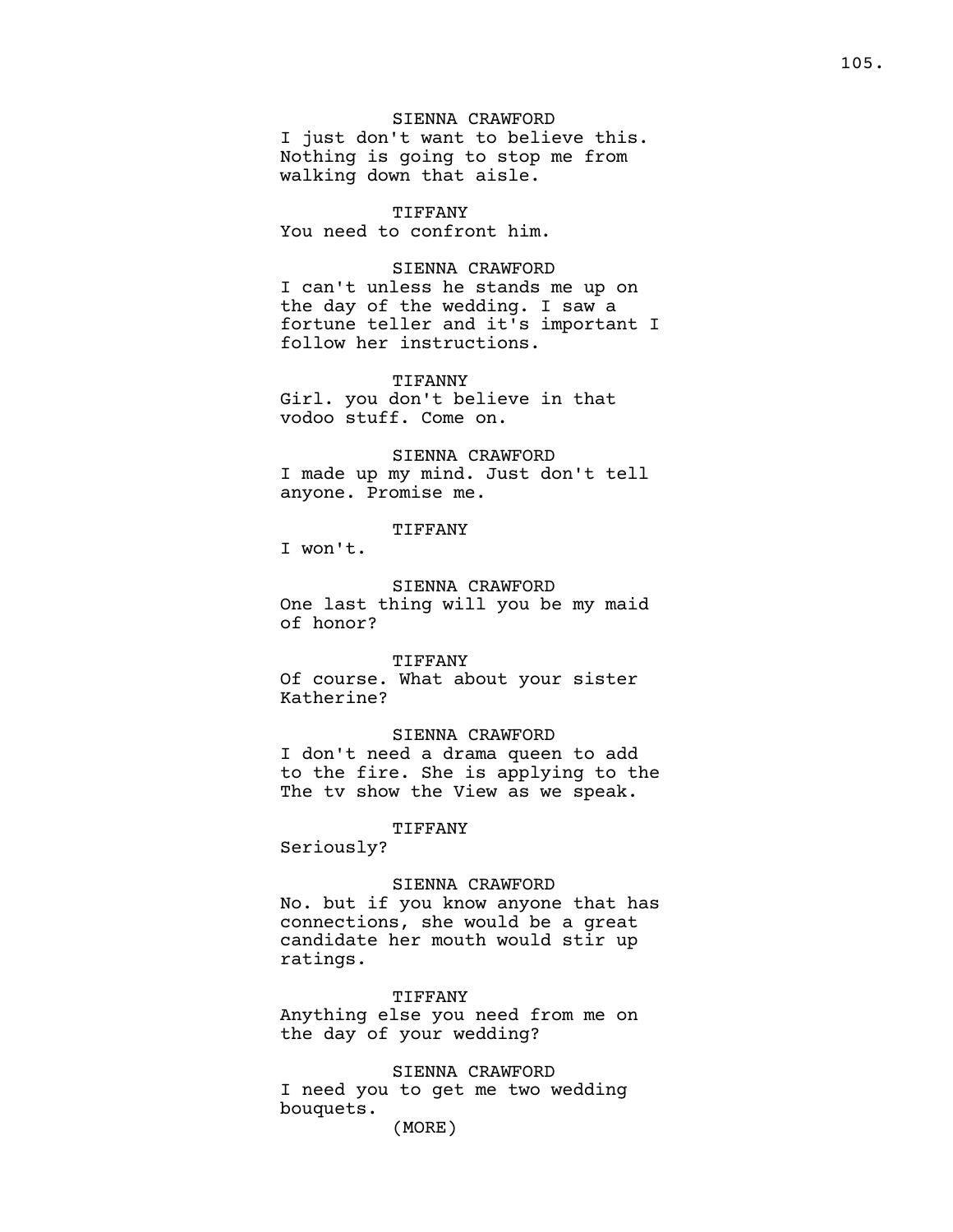SIENNA CRAWFORD
I just don't want to believe this. Nothing is going to stop me from walking down that aisle.

TIFFANY
You need to confront him.

SIENNA CRAWFORD
I can't unless he stands me up on the day of the wedding. I saw a fortune teller and it's important I follow her instructions.

TIFANNY
Girl. you don't believe in that vodoo stuff. Come on.

SIENNA CRAWFORD
I made up my mind. Just don't tell anyone. Promise me.

TIFFANY
I won't.

SIENNA CRAWFORD
One last thing will you be my maid of honor?

TIFFANY
Of course. What about your sister Katherine?

SIENNA CRAWFORD
I don't need a drama queen to add to the fire. She is applying to the The tv show the View as we speak.

TIFFANY
Seriously?

SIENNA CRAWFORD
No. but if you know anyone that has connections, she would be a great candidate her mouth would stir up ratings.

TIFFANY
Anything else you need from me on the day of your wedding?

SIENNA CRAWFORD
I need you to get me two wedding bouquets.
(MORE)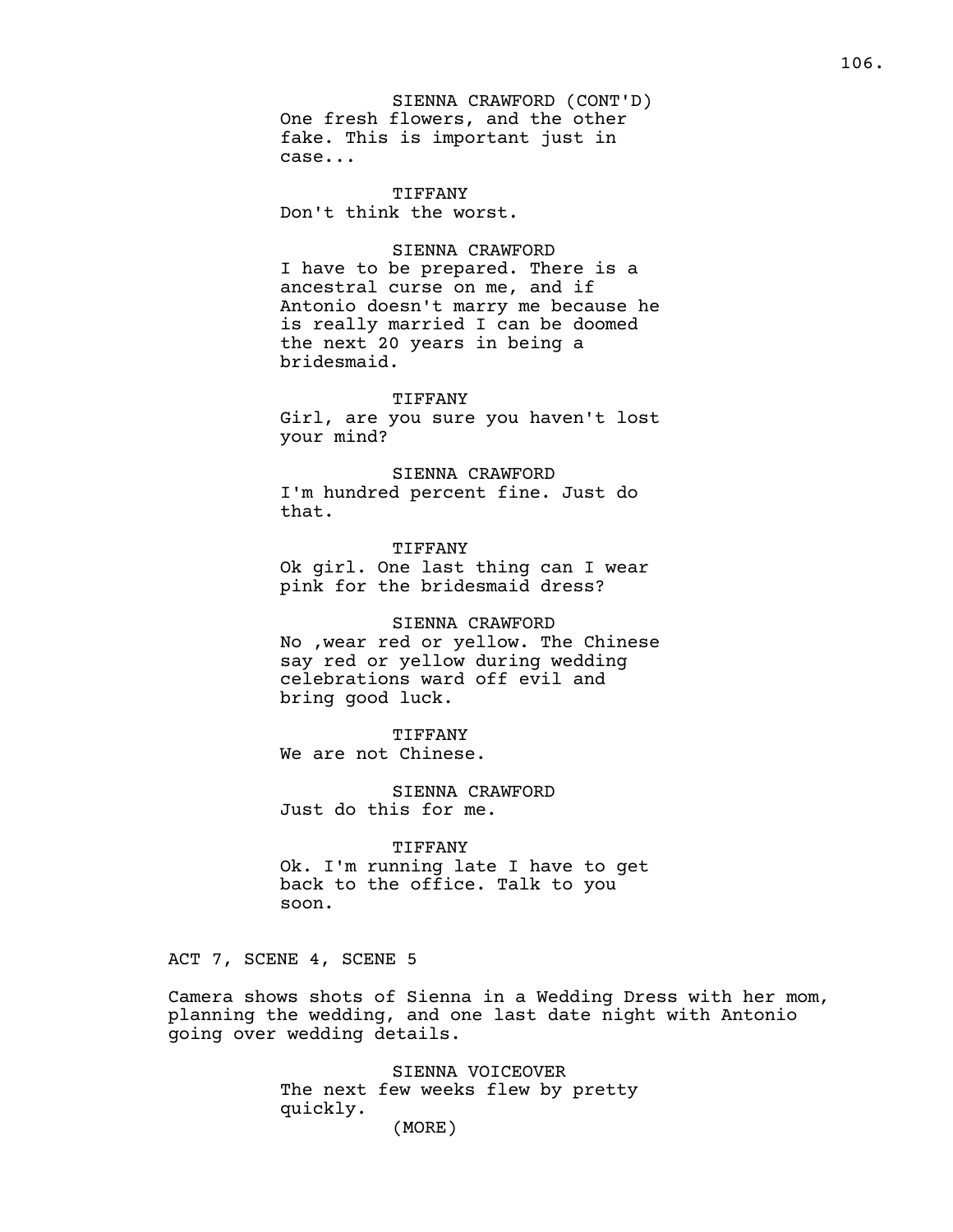SIENNA CRAWFORD (CONT'D)
One fresh flowers, and the other fake. This is important just in case...

TIFFANY
Don't think the worst.

SIENNA CRAWFORD
I have to be prepared. There is a ancestral curse on me, and if Antonio doesn't marry me because he is really married I can be doomed the next 20 years in being a bridesmaid.

TIFFANY
Girl, are you sure you haven't lost your mind?

SIENNA CRAWFORD
I'm hundred percent fine. Just do that.

TIFFANY
Ok girl. One last thing can I wear pink for the bridesmaid dress?

SIENNA CRAWFORD
No ,wear red or yellow. The Chinese say red or yellow during wedding celebrations ward off evil and bring good luck.

TIFFANY
We are not Chinese.

SIENNA CRAWFORD
Just do this for me.

TIFFANY
Ok. I'm running late I have to get back to the office. Talk to you soon.

ACT 7, SCENE 4, SCENE 5

Camera shows shots of Sienna in a Wedding Dress with her mom, planning the wedding, and one last date night with Antonio going over wedding details.

SIENNA VOICEOVER
The next few weeks flew by pretty quickly.
(MORE)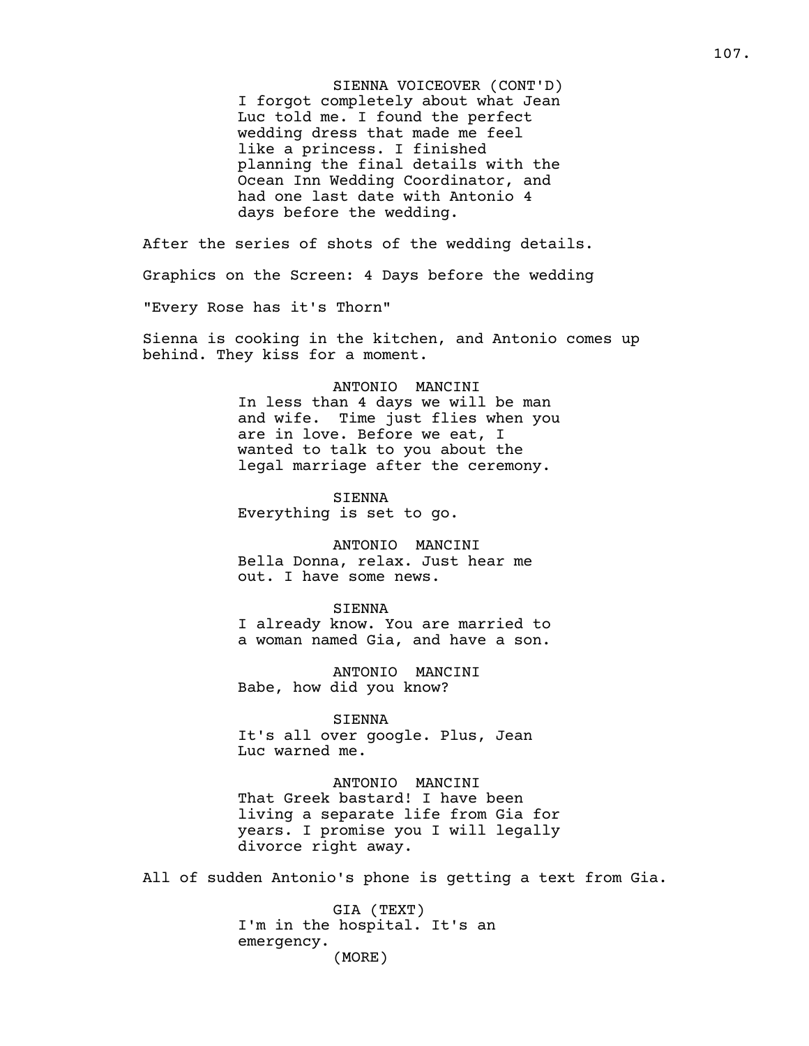SIENNA VOICEOVER (CONT'D)
I forgot completely about what Jean Luc told me. I found the perfect wedding dress that made me feel like a princess. I finished planning the final details with the Ocean Inn Wedding Coordinator, and had one last date with Antonio 4 days before the wedding.

After the series of shots of the wedding details.

Graphics on the Screen: 4 Days before the wedding

"Every Rose has it's Thorn"

Sienna is cooking in the kitchen, and Antonio comes up behind. They kiss for a moment.

ANTONIO MANCINI
In less than 4 days we will be man and wife. Time just flies when you are in love. Before we eat, I wanted to talk to you about the legal marriage after the ceremony.

SIENNA
Everything is set to go.

ANTONIO MANCINI
Bella Donna, relax. Just hear me out. I have some news.

SIENNA
I already know. You are married to a woman named Gia, and have a son.

ANTONIO MANCINI
Babe, how did you know?

SIENNA
It's all over google. Plus, Jean Luc warned me.

ANTONIO MANCINI
That Greek bastard! I have been living a separate life from Gia for years. I promise you I will legally divorce right away.

All of sudden Antonio's phone is getting a text from Gia.

GIA (TEXT)
I'm in the hospital. It's an emergency.
(MORE)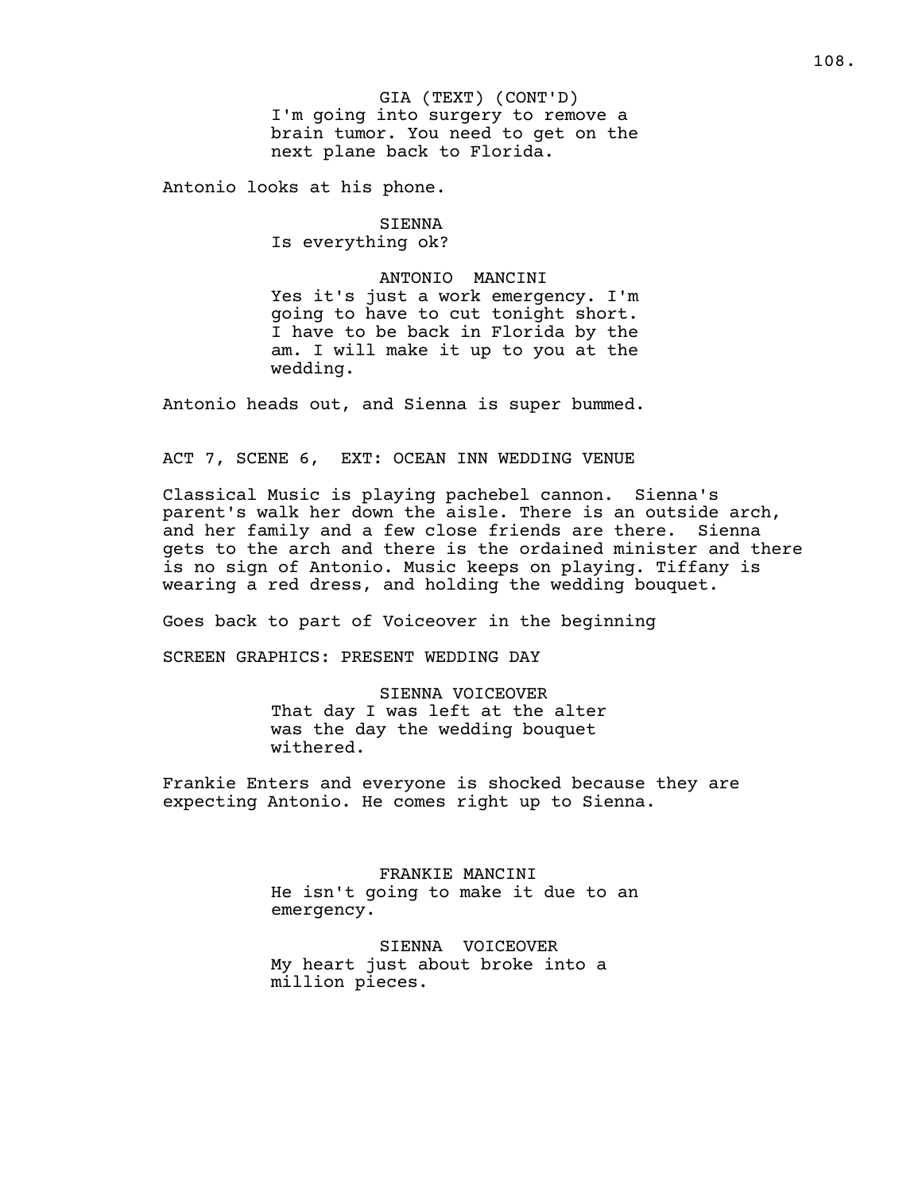GIA (TEXT) (CONT'D)
I'm going into surgery to remove a brain tumor. You need to get on the next plane back to Florida.

Antonio looks at his phone.

SIENNA
Is everything ok?

ANTONIO MANCINI
Yes it's just a work emergency. I'm going to have to cut tonight short. I have to be back in Florida by the am. I will make it up to you at the wedding.

Antonio heads out, and Sienna is super bummed.

ACT 7, SCENE 6, EXT: OCEAN INN WEDDING VENUE

Classical Music is playing pachebel cannon. Sienna's parent's walk her down the aisle. There is an outside arch, and her family and a few close friends are there. Sienna gets to the arch and there is the ordained minister and there is no sign of Antonio. Music keeps on playing. Tiffany is wearing a red dress, and holding the wedding bouquet.

Goes back to part of Voiceover in the beginning

SCREEN GRAPHICS: PRESENT WEDDING DAY

SIENNA VOICEOVER
That day I was left at the alter was the day the wedding bouquet withered.

Frankie Enters and everyone is shocked because they are expecting Antonio. He comes right up to Sienna.

FRANKIE MANCINI
He isn't going to make it due to an emergency.

SIENNA VOICEOVER
My heart just about broke into a million pieces.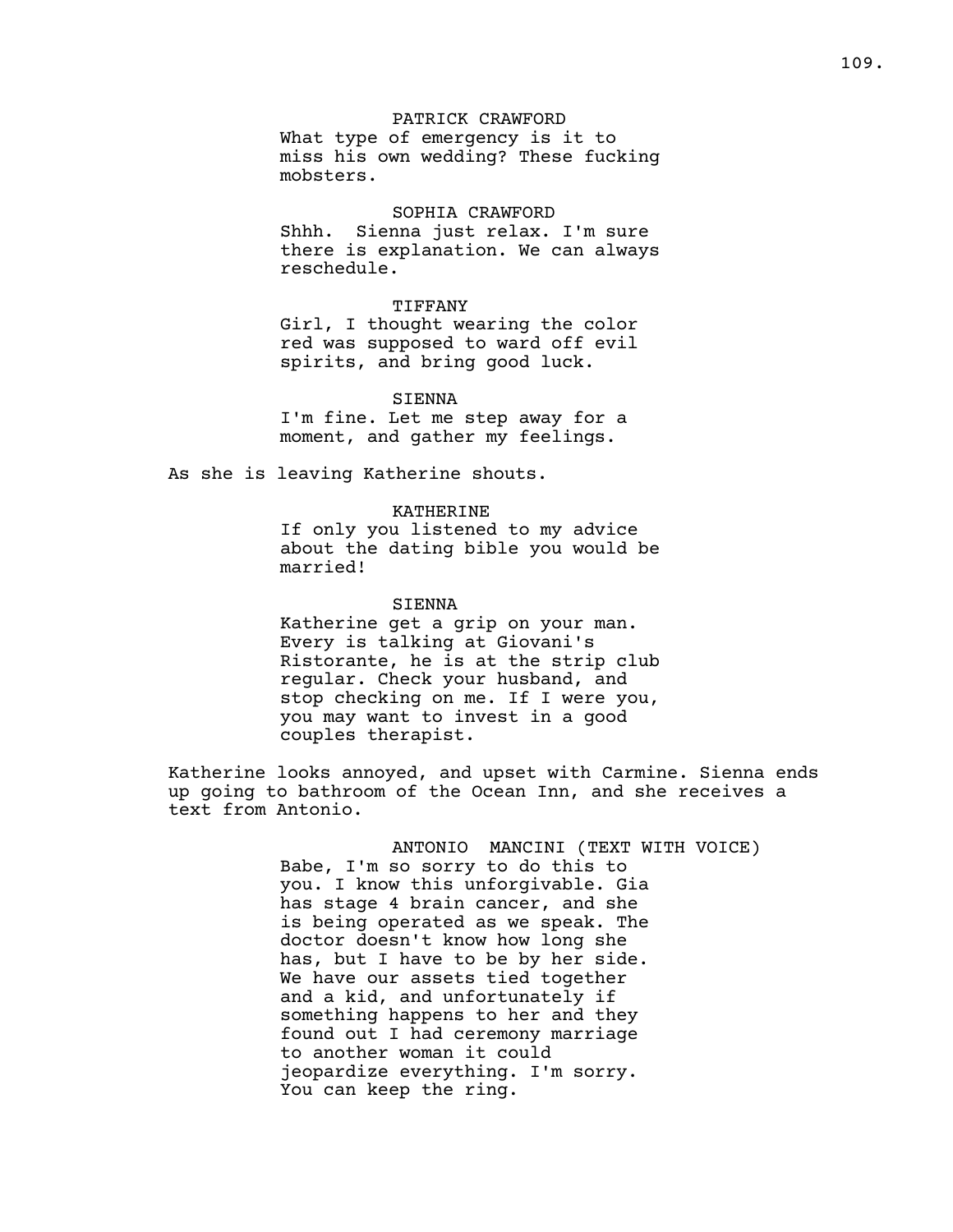PATRICK CRAWFORD
What type of emergency is it to miss his own wedding? These fucking mobsters.

SOPHIA CRAWFORD
Shhh. Sienna just relax. I'm sure there is explanation. We can always reschedule.

TIFFANY
Girl, I thought wearing the color red was supposed to ward off evil spirits, and bring good luck.

SIENNA
I'm fine. Let me step away for a moment, and gather my feelings.

As she is leaving Katherine shouts.

KATHERINE
If only you listened to my advice about the dating bible you would be married!

SIENNA
Katherine get a grip on your man. Every is talking at Giovani's Ristorante, he is at the strip club regular. Check your husband, and stop checking on me. If I were you, you may want to invest in a good couples therapist.

Katherine looks annoyed, and upset with Carmine. Sienna ends up going to bathroom of the Ocean Inn, and she receives a text from Antonio.

ANTONIO MANCINI (TEXT WITH VOICE)
Babe, I'm so sorry to do this to you. I know this unforgivable. Gia has stage 4 brain cancer, and she is being operated as we speak. The doctor doesn't know how long she has, but I have to be by her side. We have our assets tied together and a kid, and unfortunately if something happens to her and they found out I had ceremony marriage to another woman it could jeopardize everything. I'm sorry. You can keep the ring.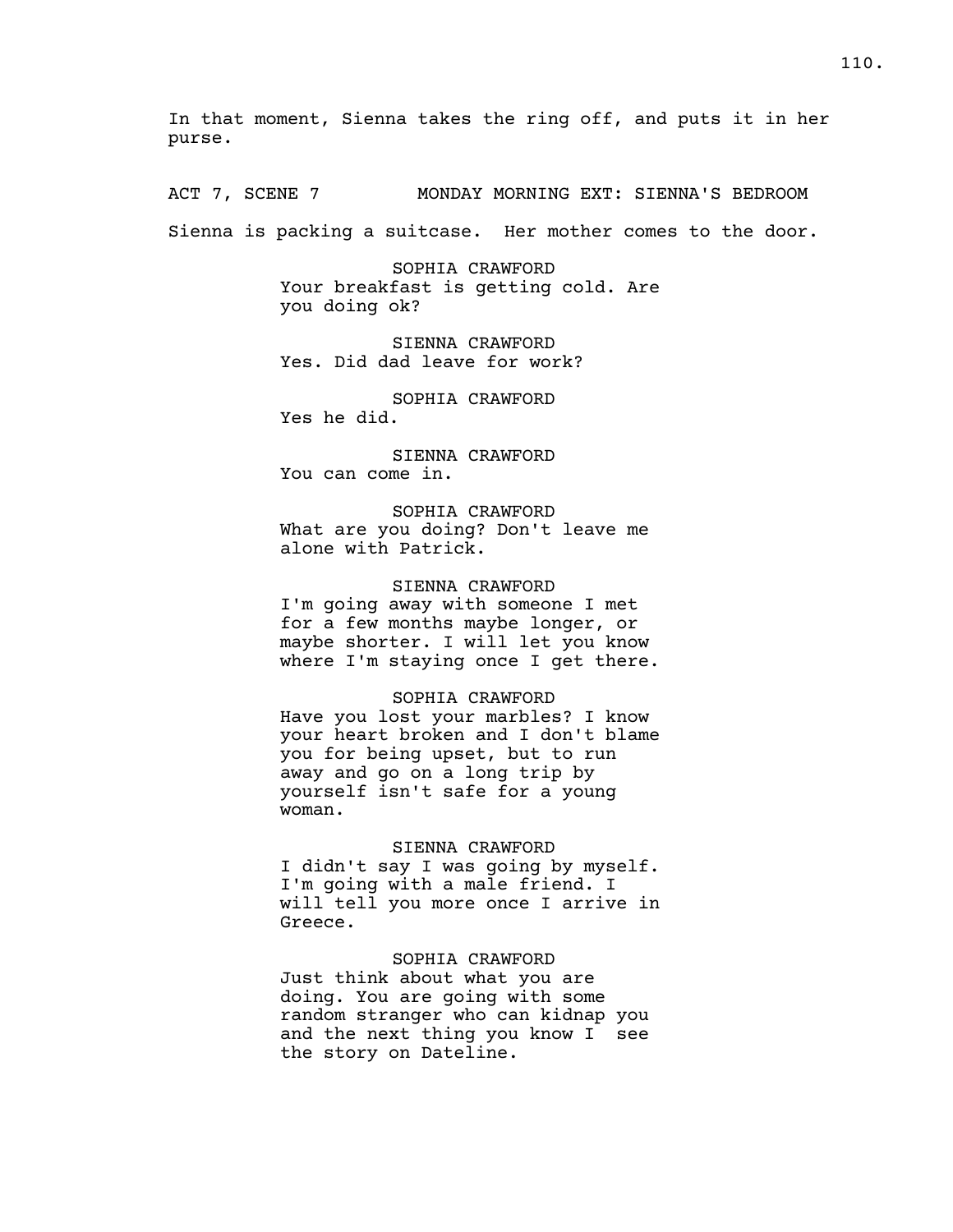In that moment, Sienna takes the ring off, and puts it in her purse.

ACT 7, SCENE 7 MONDAY MORNING EXT: SIENNA'S BEDROOM

Sienna is packing a suitcase. Her mother comes to the door.

SOPHIA CRAWFORD
Your breakfast is getting cold. Are you doing ok?

SIENNA CRAWFORD
Yes. Did dad leave for work?

SOPHIA CRAWFORD
Yes he did.

SIENNA CRAWFORD
You can come in.

SOPHIA CRAWFORD
What are you doing? Don't leave me alone with Patrick.

SIENNA CRAWFORD
I'm going away with someone I met for a few months maybe longer, or maybe shorter. I will let you know where I'm staying once I get there.

SOPHIA CRAWFORD
Have you lost your marbles? I know your heart broken and I don't blame you for being upset, but to run away and go on a long trip by yourself isn't safe for a young woman.

SIENNA CRAWFORD
I didn't say I was going by myself. I'm going with a male friend. I will tell you more once I arrive in Greece.

SOPHIA CRAWFORD
Just think about what you are doing. You are going with some random stranger who can kidnap you and the next thing you know I see the story on Dateline.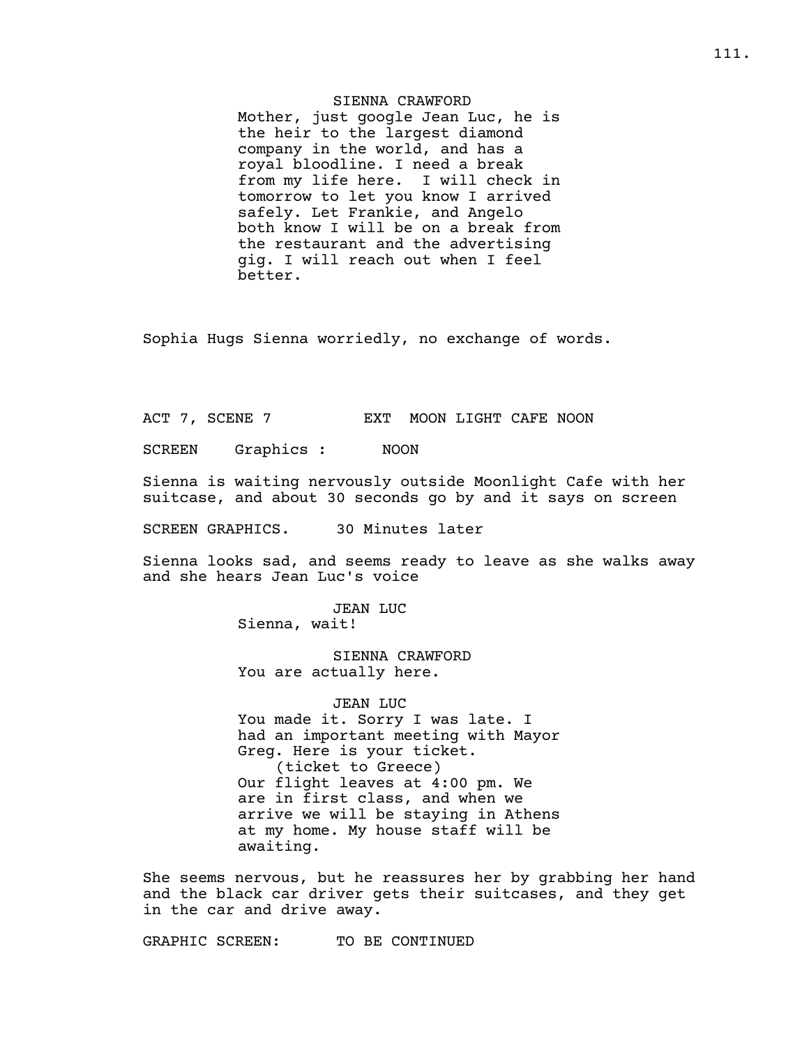SIENNA CRAWFORD
Mother, just google Jean Luc, he is the heir to the largest diamond company in the world, and has a royal bloodline. I need a break from my life here. I will check in tomorrow to let you know I arrived safely. Let Frankie, and Angelo both know I will be on a break from the restaurant and the advertising gig. I will reach out when I feel better.

Sophia Hugs Sienna worriedly, no exchange of words.

ACT 7, SCENE 7          EXT  MOON LIGHT CAFE NOON

SCREEN    Graphics :      NOON

Sienna is waiting nervously outside Moonlight Cafe with her suitcase, and about 30 seconds go by and it says on screen

SCREEN GRAPHICS.     30 Minutes later

Sienna looks sad, and seems ready to leave as she walks away and she hears Jean Luc's voice

JEAN LUC
Sienna, wait!

SIENNA CRAWFORD
You are actually here.

JEAN LUC
You made it. Sorry I was late. I had an important meeting with Mayor Greg. Here is your ticket.
(ticket to Greece)
Our flight leaves at 4:00 pm. We are in first class, and when we arrive we will be staying in Athens at my home. My house staff will be awaiting.

She seems nervous, but he reassures her by grabbing her hand and the black car driver gets their suitcases, and they get in the car and drive away.

GRAPHIC SCREEN:      TO BE CONTINUED